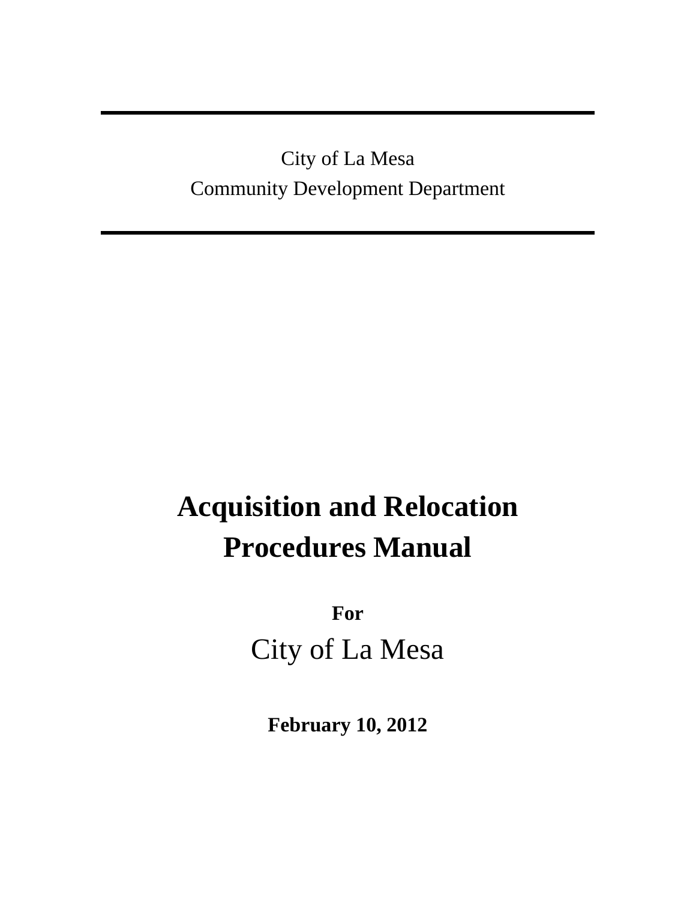City of La Mesa
Community Development Department

# Acquisition and Relocation Procedures Manual

**For**

City of La Mesa

**February 10, 2012**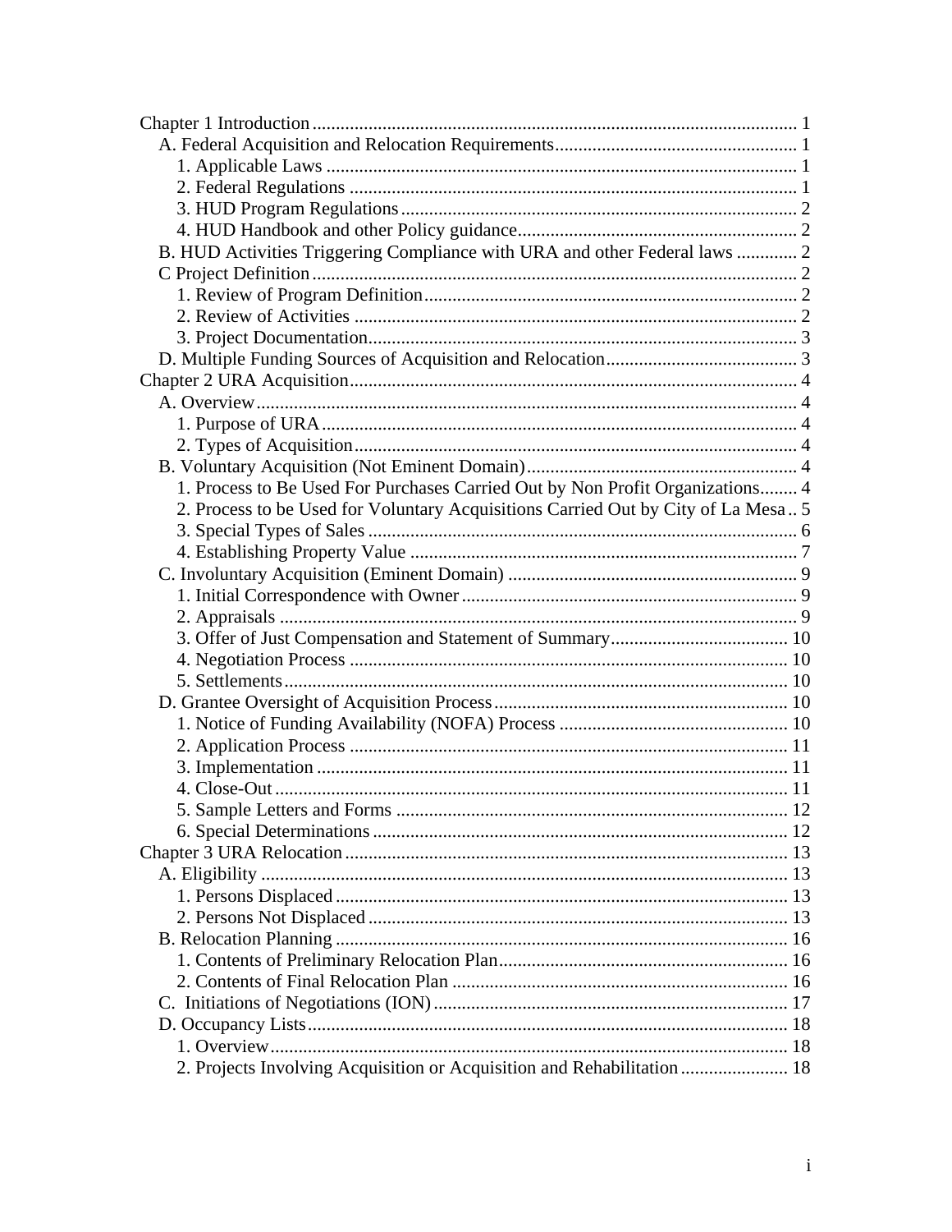Chapter 1 Introduction ..................................................................................................... 1
  A. Federal Acquisition and Relocation Requirements .................................................. 1
    1. Applicable Laws ..................................................................................................... 1
    2. Federal Regulations ................................................................................................ 1
    3. HUD Program Regulations ..................................................................................... 2
    4. HUD Handbook and other Policy guidance ............................................................ 2
  B. HUD Activities Triggering Compliance with URA and other Federal laws ............. 2
  C Project Definition ........................................................................................................ 2
    1. Review of Program Definition ................................................................................ 2
    2. Review of Activities ............................................................................................... 2
    3. Project Documentation ............................................................................................ 3
  D. Multiple Funding Sources of Acquisition and Relocation ......................................... 3
Chapter 2 URA Acquisition ............................................................................................... 4
  A. Overview .................................................................................................................... 4
    1. Purpose of URA ..................................................................................................... 4
    2. Types of Acquisition ............................................................................................... 4
  B. Voluntary Acquisition (Not Eminent Domain) .......................................................... 4
    1. Process to Be Used For Purchases Carried Out by Non Profit Organizations ........ 4
    2. Process to be Used for Voluntary Acquisitions Carried Out by City of La Mesa .. 5
    3. Special Types of Sales ............................................................................................ 6
    4. Establishing Property Value ................................................................................... 7
  C. Involuntary Acquisition (Eminent Domain) .............................................................. 9
    1. Initial Correspondence with Owner ........................................................................ 9
    2. Appraisals .............................................................................................................. 9
    3. Offer of Just Compensation and Statement of Summary ...................................... 10
    4. Negotiation Process .............................................................................................. 10
    5. Settlements ............................................................................................................ 10
  D. Grantee Oversight of Acquisition Process ............................................................... 10
    1. Notice of Funding Availability (NOFA) Process ................................................. 10
    2. Application Process .............................................................................................. 11
    3. Implementation ..................................................................................................... 11
    4. Close-Out .............................................................................................................. 11
    5. Sample Letters and Forms .................................................................................... 12
    6. Special Determinations ......................................................................................... 12
Chapter 3 URA Relocation ............................................................................................... 13
  A. Eligibility ................................................................................................................. 13
    1. Persons Displaced ................................................................................................. 13
    2. Persons Not Displaced .......................................................................................... 13
  B. Relocation Planning ................................................................................................. 16
    1. Contents of Preliminary Relocation Plan .............................................................. 16
    2. Contents of Final Relocation Plan ........................................................................ 16
  C. Initiations of Negotiations (ION) ............................................................................ 17
  D. Occupancy Lists ....................................................................................................... 18
    1. Overview ............................................................................................................... 18
    2. Projects Involving Acquisition or Acquisition and Rehabilitation ....................... 18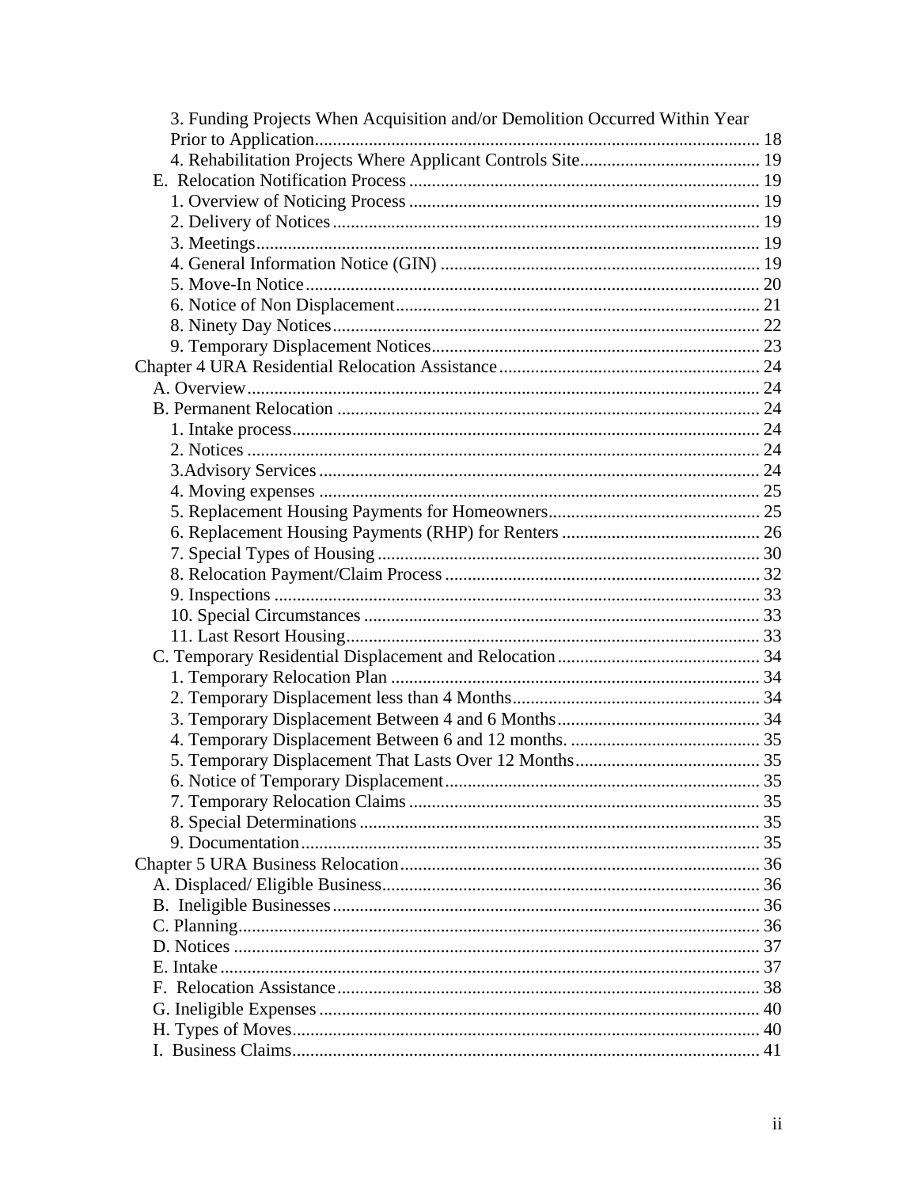- 3. Funding Projects When Acquisition and/or Demolition Occurred Within Year Prior to Application ... 18
- 4. Rehabilitation Projects Where Applicant Controls Site ... 19

E. Relocation Notification Process ... 19

- 1. Overview of Noticing Process ... 19
- 2. Delivery of Notices ... 19
- 3. Meetings ... 19
- 4. General Information Notice (GIN) ... 19
- 5. Move-In Notice ... 20
- 6. Notice of Non Displacement ... 21
- 8. Ninety Day Notices ... 22
- 9. Temporary Displacement Notices ... 23

Chapter 4 URA Residential Relocation Assistance ... 24

A. Overview ... 24

B. Permanent Relocation ... 24

- 1. Intake process ... 24
- 2. Notices ... 24
- 3.Advisory Services ... 24
- 4. Moving expenses ... 25
- 5. Replacement Housing Payments for Homeowners ... 25
- 6. Replacement Housing Payments (RHP) for Renters ... 26
- 7. Special Types of Housing ... 30
- 8. Relocation Payment/Claim Process ... 32
- 9. Inspections ... 33
- 10. Special Circumstances ... 33
- 11. Last Resort Housing ... 33

C. Temporary Residential Displacement and Relocation ... 34

- 1. Temporary Relocation Plan ... 34
- 2. Temporary Displacement less than 4 Months ... 34
- 3. Temporary Displacement Between 4 and 6 Months ... 34
- 4. Temporary Displacement Between 6 and 12 months. ... 35
- 5. Temporary Displacement That Lasts Over 12 Months ... 35
- 6. Notice of Temporary Displacement ... 35
- 7. Temporary Relocation Claims ... 35
- 8. Special Determinations ... 35
- 9. Documentation ... 35

Chapter 5 URA Business Relocation ... 36

A. Displaced/ Eligible Business ... 36

B. Ineligible Businesses ... 36

C. Planning ... 36

D. Notices ... 37

E. Intake ... 37

F. Relocation Assistance ... 38

G. Ineligible Expenses ... 40

H. Types of Moves ... 40

I. Business Claims ... 41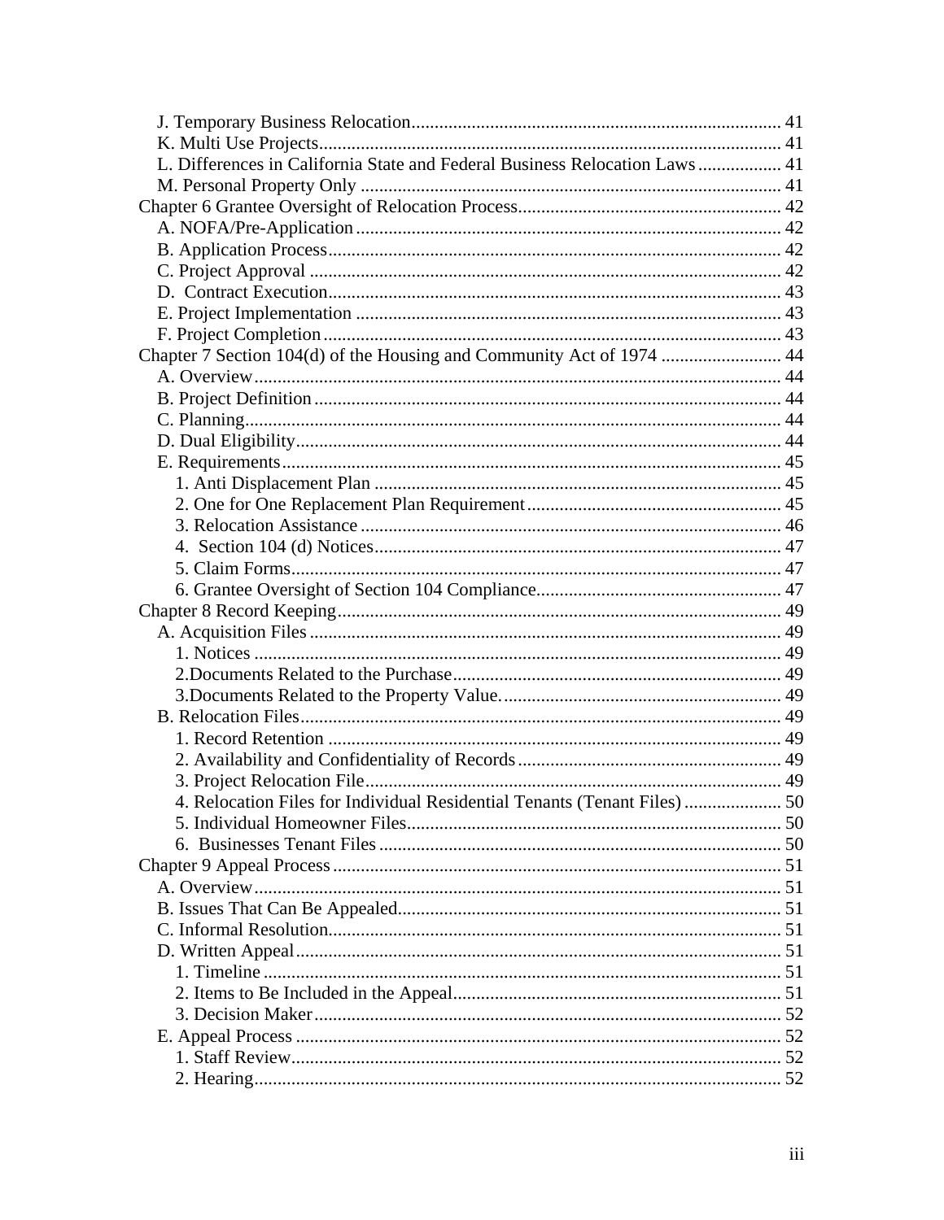J. Temporary Business Relocation ........................................................................ 41
K. Multi Use Projects ........................................................................................ 41
L. Differences in California State and Federal Business Relocation Laws .................. 41
M. Personal Property Only .................................................................................. 41
Chapter 6 Grantee Oversight of Relocation Process ................................................. 42
A. NOFA/Pre-Application .................................................................................. 42
B. Application Process ........................................................................................ 42
C. Project Approval ............................................................................................ 42
D. Contract Execution ......................................................................................... 43
E. Project Implementation .................................................................................. 43
F. Project Completion ......................................................................................... 43
Chapter 7 Section 104(d) of the Housing and Community Act of 1974 .......................... 44
A. Overview ....................................................................................................... 44
B. Project Definition ........................................................................................... 44
C. Planning ......................................................................................................... 44
D. Dual Eligibility ............................................................................................... 44
E. Requirements .................................................................................................. 45
1. Anti Displacement Plan ..................................................................................... 45
2. One for One Replacement Plan Requirement ...................................................... 45
3. Relocation Assistance ........................................................................................ 46
4. Section 104 (d) Notices ..................................................................................... 47
5. Claim Forms ..................................................................................................... 47
6. Grantee Oversight of Section 104 Compliance ..................................................... 47
Chapter 8 Record Keeping ........................................................................................ 49
A. Acquisition Files ............................................................................................. 49
1. Notices ............................................................................................................ 49
2.Documents Related to the Purchase ..................................................................... 49
3.Documents Related to the Property Value. ........................................................... 49
B. Relocation Files ............................................................................................... 49
1. Record Retention .............................................................................................. 49
2. Availability and Confidentiality of Records .......................................................... 49
3. Project Relocation File ...................................................................................... 49
4. Relocation Files for Individual Residential Tenants (Tenant Files) ......................... 50
5. Individual Homeowner Files ............................................................................... 50
6. Businesses Tenant Files ..................................................................................... 50
Chapter 9 Appeal Process ......................................................................................... 51
A. Overview ........................................................................................................ 51
B. Issues That Can Be Appealed ........................................................................... 51
C. Informal Resolution ......................................................................................... 51
D. Written Appeal ................................................................................................ 51
1. Timeline ........................................................................................................... 51
2. Items to Be Included in the Appeal ...................................................................... 51
3. Decision Maker ................................................................................................. 52
E. Appeal Process ................................................................................................. 52
1. Staff Review ..................................................................................................... 52
2. Hearing ............................................................................................................ 52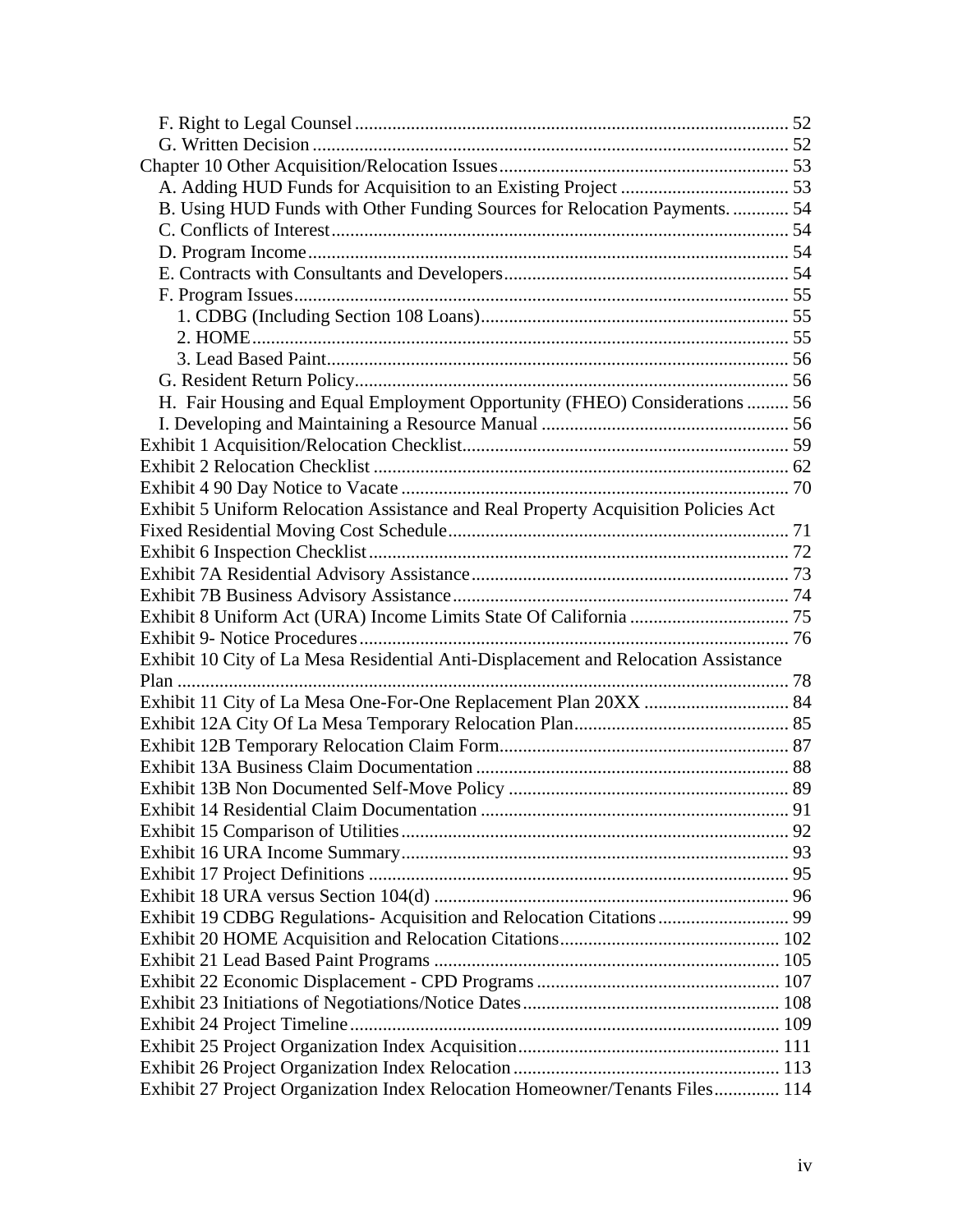F. Right to Legal Counsel ........................................................................................ 52
G. Written Decision ................................................................................................ 52
Chapter 10 Other Acquisition/Relocation Issues ............................................................. 53
A. Adding HUD Funds for Acquisition to an Existing Project .................................... 53
B. Using HUD Funds with Other Funding Sources for Relocation Payments. ............ 54
C. Conflicts of Interest ................................................................................................ 54
D. Program Income ...................................................................................................... 54
E. Contracts with Consultants and Developers ............................................................ 54
F. Program Issues ......................................................................................................... 55
1. CDBG (Including Section 108 Loans) ................................................................. 55
2. HOME .................................................................................................................. 55
3. Lead Based Paint .................................................................................................. 56
G. Resident Return Policy ............................................................................................ 56
H. Fair Housing and Equal Employment Opportunity (FHEO) Considerations ......... 56
I. Developing and Maintaining a Resource Manual ..................................................... 56
Exhibit 1 Acquisition/Relocation Checklist ..................................................................... 59
Exhibit 2 Relocation Checklist ......................................................................................... 62
Exhibit 4 90 Day Notice to Vacate .................................................................................. 70
Exhibit 5 Uniform Relocation Assistance and Real Property Acquisition Policies Act Fixed Residential Moving Cost Schedule ........................................................................ 71
Exhibit 6 Inspection Checklist ......................................................................................... 72
Exhibit 7A Residential Advisory Assistance ................................................................... 73
Exhibit 7B Business Advisory Assistance ....................................................................... 74
Exhibit 8 Uniform Act (URA) Income Limits State Of California .................................. 75
Exhibit 9- Notice Procedures ........................................................................................... 76
Exhibit 10 City of La Mesa Residential Anti-Displacement and Relocation Assistance Plan .................................................................................................................................. 78
Exhibit 11 City of La Mesa One-For-One Replacement Plan 20XX ............................... 84
Exhibit 12A City Of La Mesa Temporary Relocation Plan ............................................. 85
Exhibit 12B Temporary Relocation Claim Form ............................................................. 87
Exhibit 13A Business Claim Documentation .................................................................. 88
Exhibit 13B Non Documented Self-Move Policy ............................................................ 89
Exhibit 14 Residential Claim Documentation ................................................................. 91
Exhibit 15 Comparison of Utilities .................................................................................. 92
Exhibit 16 URA Income Summary .................................................................................. 93
Exhibit 17 Project Definitions ......................................................................................... 95
Exhibit 18 URA versus Section 104(d) ........................................................................... 96
Exhibit 19 CDBG Regulations- Acquisition and Relocation Citations ............................ 99
Exhibit 20 HOME Acquisition and Relocation Citations ............................................... 102
Exhibit 21 Lead Based Paint Programs .......................................................................... 105
Exhibit 22 Economic Displacement - CPD Programs .................................................... 107
Exhibit 23 Initiations of Negotiations/Notice Dates ....................................................... 108
Exhibit 24 Project Timeline ............................................................................................ 109
Exhibit 25 Project Organization Index Acquisition ........................................................ 111
Exhibit 26 Project Organization Index Relocation ......................................................... 113
Exhibit 27 Project Organization Index Relocation Homeowner/Tenants Files .............. 114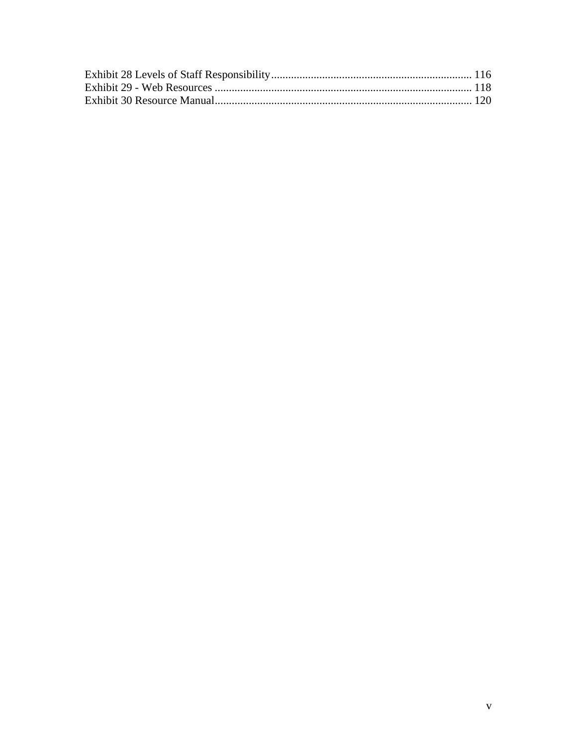Exhibit 28 Levels of Staff Responsibility....................................................................... 116
Exhibit 29 - Web Resources ........................................................................................... 118
Exhibit 30 Resource Manual........................................................................................... 120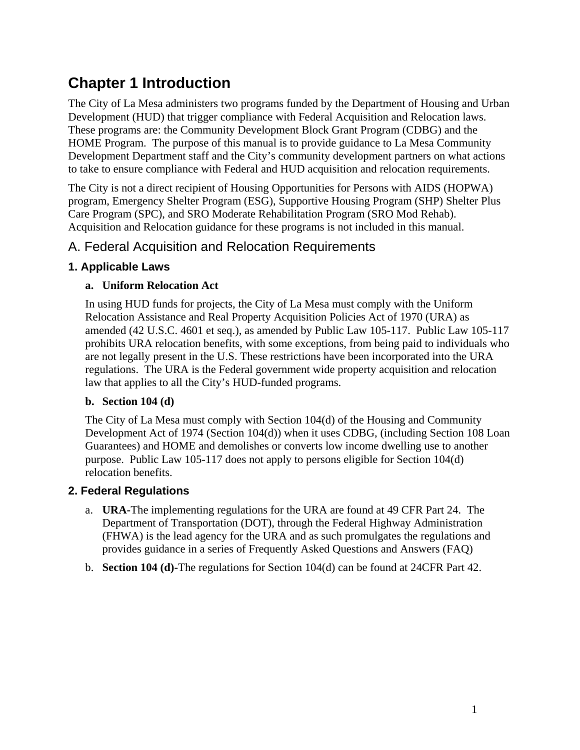# Chapter 1 Introduction

The City of La Mesa administers two programs funded by the Department of Housing and Urban Development (HUD) that trigger compliance with Federal Acquisition and Relocation laws. These programs are: the Community Development Block Grant Program (CDBG) and the HOME Program. The purpose of this manual is to provide guidance to La Mesa Community Development Department staff and the City's community development partners on what actions to take to ensure compliance with Federal and HUD acquisition and relocation requirements.

The City is not a direct recipient of Housing Opportunities for Persons with AIDS (HOPWA) program, Emergency Shelter Program (ESG), Supportive Housing Program (SHP) Shelter Plus Care Program (SPC), and SRO Moderate Rehabilitation Program (SRO Mod Rehab). Acquisition and Relocation guidance for these programs is not included in this manual.

## A. Federal Acquisition and Relocation Requirements

### 1. Applicable Laws

#### a. Uniform Relocation Act

In using HUD funds for projects, the City of La Mesa must comply with the Uniform Relocation Assistance and Real Property Acquisition Policies Act of 1970 (URA) as amended (42 U.S.C. 4601 et seq.), as amended by Public Law 105-117. Public Law 105-117 prohibits URA relocation benefits, with some exceptions, from being paid to individuals who are not legally present in the U.S. These restrictions have been incorporated into the URA regulations. The URA is the Federal government wide property acquisition and relocation law that applies to all the City's HUD-funded programs.

#### b. Section 104 (d)

The City of La Mesa must comply with Section 104(d) of the Housing and Community Development Act of 1974 (Section 104(d)) when it uses CDBG, (including Section 108 Loan Guarantees) and HOME and demolishes or converts low income dwelling use to another purpose. Public Law 105-117 does not apply to persons eligible for Section 104(d) relocation benefits.

### 2. Federal Regulations

a. **URA-**The implementing regulations for the URA are found at 49 CFR Part 24. The Department of Transportation (DOT), through the Federal Highway Administration (FHWA) is the lead agency for the URA and as such promulgates the regulations and provides guidance in a series of Frequently Asked Questions and Answers (FAQ)

b. **Section 104 (d)-**The regulations for Section 104(d) can be found at 24CFR Part 42.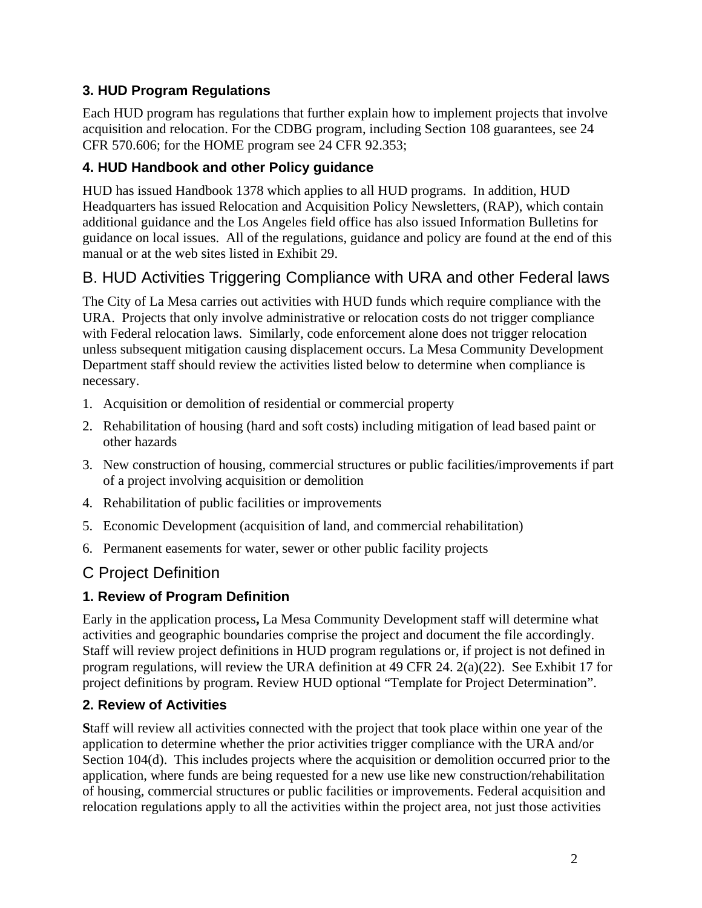### 3. HUD Program Regulations

Each HUD program has regulations that further explain how to implement projects that involve acquisition and relocation. For the CDBG program, including Section 108 guarantees, see 24 CFR 570.606; for the HOME program see 24 CFR 92.353;

### 4. HUD Handbook and other Policy guidance

HUD has issued Handbook 1378 which applies to all HUD programs. In addition, HUD Headquarters has issued Relocation and Acquisition Policy Newsletters, (RAP), which contain additional guidance and the Los Angeles field office has also issued Information Bulletins for guidance on local issues. All of the regulations, guidance and policy are found at the end of this manual or at the web sites listed in Exhibit 29.

## B. HUD Activities Triggering Compliance with URA and other Federal laws

The City of La Mesa carries out activities with HUD funds which require compliance with the URA. Projects that only involve administrative or relocation costs do not trigger compliance with Federal relocation laws. Similarly, code enforcement alone does not trigger relocation unless subsequent mitigation causing displacement occurs. La Mesa Community Development Department staff should review the activities listed below to determine when compliance is necessary.

1. Acquisition or demolition of residential or commercial property
2. Rehabilitation of housing (hard and soft costs) including mitigation of lead based paint or other hazards
3. New construction of housing, commercial structures or public facilities/improvements if part of a project involving acquisition or demolition
4. Rehabilitation of public facilities or improvements
5. Economic Development (acquisition of land, and commercial rehabilitation)
6. Permanent easements for water, sewer or other public facility projects

## C Project Definition

### 1. Review of Program Definition

Early in the application process**,** La Mesa Community Development staff will determine what activities and geographic boundaries comprise the project and document the file accordingly. Staff will review project definitions in HUD program regulations or, if project is not defined in program regulations, will review the URA definition at 49 CFR 24. 2(a)(22). See Exhibit 17 for project definitions by program. Review HUD optional "Template for Project Determination".

### 2. Review of Activities

**S**taff will review all activities connected with the project that took place within one year of the application to determine whether the prior activities trigger compliance with the URA and/or Section 104(d). This includes projects where the acquisition or demolition occurred prior to the application, where funds are being requested for a new use like new construction/rehabilitation of housing, commercial structures or public facilities or improvements. Federal acquisition and relocation regulations apply to all the activities within the project area, not just those activities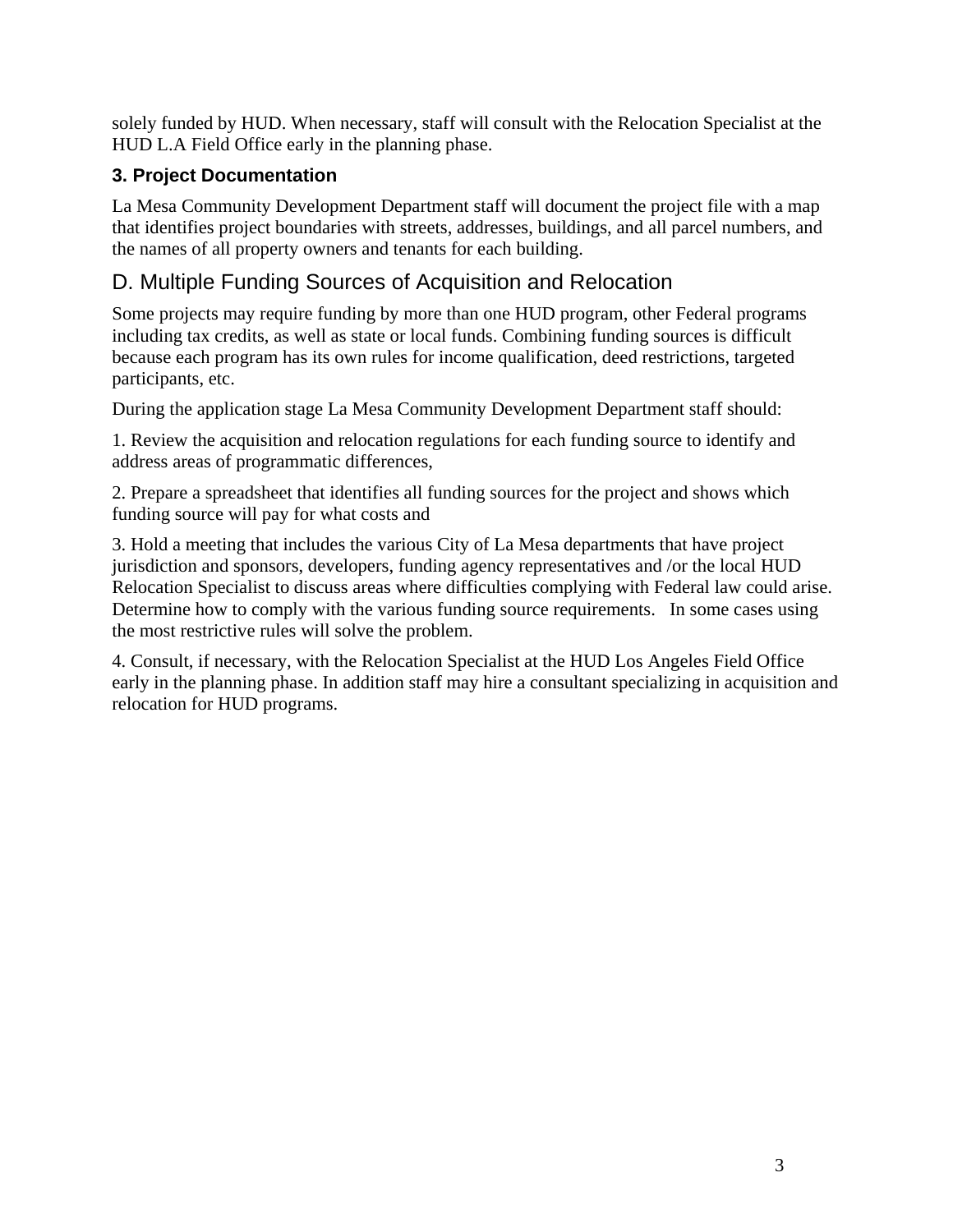solely funded by HUD. When necessary, staff will consult with the Relocation Specialist at the HUD L.A Field Office early in the planning phase.

### 3. Project Documentation

La Mesa Community Development Department staff will document the project file with a map that identifies project boundaries with streets, addresses, buildings, and all parcel numbers, and the names of all property owners and tenants for each building.

## D. Multiple Funding Sources of Acquisition and Relocation

Some projects may require funding by more than one HUD program, other Federal programs including tax credits, as well as state or local funds. Combining funding sources is difficult because each program has its own rules for income qualification, deed restrictions, targeted participants, etc.

During the application stage La Mesa Community Development Department staff should:

1. Review the acquisition and relocation regulations for each funding source to identify and address areas of programmatic differences,

2. Prepare a spreadsheet that identifies all funding sources for the project and shows which funding source will pay for what costs and

3. Hold a meeting that includes the various City of La Mesa departments that have project jurisdiction and sponsors, developers, funding agency representatives and /or the local HUD Relocation Specialist to discuss areas where difficulties complying with Federal law could arise. Determine how to comply with the various funding source requirements. In some cases using the most restrictive rules will solve the problem.

4. Consult, if necessary, with the Relocation Specialist at the HUD Los Angeles Field Office early in the planning phase. In addition staff may hire a consultant specializing in acquisition and relocation for HUD programs.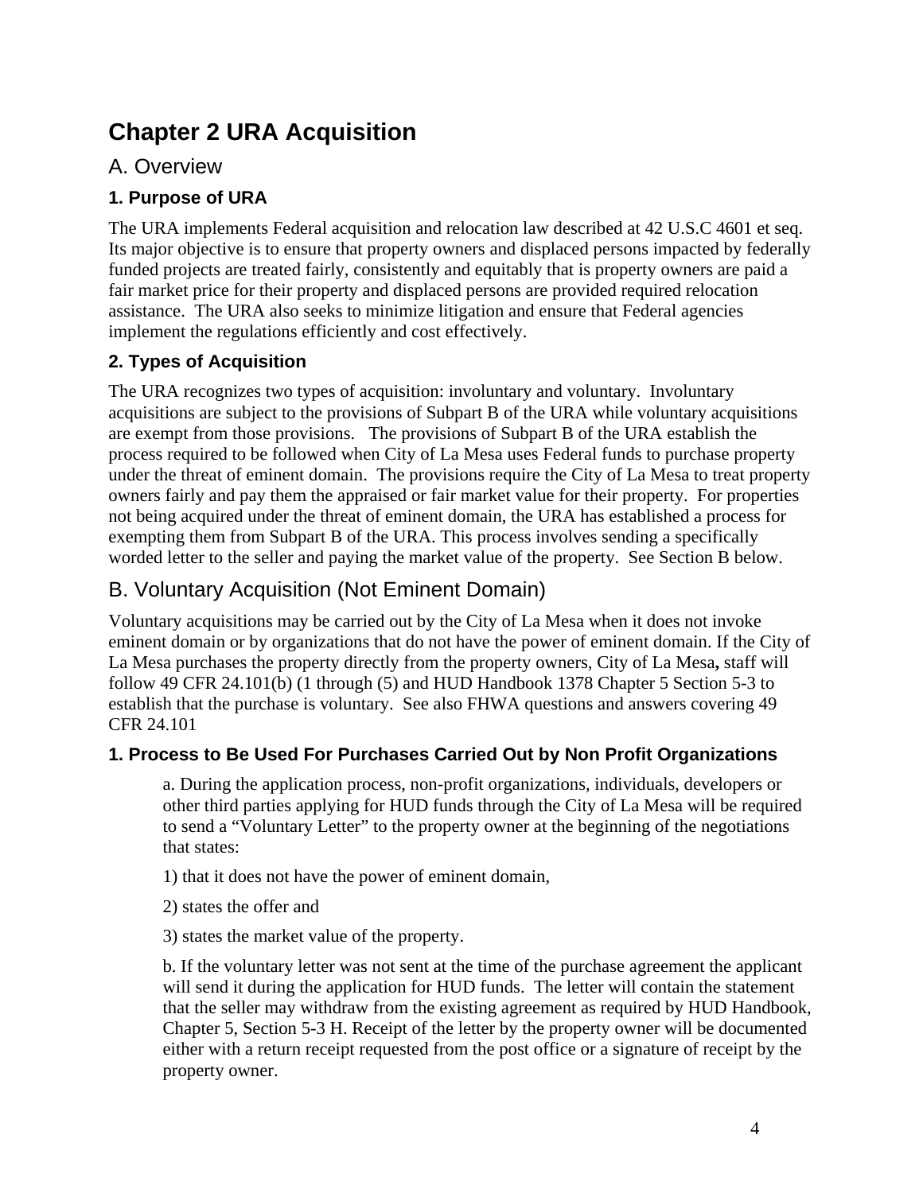# Chapter 2 URA Acquisition

## A. Overview

### 1. Purpose of URA

The URA implements Federal acquisition and relocation law described at 42 U.S.C 4601 et seq. Its major objective is to ensure that property owners and displaced persons impacted by federally funded projects are treated fairly, consistently and equitably that is property owners are paid a fair market price for their property and displaced persons are provided required relocation assistance. The URA also seeks to minimize litigation and ensure that Federal agencies implement the regulations efficiently and cost effectively.

### 2. Types of Acquisition

The URA recognizes two types of acquisition: involuntary and voluntary. Involuntary acquisitions are subject to the provisions of Subpart B of the URA while voluntary acquisitions are exempt from those provisions. The provisions of Subpart B of the URA establish the process required to be followed when City of La Mesa uses Federal funds to purchase property under the threat of eminent domain. The provisions require the City of La Mesa to treat property owners fairly and pay them the appraised or fair market value for their property. For properties not being acquired under the threat of eminent domain, the URA has established a process for exempting them from Subpart B of the URA. This process involves sending a specifically worded letter to the seller and paying the market value of the property. See Section B below.

## B. Voluntary Acquisition (Not Eminent Domain)

Voluntary acquisitions may be carried out by the City of La Mesa when it does not invoke eminent domain or by organizations that do not have the power of eminent domain. If the City of La Mesa purchases the property directly from the property owners, City of La Mesa**,** staff will follow 49 CFR 24.101(b) (1 through (5) and HUD Handbook 1378 Chapter 5 Section 5-3 to establish that the purchase is voluntary. See also FHWA questions and answers covering 49 CFR 24.101

### 1. Process to Be Used For Purchases Carried Out by Non Profit Organizations

a. During the application process, non-profit organizations, individuals, developers or other third parties applying for HUD funds through the City of La Mesa will be required to send a "Voluntary Letter" to the property owner at the beginning of the negotiations that states:

1) that it does not have the power of eminent domain,

2) states the offer and

3) states the market value of the property.

b. If the voluntary letter was not sent at the time of the purchase agreement the applicant will send it during the application for HUD funds. The letter will contain the statement that the seller may withdraw from the existing agreement as required by HUD Handbook, Chapter 5, Section 5-3 H. Receipt of the letter by the property owner will be documented either with a return receipt requested from the post office or a signature of receipt by the property owner.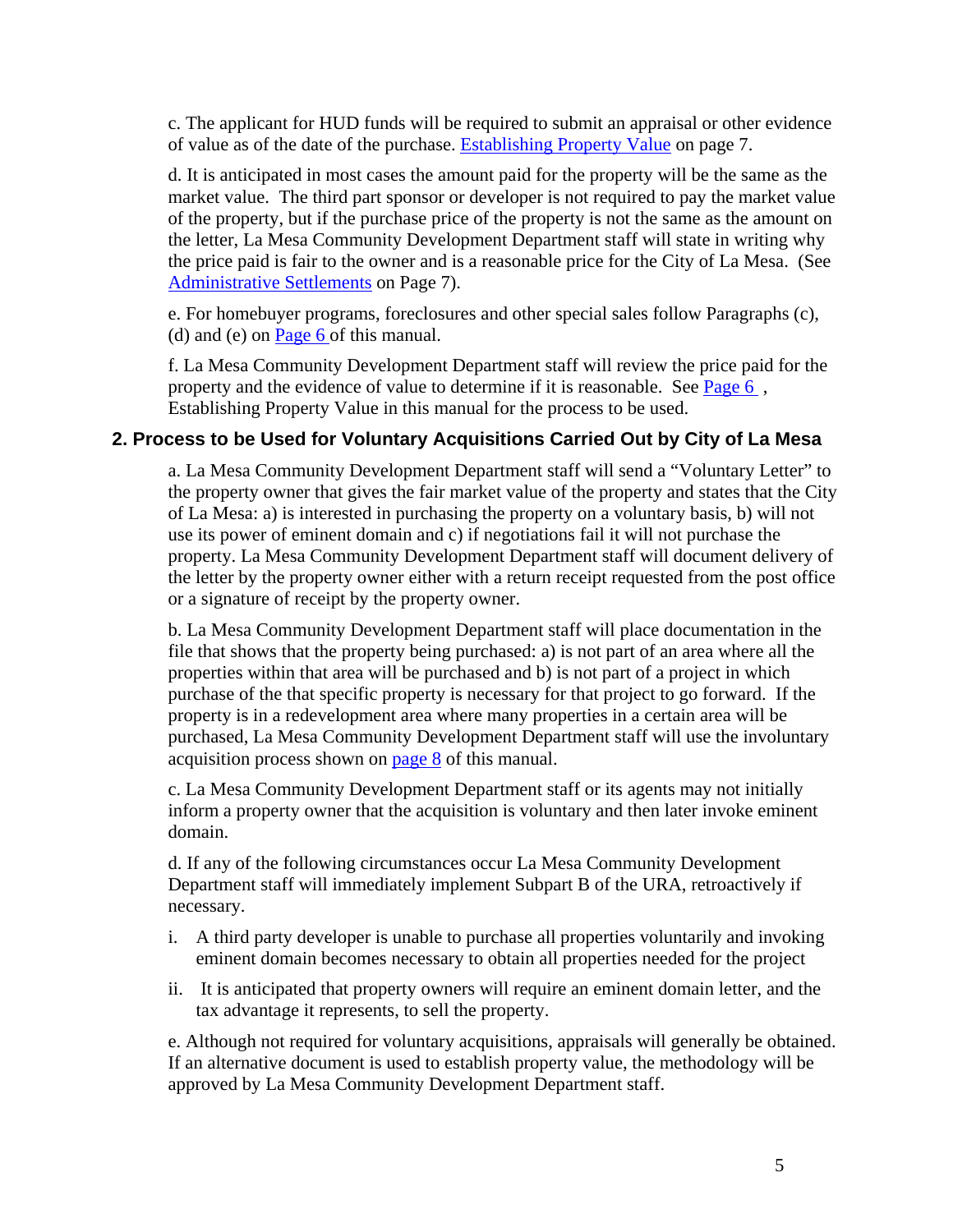c. The applicant for HUD funds will be required to submit an appraisal or other evidence of value as of the date of the purchase. Establishing Property Value on page 7.

d. It is anticipated in most cases the amount paid for the property will be the same as the market value. The third part sponsor or developer is not required to pay the market value of the property, but if the purchase price of the property is not the same as the amount on the letter, La Mesa Community Development Department staff will state in writing why the price paid is fair to the owner and is a reasonable price for the City of La Mesa. (See Administrative Settlements on Page 7).

e. For homebuyer programs, foreclosures and other special sales follow Paragraphs (c), (d) and (e) on Page 6 of this manual.

f. La Mesa Community Development Department staff will review the price paid for the property and the evidence of value to determine if it is reasonable. See Page 6 , Establishing Property Value in this manual for the process to be used.

## 2. Process to be Used for Voluntary Acquisitions Carried Out by City of La Mesa

a. La Mesa Community Development Department staff will send a "Voluntary Letter" to the property owner that gives the fair market value of the property and states that the City of La Mesa: a) is interested in purchasing the property on a voluntary basis, b) will not use its power of eminent domain and c) if negotiations fail it will not purchase the property. La Mesa Community Development Department staff will document delivery of the letter by the property owner either with a return receipt requested from the post office or a signature of receipt by the property owner.

b. La Mesa Community Development Department staff will place documentation in the file that shows that the property being purchased: a) is not part of an area where all the properties within that area will be purchased and b) is not part of a project in which purchase of the that specific property is necessary for that project to go forward. If the property is in a redevelopment area where many properties in a certain area will be purchased, La Mesa Community Development Department staff will use the involuntary acquisition process shown on page 8 of this manual.

c. La Mesa Community Development Department staff or its agents may not initially inform a property owner that the acquisition is voluntary and then later invoke eminent domain.

d. If any of the following circumstances occur La Mesa Community Development Department staff will immediately implement Subpart B of the URA, retroactively if necessary.

i. A third party developer is unable to purchase all properties voluntarily and invoking eminent domain becomes necessary to obtain all properties needed for the project

ii. It is anticipated that property owners will require an eminent domain letter, and the tax advantage it represents, to sell the property.

e. Although not required for voluntary acquisitions, appraisals will generally be obtained. If an alternative document is used to establish property value, the methodology will be approved by La Mesa Community Development Department staff.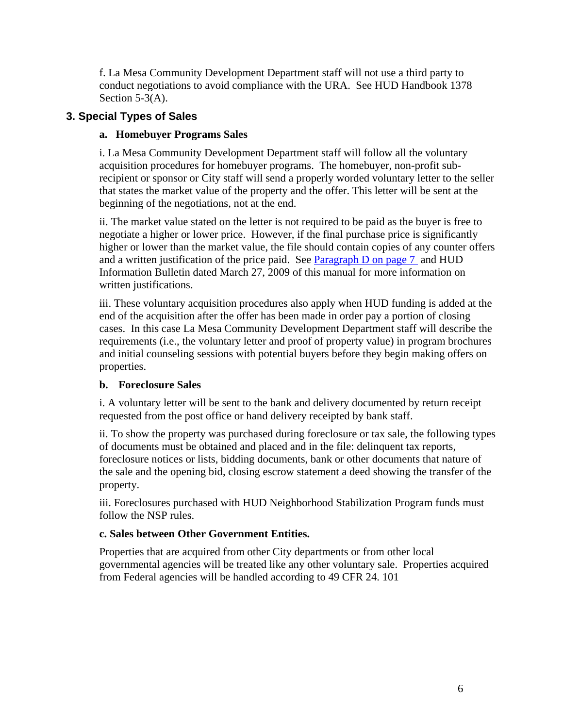f. La Mesa Community Development Department staff will not use a third party to conduct negotiations to avoid compliance with the URA. See HUD Handbook 1378 Section 5-3(A).

### 3. Special Types of Sales

**a. Homebuyer Programs Sales**

i. La Mesa Community Development Department staff will follow all the voluntary acquisition procedures for homebuyer programs. The homebuyer, non-profit sub-recipient or sponsor or City staff will send a properly worded voluntary letter to the seller that states the market value of the property and the offer. This letter will be sent at the beginning of the negotiations, not at the end.

ii. The market value stated on the letter is not required to be paid as the buyer is free to negotiate a higher or lower price. However, if the final purchase price is significantly higher or lower than the market value, the file should contain copies of any counter offers and a written justification of the price paid. See Paragraph D on page 7 and HUD Information Bulletin dated March 27, 2009 of this manual for more information on written justifications.

iii. These voluntary acquisition procedures also apply when HUD funding is added at the end of the acquisition after the offer has been made in order pay a portion of closing cases. In this case La Mesa Community Development Department staff will describe the requirements (i.e., the voluntary letter and proof of property value) in program brochures and initial counseling sessions with potential buyers before they begin making offers on properties.

**b. Foreclosure Sales**

i. A voluntary letter will be sent to the bank and delivery documented by return receipt requested from the post office or hand delivery receipted by bank staff.

ii. To show the property was purchased during foreclosure or tax sale, the following types of documents must be obtained and placed and in the file: delinquent tax reports, foreclosure notices or lists, bidding documents, bank or other documents that nature of the sale and the opening bid, closing escrow statement a deed showing the transfer of the property.

iii. Foreclosures purchased with HUD Neighborhood Stabilization Program funds must follow the NSP rules.

**c. Sales between Other Government Entities.**

Properties that are acquired from other City departments or from other local governmental agencies will be treated like any other voluntary sale. Properties acquired from Federal agencies will be handled according to 49 CFR 24. 101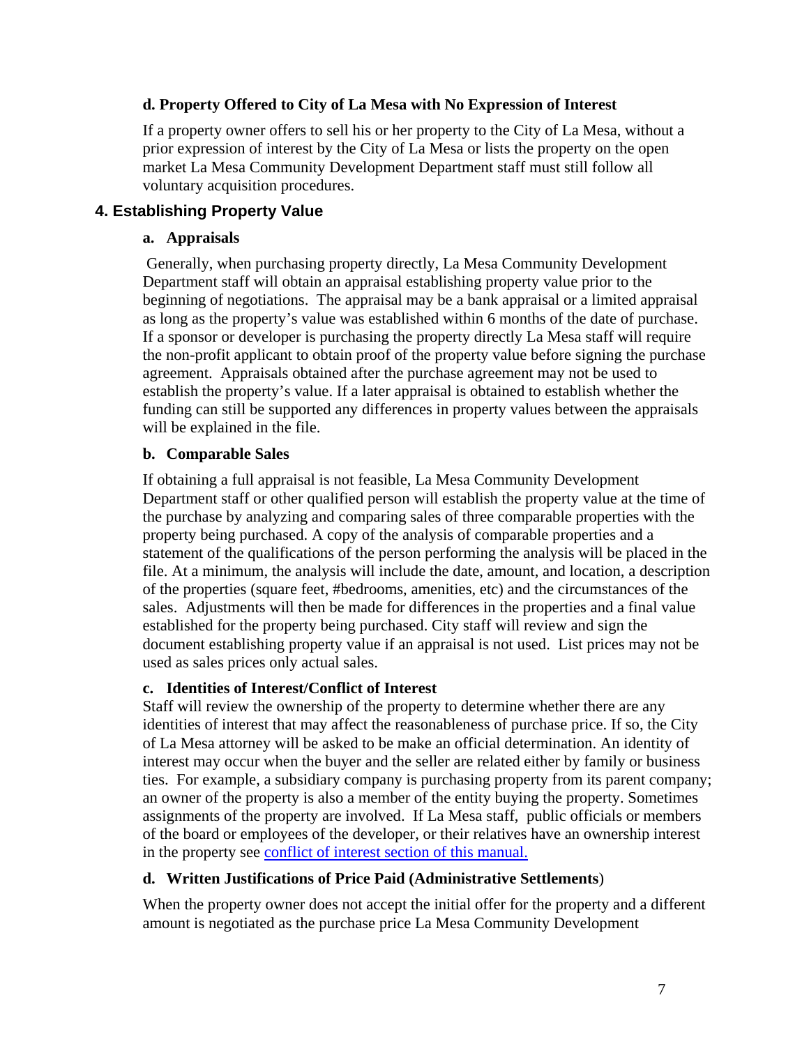### d. Property Offered to City of La Mesa with No Expression of Interest

If a property owner offers to sell his or her property to the City of La Mesa, without a prior expression of interest by the City of La Mesa or lists the property on the open market La Mesa Community Development Department staff must still follow all voluntary acquisition procedures.

## 4. Establishing Property Value

### a. Appraisals

Generally, when purchasing property directly, La Mesa Community Development Department staff will obtain an appraisal establishing property value prior to the beginning of negotiations. The appraisal may be a bank appraisal or a limited appraisal as long as the property's value was established within 6 months of the date of purchase. If a sponsor or developer is purchasing the property directly La Mesa staff will require the non-profit applicant to obtain proof of the property value before signing the purchase agreement. Appraisals obtained after the purchase agreement may not be used to establish the property's value. If a later appraisal is obtained to establish whether the funding can still be supported any differences in property values between the appraisals will be explained in the file.

### b. Comparable Sales

If obtaining a full appraisal is not feasible, La Mesa Community Development Department staff or other qualified person will establish the property value at the time of the purchase by analyzing and comparing sales of three comparable properties with the property being purchased. A copy of the analysis of comparable properties and a statement of the qualifications of the person performing the analysis will be placed in the file. At a minimum, the analysis will include the date, amount, and location, a description of the properties (square feet, #bedrooms, amenities, etc) and the circumstances of the sales. Adjustments will then be made for differences in the properties and a final value established for the property being purchased. City staff will review and sign the document establishing property value if an appraisal is not used. List prices may not be used as sales prices only actual sales.

### c. Identities of Interest/Conflict of Interest

Staff will review the ownership of the property to determine whether there are any identities of interest that may affect the reasonableness of purchase price. If so, the City of La Mesa attorney will be asked to be make an official determination. An identity of interest may occur when the buyer and the seller are related either by family or business ties. For example, a subsidiary company is purchasing property from its parent company; an owner of the property is also a member of the entity buying the property. Sometimes assignments of the property are involved. If La Mesa staff, public officials or members of the board or employees of the developer, or their relatives have an ownership interest in the property see conflict of interest section of this manual.

### d. Written Justifications of Price Paid (Administrative Settlements)

When the property owner does not accept the initial offer for the property and a different amount is negotiated as the purchase price La Mesa Community Development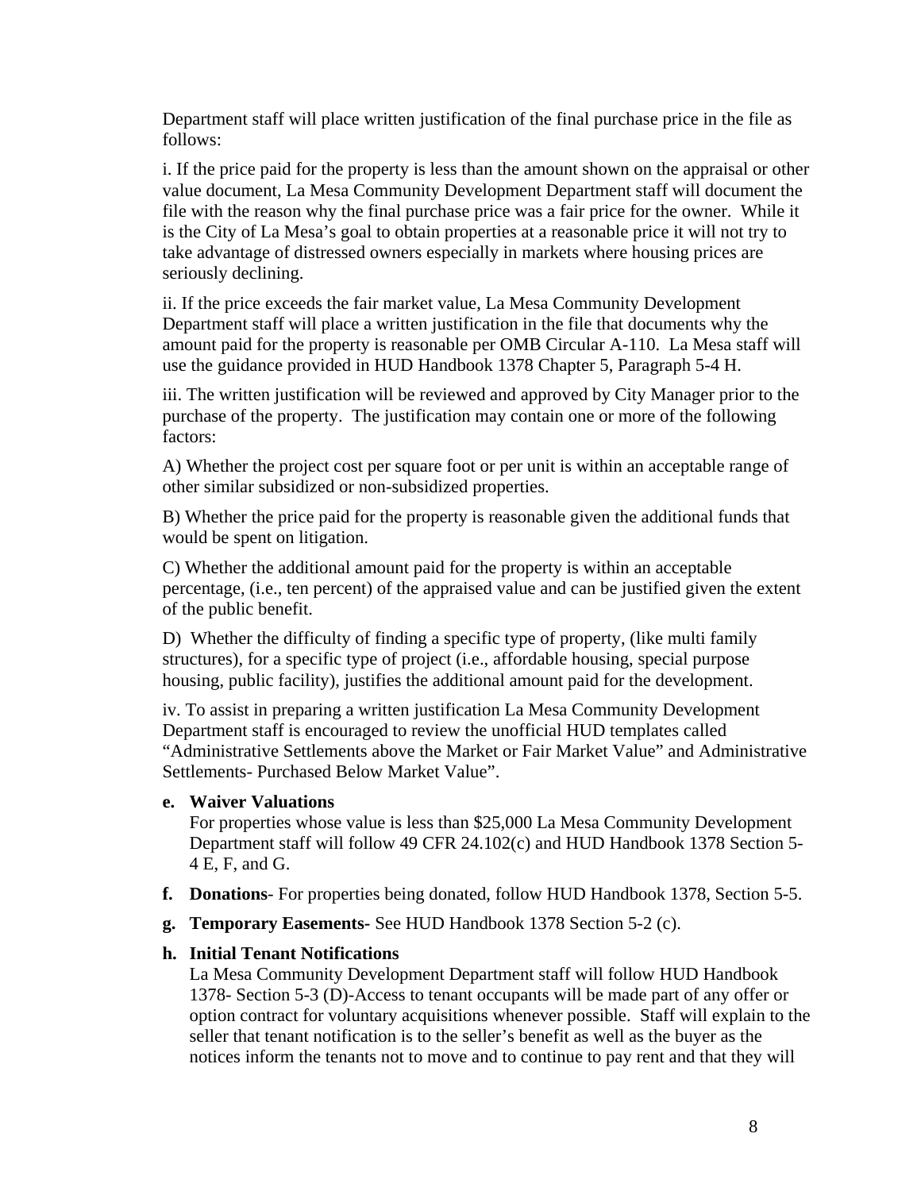Department staff will place written justification of the final purchase price in the file as follows:

i. If the price paid for the property is less than the amount shown on the appraisal or other value document, La Mesa Community Development Department staff will document the file with the reason why the final purchase price was a fair price for the owner. While it is the City of La Mesa's goal to obtain properties at a reasonable price it will not try to take advantage of distressed owners especially in markets where housing prices are seriously declining.

ii. If the price exceeds the fair market value, La Mesa Community Development Department staff will place a written justification in the file that documents why the amount paid for the property is reasonable per OMB Circular A-110. La Mesa staff will use the guidance provided in HUD Handbook 1378 Chapter 5, Paragraph 5-4 H.

iii. The written justification will be reviewed and approved by City Manager prior to the purchase of the property. The justification may contain one or more of the following factors:

A) Whether the project cost per square foot or per unit is within an acceptable range of other similar subsidized or non-subsidized properties.

B) Whether the price paid for the property is reasonable given the additional funds that would be spent on litigation.

C) Whether the additional amount paid for the property is within an acceptable percentage, (i.e., ten percent) of the appraised value and can be justified given the extent of the public benefit.

D) Whether the difficulty of finding a specific type of property, (like multi family structures), for a specific type of project (i.e., affordable housing, special purpose housing, public facility), justifies the additional amount paid for the development.

iv. To assist in preparing a written justification La Mesa Community Development Department staff is encouraged to review the unofficial HUD templates called "Administrative Settlements above the Market or Fair Market Value" and Administrative Settlements- Purchased Below Market Value".

**e. Waiver Valuations**
For properties whose value is less than $25,000 La Mesa Community Development Department staff will follow 49 CFR 24.102(c) and HUD Handbook 1378 Section 5-4 E, F, and G.

**f. Donations**- For properties being donated, follow HUD Handbook 1378, Section 5-5.

**g. Temporary Easements-** See HUD Handbook 1378 Section 5-2 (c).

**h. Initial Tenant Notifications**
La Mesa Community Development Department staff will follow HUD Handbook 1378- Section 5-3 (D)-Access to tenant occupants will be made part of any offer or option contract for voluntary acquisitions whenever possible. Staff will explain to the seller that tenant notification is to the seller's benefit as well as the buyer as the notices inform the tenants not to move and to continue to pay rent and that they will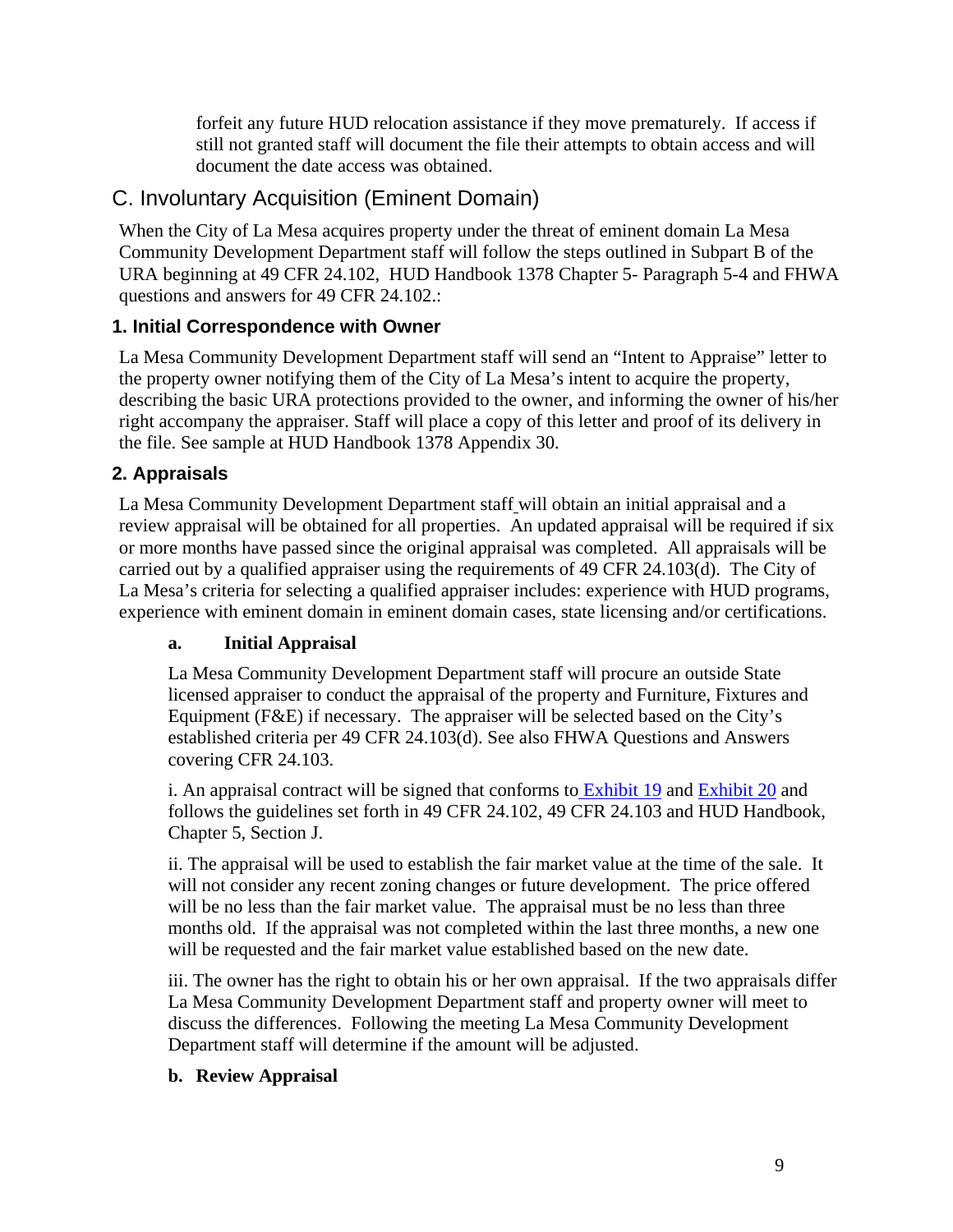forfeit any future HUD relocation assistance if they move prematurely. If access if still not granted staff will document the file their attempts to obtain access and will document the date access was obtained.

## C. Involuntary Acquisition (Eminent Domain)

When the City of La Mesa acquires property under the threat of eminent domain La Mesa Community Development Department staff will follow the steps outlined in Subpart B of the URA beginning at 49 CFR 24.102, HUD Handbook 1378 Chapter 5- Paragraph 5-4 and FHWA questions and answers for 49 CFR 24.102.:

### 1. Initial Correspondence with Owner

La Mesa Community Development Department staff will send an "Intent to Appraise" letter to the property owner notifying them of the City of La Mesa's intent to acquire the property, describing the basic URA protections provided to the owner, and informing the owner of his/her right accompany the appraiser. Staff will place a copy of this letter and proof of its delivery in the file. See sample at HUD Handbook 1378 Appendix 30.

### 2. Appraisals

La Mesa Community Development Department staff will obtain an initial appraisal and a review appraisal will be obtained for all properties. An updated appraisal will be required if six or more months have passed since the original appraisal was completed. All appraisals will be carried out by a qualified appraiser using the requirements of 49 CFR 24.103(d). The City of La Mesa's criteria for selecting a qualified appraiser includes: experience with HUD programs, experience with eminent domain in eminent domain cases, state licensing and/or certifications.

**a. Initial Appraisal**

La Mesa Community Development Department staff will procure an outside State licensed appraiser to conduct the appraisal of the property and Furniture, Fixtures and Equipment (F&E) if necessary. The appraiser will be selected based on the City's established criteria per 49 CFR 24.103(d). See also FHWA Questions and Answers covering CFR 24.103.

i. An appraisal contract will be signed that conforms to Exhibit 19 and Exhibit 20 and follows the guidelines set forth in 49 CFR 24.102, 49 CFR 24.103 and HUD Handbook, Chapter 5, Section J.

ii. The appraisal will be used to establish the fair market value at the time of the sale. It will not consider any recent zoning changes or future development. The price offered will be no less than the fair market value. The appraisal must be no less than three months old. If the appraisal was not completed within the last three months, a new one will be requested and the fair market value established based on the new date.

iii. The owner has the right to obtain his or her own appraisal. If the two appraisals differ La Mesa Community Development Department staff and property owner will meet to discuss the differences. Following the meeting La Mesa Community Development Department staff will determine if the amount will be adjusted.

**b. Review Appraisal**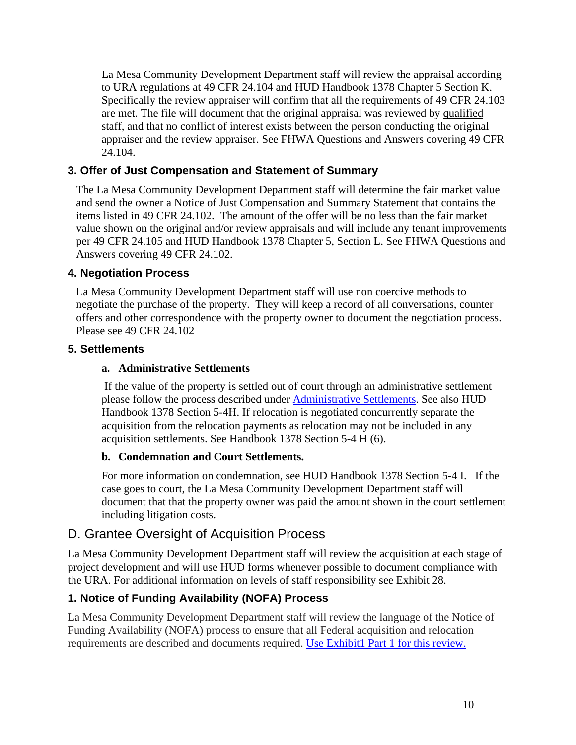La Mesa Community Development Department staff will review the appraisal according to URA regulations at 49 CFR 24.104 and HUD Handbook 1378 Chapter 5 Section K. Specifically the review appraiser will confirm that all the requirements of 49 CFR 24.103 are met. The file will document that the original appraisal was reviewed by qualified staff, and that no conflict of interest exists between the person conducting the original appraiser and the review appraiser. See FHWA Questions and Answers covering 49 CFR 24.104.

### 3. Offer of Just Compensation and Statement of Summary

The La Mesa Community Development Department staff will determine the fair market value and send the owner a Notice of Just Compensation and Summary Statement that contains the items listed in 49 CFR 24.102. The amount of the offer will be no less than the fair market value shown on the original and/or review appraisals and will include any tenant improvements per 49 CFR 24.105 and HUD Handbook 1378 Chapter 5, Section L. See FHWA Questions and Answers covering 49 CFR 24.102.

### 4. Negotiation Process

La Mesa Community Development Department staff will use non coercive methods to negotiate the purchase of the property. They will keep a record of all conversations, counter offers and other correspondence with the property owner to document the negotiation process. Please see 49 CFR 24.102

### 5. Settlements

#### a. Administrative Settlements

If the value of the property is settled out of court through an administrative settlement please follow the process described under [Administrative Settlements](). See also HUD Handbook 1378 Section 5-4H. If relocation is negotiated concurrently separate the acquisition from the relocation payments as relocation may not be included in any acquisition settlements. See Handbook 1378 Section 5-4 H (6).

#### b. Condemnation and Court Settlements.

For more information on condemnation, see HUD Handbook 1378 Section 5-4 I. If the case goes to court, the La Mesa Community Development Department staff will document that that the property owner was paid the amount shown in the court settlement including litigation costs.

## D. Grantee Oversight of Acquisition Process

La Mesa Community Development Department staff will review the acquisition at each stage of project development and will use HUD forms whenever possible to document compliance with the URA. For additional information on levels of staff responsibility see Exhibit 28.

### 1. Notice of Funding Availability (NOFA) Process

La Mesa Community Development Department staff will review the language of the Notice of Funding Availability (NOFA) process to ensure that all Federal acquisition and relocation requirements are described and documents required. [Use Exhibit1 Part 1 for this review.]()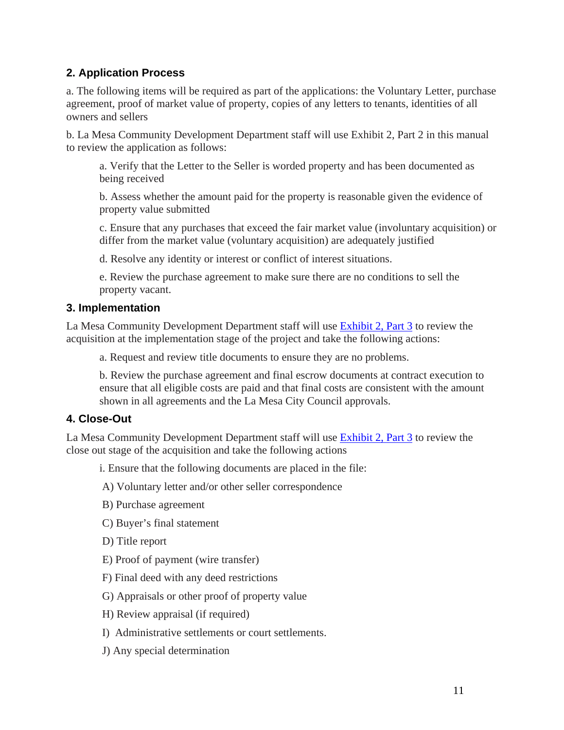### 2. Application Process

a. The following items will be required as part of the applications: the Voluntary Letter, purchase agreement, proof of market value of property, copies of any letters to tenants, identities of all owners and sellers

b. La Mesa Community Development Department staff will use Exhibit 2, Part 2 in this manual to review the application as follows:

> a. Verify that the Letter to the Seller is worded property and has been documented as being received
>
> b. Assess whether the amount paid for the property is reasonable given the evidence of property value submitted
>
> c. Ensure that any purchases that exceed the fair market value (involuntary acquisition) or differ from the market value (voluntary acquisition) are adequately justified
>
> d. Resolve any identity or interest or conflict of interest situations.
>
> e. Review the purchase agreement to make sure there are no conditions to sell the property vacant.

### 3. Implementation

La Mesa Community Development Department staff will use Exhibit 2, Part 3 to review the acquisition at the implementation stage of the project and take the following actions:

> a. Request and review title documents to ensure they are no problems.
>
> b. Review the purchase agreement and final escrow documents at contract execution to ensure that all eligible costs are paid and that final costs are consistent with the amount shown in all agreements and the La Mesa City Council approvals.

### 4. Close-Out

La Mesa Community Development Department staff will use Exhibit 2, Part 3 to review the close out stage of the acquisition and take the following actions

> i. Ensure that the following documents are placed in the file:
>
> A) Voluntary letter and/or other seller correspondence
>
> B) Purchase agreement
>
> C) Buyer's final statement
>
> D) Title report
>
> E) Proof of payment (wire transfer)
>
> F) Final deed with any deed restrictions
>
> G) Appraisals or other proof of property value
>
> H) Review appraisal (if required)
>
> I) Administrative settlements or court settlements.
>
> J) Any special determination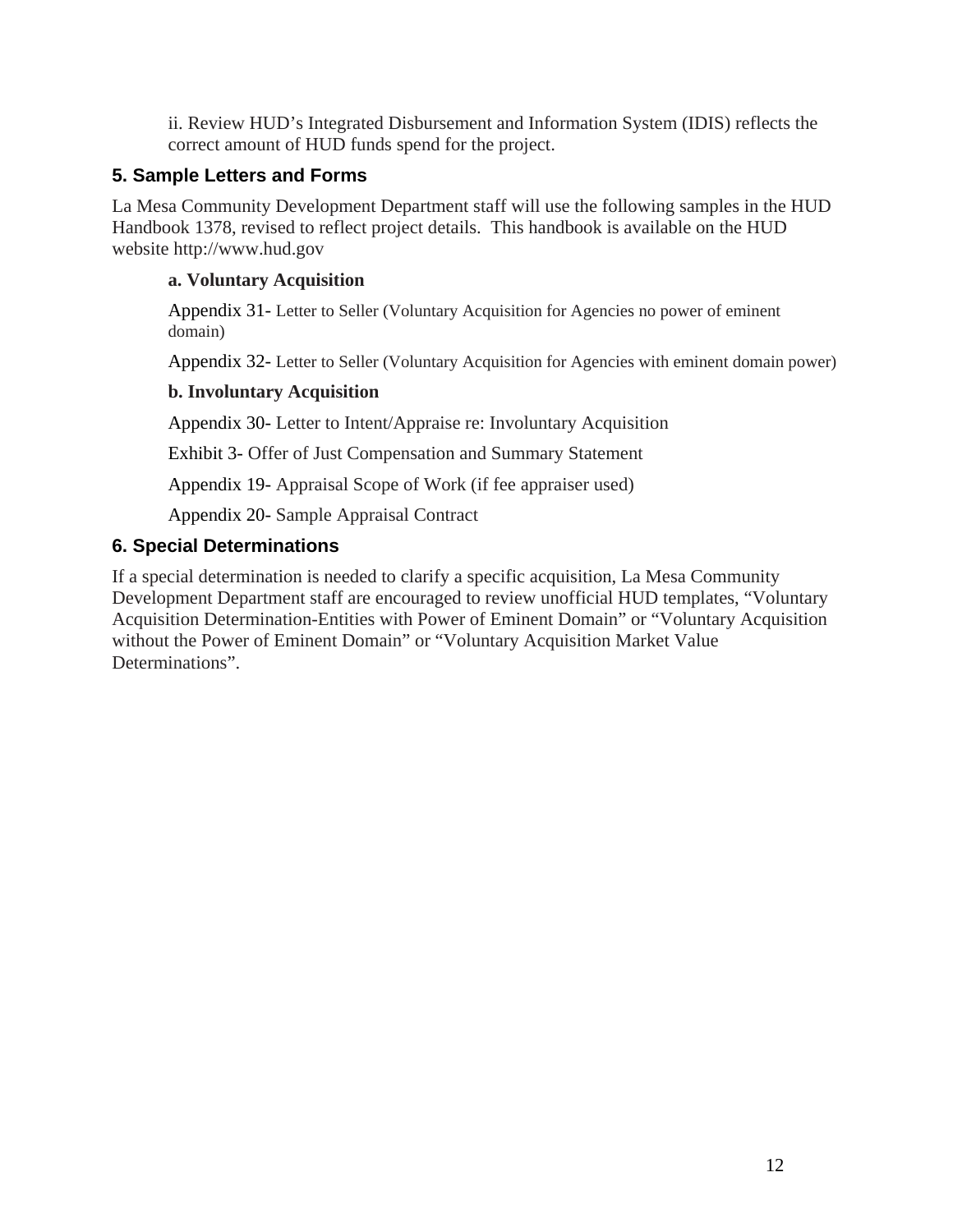ii. Review HUD's Integrated Disbursement and Information System (IDIS) reflects the correct amount of HUD funds spend for the project.

## 5. Sample Letters and Forms

La Mesa Community Development Department staff will use the following samples in the HUD Handbook 1378, revised to reflect project details.  This handbook is available on the HUD website http://www.hud.gov

**a. Voluntary Acquisition**

Appendix 31- Letter to Seller (Voluntary Acquisition for Agencies no power of eminent domain)

Appendix 32- Letter to Seller (Voluntary Acquisition for Agencies with eminent domain power)

**b. Involuntary Acquisition**

Appendix 30- Letter to Intent/Appraise re: Involuntary Acquisition

Exhibit 3- Offer of Just Compensation and Summary Statement

Appendix 19- Appraisal Scope of Work (if fee appraiser used)

Appendix 20- Sample Appraisal Contract

## 6. Special Determinations

If a special determination is needed to clarify a specific acquisition, La Mesa Community Development Department staff are encouraged to review unofficial HUD templates, "Voluntary Acquisition Determination-Entities with Power of Eminent Domain" or "Voluntary Acquisition without the Power of Eminent Domain" or "Voluntary Acquisition Market Value Determinations".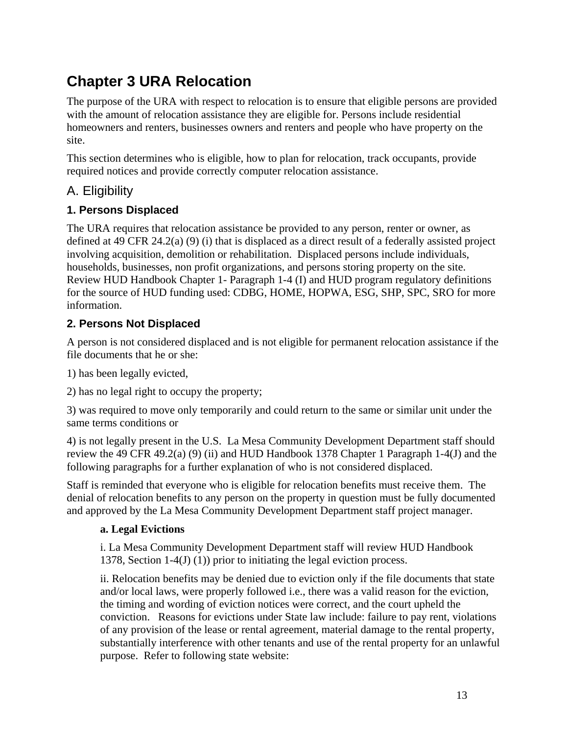# Chapter 3 URA Relocation

The purpose of the URA with respect to relocation is to ensure that eligible persons are provided with the amount of relocation assistance they are eligible for. Persons include residential homeowners and renters, businesses owners and renters and people who have property on the site.

This section determines who is eligible, how to plan for relocation, track occupants, provide required notices and provide correctly computer relocation assistance.

## A. Eligibility

### 1. Persons Displaced

The URA requires that relocation assistance be provided to any person, renter or owner, as defined at 49 CFR 24.2(a) (9) (i) that is displaced as a direct result of a federally assisted project involving acquisition, demolition or rehabilitation. Displaced persons include individuals, households, businesses, non profit organizations, and persons storing property on the site. Review HUD Handbook Chapter 1- Paragraph 1-4 (I) and HUD program regulatory definitions for the source of HUD funding used: CDBG, HOME, HOPWA, ESG, SHP, SPC, SRO for more information.

### 2. Persons Not Displaced

A person is not considered displaced and is not eligible for permanent relocation assistance if the file documents that he or she:

1) has been legally evicted,

2) has no legal right to occupy the property;

3) was required to move only temporarily and could return to the same or similar unit under the same terms conditions or

4) is not legally present in the U.S. La Mesa Community Development Department staff should review the 49 CFR 49.2(a) (9) (ii) and HUD Handbook 1378 Chapter 1 Paragraph 1-4(J) and the following paragraphs for a further explanation of who is not considered displaced.

Staff is reminded that everyone who is eligible for relocation benefits must receive them. The denial of relocation benefits to any person on the property in question must be fully documented and approved by the La Mesa Community Development Department staff project manager.

**a. Legal Evictions**

i. La Mesa Community Development Department staff will review HUD Handbook 1378, Section 1-4(J) (1)) prior to initiating the legal eviction process.

ii. Relocation benefits may be denied due to eviction only if the file documents that state and/or local laws, were properly followed i.e., there was a valid reason for the eviction, the timing and wording of eviction notices were correct, and the court upheld the conviction. Reasons for evictions under State law include: failure to pay rent, violations of any provision of the lease or rental agreement, material damage to the rental property, substantially interference with other tenants and use of the rental property for an unlawful purpose. Refer to following state website: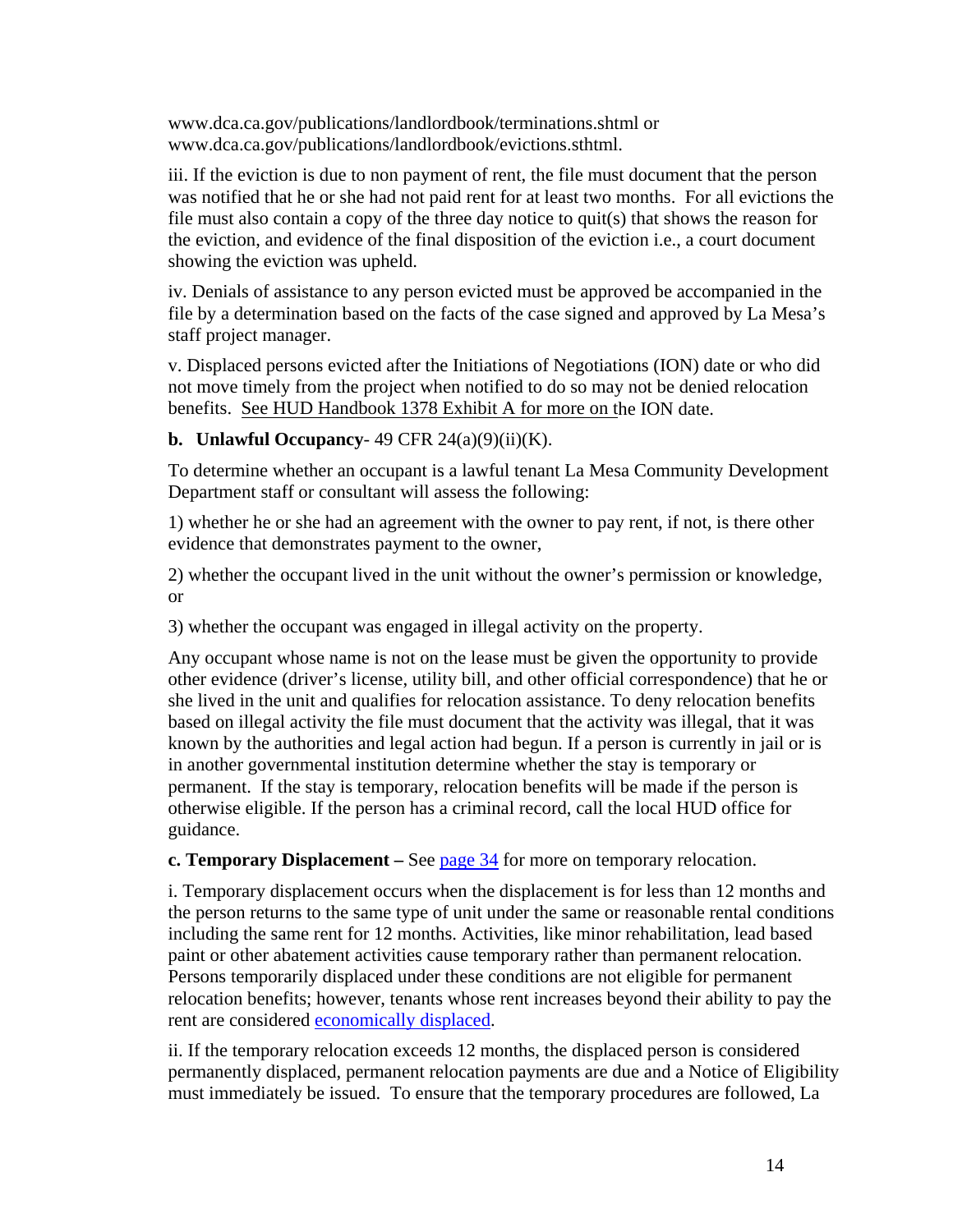www.dca.ca.gov/publications/landlordbook/terminations.shtml or www.dca.ca.gov/publications/landlordbook/evictions.shtml.

iii. If the eviction is due to non payment of rent, the file must document that the person was notified that he or she had not paid rent for at least two months. For all evictions the file must also contain a copy of the three day notice to quit(s) that shows the reason for the eviction, and evidence of the final disposition of the eviction i.e., a court document showing the eviction was upheld.

iv. Denials of assistance to any person evicted must be approved be accompanied in the file by a determination based on the facts of the case signed and approved by La Mesa's staff project manager.

v. Displaced persons evicted after the Initiations of Negotiations (ION) date or who did not move timely from the project when notified to do so may not be denied relocation benefits. See HUD Handbook 1378 Exhibit A for more on the ION date.

**b. Unlawful Occupancy**- 49 CFR 24(a)(9)(ii)(K).

To determine whether an occupant is a lawful tenant La Mesa Community Development Department staff or consultant will assess the following:

1) whether he or she had an agreement with the owner to pay rent, if not, is there other evidence that demonstrates payment to the owner,

2) whether the occupant lived in the unit without the owner's permission or knowledge, or

3) whether the occupant was engaged in illegal activity on the property.

Any occupant whose name is not on the lease must be given the opportunity to provide other evidence (driver's license, utility bill, and other official correspondence) that he or she lived in the unit and qualifies for relocation assistance. To deny relocation benefits based on illegal activity the file must document that the activity was illegal, that it was known by the authorities and legal action had begun. If a person is currently in jail or is in another governmental institution determine whether the stay is temporary or permanent. If the stay is temporary, relocation benefits will be made if the person is otherwise eligible. If the person has a criminal record, call the local HUD office for guidance.

**c. Temporary Displacement –** See page 34 for more on temporary relocation.

i. Temporary displacement occurs when the displacement is for less than 12 months and the person returns to the same type of unit under the same or reasonable rental conditions including the same rent for 12 months. Activities, like minor rehabilitation, lead based paint or other abatement activities cause temporary rather than permanent relocation. Persons temporarily displaced under these conditions are not eligible for permanent relocation benefits; however, tenants whose rent increases beyond their ability to pay the rent are considered economically displaced.

ii. If the temporary relocation exceeds 12 months, the displaced person is considered permanently displaced, permanent relocation payments are due and a Notice of Eligibility must immediately be issued. To ensure that the temporary procedures are followed, La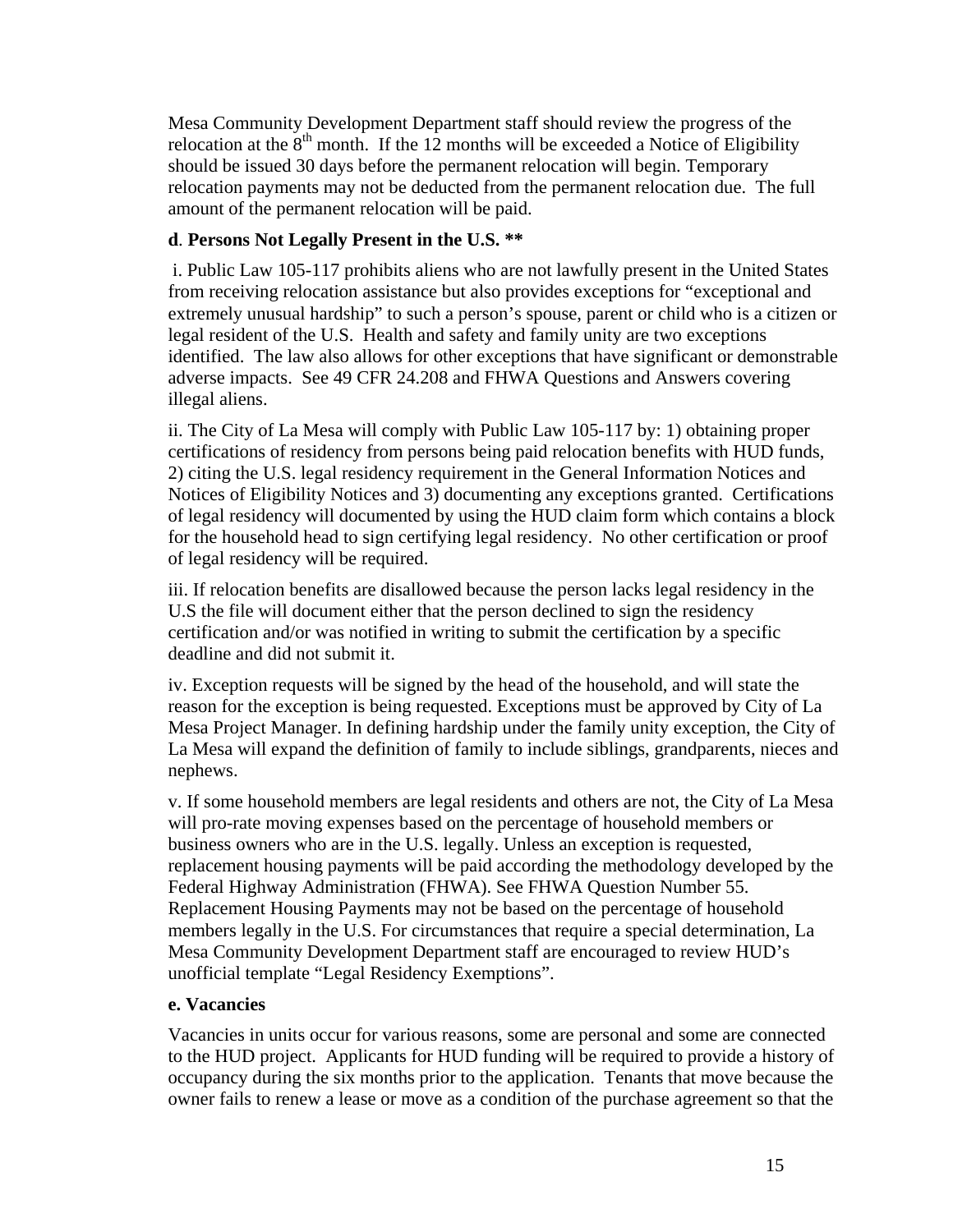Mesa Community Development Department staff should review the progress of the relocation at the 8th month. If the 12 months will be exceeded a Notice of Eligibility should be issued 30 days before the permanent relocation will begin. Temporary relocation payments may not be deducted from the permanent relocation due. The full amount of the permanent relocation will be paid.

**d. Persons Not Legally Present in the U.S. ****

i. Public Law 105-117 prohibits aliens who are not lawfully present in the United States from receiving relocation assistance but also provides exceptions for "exceptional and extremely unusual hardship" to such a person's spouse, parent or child who is a citizen or legal resident of the U.S. Health and safety and family unity are two exceptions identified. The law also allows for other exceptions that have significant or demonstrable adverse impacts. See 49 CFR 24.208 and FHWA Questions and Answers covering illegal aliens.

ii. The City of La Mesa will comply with Public Law 105-117 by: 1) obtaining proper certifications of residency from persons being paid relocation benefits with HUD funds, 2) citing the U.S. legal residency requirement in the General Information Notices and Notices of Eligibility Notices and 3) documenting any exceptions granted. Certifications of legal residency will documented by using the HUD claim form which contains a block for the household head to sign certifying legal residency. No other certification or proof of legal residency will be required.

iii. If relocation benefits are disallowed because the person lacks legal residency in the U.S the file will document either that the person declined to sign the residency certification and/or was notified in writing to submit the certification by a specific deadline and did not submit it.

iv. Exception requests will be signed by the head of the household, and will state the reason for the exception is being requested. Exceptions must be approved by City of La Mesa Project Manager. In defining hardship under the family unity exception, the City of La Mesa will expand the definition of family to include siblings, grandparents, nieces and nephews.

v. If some household members are legal residents and others are not, the City of La Mesa will pro-rate moving expenses based on the percentage of household members or business owners who are in the U.S. legally. Unless an exception is requested, replacement housing payments will be paid according the methodology developed by the Federal Highway Administration (FHWA). See FHWA Question Number 55. Replacement Housing Payments may not be based on the percentage of household members legally in the U.S. For circumstances that require a special determination, La Mesa Community Development Department staff are encouraged to review HUD's unofficial template "Legal Residency Exemptions".

**e. Vacancies**

Vacancies in units occur for various reasons, some are personal and some are connected to the HUD project. Applicants for HUD funding will be required to provide a history of occupancy during the six months prior to the application. Tenants that move because the owner fails to renew a lease or move as a condition of the purchase agreement so that the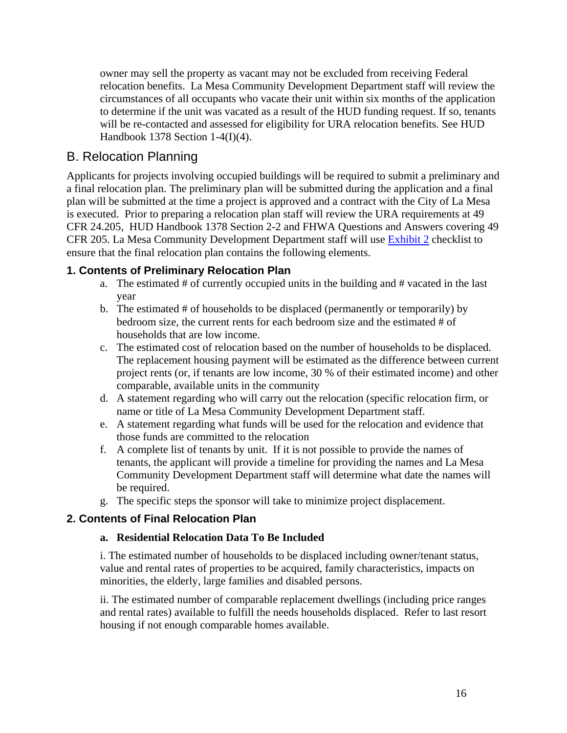owner may sell the property as vacant may not be excluded from receiving Federal relocation benefits. La Mesa Community Development Department staff will review the circumstances of all occupants who vacate their unit within six months of the application to determine if the unit was vacated as a result of the HUD funding request. If so, tenants will be re-contacted and assessed for eligibility for URA relocation benefits. See HUD Handbook 1378 Section 1-4(I)(4).

## B. Relocation Planning

Applicants for projects involving occupied buildings will be required to submit a preliminary and a final relocation plan. The preliminary plan will be submitted during the application and a final plan will be submitted at the time a project is approved and a contract with the City of La Mesa is executed. Prior to preparing a relocation plan staff will review the URA requirements at 49 CFR 24.205, HUD Handbook 1378 Section 2-2 and FHWA Questions and Answers covering 49 CFR 205. La Mesa Community Development Department staff will use Exhibit 2 checklist to ensure that the final relocation plan contains the following elements.

### 1. Contents of Preliminary Relocation Plan

a. The estimated # of currently occupied units in the building and # vacated in the last year
b. The estimated # of households to be displaced (permanently or temporarily) by bedroom size, the current rents for each bedroom size and the estimated # of households that are low income.
c. The estimated cost of relocation based on the number of households to be displaced. The replacement housing payment will be estimated as the difference between current project rents (or, if tenants are low income, 30 % of their estimated income) and other comparable, available units in the community
d. A statement regarding who will carry out the relocation (specific relocation firm, or name or title of La Mesa Community Development Department staff.
e. A statement regarding what funds will be used for the relocation and evidence that those funds are committed to the relocation
f. A complete list of tenants by unit. If it is not possible to provide the names of tenants, the applicant will provide a timeline for providing the names and La Mesa Community Development Department staff will determine what date the names will be required.
g. The specific steps the sponsor will take to minimize project displacement.

### 2. Contents of Final Relocation Plan

**a. Residential Relocation Data To Be Included**

i. The estimated number of households to be displaced including owner/tenant status, value and rental rates of properties to be acquired, family characteristics, impacts on minorities, the elderly, large families and disabled persons.

ii. The estimated number of comparable replacement dwellings (including price ranges and rental rates) available to fulfill the needs households displaced. Refer to last resort housing if not enough comparable homes available.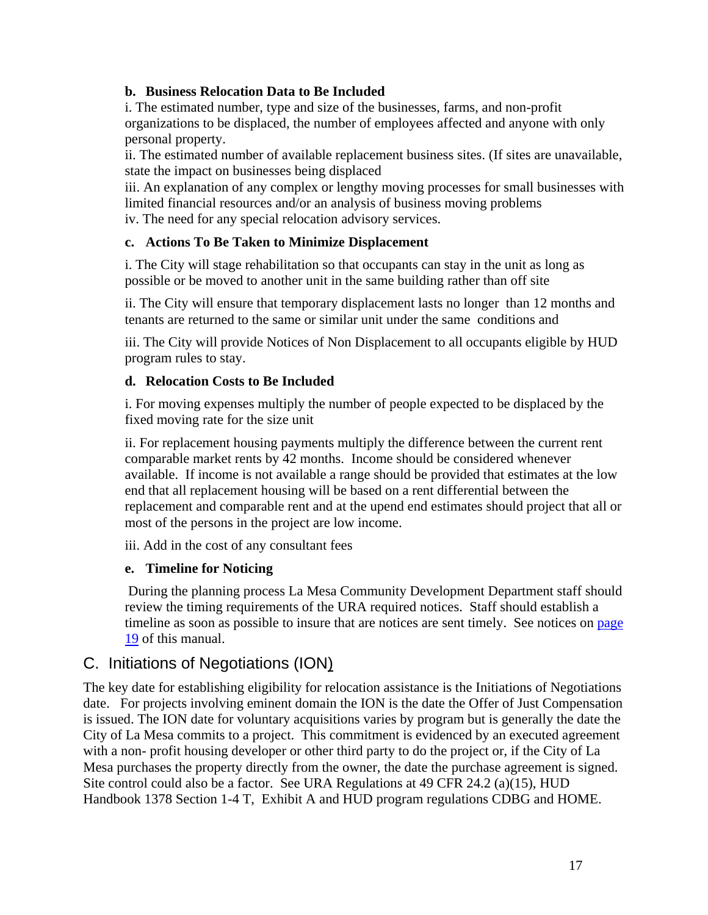**b. Business Relocation Data to Be Included**

i. The estimated number, type and size of the businesses, farms, and non-profit organizations to be displaced, the number of employees affected and anyone with only personal property.

ii. The estimated number of available replacement business sites. (If sites are unavailable, state the impact on businesses being displaced

iii. An explanation of any complex or lengthy moving processes for small businesses with limited financial resources and/or an analysis of business moving problems

iv. The need for any special relocation advisory services.

**c. Actions To Be Taken to Minimize Displacement**

i. The City will stage rehabilitation so that occupants can stay in the unit as long as possible or be moved to another unit in the same building rather than off site

ii. The City will ensure that temporary displacement lasts no longer than 12 months and tenants are returned to the same or similar unit under the same conditions and

iii. The City will provide Notices of Non Displacement to all occupants eligible by HUD program rules to stay.

**d. Relocation Costs to Be Included**

i. For moving expenses multiply the number of people expected to be displaced by the fixed moving rate for the size unit

ii. For replacement housing payments multiply the difference between the current rent comparable market rents by 42 months. Income should be considered whenever available. If income is not available a range should be provided that estimates at the low end that all replacement housing will be based on a rent differential between the replacement and comparable rent and at the upend end estimates should project that all or most of the persons in the project are low income.

iii. Add in the cost of any consultant fees

**e. Timeline for Noticing**

During the planning process La Mesa Community Development Department staff should review the timing requirements of the URA required notices. Staff should establish a timeline as soon as possible to insure that are notices are sent timely. See notices on page 19 of this manual.

## C. Initiations of Negotiations (ION)

The key date for establishing eligibility for relocation assistance is the Initiations of Negotiations date. For projects involving eminent domain the ION is the date the Offer of Just Compensation is issued. The ION date for voluntary acquisitions varies by program but is generally the date the City of La Mesa commits to a project. This commitment is evidenced by an executed agreement with a non- profit housing developer or other third party to do the project or, if the City of La Mesa purchases the property directly from the owner, the date the purchase agreement is signed. Site control could also be a factor. See URA Regulations at 49 CFR 24.2 (a)(15), HUD Handbook 1378 Section 1-4 T, Exhibit A and HUD program regulations CDBG and HOME.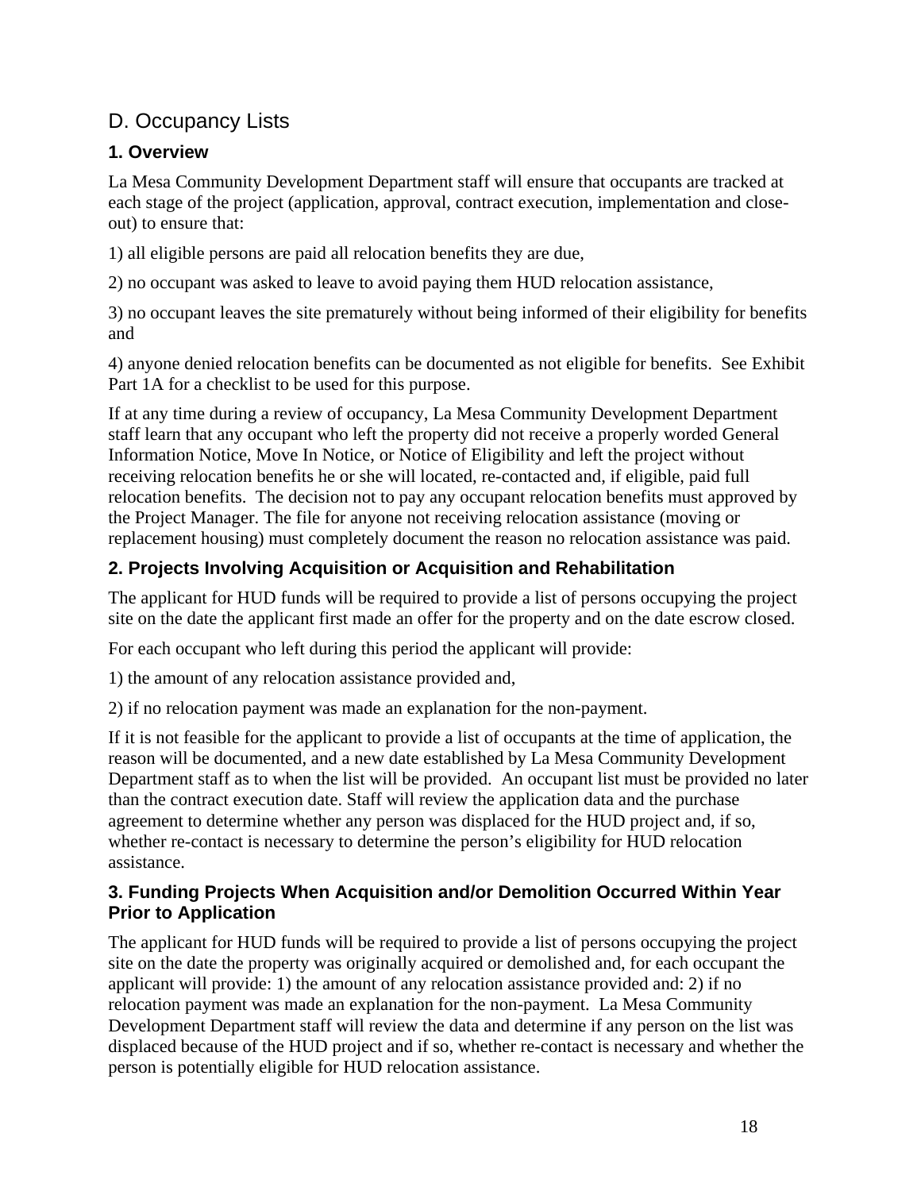## D. Occupancy Lists

### 1. Overview

La Mesa Community Development Department staff will ensure that occupants are tracked at each stage of the project (application, approval, contract execution, implementation and close-out) to ensure that:

1) all eligible persons are paid all relocation benefits they are due,

2) no occupant was asked to leave to avoid paying them HUD relocation assistance,

3) no occupant leaves the site prematurely without being informed of their eligibility for benefits and

4) anyone denied relocation benefits can be documented as not eligible for benefits. See Exhibit Part 1A for a checklist to be used for this purpose.

If at any time during a review of occupancy, La Mesa Community Development Department staff learn that any occupant who left the property did not receive a properly worded General Information Notice, Move In Notice, or Notice of Eligibility and left the project without receiving relocation benefits he or she will located, re-contacted and, if eligible, paid full relocation benefits. The decision not to pay any occupant relocation benefits must approved by the Project Manager. The file for anyone not receiving relocation assistance (moving or replacement housing) must completely document the reason no relocation assistance was paid.

### 2. Projects Involving Acquisition or Acquisition and Rehabilitation

The applicant for HUD funds will be required to provide a list of persons occupying the project site on the date the applicant first made an offer for the property and on the date escrow closed.

For each occupant who left during this period the applicant will provide:

1) the amount of any relocation assistance provided and,

2) if no relocation payment was made an explanation for the non-payment.

If it is not feasible for the applicant to provide a list of occupants at the time of application, the reason will be documented, and a new date established by La Mesa Community Development Department staff as to when the list will be provided. An occupant list must be provided no later than the contract execution date. Staff will review the application data and the purchase agreement to determine whether any person was displaced for the HUD project and, if so, whether re-contact is necessary to determine the person's eligibility for HUD relocation assistance.

### 3. Funding Projects When Acquisition and/or Demolition Occurred Within Year Prior to Application

The applicant for HUD funds will be required to provide a list of persons occupying the project site on the date the property was originally acquired or demolished and, for each occupant the applicant will provide: 1) the amount of any relocation assistance provided and: 2) if no relocation payment was made an explanation for the non-payment. La Mesa Community Development Department staff will review the data and determine if any person on the list was displaced because of the HUD project and if so, whether re-contact is necessary and whether the person is potentially eligible for HUD relocation assistance.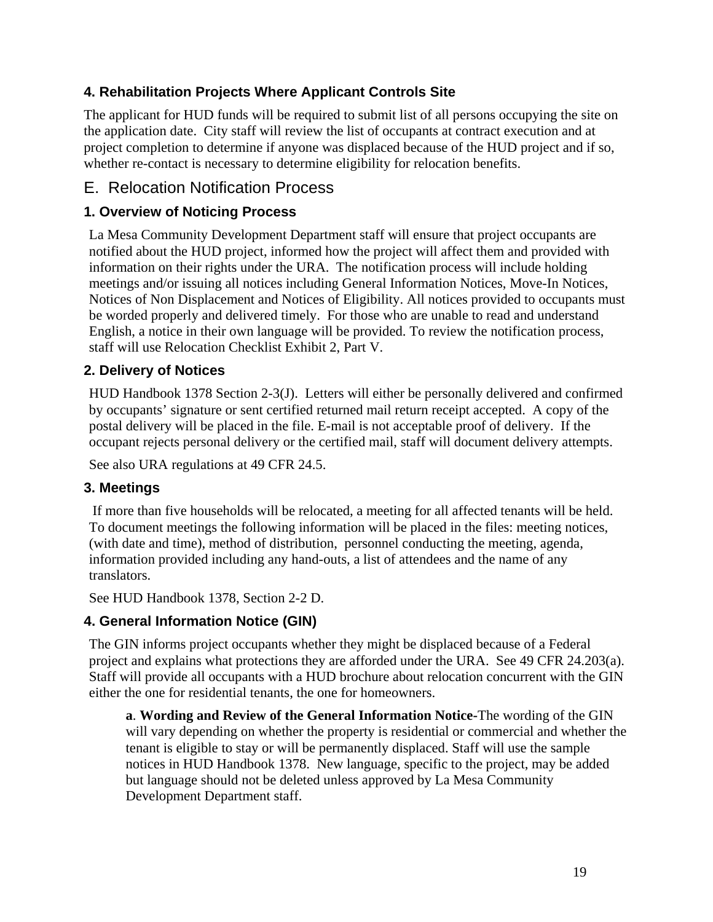### 4. Rehabilitation Projects Where Applicant Controls Site

The applicant for HUD funds will be required to submit list of all persons occupying the site on the application date. City staff will review the list of occupants at contract execution and at project completion to determine if anyone was displaced because of the HUD project and if so, whether re-contact is necessary to determine eligibility for relocation benefits.

## E. Relocation Notification Process

### 1. Overview of Noticing Process

La Mesa Community Development Department staff will ensure that project occupants are notified about the HUD project, informed how the project will affect them and provided with information on their rights under the URA. The notification process will include holding meetings and/or issuing all notices including General Information Notices, Move-In Notices, Notices of Non Displacement and Notices of Eligibility. All notices provided to occupants must be worded properly and delivered timely. For those who are unable to read and understand English, a notice in their own language will be provided. To review the notification process, staff will use Relocation Checklist Exhibit 2, Part V.

### 2. Delivery of Notices

HUD Handbook 1378 Section 2-3(J). Letters will either be personally delivered and confirmed by occupants' signature or sent certified returned mail return receipt accepted. A copy of the postal delivery will be placed in the file. E-mail is not acceptable proof of delivery. If the occupant rejects personal delivery or the certified mail, staff will document delivery attempts.

See also URA regulations at 49 CFR 24.5.

### 3. Meetings

If more than five households will be relocated, a meeting for all affected tenants will be held. To document meetings the following information will be placed in the files: meeting notices, (with date and time), method of distribution, personnel conducting the meeting, agenda, information provided including any hand-outs, a list of attendees and the name of any translators.

See HUD Handbook 1378, Section 2-2 D.

### 4. General Information Notice (GIN)

The GIN informs project occupants whether they might be displaced because of a Federal project and explains what protections they are afforded under the URA. See 49 CFR 24.203(a). Staff will provide all occupants with a HUD brochure about relocation concurrent with the GIN either the one for residential tenants, the one for homeowners.

**a**. **Wording and Review of the General Information Notice-**The wording of the GIN will vary depending on whether the property is residential or commercial and whether the tenant is eligible to stay or will be permanently displaced. Staff will use the sample notices in HUD Handbook 1378. New language, specific to the project, may be added but language should not be deleted unless approved by La Mesa Community Development Department staff.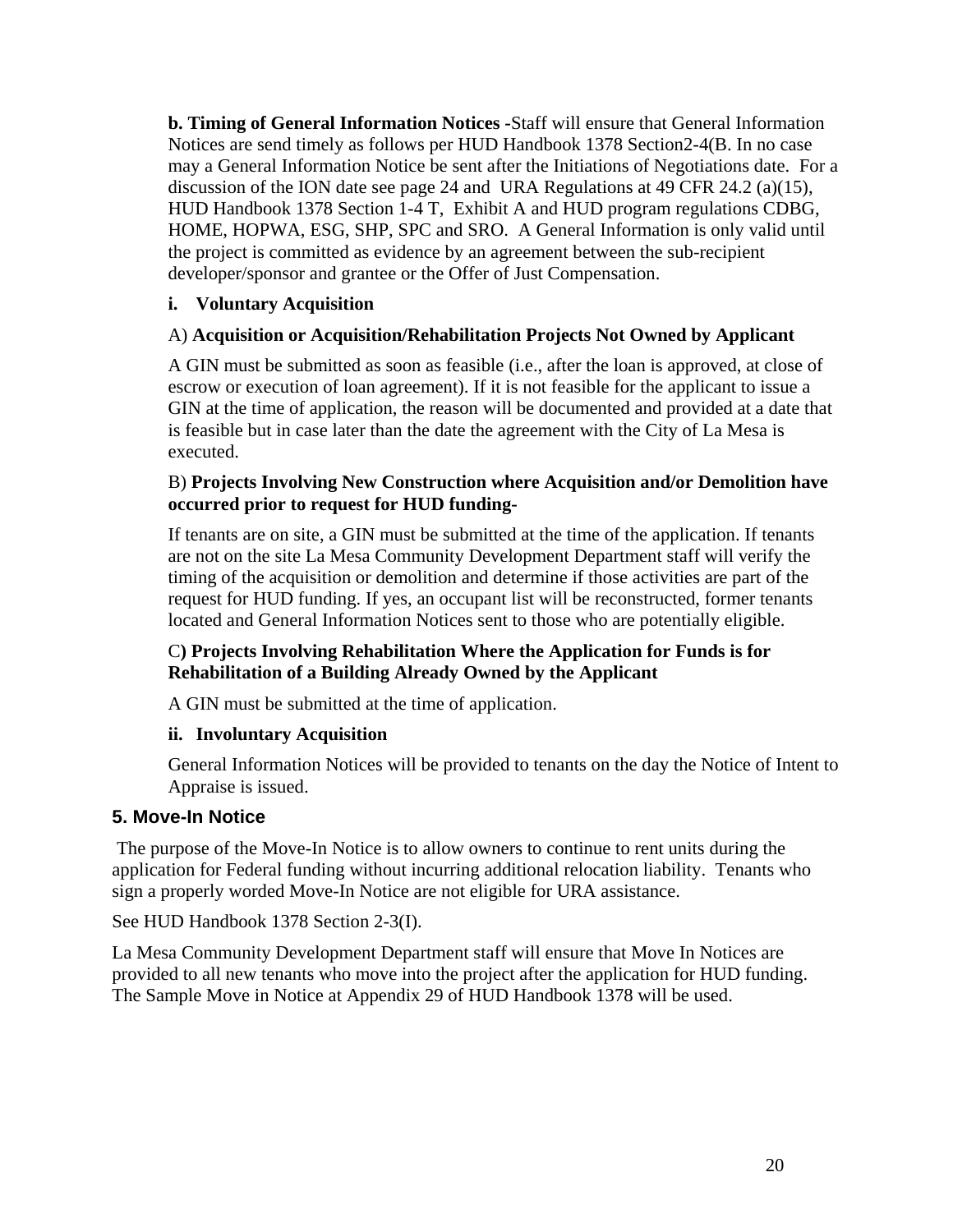**b. Timing of General Information Notices** -Staff will ensure that General Information Notices are send timely as follows per HUD Handbook 1378 Section2-4(B. In no case may a General Information Notice be sent after the Initiations of Negotiations date. For a discussion of the ION date see page 24 and URA Regulations at 49 CFR 24.2 (a)(15), HUD Handbook 1378 Section 1-4 T, Exhibit A and HUD program regulations CDBG, HOME, HOPWA, ESG, SHP, SPC and SRO. A General Information is only valid until the project is committed as evidence by an agreement between the sub-recipient developer/sponsor and grantee or the Offer of Just Compensation.

**i. Voluntary Acquisition**

A) **Acquisition or Acquisition/Rehabilitation Projects Not Owned by Applicant**

A GIN must be submitted as soon as feasible (i.e., after the loan is approved, at close of escrow or execution of loan agreement). If it is not feasible for the applicant to issue a GIN at the time of application, the reason will be documented and provided at a date that is feasible but in case later than the date the agreement with the City of La Mesa is executed.

B) **Projects Involving New Construction where Acquisition and/or Demolition have occurred prior to request for HUD funding-**

If tenants are on site, a GIN must be submitted at the time of the application. If tenants are not on the site La Mesa Community Development Department staff will verify the timing of the acquisition or demolition and determine if those activities are part of the request for HUD funding. If yes, an occupant list will be reconstructed, former tenants located and General Information Notices sent to those who are potentially eligible.

C**) Projects Involving Rehabilitation Where the Application for Funds is for Rehabilitation of a Building Already Owned by the Applicant**

A GIN must be submitted at the time of application.

**ii. Involuntary Acquisition**

General Information Notices will be provided to tenants on the day the Notice of Intent to Appraise is issued.

### 5. Move-In Notice

The purpose of the Move-In Notice is to allow owners to continue to rent units during the application for Federal funding without incurring additional relocation liability. Tenants who sign a properly worded Move-In Notice are not eligible for URA assistance.

See HUD Handbook 1378 Section 2-3(I).

La Mesa Community Development Department staff will ensure that Move In Notices are provided to all new tenants who move into the project after the application for HUD funding. The Sample Move in Notice at Appendix 29 of HUD Handbook 1378 will be used.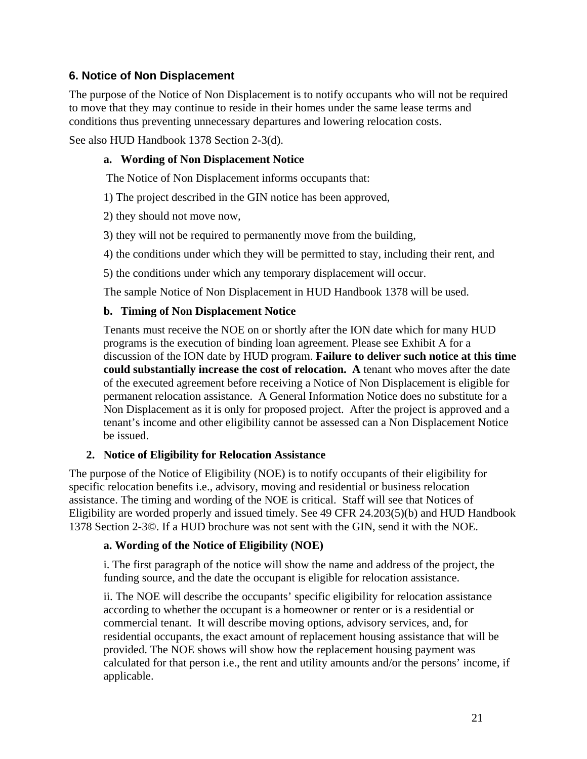## 6. Notice of Non Displacement

The purpose of the Notice of Non Displacement is to notify occupants who will not be required to move that they may continue to reside in their homes under the same lease terms and conditions thus preventing unnecessary departures and lowering relocation costs.

See also HUD Handbook 1378 Section 2-3(d).

### a. Wording of Non Displacement Notice

The Notice of Non Displacement informs occupants that:

1) The project described in the GIN notice has been approved,

2) they should not move now,

3) they will not be required to permanently move from the building,

4) the conditions under which they will be permitted to stay, including their rent, and

5) the conditions under which any temporary displacement will occur.

The sample Notice of Non Displacement in HUD Handbook 1378 will be used.

### b. Timing of Non Displacement Notice

Tenants must receive the NOE on or shortly after the ION date which for many HUD programs is the execution of binding loan agreement. Please see Exhibit A for a discussion of the ION date by HUD program. **Failure to deliver such notice at this time could substantially increase the cost of relocation. A** tenant who moves after the date of the executed agreement before receiving a Notice of Non Displacement is eligible for permanent relocation assistance. A General Information Notice does no substitute for a Non Displacement as it is only for proposed project. After the project is approved and a tenant's income and other eligibility cannot be assessed can a Non Displacement Notice be issued.

## 2. Notice of Eligibility for Relocation Assistance

The purpose of the Notice of Eligibility (NOE) is to notify occupants of their eligibility for specific relocation benefits i.e., advisory, moving and residential or business relocation assistance. The timing and wording of the NOE is critical. Staff will see that Notices of Eligibility are worded properly and issued timely. See 49 CFR 24.203(5)(b) and HUD Handbook 1378 Section 2-3©. If a HUD brochure was not sent with the GIN, send it with the NOE.

### a. Wording of the Notice of Eligibility (NOE)

i. The first paragraph of the notice will show the name and address of the project, the funding source, and the date the occupant is eligible for relocation assistance.

ii. The NOE will describe the occupants' specific eligibility for relocation assistance according to whether the occupant is a homeowner or renter or is a residential or commercial tenant. It will describe moving options, advisory services, and, for residential occupants, the exact amount of replacement housing assistance that will be provided. The NOE shows will show how the replacement housing payment was calculated for that person i.e., the rent and utility amounts and/or the persons' income, if applicable.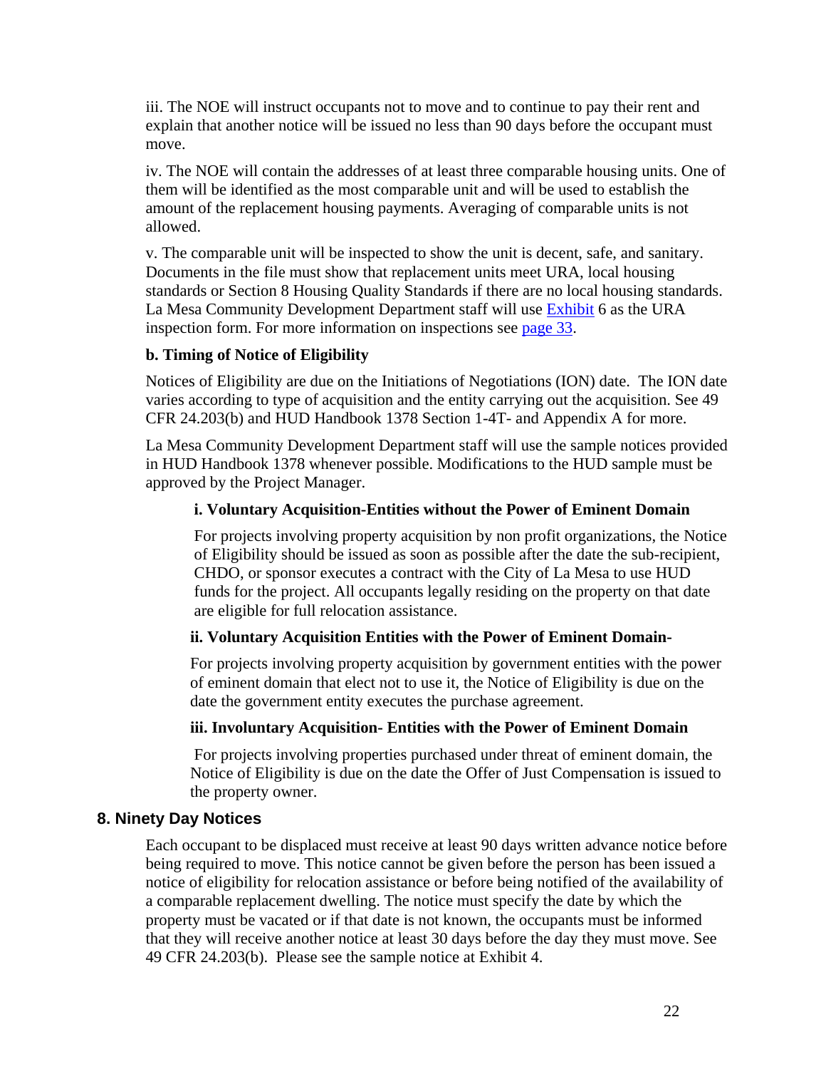iii. The NOE will instruct occupants not to move and to continue to pay their rent and explain that another notice will be issued no less than 90 days before the occupant must move.

iv. The NOE will contain the addresses of at least three comparable housing units. One of them will be identified as the most comparable unit and will be used to establish the amount of the replacement housing payments. Averaging of comparable units is not allowed.

v. The comparable unit will be inspected to show the unit is decent, safe, and sanitary. Documents in the file must show that replacement units meet URA, local housing standards or Section 8 Housing Quality Standards if there are no local housing standards. La Mesa Community Development Department staff will use Exhibit 6 as the URA inspection form. For more information on inspections see page 33.

**b. Timing of Notice of Eligibility**

Notices of Eligibility are due on the Initiations of Negotiations (ION) date. The ION date varies according to type of acquisition and the entity carrying out the acquisition. See 49 CFR 24.203(b) and HUD Handbook 1378 Section 1-4T- and Appendix A for more.

La Mesa Community Development Department staff will use the sample notices provided in HUD Handbook 1378 whenever possible. Modifications to the HUD sample must be approved by the Project Manager.

**i. Voluntary Acquisition-Entities without the Power of Eminent Domain**

For projects involving property acquisition by non profit organizations, the Notice of Eligibility should be issued as soon as possible after the date the sub-recipient, CHDO, or sponsor executes a contract with the City of La Mesa to use HUD funds for the project. All occupants legally residing on the property on that date are eligible for full relocation assistance.

**ii. Voluntary Acquisition Entities with the Power of Eminent Domain-**

For projects involving property acquisition by government entities with the power of eminent domain that elect not to use it, the Notice of Eligibility is due on the date the government entity executes the purchase agreement.

**iii. Involuntary Acquisition- Entities with the Power of Eminent Domain**

For projects involving properties purchased under threat of eminent domain, the Notice of Eligibility is due on the date the Offer of Just Compensation is issued to the property owner.

### 8. Ninety Day Notices

Each occupant to be displaced must receive at least 90 days written advance notice before being required to move. This notice cannot be given before the person has been issued a notice of eligibility for relocation assistance or before being notified of the availability of a comparable replacement dwelling. The notice must specify the date by which the property must be vacated or if that date is not known, the occupants must be informed that they will receive another notice at least 30 days before the day they must move. See 49 CFR 24.203(b). Please see the sample notice at Exhibit 4.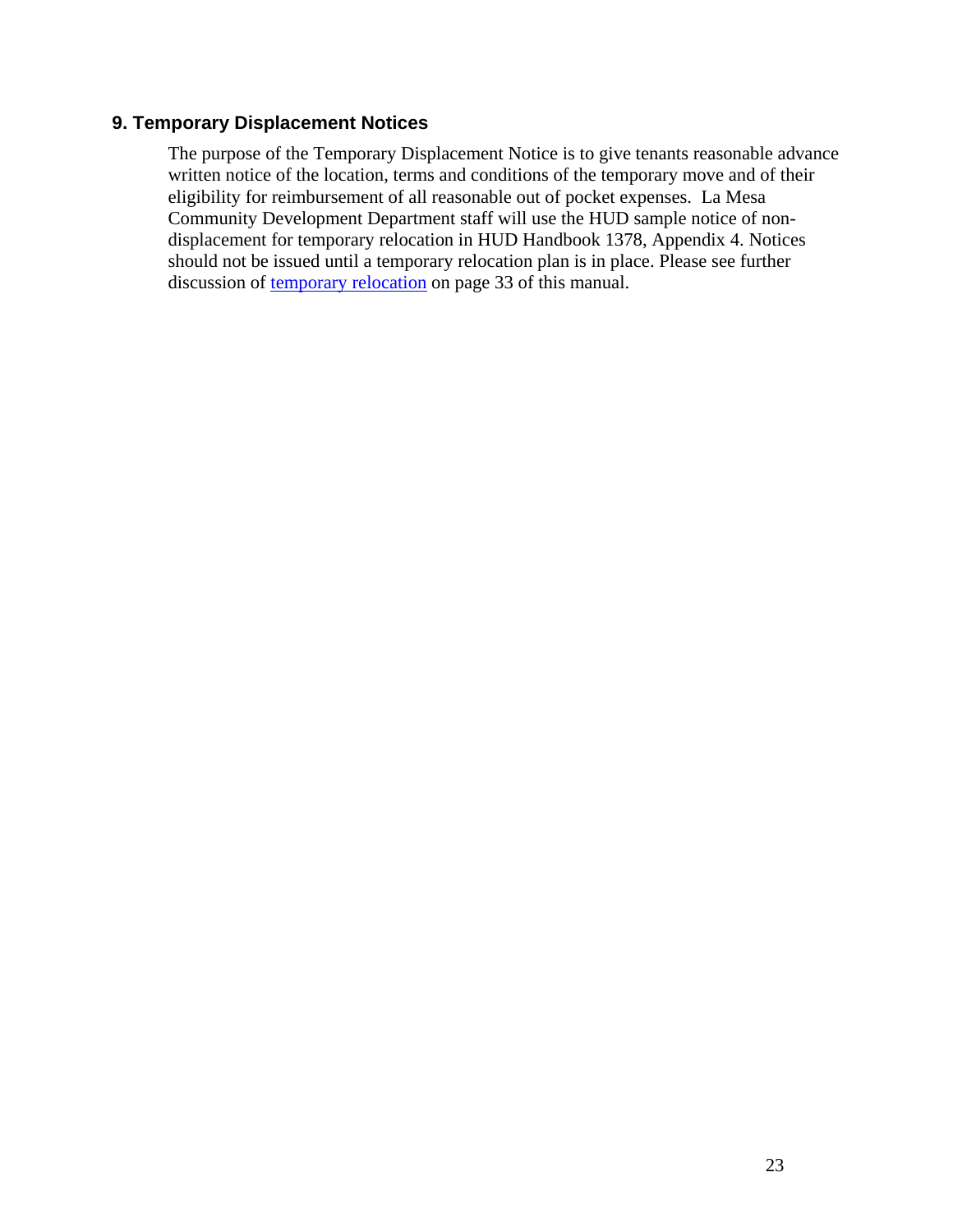## 9. Temporary Displacement Notices

The purpose of the Temporary Displacement Notice is to give tenants reasonable advance written notice of the location, terms and conditions of the temporary move and of their eligibility for reimbursement of all reasonable out of pocket expenses. La Mesa Community Development Department staff will use the HUD sample notice of non-displacement for temporary relocation in HUD Handbook 1378, Appendix 4. Notices should not be issued until a temporary relocation plan is in place. Please see further discussion of temporary relocation on page 33 of this manual.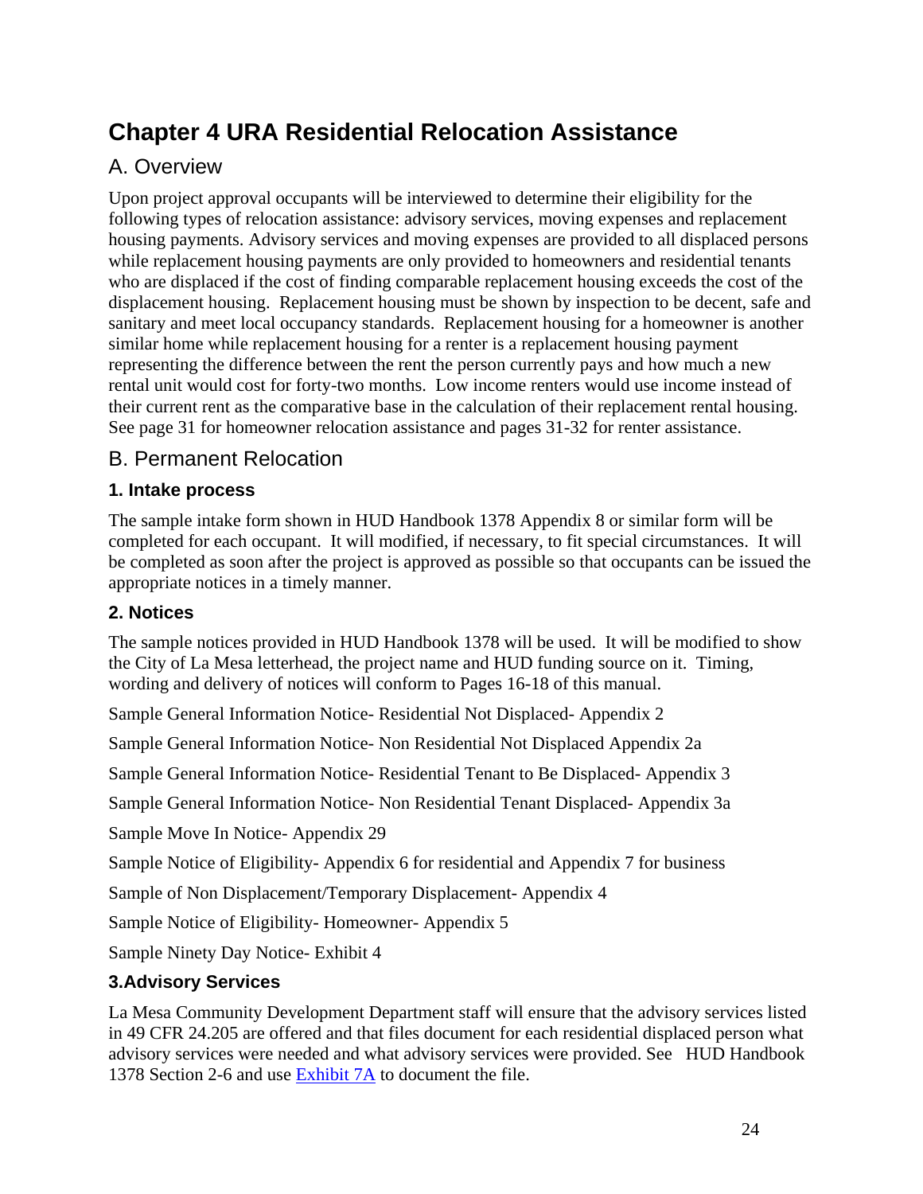# Chapter 4 URA Residential Relocation Assistance

## A. Overview

Upon project approval occupants will be interviewed to determine their eligibility for the following types of relocation assistance: advisory services, moving expenses and replacement housing payments. Advisory services and moving expenses are provided to all displaced persons while replacement housing payments are only provided to homeowners and residential tenants who are displaced if the cost of finding comparable replacement housing exceeds the cost of the displacement housing. Replacement housing must be shown by inspection to be decent, safe and sanitary and meet local occupancy standards. Replacement housing for a homeowner is another similar home while replacement housing for a renter is a replacement housing payment representing the difference between the rent the person currently pays and how much a new rental unit would cost for forty-two months. Low income renters would use income instead of their current rent as the comparative base in the calculation of their replacement rental housing. See page 31 for homeowner relocation assistance and pages 31-32 for renter assistance.

## B. Permanent Relocation

### 1. Intake process

The sample intake form shown in HUD Handbook 1378 Appendix 8 or similar form will be completed for each occupant. It will modified, if necessary, to fit special circumstances. It will be completed as soon after the project is approved as possible so that occupants can be issued the appropriate notices in a timely manner.

### 2. Notices

The sample notices provided in HUD Handbook 1378 will be used. It will be modified to show the City of La Mesa letterhead, the project name and HUD funding source on it. Timing, wording and delivery of notices will conform to Pages 16-18 of this manual.

Sample General Information Notice- Residential Not Displaced- Appendix 2

Sample General Information Notice- Non Residential Not Displaced Appendix 2a

Sample General Information Notice- Residential Tenant to Be Displaced- Appendix 3

Sample General Information Notice- Non Residential Tenant Displaced- Appendix 3a

Sample Move In Notice- Appendix 29

Sample Notice of Eligibility- Appendix 6 for residential and Appendix 7 for business

Sample of Non Displacement/Temporary Displacement- Appendix 4

Sample Notice of Eligibility- Homeowner- Appendix 5

Sample Ninety Day Notice- Exhibit 4

### 3.Advisory Services

La Mesa Community Development Department staff will ensure that the advisory services listed in 49 CFR 24.205 are offered and that files document for each residential displaced person what advisory services were needed and what advisory services were provided. See HUD Handbook 1378 Section 2-6 and use Exhibit 7A to document the file.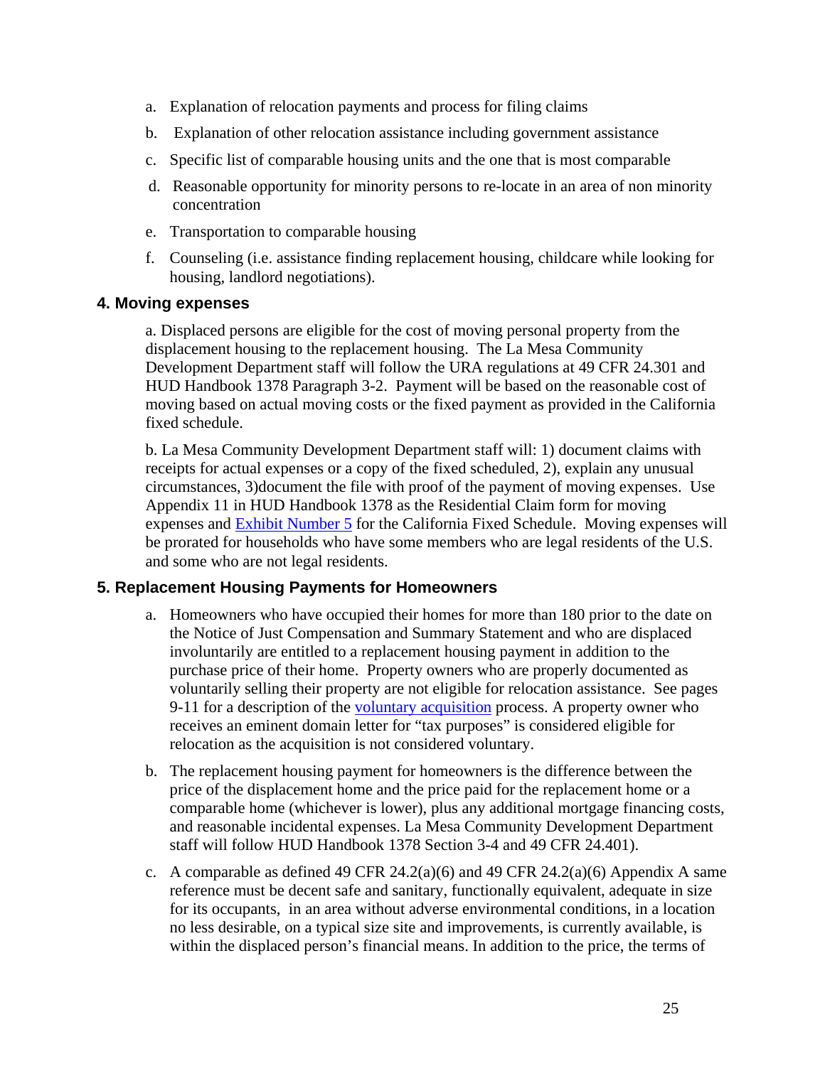a. Explanation of relocation payments and process for filing claims

b. Explanation of other relocation assistance including government assistance

c. Specific list of comparable housing units and the one that is most comparable

d. Reasonable opportunity for minority persons to re-locate in an area of non minority concentration

e. Transportation to comparable housing

f. Counseling (i.e. assistance finding replacement housing, childcare while looking for housing, landlord negotiations).

### 4. Moving expenses

a. Displaced persons are eligible for the cost of moving personal property from the displacement housing to the replacement housing. The La Mesa Community Development Department staff will follow the URA regulations at 49 CFR 24.301 and HUD Handbook 1378 Paragraph 3-2. Payment will be based on the reasonable cost of moving based on actual moving costs or the fixed payment as provided in the California fixed schedule.

b. La Mesa Community Development Department staff will: 1) document claims with receipts for actual expenses or a copy of the fixed scheduled, 2), explain any unusual circumstances, 3)document the file with proof of the payment of moving expenses. Use Appendix 11 in HUD Handbook 1378 as the Residential Claim form for moving expenses and Exhibit Number 5 for the California Fixed Schedule. Moving expenses will be prorated for households who have some members who are legal residents of the U.S. and some who are not legal residents.

### 5. Replacement Housing Payments for Homeowners

a. Homeowners who have occupied their homes for more than 180 prior to the date on the Notice of Just Compensation and Summary Statement and who are displaced involuntarily are entitled to a replacement housing payment in addition to the purchase price of their home. Property owners who are properly documented as voluntarily selling their property are not eligible for relocation assistance. See pages 9-11 for a description of the voluntary acquisition process. A property owner who receives an eminent domain letter for "tax purposes" is considered eligible for relocation as the acquisition is not considered voluntary.

b. The replacement housing payment for homeowners is the difference between the price of the displacement home and the price paid for the replacement home or a comparable home (whichever is lower), plus any additional mortgage financing costs, and reasonable incidental expenses. La Mesa Community Development Department staff will follow HUD Handbook 1378 Section 3-4 and 49 CFR 24.401).

c. A comparable as defined 49 CFR 24.2(a)(6) and 49 CFR 24.2(a)(6) Appendix A same reference must be decent safe and sanitary, functionally equivalent, adequate in size for its occupants, in an area without adverse environmental conditions, in a location no less desirable, on a typical size site and improvements, is currently available, is within the displaced person's financial means. In addition to the price, the terms of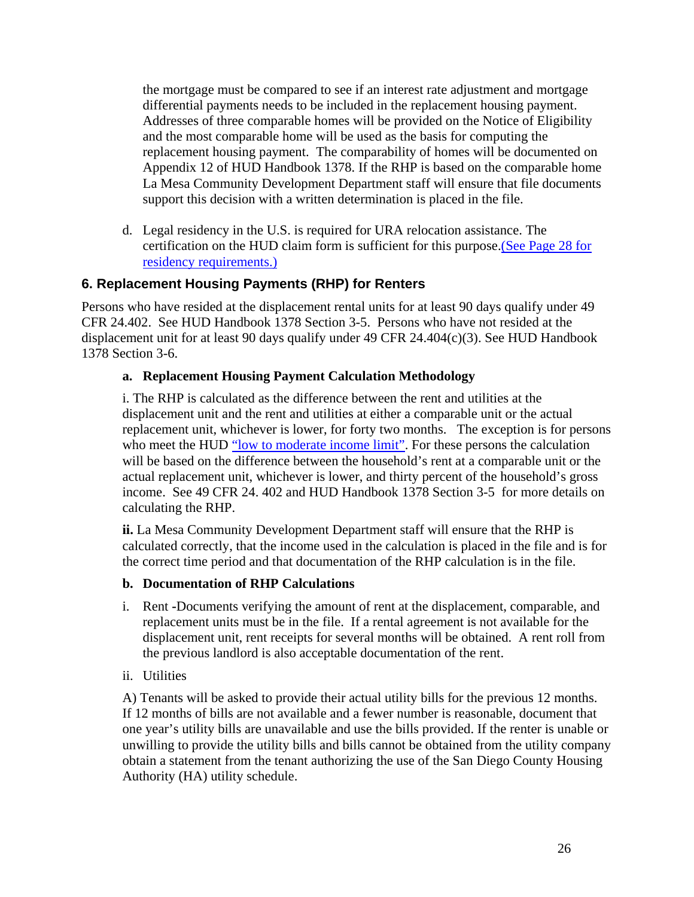the mortgage must be compared to see if an interest rate adjustment and mortgage differential payments needs to be included in the replacement housing payment. Addresses of three comparable homes will be provided on the Notice of Eligibility and the most comparable home will be used as the basis for computing the replacement housing payment. The comparability of homes will be documented on Appendix 12 of HUD Handbook 1378. If the RHP is based on the comparable home La Mesa Community Development Department staff will ensure that file documents support this decision with a written determination is placed in the file.

d. Legal residency in the U.S. is required for URA relocation assistance. The certification on the HUD claim form is sufficient for this purpose.(See Page 28 for residency requirements.)

## 6. Replacement Housing Payments (RHP) for Renters

Persons who have resided at the displacement rental units for at least 90 days qualify under 49 CFR 24.402. See HUD Handbook 1378 Section 3-5. Persons who have not resided at the displacement unit for at least 90 days qualify under 49 CFR 24.404(c)(3). See HUD Handbook 1378 Section 3-6.

### a. Replacement Housing Payment Calculation Methodology

i. The RHP is calculated as the difference between the rent and utilities at the displacement unit and the rent and utilities at either a comparable unit or the actual replacement unit, whichever is lower, for forty two months. The exception is for persons who meet the HUD "low to moderate income limit". For these persons the calculation will be based on the difference between the household's rent at a comparable unit or the actual replacement unit, whichever is lower, and thirty percent of the household's gross income. See 49 CFR 24. 402 and HUD Handbook 1378 Section 3-5 for more details on calculating the RHP.

**ii.** La Mesa Community Development Department staff will ensure that the RHP is calculated correctly, that the income used in the calculation is placed in the file and is for the correct time period and that documentation of the RHP calculation is in the file.

### b. Documentation of RHP Calculations

i. Rent -Documents verifying the amount of rent at the displacement, comparable, and replacement units must be in the file. If a rental agreement is not available for the displacement unit, rent receipts for several months will be obtained. A rent roll from the previous landlord is also acceptable documentation of the rent.

ii. Utilities

A) Tenants will be asked to provide their actual utility bills for the previous 12 months. If 12 months of bills are not available and a fewer number is reasonable, document that one year's utility bills are unavailable and use the bills provided. If the renter is unable or unwilling to provide the utility bills and bills cannot be obtained from the utility company obtain a statement from the tenant authorizing the use of the San Diego County Housing Authority (HA) utility schedule.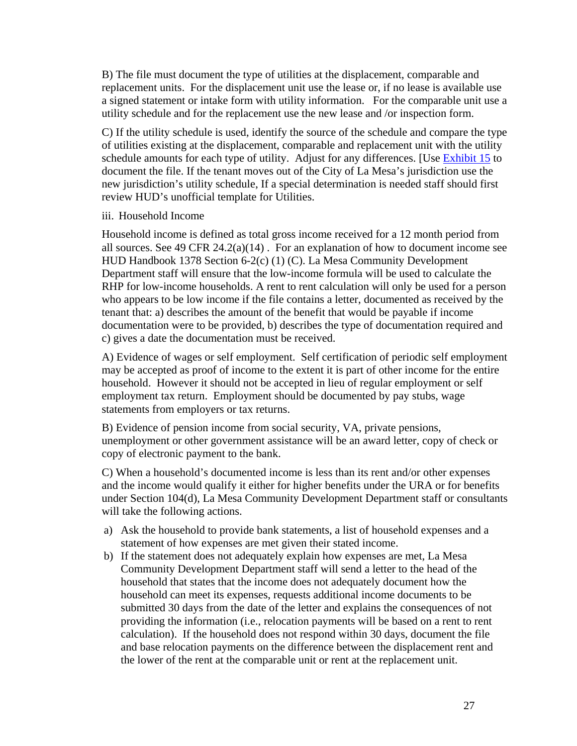B) The file must document the type of utilities at the displacement, comparable and replacement units. For the displacement unit use the lease or, if no lease is available use a signed statement or intake form with utility information. For the comparable unit use a utility schedule and for the replacement use the new lease and /or inspection form.

C) If the utility schedule is used, identify the source of the schedule and compare the type of utilities existing at the displacement, comparable and replacement unit with the utility schedule amounts for each type of utility. Adjust for any differences. [Use Exhibit 15 to document the file. If the tenant moves out of the City of La Mesa's jurisdiction use the new jurisdiction's utility schedule, If a special determination is needed staff should first review HUD's unofficial template for Utilities.

iii. Household Income

Household income is defined as total gross income received for a 12 month period from all sources. See 49 CFR 24.2(a)(14) . For an explanation of how to document income see HUD Handbook 1378 Section 6-2(c) (1) (C). La Mesa Community Development Department staff will ensure that the low-income formula will be used to calculate the RHP for low-income households. A rent to rent calculation will only be used for a person who appears to be low income if the file contains a letter, documented as received by the tenant that: a) describes the amount of the benefit that would be payable if income documentation were to be provided, b) describes the type of documentation required and c) gives a date the documentation must be received.

A) Evidence of wages or self employment. Self certification of periodic self employment may be accepted as proof of income to the extent it is part of other income for the entire household. However it should not be accepted in lieu of regular employment or self employment tax return. Employment should be documented by pay stubs, wage statements from employers or tax returns.

B) Evidence of pension income from social security, VA, private pensions, unemployment or other government assistance will be an award letter, copy of check or copy of electronic payment to the bank.

C) When a household's documented income is less than its rent and/or other expenses and the income would qualify it either for higher benefits under the URA or for benefits under Section 104(d), La Mesa Community Development Department staff or consultants will take the following actions.

a) Ask the household to provide bank statements, a list of household expenses and a statement of how expenses are met given their stated income.
b) If the statement does not adequately explain how expenses are met, La Mesa Community Development Department staff will send a letter to the head of the household that states that the income does not adequately document how the household can meet its expenses, requests additional income documents to be submitted 30 days from the date of the letter and explains the consequences of not providing the information (i.e., relocation payments will be based on a rent to rent calculation). If the household does not respond within 30 days, document the file and base relocation payments on the difference between the displacement rent and the lower of the rent at the comparable unit or rent at the replacement unit.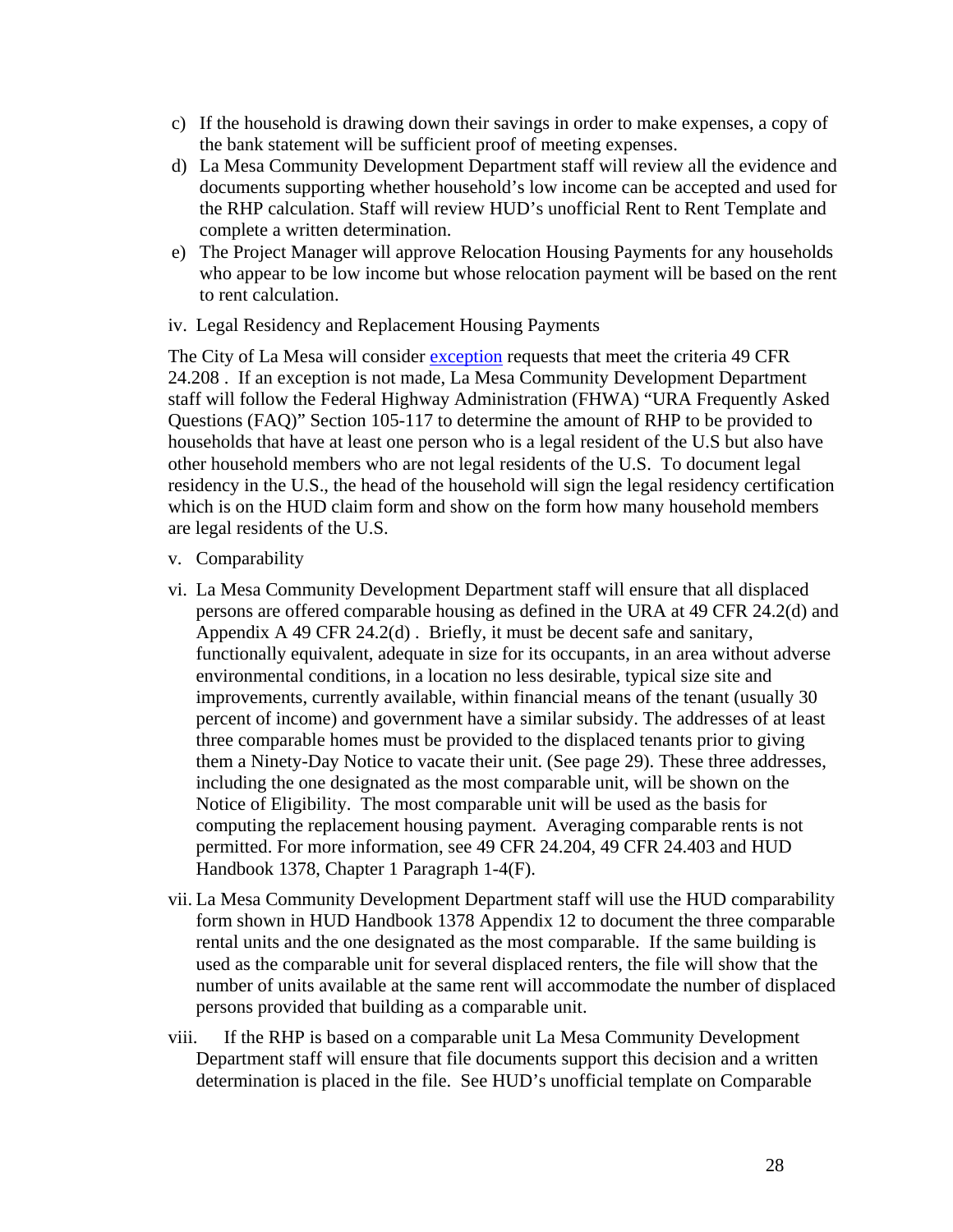c) If the household is drawing down their savings in order to make expenses, a copy of the bank statement will be sufficient proof of meeting expenses.

d) La Mesa Community Development Department staff will review all the evidence and documents supporting whether household's low income can be accepted and used for the RHP calculation. Staff will review HUD's unofficial Rent to Rent Template and complete a written determination.

e) The Project Manager will approve Relocation Housing Payments for any households who appear to be low income but whose relocation payment will be based on the rent to rent calculation.

iv. Legal Residency and Replacement Housing Payments

The City of La Mesa will consider exception requests that meet the criteria 49 CFR 24.208 . If an exception is not made, La Mesa Community Development Department staff will follow the Federal Highway Administration (FHWA) "URA Frequently Asked Questions (FAQ)" Section 105-117 to determine the amount of RHP to be provided to households that have at least one person who is a legal resident of the U.S but also have other household members who are not legal residents of the U.S. To document legal residency in the U.S., the head of the household will sign the legal residency certification which is on the HUD claim form and show on the form how many household members are legal residents of the U.S.

v. Comparability

vi. La Mesa Community Development Department staff will ensure that all displaced persons are offered comparable housing as defined in the URA at 49 CFR 24.2(d) and Appendix A 49 CFR 24.2(d) . Briefly, it must be decent safe and sanitary, functionally equivalent, adequate in size for its occupants, in an area without adverse environmental conditions, in a location no less desirable, typical size site and improvements, currently available, within financial means of the tenant (usually 30 percent of income) and government have a similar subsidy. The addresses of at least three comparable homes must be provided to the displaced tenants prior to giving them a Ninety-Day Notice to vacate their unit. (See page 29). These three addresses, including the one designated as the most comparable unit, will be shown on the Notice of Eligibility. The most comparable unit will be used as the basis for computing the replacement housing payment. Averaging comparable rents is not permitted. For more information, see 49 CFR 24.204, 49 CFR 24.403 and HUD Handbook 1378, Chapter 1 Paragraph 1-4(F).

vii. La Mesa Community Development Department staff will use the HUD comparability form shown in HUD Handbook 1378 Appendix 12 to document the three comparable rental units and the one designated as the most comparable. If the same building is used as the comparable unit for several displaced renters, the file will show that the number of units available at the same rent will accommodate the number of displaced persons provided that building as a comparable unit.

viii. If the RHP is based on a comparable unit La Mesa Community Development Department staff will ensure that file documents support this decision and a written determination is placed in the file. See HUD's unofficial template on Comparable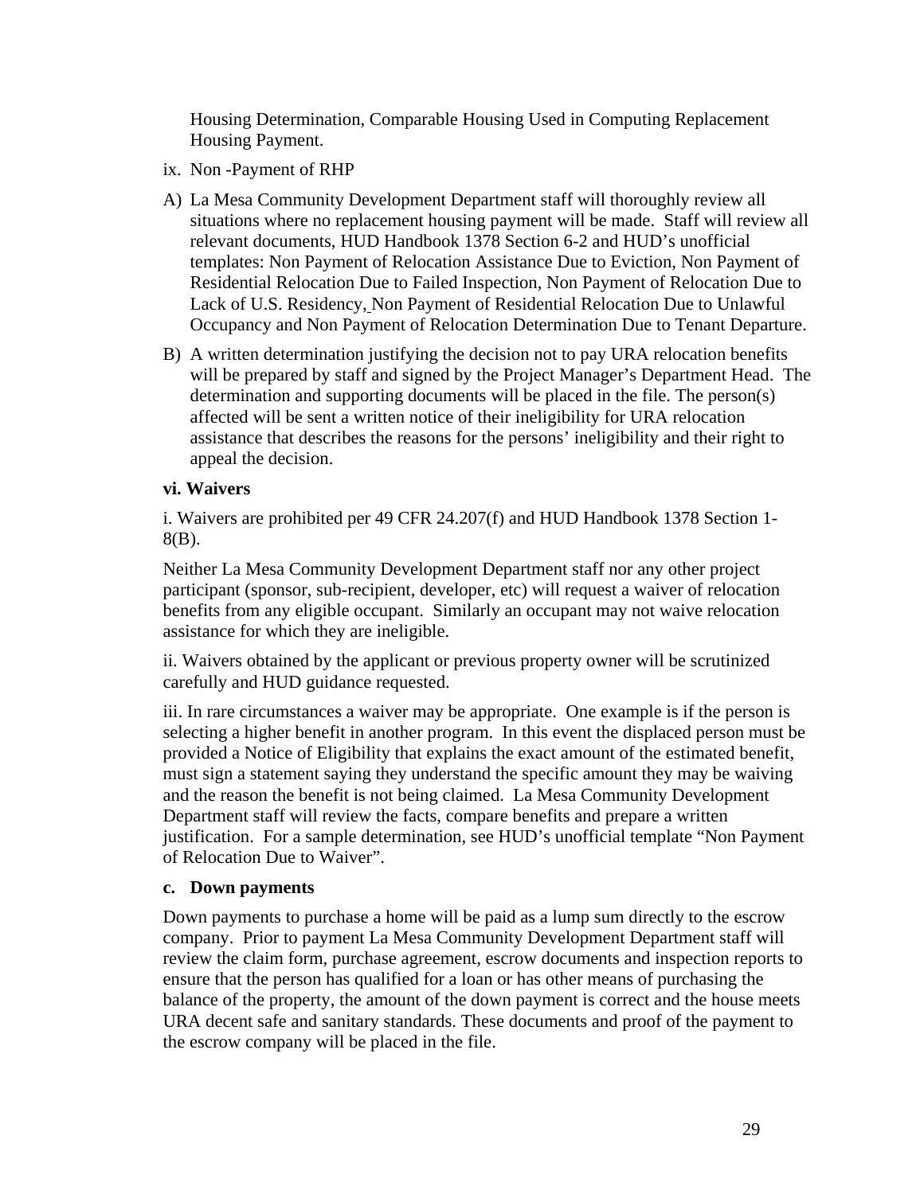Housing Determination, Comparable Housing Used in Computing Replacement Housing Payment.

ix. Non -Payment of RHP

A) La Mesa Community Development Department staff will thoroughly review all situations where no replacement housing payment will be made. Staff will review all relevant documents, HUD Handbook 1378 Section 6-2 and HUD's unofficial templates: Non Payment of Relocation Assistance Due to Eviction, Non Payment of Residential Relocation Due to Failed Inspection, Non Payment of Relocation Due to Lack of U.S. Residency, Non Payment of Residential Relocation Due to Unlawful Occupancy and Non Payment of Relocation Determination Due to Tenant Departure.

B) A written determination justifying the decision not to pay URA relocation benefits will be prepared by staff and signed by the Project Manager's Department Head. The determination and supporting documents will be placed in the file. The person(s) affected will be sent a written notice of their ineligibility for URA relocation assistance that describes the reasons for the persons' ineligibility and their right to appeal the decision.

**vi. Waivers**

i. Waivers are prohibited per 49 CFR 24.207(f) and HUD Handbook 1378 Section 1-8(B).

Neither La Mesa Community Development Department staff nor any other project participant (sponsor, sub-recipient, developer, etc) will request a waiver of relocation benefits from any eligible occupant. Similarly an occupant may not waive relocation assistance for which they are ineligible.

ii. Waivers obtained by the applicant or previous property owner will be scrutinized carefully and HUD guidance requested.

iii. In rare circumstances a waiver may be appropriate. One example is if the person is selecting a higher benefit in another program. In this event the displaced person must be provided a Notice of Eligibility that explains the exact amount of the estimated benefit, must sign a statement saying they understand the specific amount they may be waiving and the reason the benefit is not being claimed. La Mesa Community Development Department staff will review the facts, compare benefits and prepare a written justification. For a sample determination, see HUD's unofficial template "Non Payment of Relocation Due to Waiver".

**c. Down payments**

Down payments to purchase a home will be paid as a lump sum directly to the escrow company. Prior to payment La Mesa Community Development Department staff will review the claim form, purchase agreement, escrow documents and inspection reports to ensure that the person has qualified for a loan or has other means of purchasing the balance of the property, the amount of the down payment is correct and the house meets URA decent safe and sanitary standards. These documents and proof of the payment to the escrow company will be placed in the file.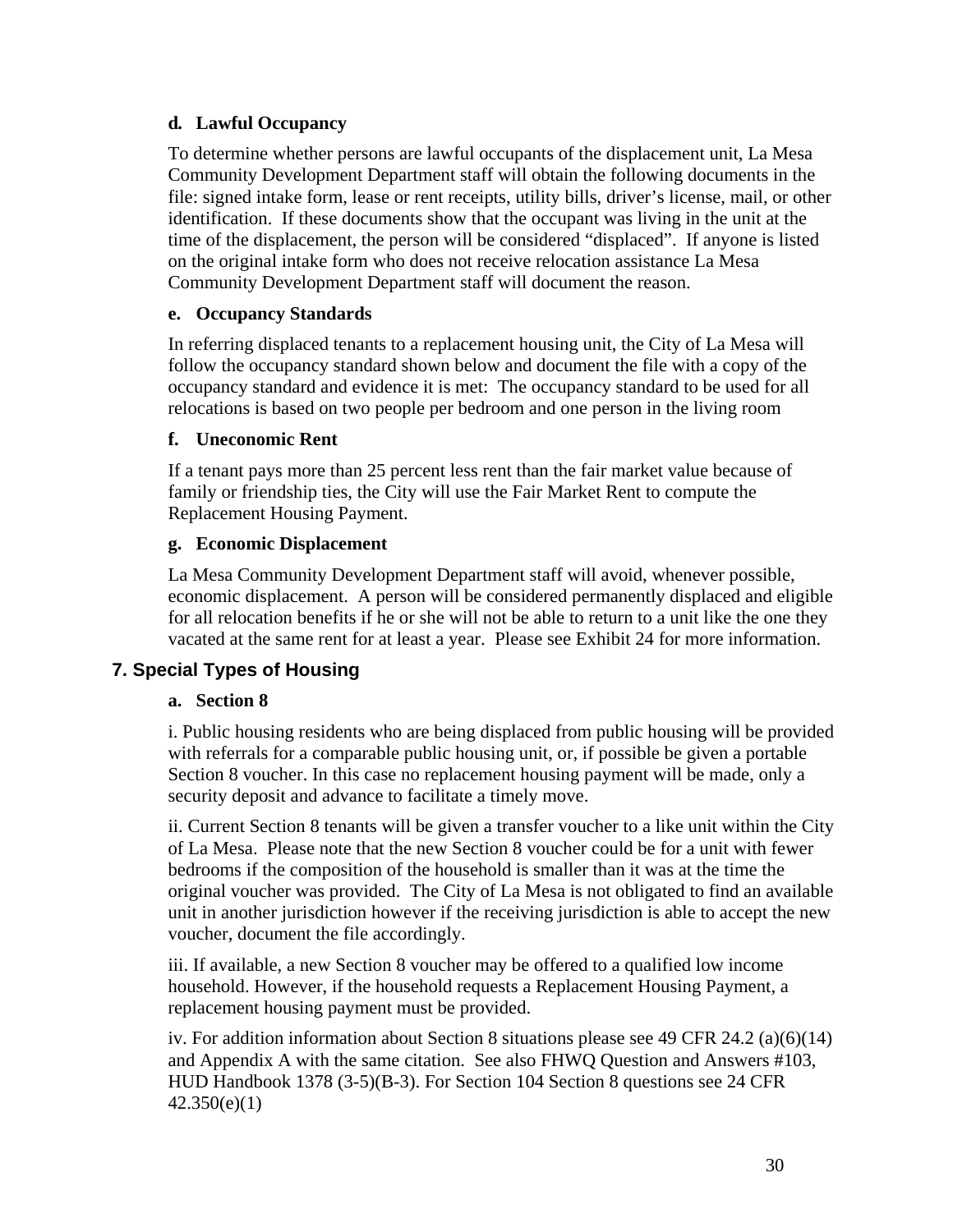#### d. Lawful Occupancy

To determine whether persons are lawful occupants of the displacement unit, La Mesa Community Development Department staff will obtain the following documents in the file: signed intake form, lease or rent receipts, utility bills, driver's license, mail, or other identification. If these documents show that the occupant was living in the unit at the time of the displacement, the person will be considered "displaced". If anyone is listed on the original intake form who does not receive relocation assistance La Mesa Community Development Department staff will document the reason.

#### e. Occupancy Standards

In referring displaced tenants to a replacement housing unit, the City of La Mesa will follow the occupancy standard shown below and document the file with a copy of the occupancy standard and evidence it is met: The occupancy standard to be used for all relocations is based on two people per bedroom and one person in the living room

#### f. Uneconomic Rent

If a tenant pays more than 25 percent less rent than the fair market value because of family or friendship ties, the City will use the Fair Market Rent to compute the Replacement Housing Payment.

#### g. Economic Displacement

La Mesa Community Development Department staff will avoid, whenever possible, economic displacement. A person will be considered permanently displaced and eligible for all relocation benefits if he or she will not be able to return to a unit like the one they vacated at the same rent for at least a year. Please see Exhibit 24 for more information.

### 7. Special Types of Housing

#### a. Section 8

i. Public housing residents who are being displaced from public housing will be provided with referrals for a comparable public housing unit, or, if possible be given a portable Section 8 voucher. In this case no replacement housing payment will be made, only a security deposit and advance to facilitate a timely move.

ii. Current Section 8 tenants will be given a transfer voucher to a like unit within the City of La Mesa. Please note that the new Section 8 voucher could be for a unit with fewer bedrooms if the composition of the household is smaller than it was at the time the original voucher was provided. The City of La Mesa is not obligated to find an available unit in another jurisdiction however if the receiving jurisdiction is able to accept the new voucher, document the file accordingly.

iii. If available, a new Section 8 voucher may be offered to a qualified low income household. However, if the household requests a Replacement Housing Payment, a replacement housing payment must be provided.

iv. For addition information about Section 8 situations please see 49 CFR 24.2 (a)(6)(14) and Appendix A with the same citation. See also FHWQ Question and Answers #103, HUD Handbook 1378 (3-5)(B-3). For Section 104 Section 8 questions see 24 CFR 42.350(e)(1)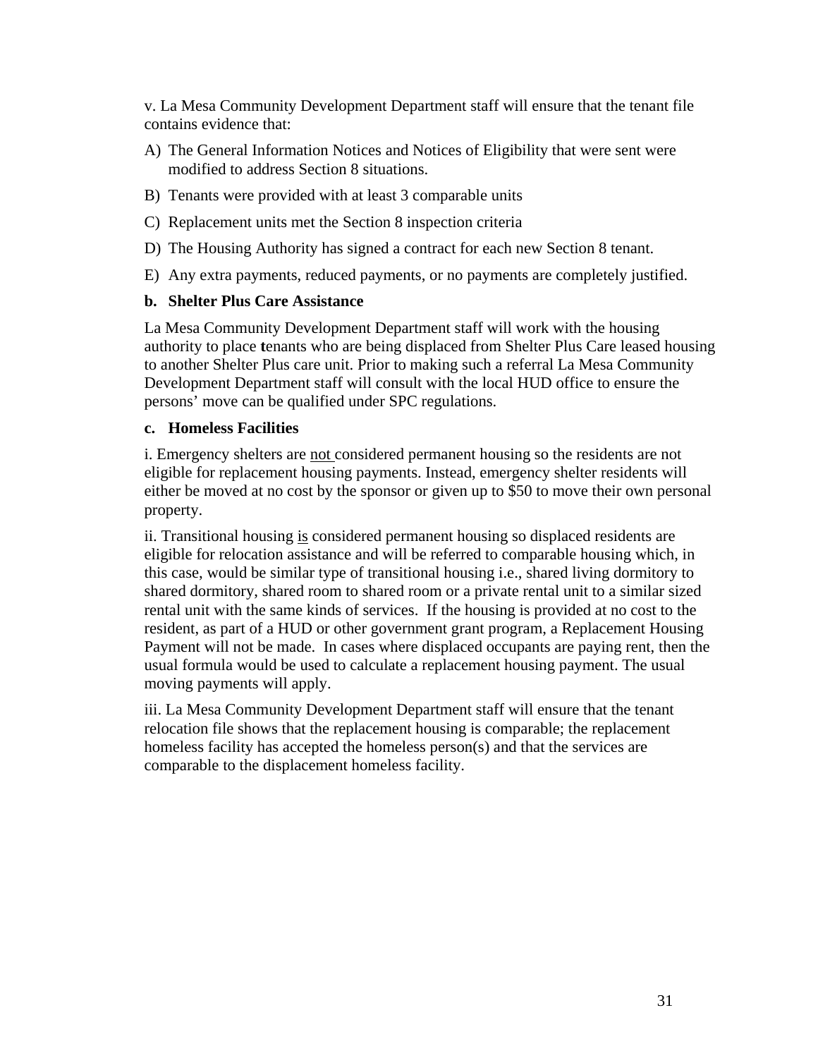v. La Mesa Community Development Department staff will ensure that the tenant file contains evidence that:

A) The General Information Notices and Notices of Eligibility that were sent were modified to address Section 8 situations.

B) Tenants were provided with at least 3 comparable units

C) Replacement units met the Section 8 inspection criteria

D) The Housing Authority has signed a contract for each new Section 8 tenant.

E) Any extra payments, reduced payments, or no payments are completely justified.

**b. Shelter Plus Care Assistance**

La Mesa Community Development Department staff will work with the housing authority to place tenants who are being displaced from Shelter Plus Care leased housing to another Shelter Plus care unit. Prior to making such a referral La Mesa Community Development Department staff will consult with the local HUD office to ensure the persons' move can be qualified under SPC regulations.

**c. Homeless Facilities**

i. Emergency shelters are not considered permanent housing so the residents are not eligible for replacement housing payments. Instead, emergency shelter residents will either be moved at no cost by the sponsor or given up to $50 to move their own personal property.

ii. Transitional housing is considered permanent housing so displaced residents are eligible for relocation assistance and will be referred to comparable housing which, in this case, would be similar type of transitional housing i.e., shared living dormitory to shared dormitory, shared room to shared room or a private rental unit to a similar sized rental unit with the same kinds of services. If the housing is provided at no cost to the resident, as part of a HUD or other government grant program, a Replacement Housing Payment will not be made. In cases where displaced occupants are paying rent, then the usual formula would be used to calculate a replacement housing payment. The usual moving payments will apply.

iii. La Mesa Community Development Department staff will ensure that the tenant relocation file shows that the replacement housing is comparable; the replacement homeless facility has accepted the homeless person(s) and that the services are comparable to the displacement homeless facility.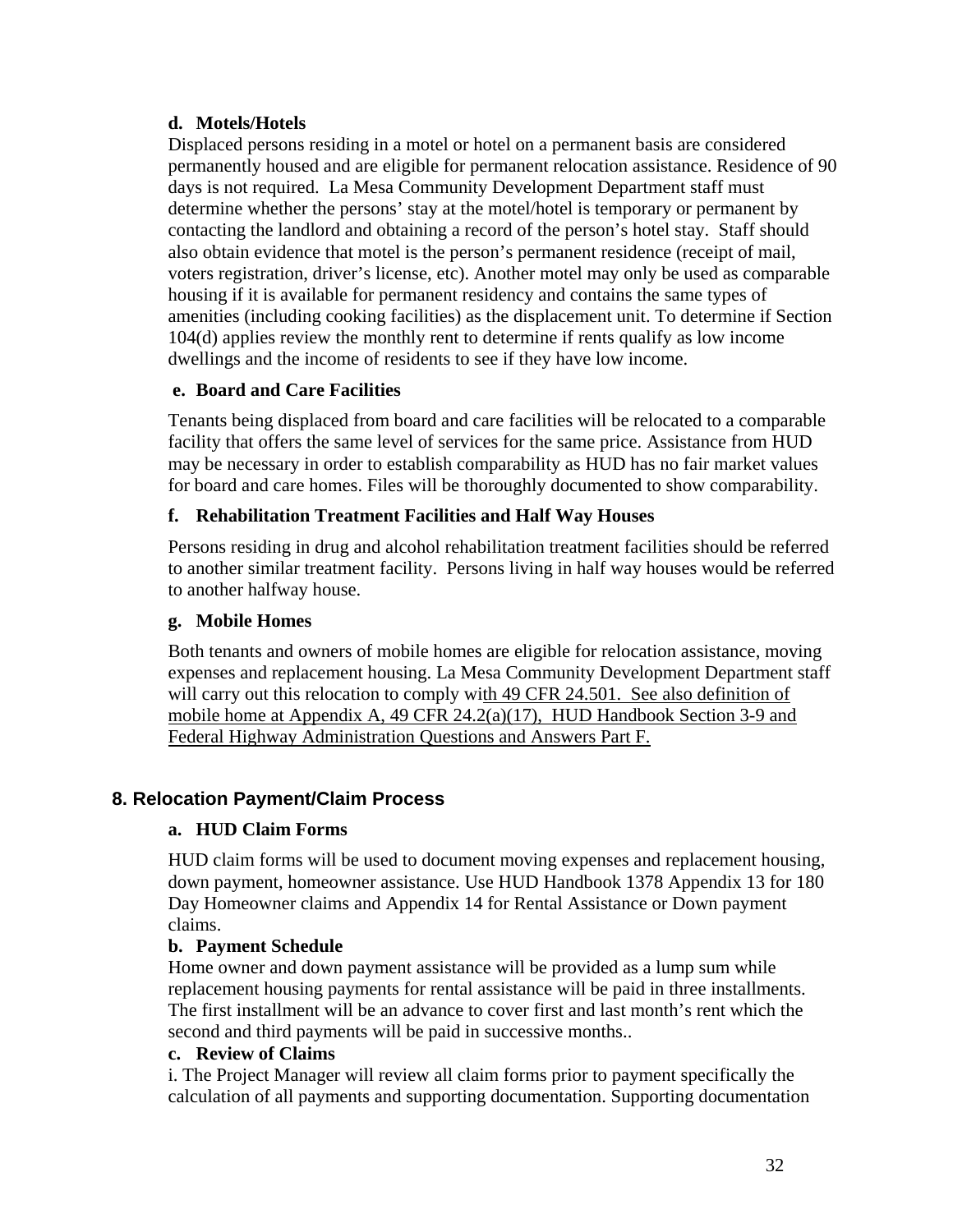#### d. Motels/Hotels

Displaced persons residing in a motel or hotel on a permanent basis are considered permanently housed and are eligible for permanent relocation assistance. Residence of 90 days is not required. La Mesa Community Development Department staff must determine whether the persons' stay at the motel/hotel is temporary or permanent by contacting the landlord and obtaining a record of the person's hotel stay. Staff should also obtain evidence that motel is the person's permanent residence (receipt of mail, voters registration, driver's license, etc). Another motel may only be used as comparable housing if it is available for permanent residency and contains the same types of amenities (including cooking facilities) as the displacement unit. To determine if Section 104(d) applies review the monthly rent to determine if rents qualify as low income dwellings and the income of residents to see if they have low income.

#### e. Board and Care Facilities

Tenants being displaced from board and care facilities will be relocated to a comparable facility that offers the same level of services for the same price. Assistance from HUD may be necessary in order to establish comparability as HUD has no fair market values for board and care homes. Files will be thoroughly documented to show comparability.

#### f. Rehabilitation Treatment Facilities and Half Way Houses

Persons residing in drug and alcohol rehabilitation treatment facilities should be referred to another similar treatment facility. Persons living in half way houses would be referred to another halfway house.

#### g. Mobile Homes

Both tenants and owners of mobile homes are eligible for relocation assistance, moving expenses and replacement housing. La Mesa Community Development Department staff will carry out this relocation to comply with 49 CFR 24.501. See also definition of mobile home at Appendix A, 49 CFR 24.2(a)(17), HUD Handbook Section 3-9 and Federal Highway Administration Questions and Answers Part F.

## 8. Relocation Payment/Claim Process

#### a. HUD Claim Forms

HUD claim forms will be used to document moving expenses and replacement housing, down payment, homeowner assistance. Use HUD Handbook 1378 Appendix 13 for 180 Day Homeowner claims and Appendix 14 for Rental Assistance or Down payment claims.

#### b. Payment Schedule

Home owner and down payment assistance will be provided as a lump sum while replacement housing payments for rental assistance will be paid in three installments. The first installment will be an advance to cover first and last month's rent which the second and third payments will be paid in successive months..

#### c. Review of Claims

i. The Project Manager will review all claim forms prior to payment specifically the calculation of all payments and supporting documentation. Supporting documentation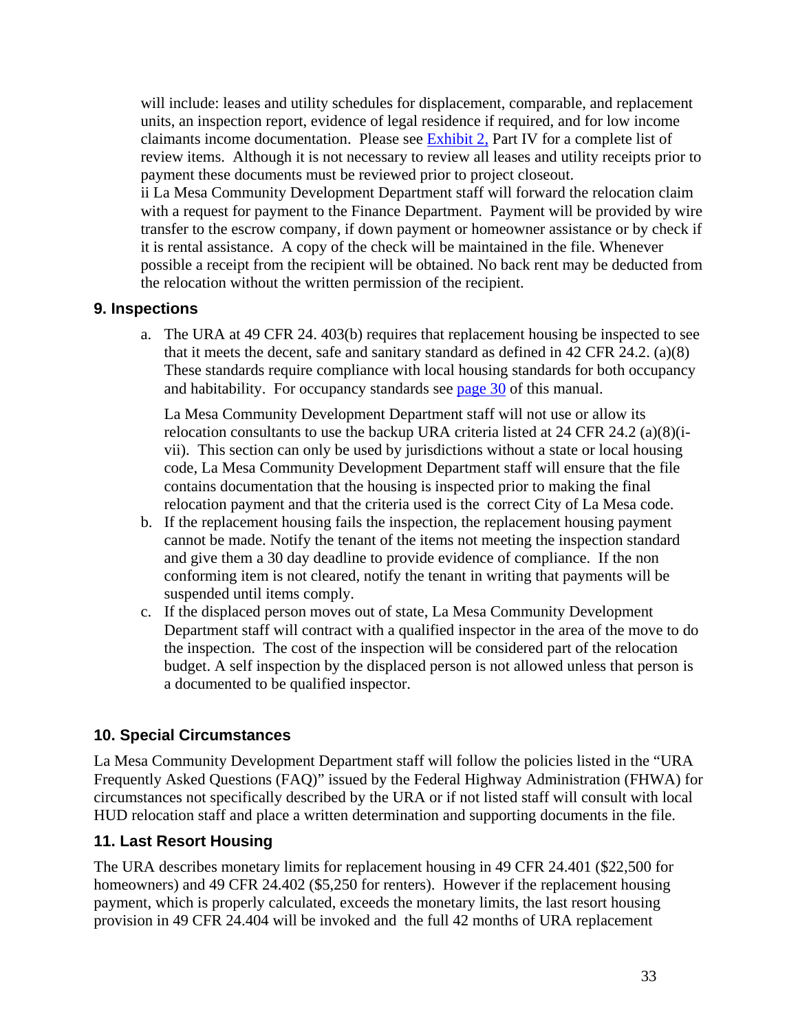will include: leases and utility schedules for displacement, comparable, and replacement units, an inspection report, evidence of legal residence if required, and for low income claimants income documentation. Please see Exhibit 2, Part IV for a complete list of review items. Although it is not necessary to review all leases and utility receipts prior to payment these documents must be reviewed prior to project closeout.

ii La Mesa Community Development Department staff will forward the relocation claim with a request for payment to the Finance Department. Payment will be provided by wire transfer to the escrow company, if down payment or homeowner assistance or by check if it is rental assistance. A copy of the check will be maintained in the file. Whenever possible a receipt from the recipient will be obtained. No back rent may be deducted from the relocation without the written permission of the recipient.

### 9. Inspections

a. The URA at 49 CFR 24. 403(b) requires that replacement housing be inspected to see that it meets the decent, safe and sanitary standard as defined in 42 CFR 24.2. (a)(8) These standards require compliance with local housing standards for both occupancy and habitability. For occupancy standards see page 30 of this manual.

   La Mesa Community Development Department staff will not use or allow its relocation consultants to use the backup URA criteria listed at 24 CFR 24.2 (a)(8)(i-vii). This section can only be used by jurisdictions without a state or local housing code, La Mesa Community Development Department staff will ensure that the file contains documentation that the housing is inspected prior to making the final relocation payment and that the criteria used is the correct City of La Mesa code.

b. If the replacement housing fails the inspection, the replacement housing payment cannot be made. Notify the tenant of the items not meeting the inspection standard and give them a 30 day deadline to provide evidence of compliance. If the non conforming item is not cleared, notify the tenant in writing that payments will be suspended until items comply.

c. If the displaced person moves out of state, La Mesa Community Development Department staff will contract with a qualified inspector in the area of the move to do the inspection. The cost of the inspection will be considered part of the relocation budget. A self inspection by the displaced person is not allowed unless that person is a documented to be qualified inspector.

### 10. Special Circumstances

La Mesa Community Development Department staff will follow the policies listed in the "URA Frequently Asked Questions (FAQ)" issued by the Federal Highway Administration (FHWA) for circumstances not specifically described by the URA or if not listed staff will consult with local HUD relocation staff and place a written determination and supporting documents in the file.

### 11. Last Resort Housing

The URA describes monetary limits for replacement housing in 49 CFR 24.401 ($22,500 for homeowners) and 49 CFR 24.402 ($5,250 for renters). However if the replacement housing payment, which is properly calculated, exceeds the monetary limits, the last resort housing provision in 49 CFR 24.404 will be invoked and the full 42 months of URA replacement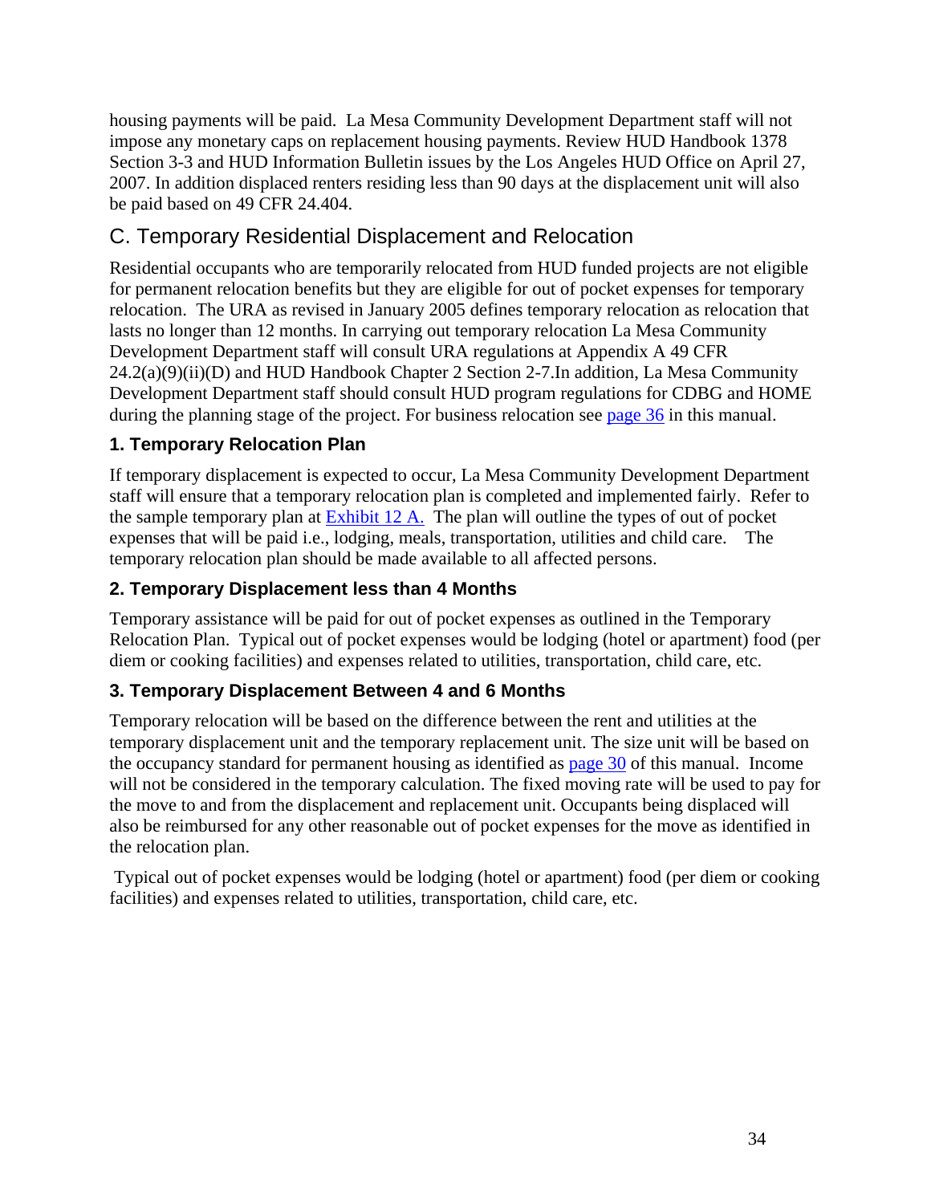housing payments will be paid. La Mesa Community Development Department staff will not impose any monetary caps on replacement housing payments. Review HUD Handbook 1378 Section 3-3 and HUD Information Bulletin issues by the Los Angeles HUD Office on April 27, 2007. In addition displaced renters residing less than 90 days at the displacement unit will also be paid based on 49 CFR 24.404.

## C. Temporary Residential Displacement and Relocation

Residential occupants who are temporarily relocated from HUD funded projects are not eligible for permanent relocation benefits but they are eligible for out of pocket expenses for temporary relocation. The URA as revised in January 2005 defines temporary relocation as relocation that lasts no longer than 12 months. In carrying out temporary relocation La Mesa Community Development Department staff will consult URA regulations at Appendix A 49 CFR 24.2(a)(9)(ii)(D) and HUD Handbook Chapter 2 Section 2-7.In addition, La Mesa Community Development Department staff should consult HUD program regulations for CDBG and HOME during the planning stage of the project. For business relocation see page 36 in this manual.

### 1. Temporary Relocation Plan

If temporary displacement is expected to occur, La Mesa Community Development Department staff will ensure that a temporary relocation plan is completed and implemented fairly. Refer to the sample temporary plan at Exhibit 12 A. The plan will outline the types of out of pocket expenses that will be paid i.e., lodging, meals, transportation, utilities and child care. The temporary relocation plan should be made available to all affected persons.

### 2. Temporary Displacement less than 4 Months

Temporary assistance will be paid for out of pocket expenses as outlined in the Temporary Relocation Plan. Typical out of pocket expenses would be lodging (hotel or apartment) food (per diem or cooking facilities) and expenses related to utilities, transportation, child care, etc.

### 3. Temporary Displacement Between 4 and 6 Months

Temporary relocation will be based on the difference between the rent and utilities at the temporary displacement unit and the temporary replacement unit. The size unit will be based on the occupancy standard for permanent housing as identified as page 30 of this manual. Income will not be considered in the temporary calculation. The fixed moving rate will be used to pay for the move to and from the displacement and replacement unit. Occupants being displaced will also be reimbursed for any other reasonable out of pocket expenses for the move as identified in the relocation plan.

Typical out of pocket expenses would be lodging (hotel or apartment) food (per diem or cooking facilities) and expenses related to utilities, transportation, child care, etc.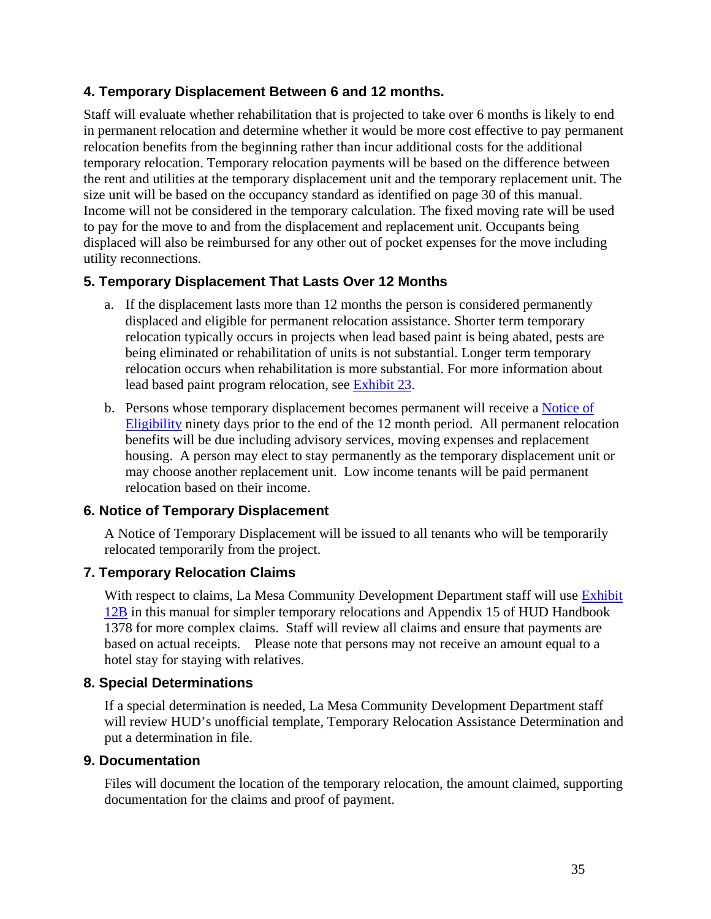### 4. Temporary Displacement Between 6 and 12 months.

Staff will evaluate whether rehabilitation that is projected to take over 6 months is likely to end in permanent relocation and determine whether it would be more cost effective to pay permanent relocation benefits from the beginning rather than incur additional costs for the additional temporary relocation. Temporary relocation payments will be based on the difference between the rent and utilities at the temporary displacement unit and the temporary replacement unit. The size unit will be based on the occupancy standard as identified on page 30 of this manual. Income will not be considered in the temporary calculation. The fixed moving rate will be used to pay for the move to and from the displacement and replacement unit. Occupants being displaced will also be reimbursed for any other out of pocket expenses for the move including utility reconnections.

### 5. Temporary Displacement That Lasts Over 12 Months

a. If the displacement lasts more than 12 months the person is considered permanently displaced and eligible for permanent relocation assistance. Shorter term temporary relocation typically occurs in projects when lead based paint is being abated, pests are being eliminated or rehabilitation of units is not substantial. Longer term temporary relocation occurs when rehabilitation is more substantial. For more information about lead based paint program relocation, see Exhibit 23.

b. Persons whose temporary displacement becomes permanent will receive a Notice of Eligibility ninety days prior to the end of the 12 month period. All permanent relocation benefits will be due including advisory services, moving expenses and replacement housing. A person may elect to stay permanently as the temporary displacement unit or may choose another replacement unit. Low income tenants will be paid permanent relocation based on their income.

### 6. Notice of Temporary Displacement

A Notice of Temporary Displacement will be issued to all tenants who will be temporarily relocated temporarily from the project.

### 7. Temporary Relocation Claims

With respect to claims, La Mesa Community Development Department staff will use Exhibit 12B in this manual for simpler temporary relocations and Appendix 15 of HUD Handbook 1378 for more complex claims. Staff will review all claims and ensure that payments are based on actual receipts. Please note that persons may not receive an amount equal to a hotel stay for staying with relatives.

### 8. Special Determinations

If a special determination is needed, La Mesa Community Development Department staff will review HUD's unofficial template, Temporary Relocation Assistance Determination and put a determination in file.

### 9. Documentation

Files will document the location of the temporary relocation, the amount claimed, supporting documentation for the claims and proof of payment.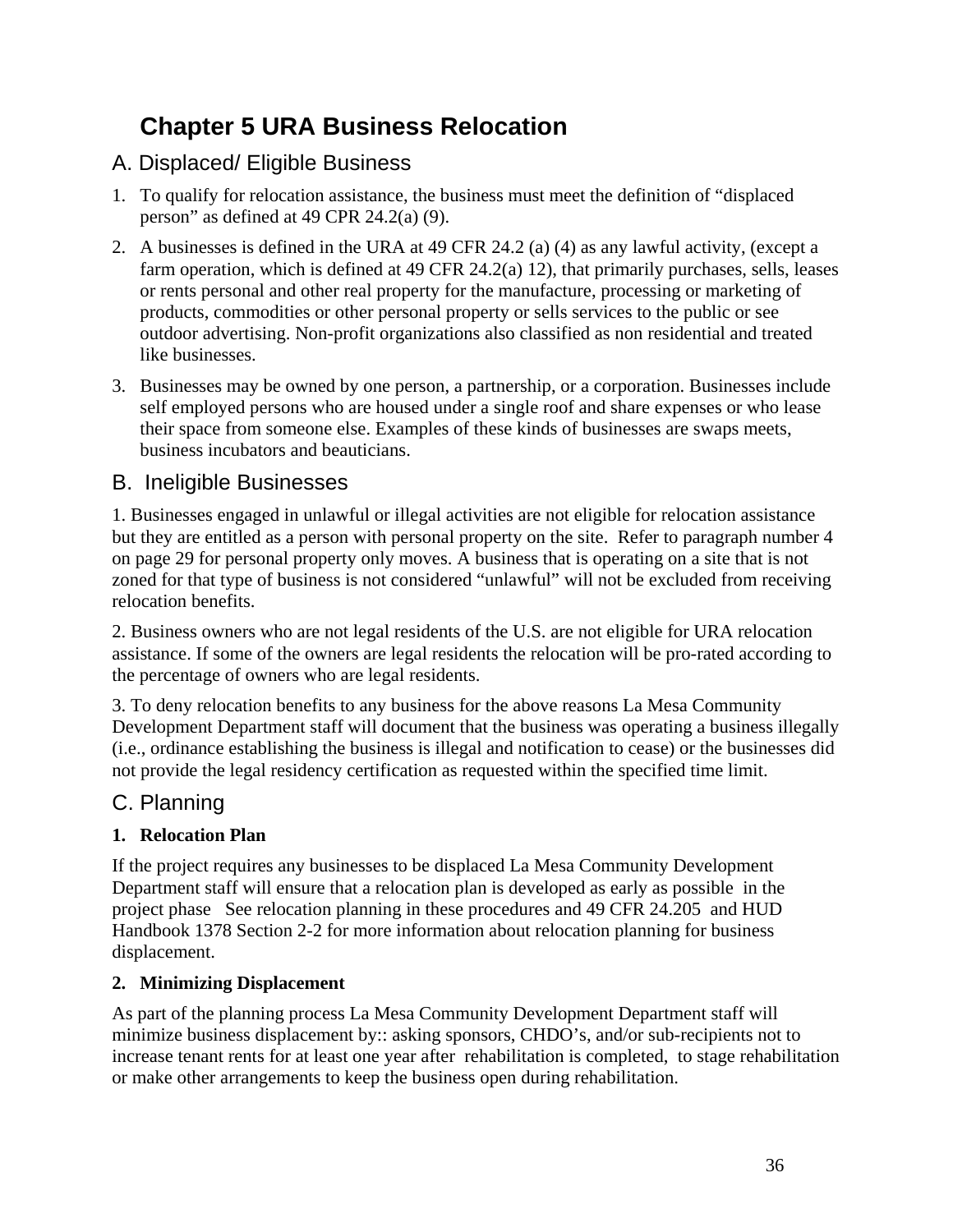# Chapter 5 URA Business Relocation

## A. Displaced/ Eligible Business

1. To qualify for relocation assistance, the business must meet the definition of "displaced person" as defined at 49 CPR 24.2(a) (9).
2. A businesses is defined in the URA at 49 CFR 24.2 (a) (4) as any lawful activity, (except a farm operation, which is defined at 49 CFR 24.2(a) 12), that primarily purchases, sells, leases or rents personal and other real property for the manufacture, processing or marketing of products, commodities or other personal property or sells services to the public or see outdoor advertising. Non-profit organizations also classified as non residential and treated like businesses.
3. Businesses may be owned by one person, a partnership, or a corporation. Businesses include self employed persons who are housed under a single roof and share expenses or who lease their space from someone else. Examples of these kinds of businesses are swaps meets, business incubators and beauticians.

## B. Ineligible Businesses

1. Businesses engaged in unlawful or illegal activities are not eligible for relocation assistance but they are entitled as a person with personal property on the site. Refer to paragraph number 4 on page 29 for personal property only moves. A business that is operating on a site that is not zoned for that type of business is not considered "unlawful" will not be excluded from receiving relocation benefits.

2. Business owners who are not legal residents of the U.S. are not eligible for URA relocation assistance. If some of the owners are legal residents the relocation will be pro-rated according to the percentage of owners who are legal residents.

3. To deny relocation benefits to any business for the above reasons La Mesa Community Development Department staff will document that the business was operating a business illegally (i.e., ordinance establishing the business is illegal and notification to cease) or the businesses did not provide the legal residency certification as requested within the specified time limit.

## C. Planning

### 1. Relocation Plan

If the project requires any businesses to be displaced La Mesa Community Development Department staff will ensure that a relocation plan is developed as early as possible in the project phase See relocation planning in these procedures and 49 CFR 24.205 and HUD Handbook 1378 Section 2-2 for more information about relocation planning for business displacement.

### 2. Minimizing Displacement

As part of the planning process La Mesa Community Development Department staff will minimize business displacement by:: asking sponsors, CHDO's, and/or sub-recipients not to increase tenant rents for at least one year after rehabilitation is completed, to stage rehabilitation or make other arrangements to keep the business open during rehabilitation.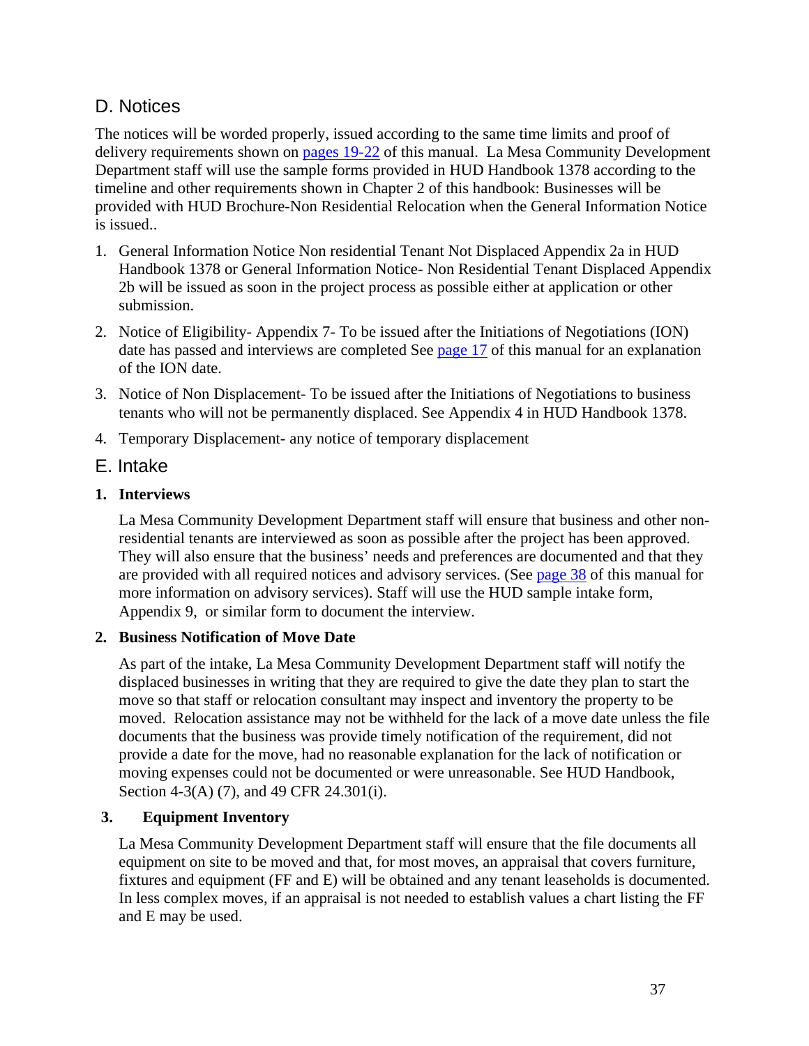## D. Notices

The notices will be worded properly, issued according to the same time limits and proof of delivery requirements shown on pages 19-22 of this manual. La Mesa Community Development Department staff will use the sample forms provided in HUD Handbook 1378 according to the timeline and other requirements shown in Chapter 2 of this handbook: Businesses will be provided with HUD Brochure-Non Residential Relocation when the General Information Notice is issued..

1. General Information Notice Non residential Tenant Not Displaced Appendix 2a in HUD Handbook 1378 or General Information Notice- Non Residential Tenant Displaced Appendix 2b will be issued as soon in the project process as possible either at application or other submission.
2. Notice of Eligibility- Appendix 7- To be issued after the Initiations of Negotiations (ION) date has passed and interviews are completed See page 17 of this manual for an explanation of the ION date.
3. Notice of Non Displacement- To be issued after the Initiations of Negotiations to business tenants who will not be permanently displaced. See Appendix 4 in HUD Handbook 1378.
4. Temporary Displacement- any notice of temporary displacement

## E. Intake

### 1. Interviews

La Mesa Community Development Department staff will ensure that business and other non-residential tenants are interviewed as soon as possible after the project has been approved. They will also ensure that the business' needs and preferences are documented and that they are provided with all required notices and advisory services. (See page 38 of this manual for more information on advisory services). Staff will use the HUD sample intake form, Appendix 9, or similar form to document the interview.

### 2. Business Notification of Move Date

As part of the intake, La Mesa Community Development Department staff will notify the displaced businesses in writing that they are required to give the date they plan to start the move so that staff or relocation consultant may inspect and inventory the property to be moved. Relocation assistance may not be withheld for the lack of a move date unless the file documents that the business was provide timely notification of the requirement, did not provide a date for the move, had no reasonable explanation for the lack of notification or moving expenses could not be documented or were unreasonable. See HUD Handbook, Section 4-3(A) (7), and 49 CFR 24.301(i).

### 3. Equipment Inventory

La Mesa Community Development Department staff will ensure that the file documents all equipment on site to be moved and that, for most moves, an appraisal that covers furniture, fixtures and equipment (FF and E) will be obtained and any tenant leaseholds is documented. In less complex moves, if an appraisal is not needed to establish values a chart listing the FF and E may be used.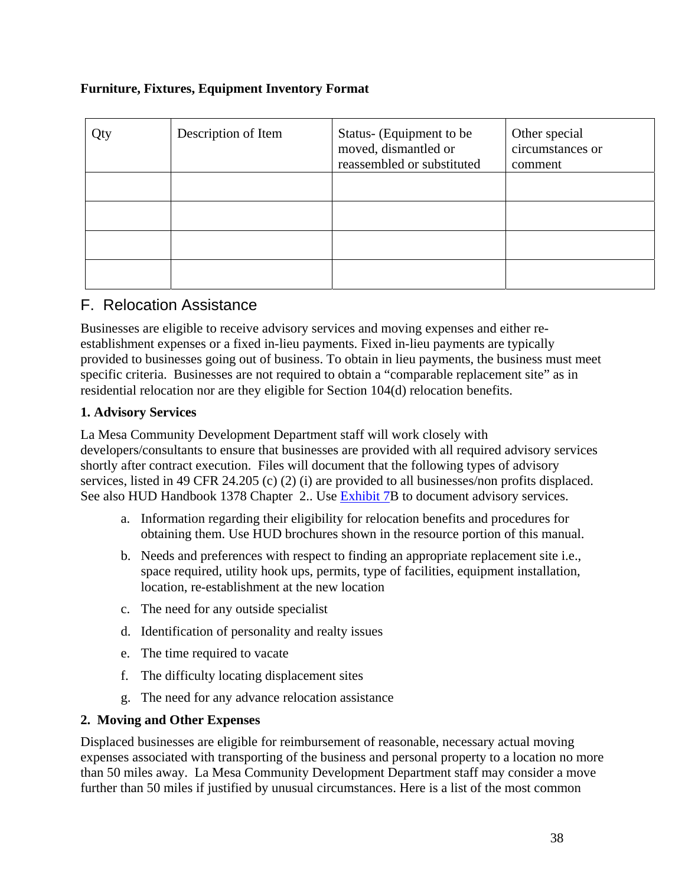**Furniture, Fixtures, Equipment Inventory Format**

| Qty | Description of Item | Status- (Equipment to be moved, dismantled or reassembled or substituted | Other special circumstances or comment |
|---|---|---|---|
| | | | |
| | | | |
| | | | |
| | | | |

## F. Relocation Assistance

Businesses are eligible to receive advisory services and moving expenses and either re-establishment expenses or a fixed in-lieu payments. Fixed in-lieu payments are typically provided to businesses going out of business. To obtain in lieu payments, the business must meet specific criteria. Businesses are not required to obtain a "comparable replacement site" as in residential relocation nor are they eligible for Section 104(d) relocation benefits.

**1. Advisory Services**

La Mesa Community Development Department staff will work closely with developers/consultants to ensure that businesses are provided with all required advisory services shortly after contract execution. Files will document that the following types of advisory services, listed in 49 CFR 24.205 (c) (2) (i) are provided to all businesses/non profits displaced. See also HUD Handbook 1378 Chapter 2.. Use Exhibit 7B to document advisory services.

a. Information regarding their eligibility for relocation benefits and procedures for obtaining them. Use HUD brochures shown in the resource portion of this manual.

b. Needs and preferences with respect to finding an appropriate replacement site i.e., space required, utility hook ups, permits, type of facilities, equipment installation, location, re-establishment at the new location

c. The need for any outside specialist

d. Identification of personality and realty issues

e. The time required to vacate

f. The difficulty locating displacement sites

g. The need for any advance relocation assistance

**2. Moving and Other Expenses**

Displaced businesses are eligible for reimbursement of reasonable, necessary actual moving expenses associated with transporting of the business and personal property to a location no more than 50 miles away. La Mesa Community Development Department staff may consider a move further than 50 miles if justified by unusual circumstances. Here is a list of the most common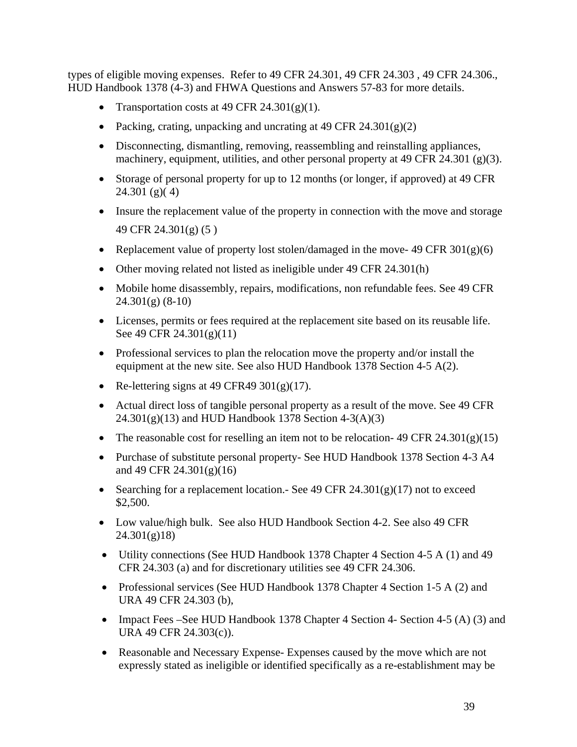types of eligible moving expenses. Refer to 49 CFR 24.301, 49 CFR 24.303 , 49 CFR 24.306., HUD Handbook 1378 (4-3) and FHWA Questions and Answers 57-83 for more details.

- Transportation costs at 49 CFR 24.301(g)(1).
- Packing, crating, unpacking and uncrating at 49 CFR 24.301(g)(2)
- Disconnecting, dismantling, removing, reassembling and reinstalling appliances, machinery, equipment, utilities, and other personal property at 49 CFR 24.301 (g)(3).
- Storage of personal property for up to 12 months (or longer, if approved) at 49 CFR 24.301 (g)( 4)
- Insure the replacement value of the property in connection with the move and storage 49 CFR 24.301(g) (5 )
- Replacement value of property lost stolen/damaged in the move- 49 CFR 301(g)(6)
- Other moving related not listed as ineligible under 49 CFR 24.301(h)
- Mobile home disassembly, repairs, modifications, non refundable fees. See 49 CFR 24.301(g) (8-10)
- Licenses, permits or fees required at the replacement site based on its reusable life. See 49 CFR 24.301(g)(11)
- Professional services to plan the relocation move the property and/or install the equipment at the new site. See also HUD Handbook 1378 Section 4-5 A(2).
- Re-lettering signs at 49 CFR49 301(g)(17).
- Actual direct loss of tangible personal property as a result of the move. See 49 CFR 24.301(g)(13) and HUD Handbook 1378 Section 4-3(A)(3)
- The reasonable cost for reselling an item not to be relocation- 49 CFR 24.301(g)(15)
- Purchase of substitute personal property- See HUD Handbook 1378 Section 4-3 A4 and 49 CFR 24.301(g)(16)
- Searching for a replacement location.- See 49 CFR 24.301(g)(17) not to exceed $2,500.
- Low value/high bulk. See also HUD Handbook Section 4-2. See also 49 CFR 24.301(g)18)
- Utility connections (See HUD Handbook 1378 Chapter 4 Section 4-5 A (1) and 49 CFR 24.303 (a) and for discretionary utilities see 49 CFR 24.306.
- Professional services (See HUD Handbook 1378 Chapter 4 Section 1-5 A (2) and URA 49 CFR 24.303 (b),
- Impact Fees –See HUD Handbook 1378 Chapter 4 Section 4- Section 4-5 (A) (3) and URA 49 CFR 24.303(c)).
- Reasonable and Necessary Expense- Expenses caused by the move which are not expressly stated as ineligible or identified specifically as a re-establishment may be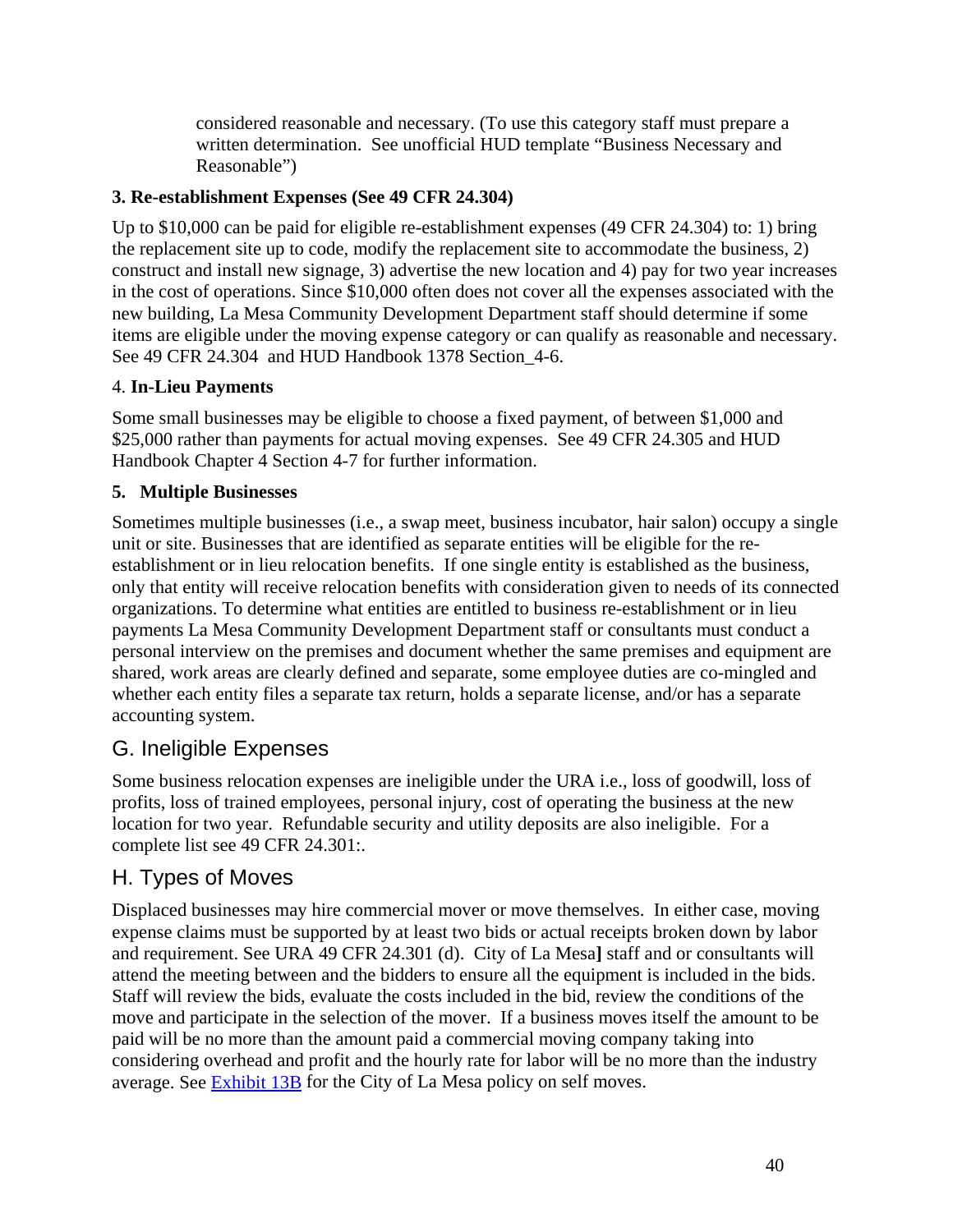considered reasonable and necessary. (To use this category staff must prepare a written determination. See unofficial HUD template "Business Necessary and Reasonable")

**3. Re-establishment Expenses (See 49 CFR 24.304)**

Up to $10,000 can be paid for eligible re-establishment expenses (49 CFR 24.304) to: 1) bring the replacement site up to code, modify the replacement site to accommodate the business, 2) construct and install new signage, 3) advertise the new location and 4) pay for two year increases in the cost of operations. Since $10,000 often does not cover all the expenses associated with the new building, La Mesa Community Development Department staff should determine if some items are eligible under the moving expense category or can qualify as reasonable and necessary. See 49 CFR 24.304 and HUD Handbook 1378 Section_4-6.

4. **In-Lieu Payments**

Some small businesses may be eligible to choose a fixed payment, of between $1,000 and $25,000 rather than payments for actual moving expenses. See 49 CFR 24.305 and HUD Handbook Chapter 4 Section 4-7 for further information.

**5. Multiple Businesses**

Sometimes multiple businesses (i.e., a swap meet, business incubator, hair salon) occupy a single unit or site. Businesses that are identified as separate entities will be eligible for the re-establishment or in lieu relocation benefits. If one single entity is established as the business, only that entity will receive relocation benefits with consideration given to needs of its connected organizations. To determine what entities are entitled to business re-establishment or in lieu payments La Mesa Community Development Department staff or consultants must conduct a personal interview on the premises and document whether the same premises and equipment are shared, work areas are clearly defined and separate, some employee duties are co-mingled and whether each entity files a separate tax return, holds a separate license, and/or has a separate accounting system.

## G. Ineligible Expenses

Some business relocation expenses are ineligible under the URA i.e., loss of goodwill, loss of profits, loss of trained employees, personal injury, cost of operating the business at the new location for two year. Refundable security and utility deposits are also ineligible. For a complete list see 49 CFR 24.301:.

## H. Types of Moves

Displaced businesses may hire commercial mover or move themselves. In either case, moving expense claims must be supported by at least two bids or actual receipts broken down by labor and requirement. See URA 49 CFR 24.301 (d). City of La Mesa**]** staff and or consultants will attend the meeting between and the bidders to ensure all the equipment is included in the bids. Staff will review the bids, evaluate the costs included in the bid, review the conditions of the move and participate in the selection of the mover. If a business moves itself the amount to be paid will be no more than the amount paid a commercial moving company taking into considering overhead and profit and the hourly rate for labor will be no more the industry average. See Exhibit 13B for the City of La Mesa policy on self moves.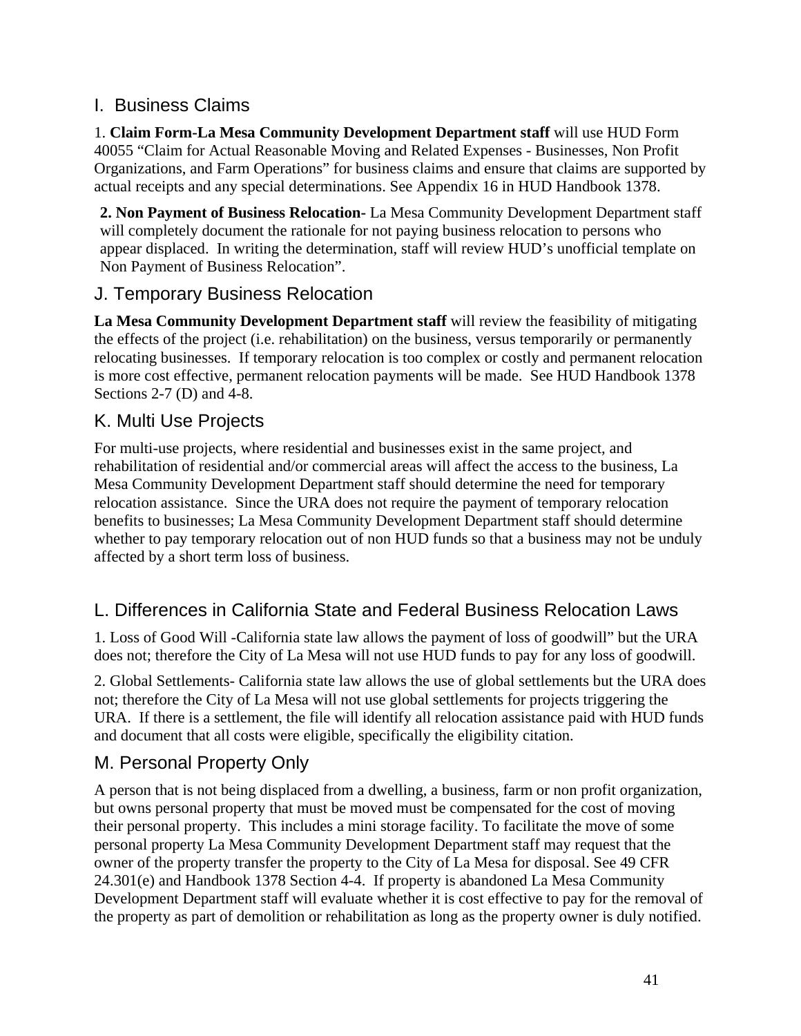## I. Business Claims

1. **Claim Form-La Mesa Community Development Department staff** will use HUD Form 40055 "Claim for Actual Reasonable Moving and Related Expenses - Businesses, Non Profit Organizations, and Farm Operations" for business claims and ensure that claims are supported by actual receipts and any special determinations. See Appendix 16 in HUD Handbook 1378.

**2. Non Payment of Business Relocation**- La Mesa Community Development Department staff will completely document the rationale for not paying business relocation to persons who appear displaced. In writing the determination, staff will review HUD's unofficial template on Non Payment of Business Relocation".

## J. Temporary Business Relocation

**La Mesa Community Development Department staff** will review the feasibility of mitigating the effects of the project (i.e. rehabilitation) on the business, versus temporarily or permanently relocating businesses. If temporary relocation is too complex or costly and permanent relocation is more cost effective, permanent relocation payments will be made. See HUD Handbook 1378 Sections 2-7 (D) and 4-8.

## K. Multi Use Projects

For multi-use projects, where residential and businesses exist in the same project, and rehabilitation of residential and/or commercial areas will affect the access to the business, La Mesa Community Development Department staff should determine the need for temporary relocation assistance. Since the URA does not require the payment of temporary relocation benefits to businesses; La Mesa Community Development Department staff should determine whether to pay temporary relocation out of non HUD funds so that a business may not be unduly affected by a short term loss of business.

## L. Differences in California State and Federal Business Relocation Laws

1. Loss of Good Will -California state law allows the payment of loss of goodwill" but the URA does not; therefore the City of La Mesa will not use HUD funds to pay for any loss of goodwill.

2. Global Settlements- California state law allows the use of global settlements but the URA does not; therefore the City of La Mesa will not use global settlements for projects triggering the URA. If there is a settlement, the file will identify all relocation assistance paid with HUD funds and document that all costs were eligible, specifically the eligibility citation.

## M. Personal Property Only

A person that is not being displaced from a dwelling, a business, farm or non profit organization, but owns personal property that must be moved must be compensated for the cost of moving their personal property. This includes a mini storage facility. To facilitate the move of some personal property La Mesa Community Development Department staff may request that the owner of the property transfer the property to the City of La Mesa for disposal. See 49 CFR 24.301(e) and Handbook 1378 Section 4-4. If property is abandoned La Mesa Community Development Department staff will evaluate whether it is cost effective to pay for the removal of the property as part of demolition or rehabilitation as long as the property owner is duly notified.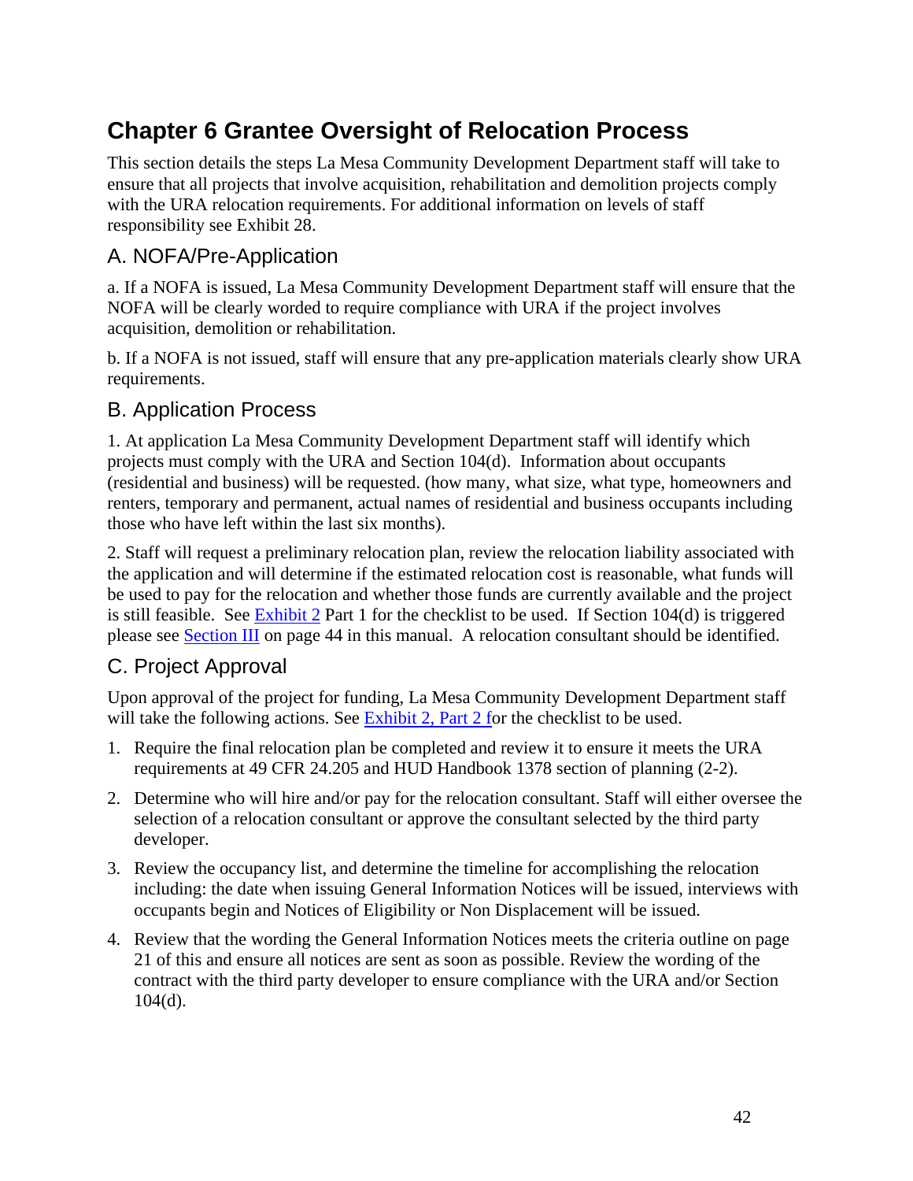# Chapter 6 Grantee Oversight of Relocation Process

This section details the steps La Mesa Community Development Department staff will take to ensure that all projects that involve acquisition, rehabilitation and demolition projects comply with the URA relocation requirements. For additional information on levels of staff responsibility see Exhibit 28.

## A. NOFA/Pre-Application

a. If a NOFA is issued, La Mesa Community Development Department staff will ensure that the NOFA will be clearly worded to require compliance with URA if the project involves acquisition, demolition or rehabilitation.

b. If a NOFA is not issued, staff will ensure that any pre-application materials clearly show URA requirements.

## B. Application Process

1. At application La Mesa Community Development Department staff will identify which projects must comply with the URA and Section 104(d). Information about occupants (residential and business) will be requested. (how many, what size, what type, homeowners and renters, temporary and permanent, actual names of residential and business occupants including those who have left within the last six months).

2. Staff will request a preliminary relocation plan, review the relocation liability associated with the application and will determine if the estimated relocation cost is reasonable, what funds will be used to pay for the relocation and whether those funds are currently available and the project is still feasible. See Exhibit 2 Part 1 for the checklist to be used. If Section 104(d) is triggered please see Section III on page 44 in this manual. A relocation consultant should be identified.

## C. Project Approval

Upon approval of the project for funding, La Mesa Community Development Department staff will take the following actions. See Exhibit 2, Part 2 for the checklist to be used.

1. Require the final relocation plan be completed and review it to ensure it meets the URA requirements at 49 CFR 24.205 and HUD Handbook 1378 section of planning (2-2).
2. Determine who will hire and/or pay for the relocation consultant. Staff will either oversee the selection of a relocation consultant or approve the consultant selected by the third party developer.
3. Review the occupancy list, and determine the timeline for accomplishing the relocation including: the date when issuing General Information Notices will be issued, interviews with occupants begin and Notices of Eligibility or Non Displacement will be issued.
4. Review that the wording the General Information Notices meets the criteria outline on page 21 of this and ensure all notices are sent as soon as possible. Review the wording of the contract with the third party developer to ensure compliance with the URA and/or Section 104(d).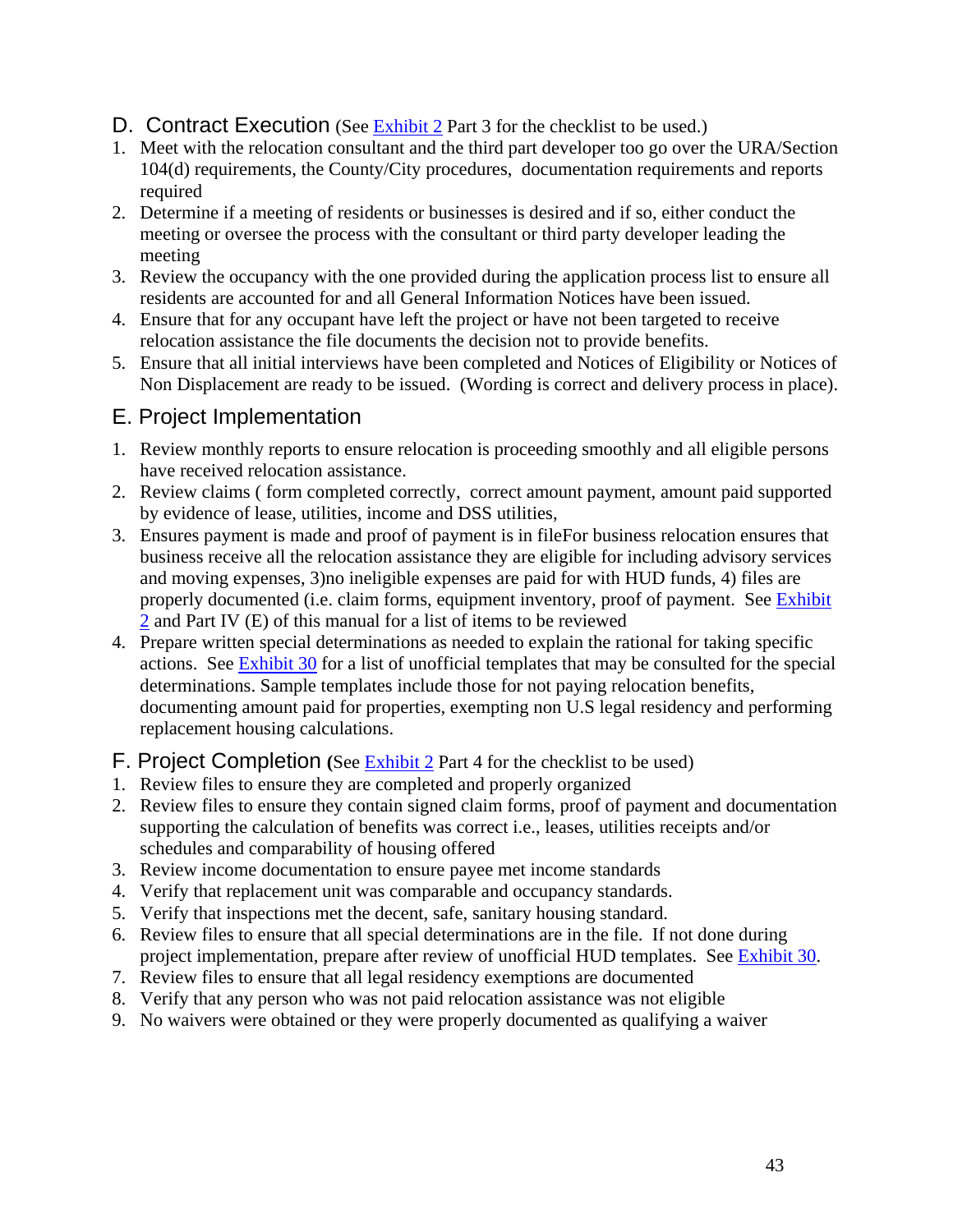## D. Contract Execution (See Exhibit 2 Part 3 for the checklist to be used.)

1. Meet with the relocation consultant and the third part developer too go over the URA/Section 104(d) requirements, the County/City procedures, documentation requirements and reports required
2. Determine if a meeting of residents or businesses is desired and if so, either conduct the meeting or oversee the process with the consultant or third party developer leading the meeting
3. Review the occupancy with the one provided during the application process list to ensure all residents are accounted for and all General Information Notices have been issued.
4. Ensure that for any occupant have left the project or have not been targeted to receive relocation assistance the file documents the decision not to provide benefits.
5. Ensure that all initial interviews have been completed and Notices of Eligibility or Notices of Non Displacement are ready to be issued. (Wording is correct and delivery process in place).

## E. Project Implementation

1. Review monthly reports to ensure relocation is proceeding smoothly and all eligible persons have received relocation assistance.
2. Review claims ( form completed correctly, correct amount payment, amount paid supported by evidence of lease, utilities, income and DSS utilities,
3. Ensures payment is made and proof of payment is in fileFor business relocation ensures that business receive all the relocation assistance they are eligible for including advisory services and moving expenses, 3)no ineligible expenses are paid for with HUD funds, 4) files are properly documented (i.e. claim forms, equipment inventory, proof of payment. See Exhibit 2 and Part IV (E) of this manual for a list of items to be reviewed
4. Prepare written special determinations as needed to explain the rational for taking specific actions. See Exhibit 30 for a list of unofficial templates that may be consulted for the special determinations. Sample templates include those for not paying relocation benefits, documenting amount paid for properties, exempting non U.S legal residency and performing replacement housing calculations.

## F. Project Completion (See Exhibit 2 Part 4 for the checklist to be used)

1. Review files to ensure they are completed and properly organized
2. Review files to ensure they contain signed claim forms, proof of payment and documentation supporting the calculation of benefits was correct i.e., leases, utilities receipts and/or schedules and comparability of housing offered
3. Review income documentation to ensure payee met income standards
4. Verify that replacement unit was comparable and occupancy standards.
5. Verify that inspections met the decent, safe, sanitary housing standard.
6. Review files to ensure that all special determinations are in the file. If not done during project implementation, prepare after review of unofficial HUD templates. See Exhibit 30.
7. Review files to ensure that all legal residency exemptions are documented
8. Verify that any person who was not paid relocation assistance was not eligible
9. No waivers were obtained or they were properly documented as qualifying a waiver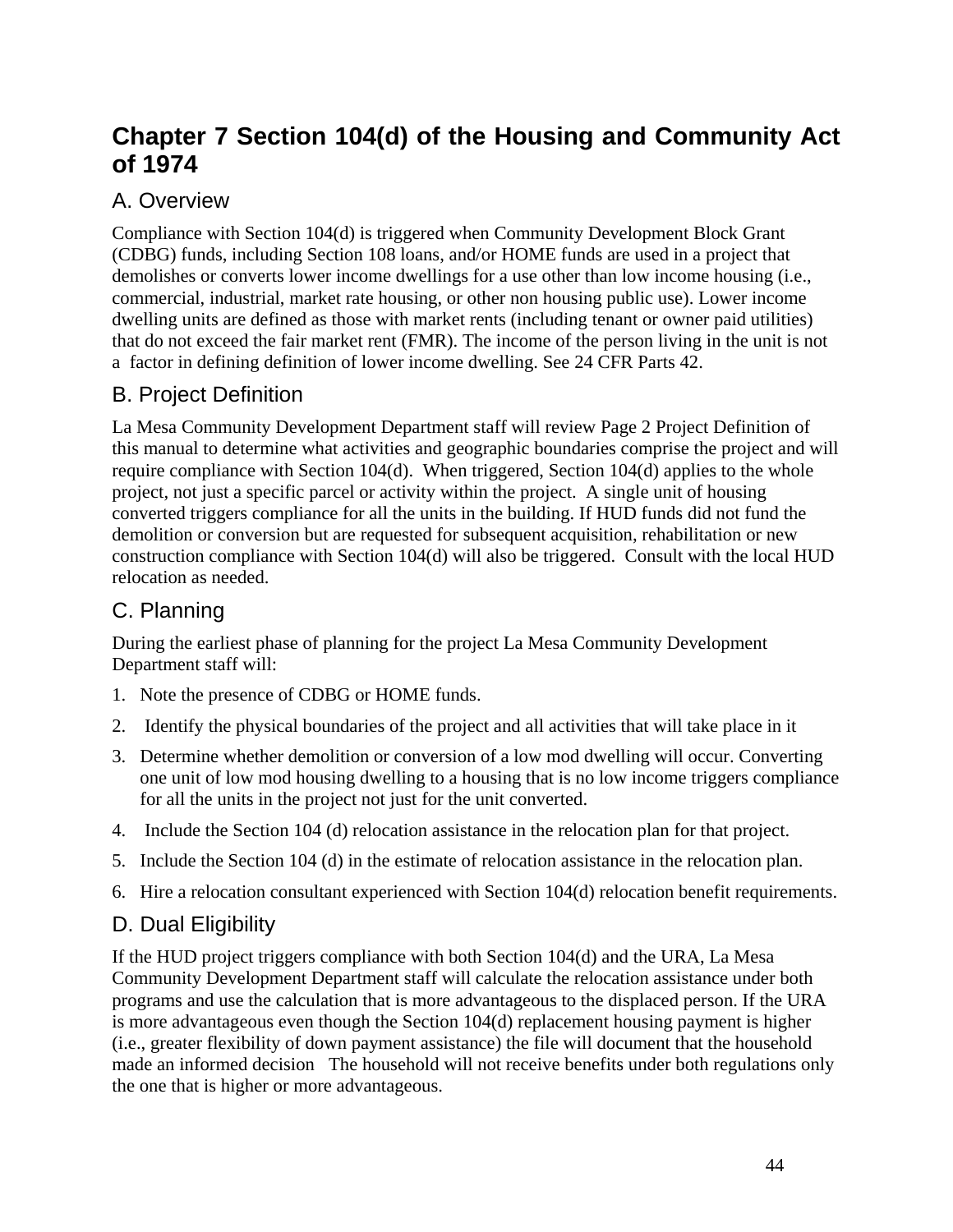# Chapter 7 Section 104(d) of the Housing and Community Act of 1974

## A. Overview

Compliance with Section 104(d) is triggered when Community Development Block Grant (CDBG) funds, including Section 108 loans, and/or HOME funds are used in a project that demolishes or converts lower income dwellings for a use other than low income housing (i.e., commercial, industrial, market rate housing, or other non housing public use). Lower income dwelling units are defined as those with market rents (including tenant or owner paid utilities) that do not exceed the fair market rent (FMR). The income of the person living in the unit is not a factor in defining definition of lower income dwelling. See 24 CFR Parts 42.

## B. Project Definition

La Mesa Community Development Department staff will review Page 2 Project Definition of this manual to determine what activities and geographic boundaries comprise the project and will require compliance with Section 104(d). When triggered, Section 104(d) applies to the whole project, not just a specific parcel or activity within the project. A single unit of housing converted triggers compliance for all the units in the building. If HUD funds did not fund the demolition or conversion but are requested for subsequent acquisition, rehabilitation or new construction compliance with Section 104(d) will also be triggered. Consult with the local HUD relocation as needed.

## C. Planning

During the earliest phase of planning for the project La Mesa Community Development Department staff will:

1. Note the presence of CDBG or HOME funds.
2. Identify the physical boundaries of the project and all activities that will take place in it
3. Determine whether demolition or conversion of a low mod dwelling will occur. Converting one unit of low mod housing dwelling to a housing that is no low income triggers compliance for all the units in the project not just for the unit converted.
4. Include the Section 104 (d) relocation assistance in the relocation plan for that project.
5. Include the Section 104 (d) in the estimate of relocation assistance in the relocation plan.
6. Hire a relocation consultant experienced with Section 104(d) relocation benefit requirements.

## D. Dual Eligibility

If the HUD project triggers compliance with both Section 104(d) and the URA, La Mesa Community Development Department staff will calculate the relocation assistance under both programs and use the calculation that is more advantageous to the displaced person. If the URA is more advantageous even though the Section 104(d) replacement housing payment is higher (i.e., greater flexibility of down payment assistance) the file will document that the household made an informed decision The household will not receive benefits under both regulations only the one that is higher or more advantageous.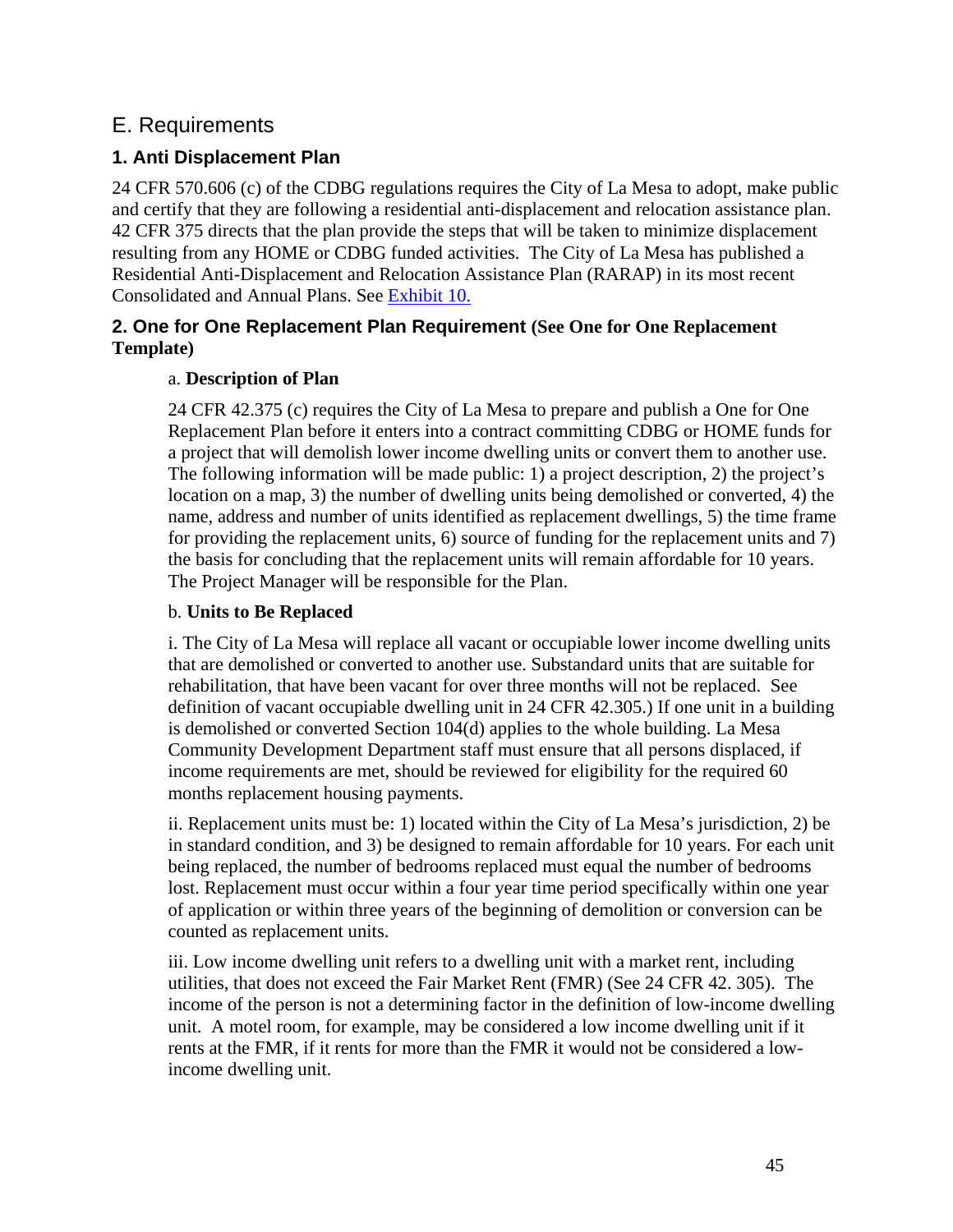## E. Requirements

### 1. Anti Displacement Plan

24 CFR 570.606 (c) of the CDBG regulations requires the City of La Mesa to adopt, make public and certify that they are following a residential anti-displacement and relocation assistance plan. 42 CFR 375 directs that the plan provide the steps that will be taken to minimize displacement resulting from any HOME or CDBG funded activities. The City of La Mesa has published a Residential Anti-Displacement and Relocation Assistance Plan (RARAP) in its most recent Consolidated and Annual Plans. See [Exhibit 10.](#)

### 2. One for One Replacement Plan Requirement (See One for One Replacement Template)

a. **Description of Plan**

24 CFR 42.375 (c) requires the City of La Mesa to prepare and publish a One for One Replacement Plan before it enters into a contract committing CDBG or HOME funds for a project that will demolish lower income dwelling units or convert them to another use. The following information will be made public: 1) a project description, 2) the project's location on a map, 3) the number of dwelling units being demolished or converted, 4) the name, address and number of units identified as replacement dwellings, 5) the time frame for providing the replacement units, 6) source of funding for the replacement units and 7) the basis for concluding that the replacement units will remain affordable for 10 years. The Project Manager will be responsible for the Plan.

b. **Units to Be Replaced**

i. The City of La Mesa will replace all vacant or occupiable lower income dwelling units that are demolished or converted to another use. Substandard units that are suitable for rehabilitation, that have been vacant for over three months will not be replaced. See definition of vacant occupiable dwelling unit in 24 CFR 42.305.) If one unit in a building is demolished or converted Section 104(d) applies to the whole building. La Mesa Community Development Department staff must ensure that all persons displaced, if income requirements are met, should be reviewed for eligibility for the required 60 months replacement housing payments.

ii. Replacement units must be: 1) located within the City of La Mesa's jurisdiction, 2) be in standard condition, and 3) be designed to remain affordable for 10 years. For each unit being replaced, the number of bedrooms replaced must equal the number of bedrooms lost. Replacement must occur within a four year time period specifically within one year of application or within three years of the beginning of demolition or conversion can be counted as replacement units.

iii. Low income dwelling unit refers to a dwelling unit with a market rent, including utilities, that does not exceed the Fair Market Rent (FMR) (See 24 CFR 42. 305). The income of the person is not a determining factor in the definition of low-income dwelling unit. A motel room, for example, may be considered a low income dwelling unit if it rents at the FMR, if it rents for more than the FMR it would not be considered a low-income dwelling unit.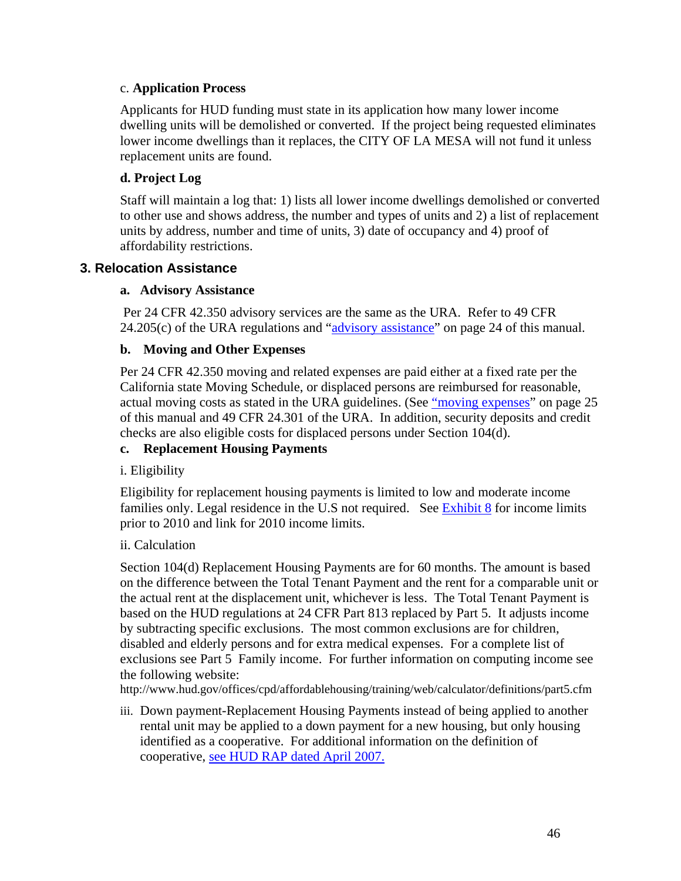c. **Application Process**

Applicants for HUD funding must state in its application how many lower income dwelling units will be demolished or converted. If the project being requested eliminates lower income dwellings than it replaces, the CITY OF LA MESA will not fund it unless replacement units are found.

**d. Project Log**

Staff will maintain a log that: 1) lists all lower income dwellings demolished or converted to other use and shows address, the number and types of units and 2) a list of replacement units by address, number and time of units, 3) date of occupancy and 4) proof of affordability restrictions.

### 3. Relocation Assistance

**a. Advisory Assistance**

Per 24 CFR 42.350 advisory services are the same as the URA. Refer to 49 CFR 24.205(c) of the URA regulations and "advisory assistance" on page 24 of this manual.

**b. Moving and Other Expenses**

Per 24 CFR 42.350 moving and related expenses are paid either at a fixed rate per the California state Moving Schedule, or displaced persons are reimbursed for reasonable, actual moving costs as stated in the URA guidelines. (See "moving expenses" on page 25 of this manual and 49 CFR 24.301 of the URA. In addition, security deposits and credit checks are also eligible costs for displaced persons under Section 104(d).

**c. Replacement Housing Payments**

i. Eligibility

Eligibility for replacement housing payments is limited to low and moderate income families only. Legal residence in the U.S not required. See Exhibit 8 for income limits prior to 2010 and link for 2010 income limits.

ii. Calculation

Section 104(d) Replacement Housing Payments are for 60 months. The amount is based on the difference between the Total Tenant Payment and the rent for a comparable unit or the actual rent at the displacement unit, whichever is less. The Total Tenant Payment is based on the HUD regulations at 24 CFR Part 813 replaced by Part 5. It adjusts income by subtracting specific exclusions. The most common exclusions are for children, disabled and elderly persons and for extra medical expenses. For a complete list of exclusions see Part 5 Family income. For further information on computing income see the following website:
http://www.hud.gov/offices/cpd/affordablehousing/training/web/calculator/definitions/part5.cfm

iii. Down payment-Replacement Housing Payments instead of being applied to another rental unit may be applied to a down payment for a new housing, but only housing identified as a cooperative. For additional information on the definition of cooperative, see HUD RAP dated April 2007.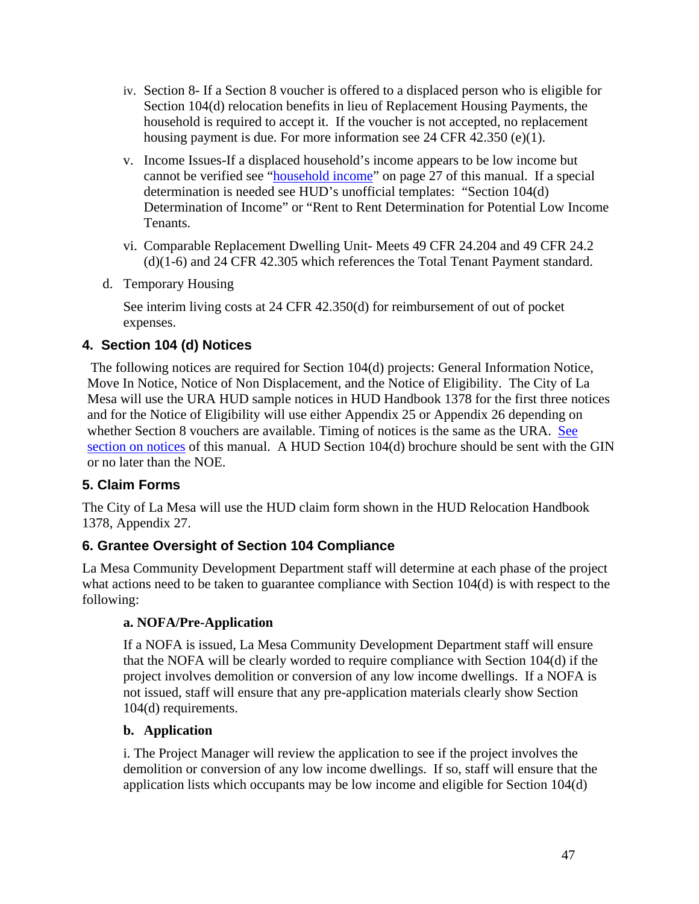iv. Section 8- If a Section 8 voucher is offered to a displaced person who is eligible for Section 104(d) relocation benefits in lieu of Replacement Housing Payments, the household is required to accept it. If the voucher is not accepted, no replacement housing payment is due. For more information see 24 CFR 42.350 (e)(1).

v. Income Issues-If a displaced household's income appears to be low income but cannot be verified see "household income" on page 27 of this manual. If a special determination is needed see HUD's unofficial templates: "Section 104(d) Determination of Income" or "Rent to Rent Determination for Potential Low Income Tenants.

vi. Comparable Replacement Dwelling Unit- Meets 49 CFR 24.204 and 49 CFR 24.2 (d)(1-6) and 24 CFR 42.305 which references the Total Tenant Payment standard.

d. Temporary Housing

See interim living costs at 24 CFR 42.350(d) for reimbursement of out of pocket expenses.

## 4. Section 104 (d) Notices

The following notices are required for Section 104(d) projects: General Information Notice, Move In Notice, Notice of Non Displacement, and the Notice of Eligibility. The City of La Mesa will use the URA HUD sample notices in HUD Handbook 1378 for the first three notices and for the Notice of Eligibility will use either Appendix 25 or Appendix 26 depending on whether Section 8 vouchers are available. Timing of notices is the same as the URA. See section on notices of this manual. A HUD Section 104(d) brochure should be sent with the GIN or no later than the NOE.

## 5. Claim Forms

The City of La Mesa will use the HUD claim form shown in the HUD Relocation Handbook 1378, Appendix 27.

## 6. Grantee Oversight of Section 104 Compliance

La Mesa Community Development Department staff will determine at each phase of the project what actions need to be taken to guarantee compliance with Section 104(d) is with respect to the following:

**a. NOFA/Pre-Application**

If a NOFA is issued, La Mesa Community Development Department staff will ensure that the NOFA will be clearly worded to require compliance with Section 104(d) if the project involves demolition or conversion of any low income dwellings. If a NOFA is not issued, staff will ensure that any pre-application materials clearly show Section 104(d) requirements.

**b. Application**

i. The Project Manager will review the application to see if the project involves the demolition or conversion of any low income dwellings. If so, staff will ensure that the application lists which occupants may be low income and eligible for Section 104(d)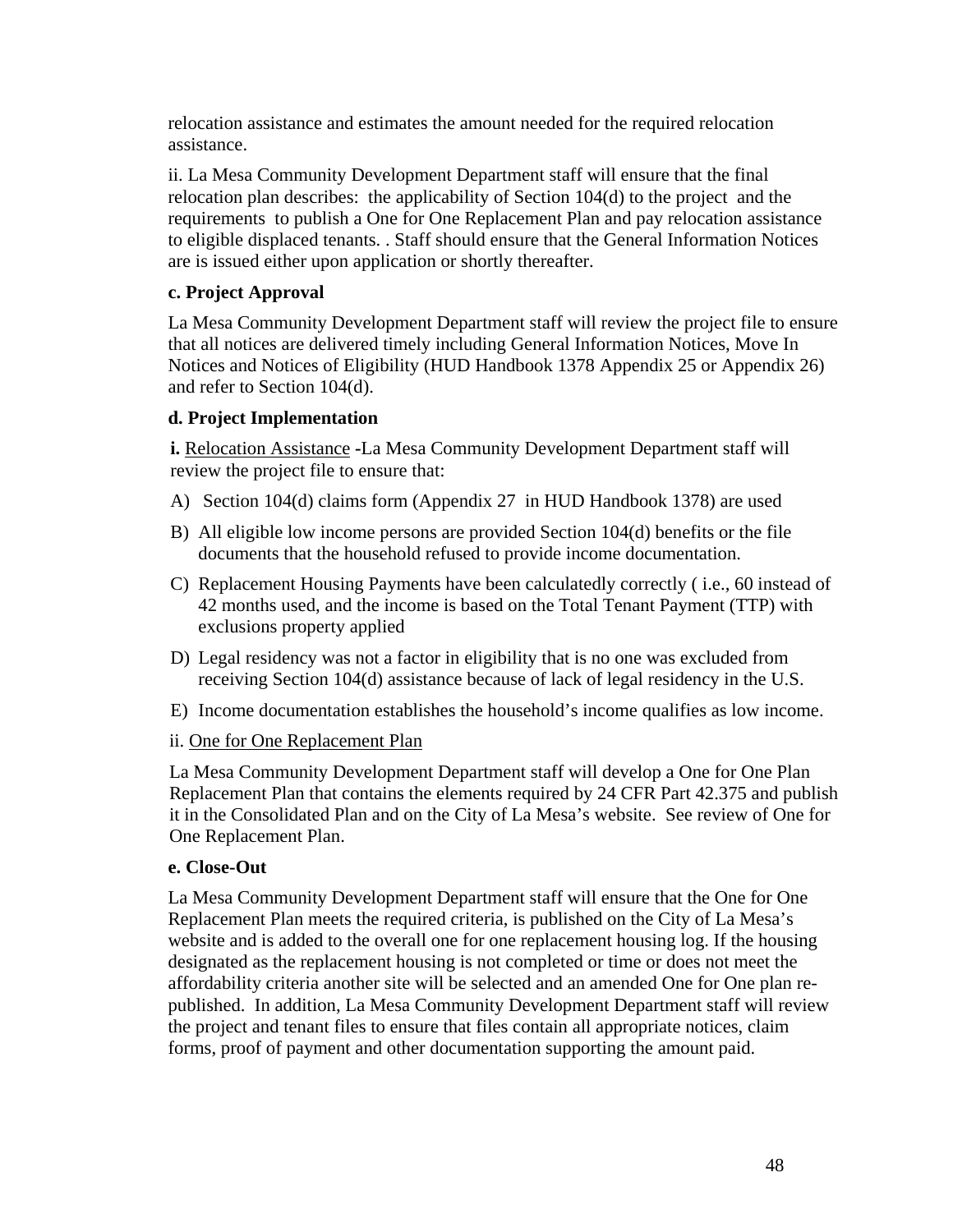relocation assistance and estimates the amount needed for the required relocation assistance.

ii. La Mesa Community Development Department staff will ensure that the final relocation plan describes: the applicability of Section 104(d) to the project and the requirements to publish a One for One Replacement Plan and pay relocation assistance to eligible displaced tenants. . Staff should ensure that the General Information Notices are is issued either upon application or shortly thereafter.

**c. Project Approval**

La Mesa Community Development Department staff will review the project file to ensure that all notices are delivered timely including General Information Notices, Move In Notices and Notices of Eligibility (HUD Handbook 1378 Appendix 25 or Appendix 26) and refer to Section 104(d).

**d. Project Implementation**

**i.** Relocation Assistance -La Mesa Community Development Department staff will review the project file to ensure that:

A) Section 104(d) claims form (Appendix 27 in HUD Handbook 1378) are used

B) All eligible low income persons are provided Section 104(d) benefits or the file documents that the household refused to provide income documentation.

C) Replacement Housing Payments have been calculatedly correctly ( i.e., 60 instead of 42 months used, and the income is based on the Total Tenant Payment (TTP) with exclusions property applied

D) Legal residency was not a factor in eligibility that is no one was excluded from receiving Section 104(d) assistance because of lack of legal residency in the U.S.

E) Income documentation establishes the household's income qualifies as low income.

ii. One for One Replacement Plan

La Mesa Community Development Department staff will develop a One for One Plan Replacement Plan that contains the elements required by 24 CFR Part 42.375 and publish it in the Consolidated Plan and on the City of La Mesa's website. See review of One for One Replacement Plan.

**e. Close-Out**

La Mesa Community Development Department staff will ensure that the One for One Replacement Plan meets the required criteria, is published on the City of La Mesa's website and is added to the overall one for one replacement housing log. If the housing designated as the replacement housing is not completed or time or does not meet the affordability criteria another site will be selected and an amended One for One plan re-published. In addition, La Mesa Community Development Department staff will review the project and tenant files to ensure that files contain all appropriate notices, claim forms, proof of payment and other documentation supporting the amount paid.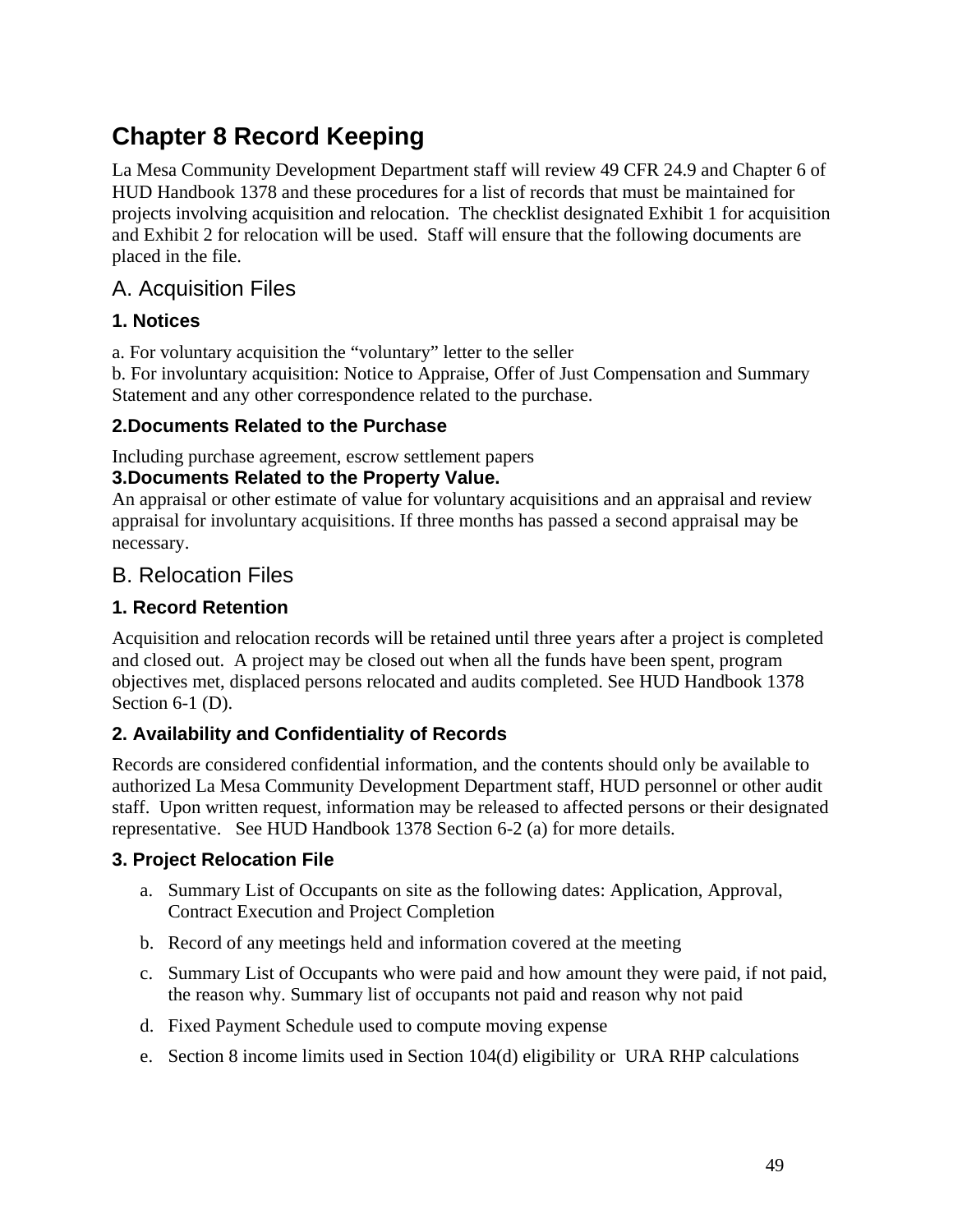# Chapter 8 Record Keeping

La Mesa Community Development Department staff will review 49 CFR 24.9 and Chapter 6 of HUD Handbook 1378 and these procedures for a list of records that must be maintained for projects involving acquisition and relocation. The checklist designated Exhibit 1 for acquisition and Exhibit 2 for relocation will be used. Staff will ensure that the following documents are placed in the file.

## A. Acquisition Files

### 1. Notices

a. For voluntary acquisition the "voluntary" letter to the seller
b. For involuntary acquisition: Notice to Appraise, Offer of Just Compensation and Summary Statement and any other correspondence related to the purchase.

### 2.Documents Related to the Purchase

Including purchase agreement, escrow settlement papers

### 3.Documents Related to the Property Value.

An appraisal or other estimate of value for voluntary acquisitions and an appraisal and review appraisal for involuntary acquisitions. If three months has passed a second appraisal may be necessary.

## B. Relocation Files

### 1. Record Retention

Acquisition and relocation records will be retained until three years after a project is completed and closed out. A project may be closed out when all the funds have been spent, program objectives met, displaced persons relocated and audits completed. See HUD Handbook 1378 Section 6-1 (D).

### 2. Availability and Confidentiality of Records

Records are considered confidential information, and the contents should only be available to authorized La Mesa Community Development Department staff, HUD personnel or other audit staff. Upon written request, information may be released to affected persons or their designated representative. See HUD Handbook 1378 Section 6-2 (a) for more details.

### 3. Project Relocation File

a. Summary List of Occupants on site as the following dates: Application, Approval, Contract Execution and Project Completion
b. Record of any meetings held and information covered at the meeting
c. Summary List of Occupants who were paid and how amount they were paid, if not paid, the reason why. Summary list of occupants not paid and reason why not paid
d. Fixed Payment Schedule used to compute moving expense
e. Section 8 income limits used in Section 104(d) eligibility or URA RHP calculations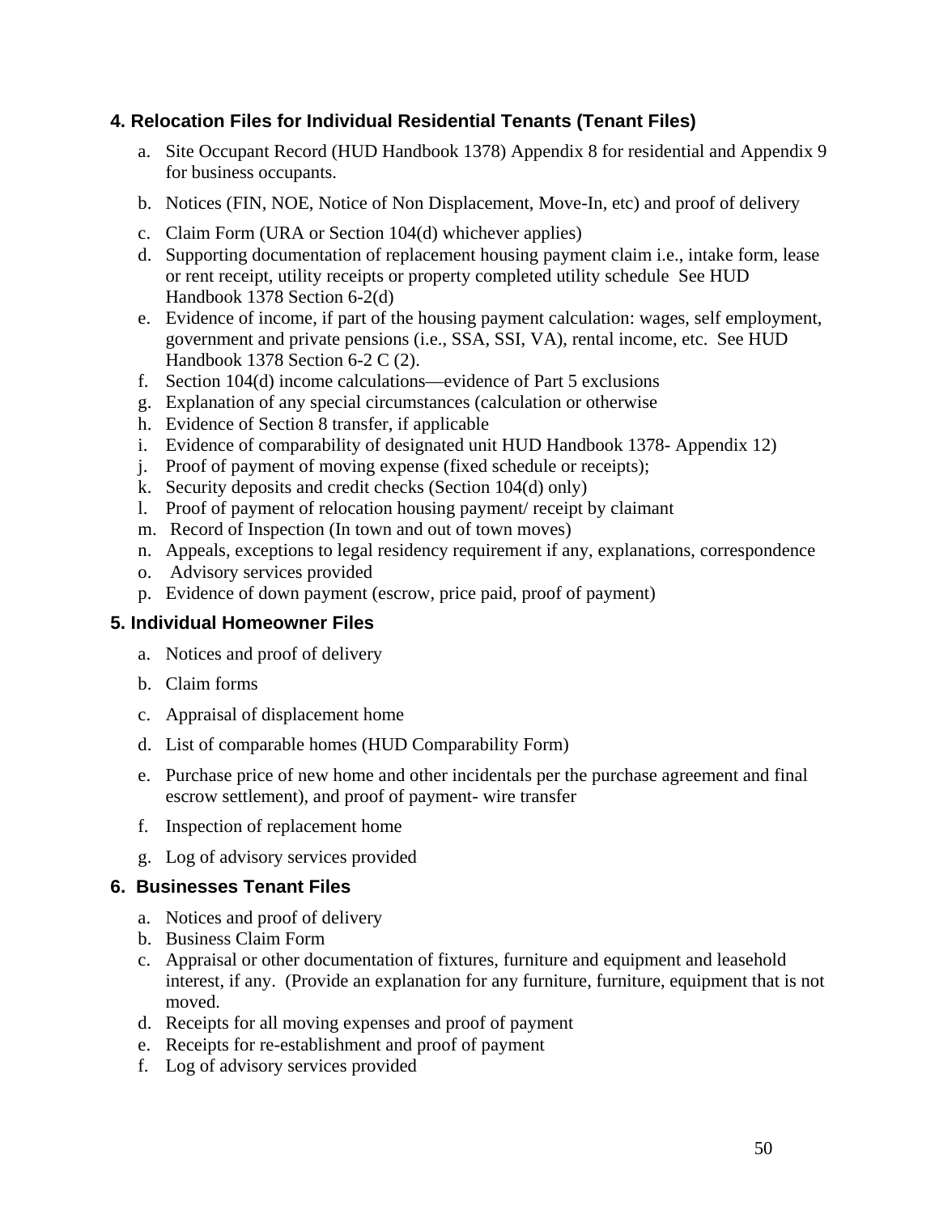### 4. Relocation Files for Individual Residential Tenants (Tenant Files)

a. Site Occupant Record (HUD Handbook 1378) Appendix 8 for residential and Appendix 9 for business occupants.
b. Notices (FIN, NOE, Notice of Non Displacement, Move-In, etc) and proof of delivery
c. Claim Form (URA or Section 104(d) whichever applies)
d. Supporting documentation of replacement housing payment claim i.e., intake form, lease or rent receipt, utility receipts or property completed utility schedule See HUD Handbook 1378 Section 6-2(d)
e. Evidence of income, if part of the housing payment calculation: wages, self employment, government and private pensions (i.e., SSA, SSI, VA), rental income, etc. See HUD Handbook 1378 Section 6-2 C (2).
f. Section 104(d) income calculations—evidence of Part 5 exclusions
g. Explanation of any special circumstances (calculation or otherwise
h. Evidence of Section 8 transfer, if applicable
i. Evidence of comparability of designated unit HUD Handbook 1378- Appendix 12)
j. Proof of payment of moving expense (fixed schedule or receipts);
k. Security deposits and credit checks (Section 104(d) only)
l. Proof of payment of relocation housing payment/ receipt by claimant
m. Record of Inspection (In town and out of town moves)
n. Appeals, exceptions to legal residency requirement if any, explanations, correspondence
o. Advisory services provided
p. Evidence of down payment (escrow, price paid, proof of payment)

### 5. Individual Homeowner Files

a. Notices and proof of delivery
b. Claim forms
c. Appraisal of displacement home
d. List of comparable homes (HUD Comparability Form)
e. Purchase price of new home and other incidentals per the purchase agreement and final escrow settlement), and proof of payment- wire transfer
f. Inspection of replacement home
g. Log of advisory services provided

### 6. Businesses Tenant Files

a. Notices and proof of delivery
b. Business Claim Form
c. Appraisal or other documentation of fixtures, furniture and equipment and leasehold interest, if any. (Provide an explanation for any furniture, furniture, equipment that is not moved.
d. Receipts for all moving expenses and proof of payment
e. Receipts for re-establishment and proof of payment
f. Log of advisory services provided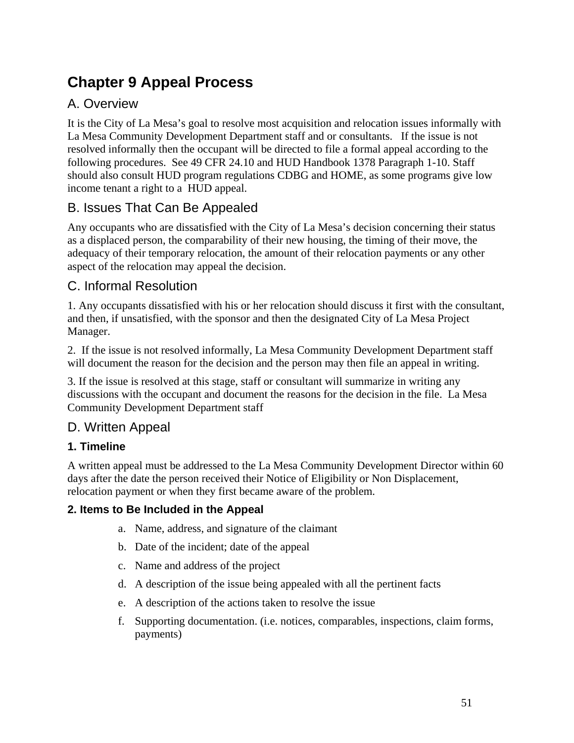# Chapter 9 Appeal Process

## A. Overview

It is the City of La Mesa's goal to resolve most acquisition and relocation issues informally with La Mesa Community Development Department staff and or consultants. If the issue is not resolved informally then the occupant will be directed to file a formal appeal according to the following procedures. See 49 CFR 24.10 and HUD Handbook 1378 Paragraph 1-10. Staff should also consult HUD program regulations CDBG and HOME, as some programs give low income tenant a right to a HUD appeal.

## B. Issues That Can Be Appealed

Any occupants who are dissatisfied with the City of La Mesa's decision concerning their status as a displaced person, the comparability of their new housing, the timing of their move, the adequacy of their temporary relocation, the amount of their relocation payments or any other aspect of the relocation may appeal the decision.

## C. Informal Resolution

1. Any occupants dissatisfied with his or her relocation should discuss it first with the consultant, and then, if unsatisfied, with the sponsor and then the designated City of La Mesa Project Manager.

2. If the issue is not resolved informally, La Mesa Community Development Department staff will document the reason for the decision and the person may then file an appeal in writing.

3. If the issue is resolved at this stage, staff or consultant will summarize in writing any discussions with the occupant and document the reasons for the decision in the file. La Mesa Community Development Department staff

## D. Written Appeal

### 1. Timeline

A written appeal must be addressed to the La Mesa Community Development Director within 60 days after the date the person received their Notice of Eligibility or Non Displacement, relocation payment or when they first became aware of the problem.

### 2. Items to Be Included in the Appeal

a. Name, address, and signature of the claimant
b. Date of the incident; date of the appeal
c. Name and address of the project
d. A description of the issue being appealed with all the pertinent facts
e. A description of the actions taken to resolve the issue
f. Supporting documentation. (i.e. notices, comparables, inspections, claim forms, payments)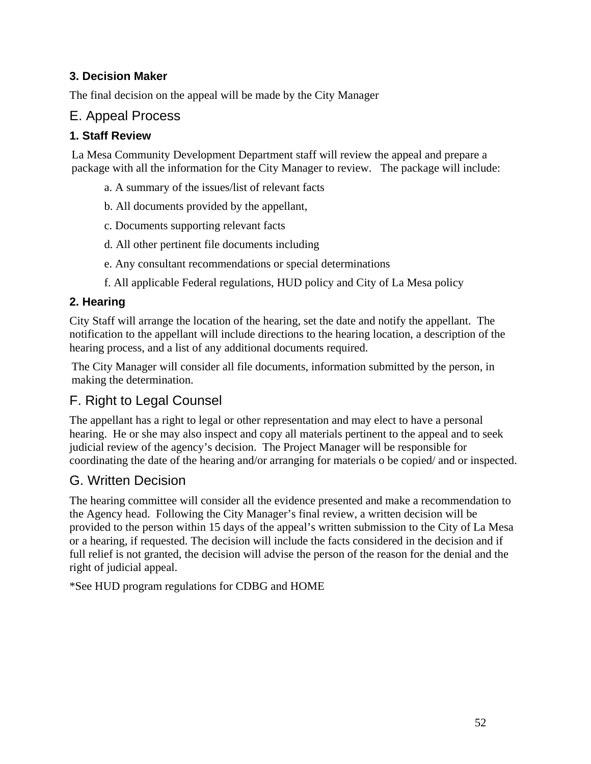### 3. Decision Maker

The final decision on the appeal will be made by the City Manager

## E. Appeal Process

### 1. Staff Review

La Mesa Community Development Department staff will review the appeal and prepare a package with all the information for the City Manager to review. The package will include:

a. A summary of the issues/list of relevant facts

b. All documents provided by the appellant,

c. Documents supporting relevant facts

d. All other pertinent file documents including

e. Any consultant recommendations or special determinations

f. All applicable Federal regulations, HUD policy and City of La Mesa policy

### 2. Hearing

City Staff will arrange the location of the hearing, set the date and notify the appellant. The notification to the appellant will include directions to the hearing location, a description of the hearing process, and a list of any additional documents required.

The City Manager will consider all file documents, information submitted by the person, in making the determination.

## F. Right to Legal Counsel

The appellant has a right to legal or other representation and may elect to have a personal hearing. He or she may also inspect and copy all materials pertinent to the appeal and to seek judicial review of the agency's decision. The Project Manager will be responsible for coordinating the date of the hearing and/or arranging for materials o be copied/ and or inspected.

## G. Written Decision

The hearing committee will consider all the evidence presented and make a recommendation to the Agency head. Following the City Manager's final review, a written decision will be provided to the person within 15 days of the appeal's written submission to the City of La Mesa or a hearing, if requested. The decision will include the facts considered in the decision and if full relief is not granted, the decision will advise the person of the reason for the denial and the right of judicial appeal.

*See HUD program regulations for CDBG and HOME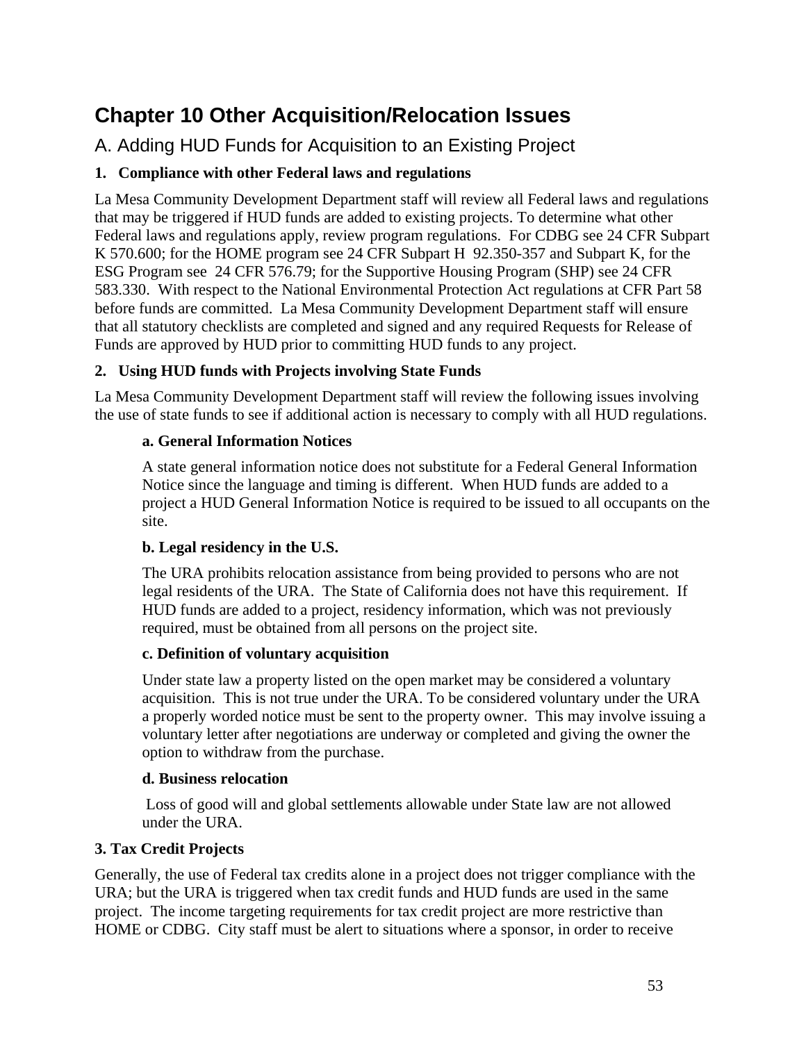# Chapter 10 Other Acquisition/Relocation Issues

## A. Adding HUD Funds for Acquisition to an Existing Project

### 1. Compliance with other Federal laws and regulations

La Mesa Community Development Department staff will review all Federal laws and regulations that may be triggered if HUD funds are added to existing projects. To determine what other Federal laws and regulations apply, review program regulations. For CDBG see 24 CFR Subpart K 570.600; for the HOME program see 24 CFR Subpart H 92.350-357 and Subpart K, for the ESG Program see 24 CFR 576.79; for the Supportive Housing Program (SHP) see 24 CFR 583.330. With respect to the National Environmental Protection Act regulations at CFR Part 58 before funds are committed. La Mesa Community Development Department staff will ensure that all statutory checklists are completed and signed and any required Requests for Release of Funds are approved by HUD prior to committing HUD funds to any project.

### 2. Using HUD funds with Projects involving State Funds

La Mesa Community Development Department staff will review the following issues involving the use of state funds to see if additional action is necessary to comply with all HUD regulations.

#### a. General Information Notices

A state general information notice does not substitute for a Federal General Information Notice since the language and timing is different. When HUD funds are added to a project a HUD General Information Notice is required to be issued to all occupants on the site.

#### b. Legal residency in the U.S.

The URA prohibits relocation assistance from being provided to persons who are not legal residents of the URA. The State of California does not have this requirement. If HUD funds are added to a project, residency information, which was not previously required, must be obtained from all persons on the project site.

#### c. Definition of voluntary acquisition

Under state law a property listed on the open market may be considered a voluntary acquisition. This is not true under the URA. To be considered voluntary under the URA a properly worded notice must be sent to the property owner. This may involve issuing a voluntary letter after negotiations are underway or completed and giving the owner the option to withdraw from the purchase.

#### d. Business relocation

Loss of good will and global settlements allowable under State law are not allowed under the URA.

### 3. Tax Credit Projects

Generally, the use of Federal tax credits alone in a project does not trigger compliance with the URA; but the URA is triggered when tax credit funds and HUD funds are used in the same project. The income targeting requirements for tax credit project are more restrictive than HOME or CDBG. City staff must be alert to situations where a sponsor, in order to receive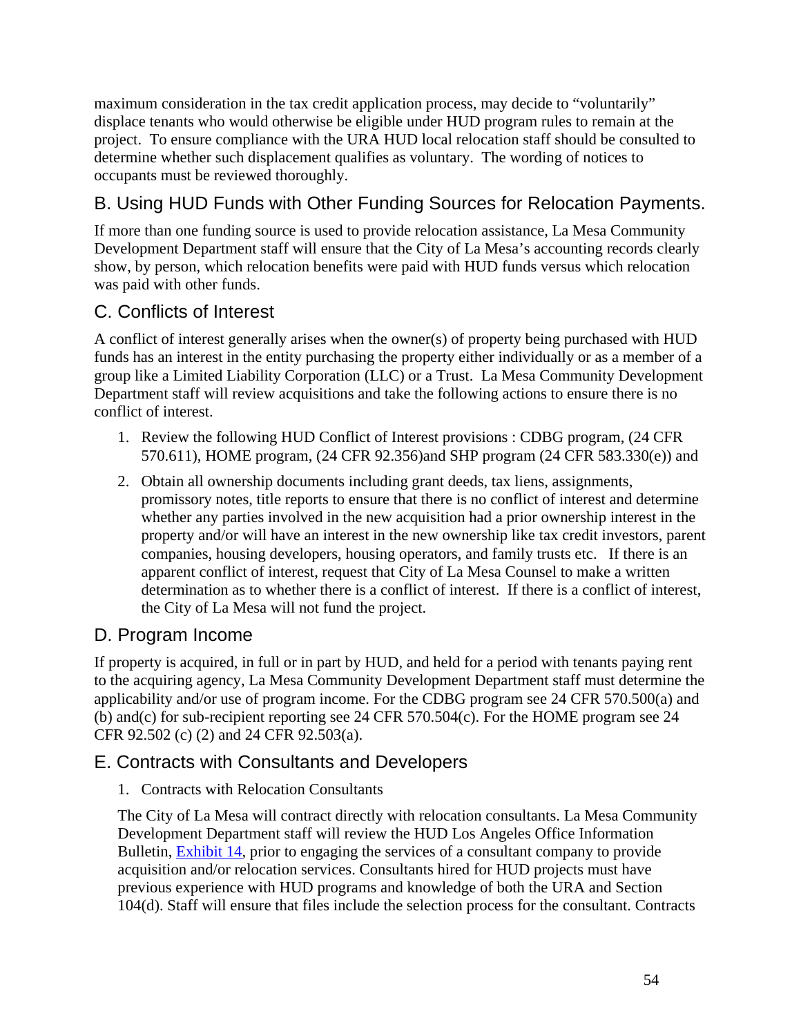maximum consideration in the tax credit application process, may decide to "voluntarily" displace tenants who would otherwise be eligible under HUD program rules to remain at the project. To ensure compliance with the URA HUD local relocation staff should be consulted to determine whether such displacement qualifies as voluntary. The wording of notices to occupants must be reviewed thoroughly.

## B. Using HUD Funds with Other Funding Sources for Relocation Payments.

If more than one funding source is used to provide relocation assistance, La Mesa Community Development Department staff will ensure that the City of La Mesa's accounting records clearly show, by person, which relocation benefits were paid with HUD funds versus which relocation was paid with other funds.

## C. Conflicts of Interest

A conflict of interest generally arises when the owner(s) of property being purchased with HUD funds has an interest in the entity purchasing the property either individually or as a member of a group like a Limited Liability Corporation (LLC) or a Trust. La Mesa Community Development Department staff will review acquisitions and take the following actions to ensure there is no conflict of interest.

1. Review the following HUD Conflict of Interest provisions : CDBG program, (24 CFR 570.611), HOME program, (24 CFR 92.356)and SHP program (24 CFR 583.330(e)) and
2. Obtain all ownership documents including grant deeds, tax liens, assignments, promissory notes, title reports to ensure that there is no conflict of interest and determine whether any parties involved in the new acquisition had a prior ownership interest in the property and/or will have an interest in the new ownership like tax credit investors, parent companies, housing developers, housing operators, and family trusts etc. If there is an apparent conflict of interest, request that City of La Mesa Counsel to make a written determination as to whether there is a conflict of interest. If there is a conflict of interest, the City of La Mesa will not fund the project.

## D. Program Income

If property is acquired, in full or in part by HUD, and held for a period with tenants paying rent to the acquiring agency, La Mesa Community Development Department staff must determine the applicability and/or use of program income. For the CDBG program see 24 CFR 570.500(a) and (b) and(c) for sub-recipient reporting see 24 CFR 570.504(c). For the HOME program see 24 CFR 92.502 (c) (2) and 24 CFR 92.503(a).

## E. Contracts with Consultants and Developers

1. Contracts with Relocation Consultants

   The City of La Mesa will contract directly with relocation consultants. La Mesa Community Development Department staff will review the HUD Los Angeles Office Information Bulletin, Exhibit 14, prior to engaging the services of a consultant company to provide acquisition and/or relocation services. Consultants hired for HUD projects must have previous experience with HUD programs and knowledge of both the URA and Section 104(d). Staff will ensure that files include the selection process for the consultant. Contracts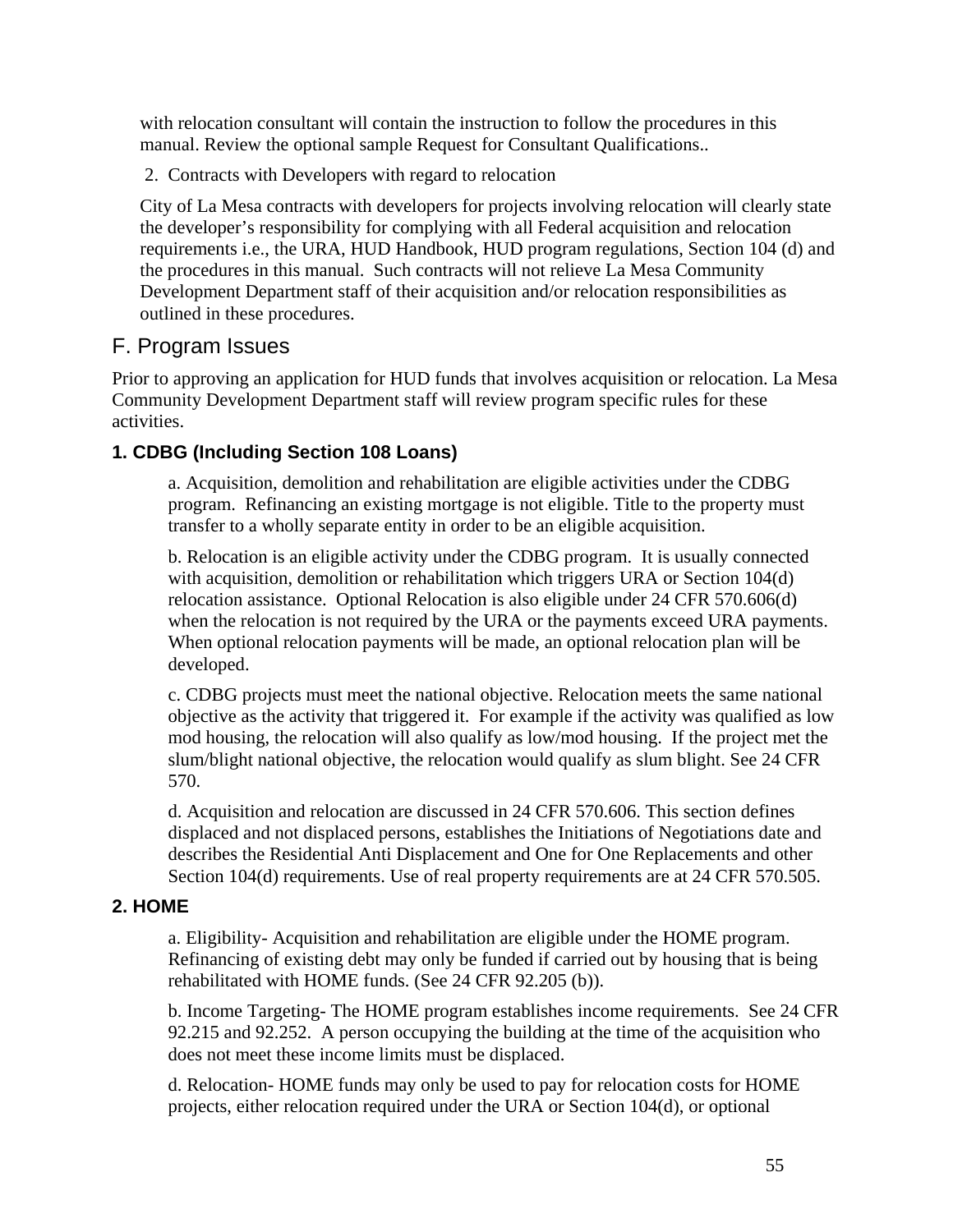with relocation consultant will contain the instruction to follow the procedures in this manual. Review the optional sample Request for Consultant Qualifications..

2. Contracts with Developers with regard to relocation

City of La Mesa contracts with developers for projects involving relocation will clearly state the developer's responsibility for complying with all Federal acquisition and relocation requirements i.e., the URA, HUD Handbook, HUD program regulations, Section 104 (d) and the procedures in this manual. Such contracts will not relieve La Mesa Community Development Department staff of their acquisition and/or relocation responsibilities as outlined in these procedures.

## F. Program Issues

Prior to approving an application for HUD funds that involves acquisition or relocation. La Mesa Community Development Department staff will review program specific rules for these activities.

### 1. CDBG (Including Section 108 Loans)

a. Acquisition, demolition and rehabilitation are eligible activities under the CDBG program. Refinancing an existing mortgage is not eligible. Title to the property must transfer to a wholly separate entity in order to be an eligible acquisition.

b. Relocation is an eligible activity under the CDBG program. It is usually connected with acquisition, demolition or rehabilitation which triggers URA or Section 104(d) relocation assistance. Optional Relocation is also eligible under 24 CFR 570.606(d) when the relocation is not required by the URA or the payments exceed URA payments. When optional relocation payments will be made, an optional relocation plan will be developed.

c. CDBG projects must meet the national objective. Relocation meets the same national objective as the activity that triggered it. For example if the activity was qualified as low mod housing, the relocation will also qualify as low/mod housing. If the project met the slum/blight national objective, the relocation would qualify as slum blight. See 24 CFR 570.

d. Acquisition and relocation are discussed in 24 CFR 570.606. This section defines displaced and not displaced persons, establishes the Initiations of Negotiations date and describes the Residential Anti Displacement and One for One Replacements and other Section 104(d) requirements. Use of real property requirements are at 24 CFR 570.505.

### 2. HOME

a. Eligibility- Acquisition and rehabilitation are eligible under the HOME program. Refinancing of existing debt may only be funded if carried out by housing that is being rehabilitated with HOME funds. (See 24 CFR 92.205 (b)).

b. Income Targeting- The HOME program establishes income requirements. See 24 CFR 92.215 and 92.252. A person occupying the building at the time of the acquisition who does not meet these income limits must be displaced.

d. Relocation- HOME funds may only be used to pay for relocation costs for HOME projects, either relocation required under the URA or Section 104(d), or optional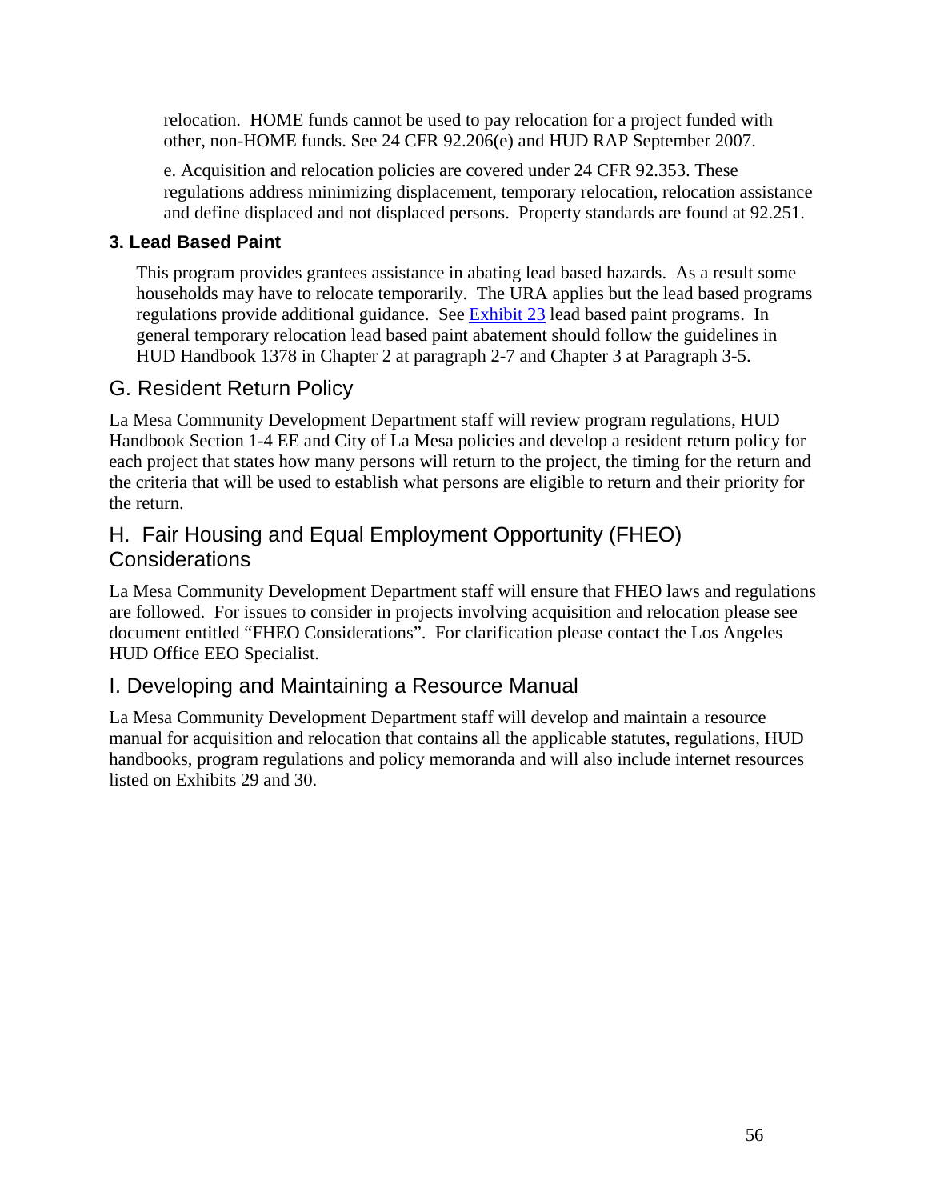relocation. HOME funds cannot be used to pay relocation for a project funded with other, non-HOME funds. See 24 CFR 92.206(e) and HUD RAP September 2007.

e. Acquisition and relocation policies are covered under 24 CFR 92.353. These regulations address minimizing displacement, temporary relocation, relocation assistance and define displaced and not displaced persons. Property standards are found at 92.251.

### 3. Lead Based Paint

This program provides grantees assistance in abating lead based hazards. As a result some households may have to relocate temporarily. The URA applies but the lead based programs regulations provide additional guidance. See [Exhibit 23] lead based paint programs. In general temporary relocation lead based paint abatement should follow the guidelines in HUD Handbook 1378 in Chapter 2 at paragraph 2-7 and Chapter 3 at Paragraph 3-5.

## G. Resident Return Policy

La Mesa Community Development Department staff will review program regulations, HUD Handbook Section 1-4 EE and City of La Mesa policies and develop a resident return policy for each project that states how many persons will return to the project, the timing for the return and the criteria that will be used to establish what persons are eligible to return and their priority for the return.

## H. Fair Housing and Equal Employment Opportunity (FHEO) Considerations

La Mesa Community Development Department staff will ensure that FHEO laws and regulations are followed. For issues to consider in projects involving acquisition and relocation please see document entitled "FHEO Considerations". For clarification please contact the Los Angeles HUD Office EEO Specialist.

## I. Developing and Maintaining a Resource Manual

La Mesa Community Development Department staff will develop and maintain a resource manual for acquisition and relocation that contains all the applicable statutes, regulations, HUD handbooks, program regulations and policy memoranda and will also include internet resources listed on Exhibits 29 and 30.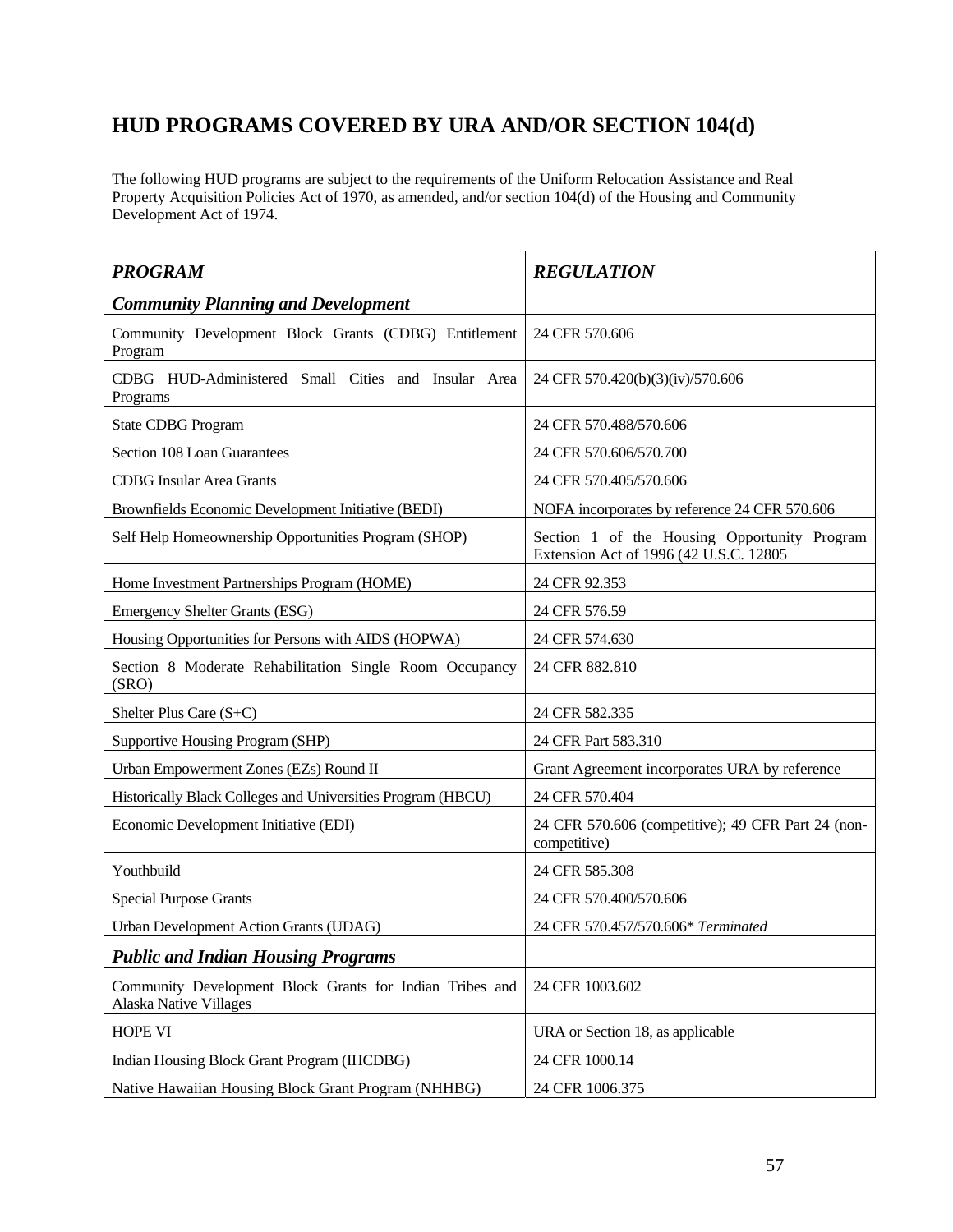# HUD PROGRAMS COVERED BY URA AND/OR SECTION 104(d)

The following HUD programs are subject to the requirements of the Uniform Relocation Assistance and Real Property Acquisition Policies Act of 1970, as amended, and/or section 104(d) of the Housing and Community Development Act of 1974.

| ***PROGRAM*** | ***REGULATION*** |
|---|---|
| ***Community Planning and Development*** | |
| Community Development Block Grants (CDBG) Entitlement Program | 24 CFR 570.606 |
| CDBG HUD-Administered Small Cities and Insular Area Programs | 24 CFR 570.420(b)(3)(iv)/570.606 |
| State CDBG Program | 24 CFR 570.488/570.606 |
| Section 108 Loan Guarantees | 24 CFR 570.606/570.700 |
| CDBG Insular Area Grants | 24 CFR 570.405/570.606 |
| Brownfields Economic Development Initiative (BEDI) | NOFA incorporates by reference 24 CFR 570.606 |
| Self Help Homeownership Opportunities Program (SHOP) | Section 1 of the Housing Opportunity Program Extension Act of 1996 (42 U.S.C. 12805 |
| Home Investment Partnerships Program (HOME) | 24 CFR 92.353 |
| Emergency Shelter Grants (ESG) | 24 CFR 576.59 |
| Housing Opportunities for Persons with AIDS (HOPWA) | 24 CFR 574.630 |
| Section 8 Moderate Rehabilitation Single Room Occupancy (SRO) | 24 CFR 882.810 |
| Shelter Plus Care (S+C) | 24 CFR 582.335 |
| Supportive Housing Program (SHP) | 24 CFR Part 583.310 |
| Urban Empowerment Zones (EZs) Round II | Grant Agreement incorporates URA by reference |
| Historically Black Colleges and Universities Program (HBCU) | 24 CFR 570.404 |
| Economic Development Initiative (EDI) | 24 CFR 570.606 (competitive); 49 CFR Part 24 (non-competitive) |
| Youthbuild | 24 CFR 585.308 |
| Special Purpose Grants | 24 CFR 570.400/570.606 |
| Urban Development Action Grants (UDAG) | 24 CFR 570.457/570.606* *Terminated* |
| ***Public and Indian Housing Programs*** | |
| Community Development Block Grants for Indian Tribes and Alaska Native Villages | 24 CFR 1003.602 |
| HOPE VI | URA or Section 18, as applicable |
| Indian Housing Block Grant Program (IHCDBG) | 24 CFR 1000.14 |
| Native Hawaiian Housing Block Grant Program (NHHBG) | 24 CFR 1006.375 |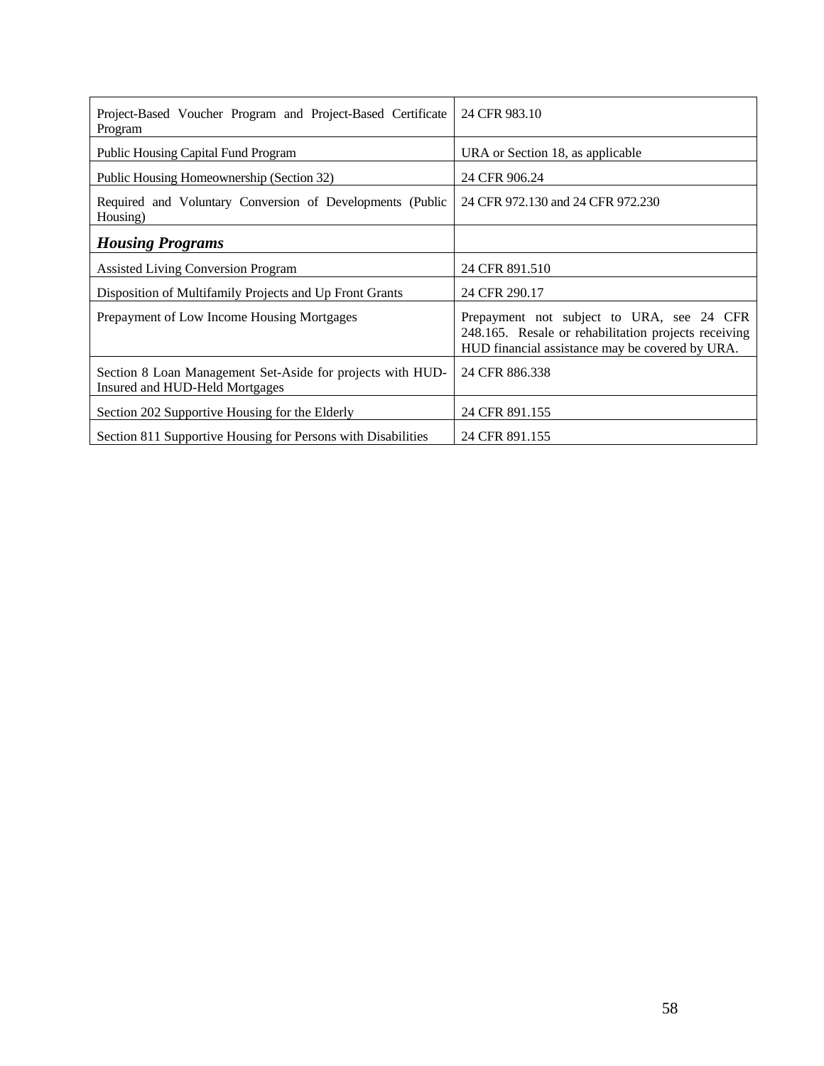| | |
|---|---|
| Project-Based Voucher Program and Project-Based Certificate Program | 24 CFR 983.10 |
| Public Housing Capital Fund Program | URA or Section 18, as applicable |
| Public Housing Homeownership (Section 32) | 24 CFR 906.24 |
| Required and Voluntary Conversion of Developments (Public Housing) | 24 CFR 972.130 and 24 CFR 972.230 |
| ***Housing Programs*** | |
| Assisted Living Conversion Program | 24 CFR 891.510 |
| Disposition of Multifamily Projects and Up Front Grants | 24 CFR 290.17 |
| Prepayment of Low Income Housing Mortgages | Prepayment not subject to URA, see 24 CFR 248.165. Resale or rehabilitation projects receiving HUD financial assistance may be covered by URA. |
| Section 8 Loan Management Set-Aside for projects with HUD-Insured and HUD-Held Mortgages | 24 CFR 886.338 |
| Section 202 Supportive Housing for the Elderly | 24 CFR 891.155 |
| Section 811 Supportive Housing for Persons with Disabilities | 24 CFR 891.155 |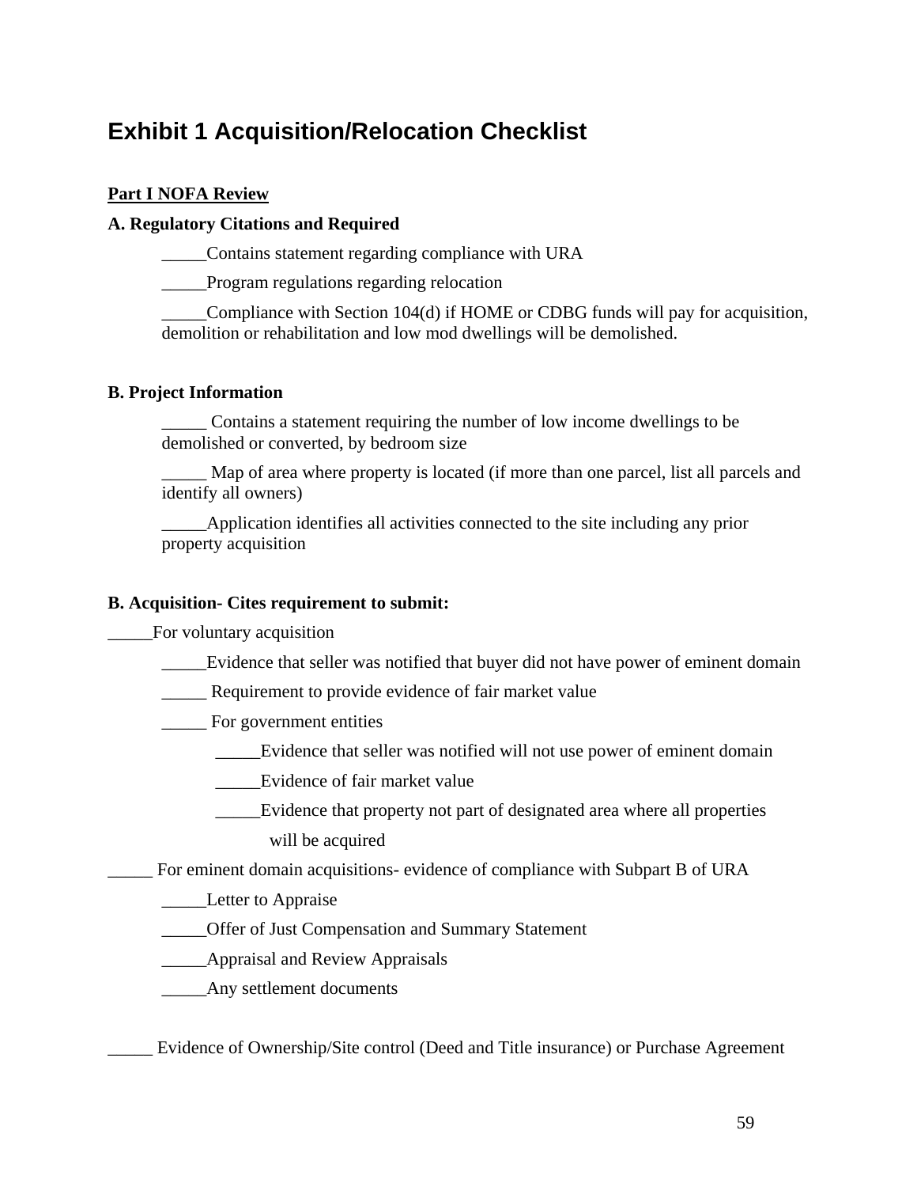# Exhibit 1 Acquisition/Relocation Checklist

**Part I NOFA Review**

**A. Regulatory Citations and Required**

_____Contains statement regarding compliance with URA

_____Program regulations regarding relocation

_____Compliance with Section 104(d) if HOME or CDBG funds will pay for acquisition, demolition or rehabilitation and low mod dwellings will be demolished.

**B. Project Information**

_____ Contains a statement requiring the number of low income dwellings to be demolished or converted, by bedroom size

_____ Map of area where property is located (if more than one parcel, list all parcels and identify all owners)

_____Application identifies all activities connected to the site including any prior property acquisition

**B. Acquisition- Cites requirement to submit:**

_____For voluntary acquisition

- _____Evidence that seller was notified that buyer did not have power of eminent domain
- _____ Requirement to provide evidence of fair market value
- _____ For government entities
  - _____Evidence that seller was notified will not use power of eminent domain
  - _____Evidence of fair market value
  - _____Evidence that property not part of designated area where all properties will be acquired

_____ For eminent domain acquisitions- evidence of compliance with Subpart B of URA

- _____Letter to Appraise
- _____Offer of Just Compensation and Summary Statement
- _____Appraisal and Review Appraisals
- _____Any settlement documents

_____ Evidence of Ownership/Site control (Deed and Title insurance) or Purchase Agreement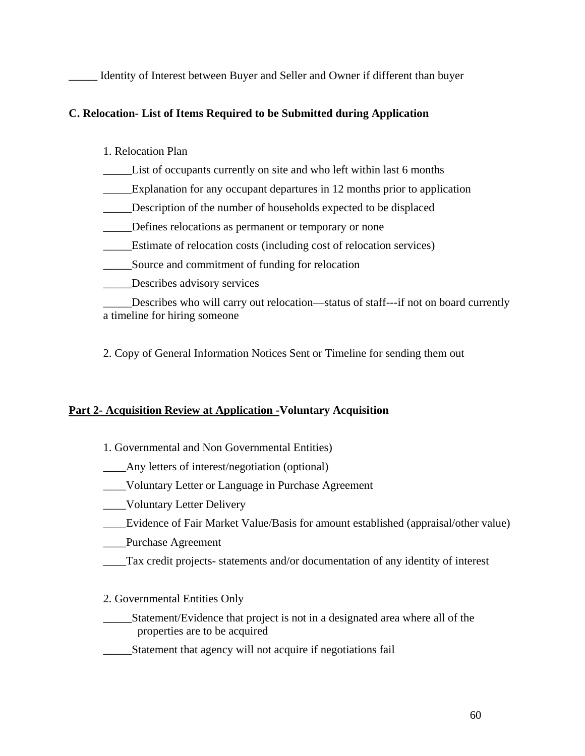_____ Identity of Interest between Buyer and Seller and Owner if different than buyer

**C. Relocation- List of Items Required to be Submitted during Application**

1. Relocation Plan

_____List of occupants currently on site and who left within last 6 months

_____Explanation for any occupant departures in 12 months prior to application

_____Description of the number of households expected to be displaced

_____Defines relocations as permanent or temporary or none

_____Estimate of relocation costs (including cost of relocation services)

_____Source and commitment of funding for relocation

_____Describes advisory services

_____Describes who will carry out relocation—status of staff---if not on board currently a timeline for hiring someone

2. Copy of General Information Notices Sent or Timeline for sending them out

**<u>Part 2- Acquisition Review at Application -</u>Voluntary Acquisition**

1. Governmental and Non Governmental Entities)

____Any letters of interest/negotiation (optional)

____Voluntary Letter or Language in Purchase Agreement

____Voluntary Letter Delivery

____Evidence of Fair Market Value/Basis for amount established (appraisal/other value)

____Purchase Agreement

____Tax credit projects- statements and/or documentation of any identity of interest

2. Governmental Entities Only

_____Statement/Evidence that project is not in a designated area where all of the properties are to be acquired

_____Statement that agency will not acquire if negotiations fail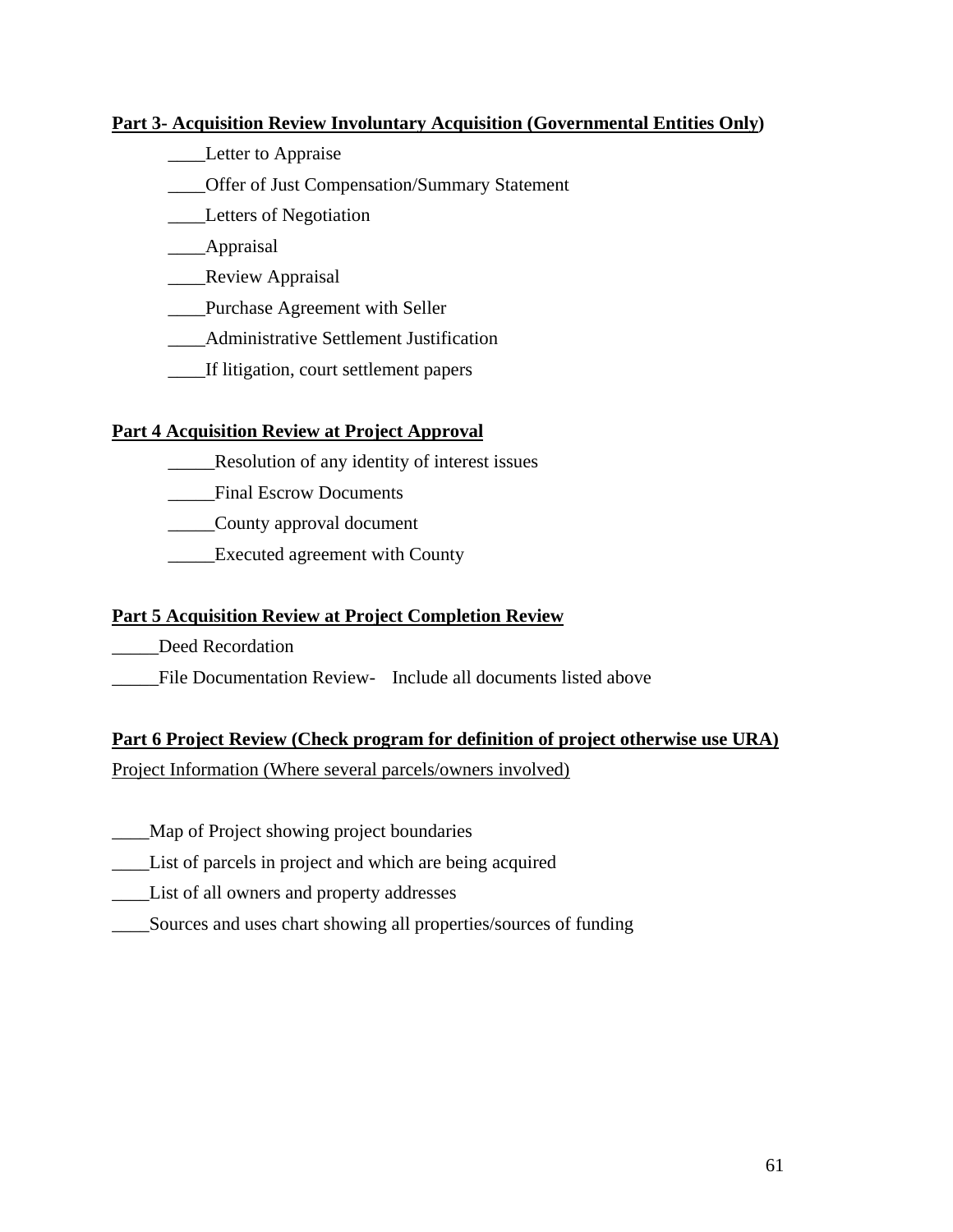**Part 3- Acquisition Review Involuntary Acquisition (Governmental Entities Only)**

____Letter to Appraise

____Offer of Just Compensation/Summary Statement

____Letters of Negotiation

____Appraisal

____Review Appraisal

____Purchase Agreement with Seller

____Administrative Settlement Justification

____If litigation, court settlement papers

**Part 4 Acquisition Review at Project Approval**

_____Resolution of any identity of interest issues

_____Final Escrow Documents

_____County approval document

_____Executed agreement with County

**Part 5 Acquisition Review at Project Completion Review**

_____Deed Recordation

_____File Documentation Review- Include all documents listed above

**Part 6 Project Review (Check program for definition of project otherwise use URA)**

Project Information (Where several parcels/owners involved)

____Map of Project showing project boundaries

____List of parcels in project and which are being acquired

____List of all owners and property addresses

____Sources and uses chart showing all properties/sources of funding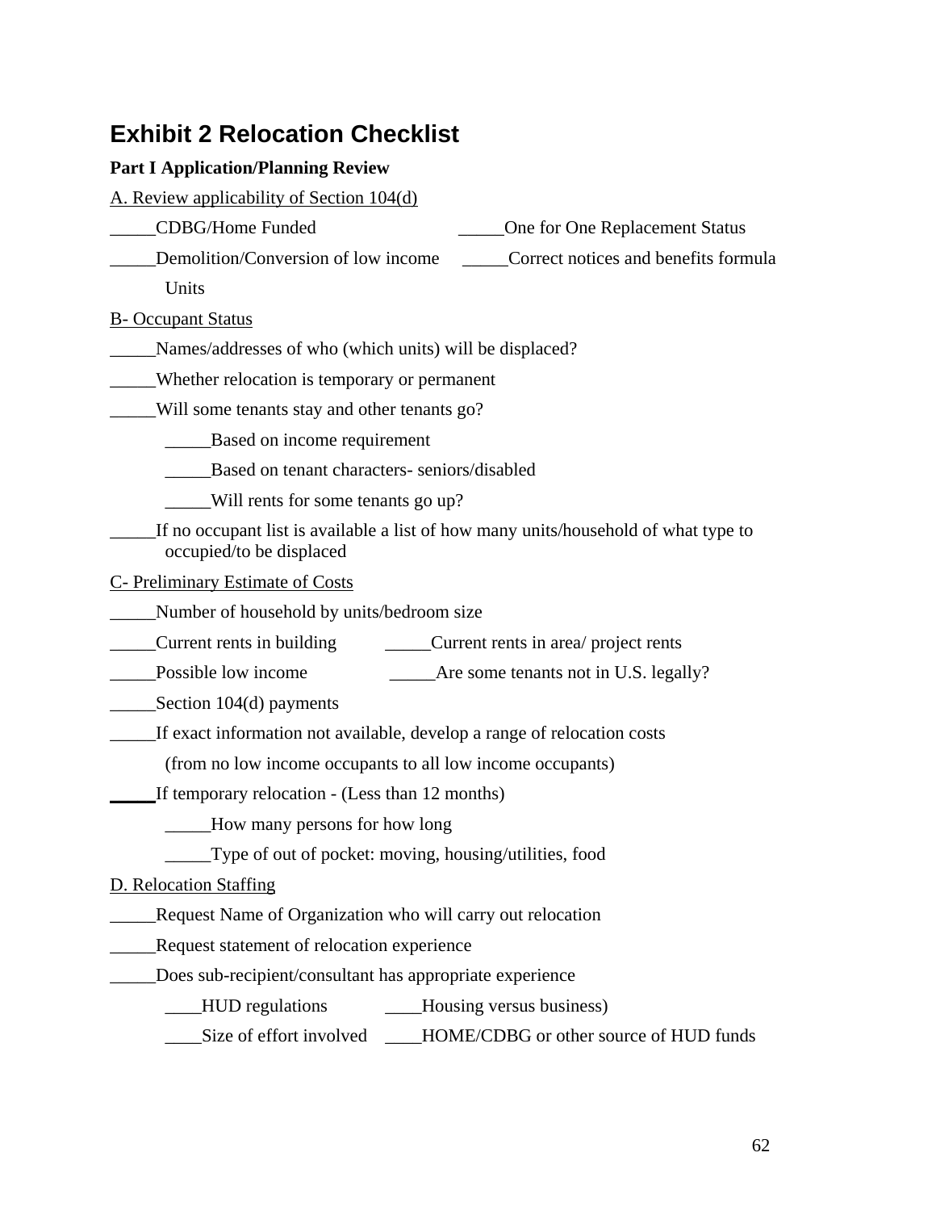# Exhibit 2 Relocation Checklist

**Part I Application/Planning Review**

A. Review applicability of Section 104(d)

_____CDBG/Home Funded _____One for One Replacement Status

_____Demolition/Conversion of low income Units _____Correct notices and benefits formula

B- Occupant Status

_____Names/addresses of who (which units) will be displaced?

_____Whether relocation is temporary or permanent

_____Will some tenants stay and other tenants go?

- _____Based on income requirement
- _____Based on tenant characters- seniors/disabled
- _____Will rents for some tenants go up?

_____If no occupant list is available a list of how many units/household of what type to occupied/to be displaced

C- Preliminary Estimate of Costs

_____Number of household by units/bedroom size

_____Current rents in building _____Current rents in area/ project rents

_____Possible low income _____Are some tenants not in U.S. legally?

_____Section 104(d) payments

_____If exact information not available, develop a range of relocation costs (from no low income occupants to all low income occupants)

_____If temporary relocation - (Less than 12 months)

- _____How many persons for how long
- _____Type of out of pocket: moving, housing/utilities, food

D. Relocation Staffing

_____Request Name of Organization who will carry out relocation

_____Request statement of relocation experience

_____Does sub-recipient/consultant has appropriate experience

- ____HUD regulations ____Housing versus business)
- ____Size of effort involved ____HOME/CDBG or other source of HUD funds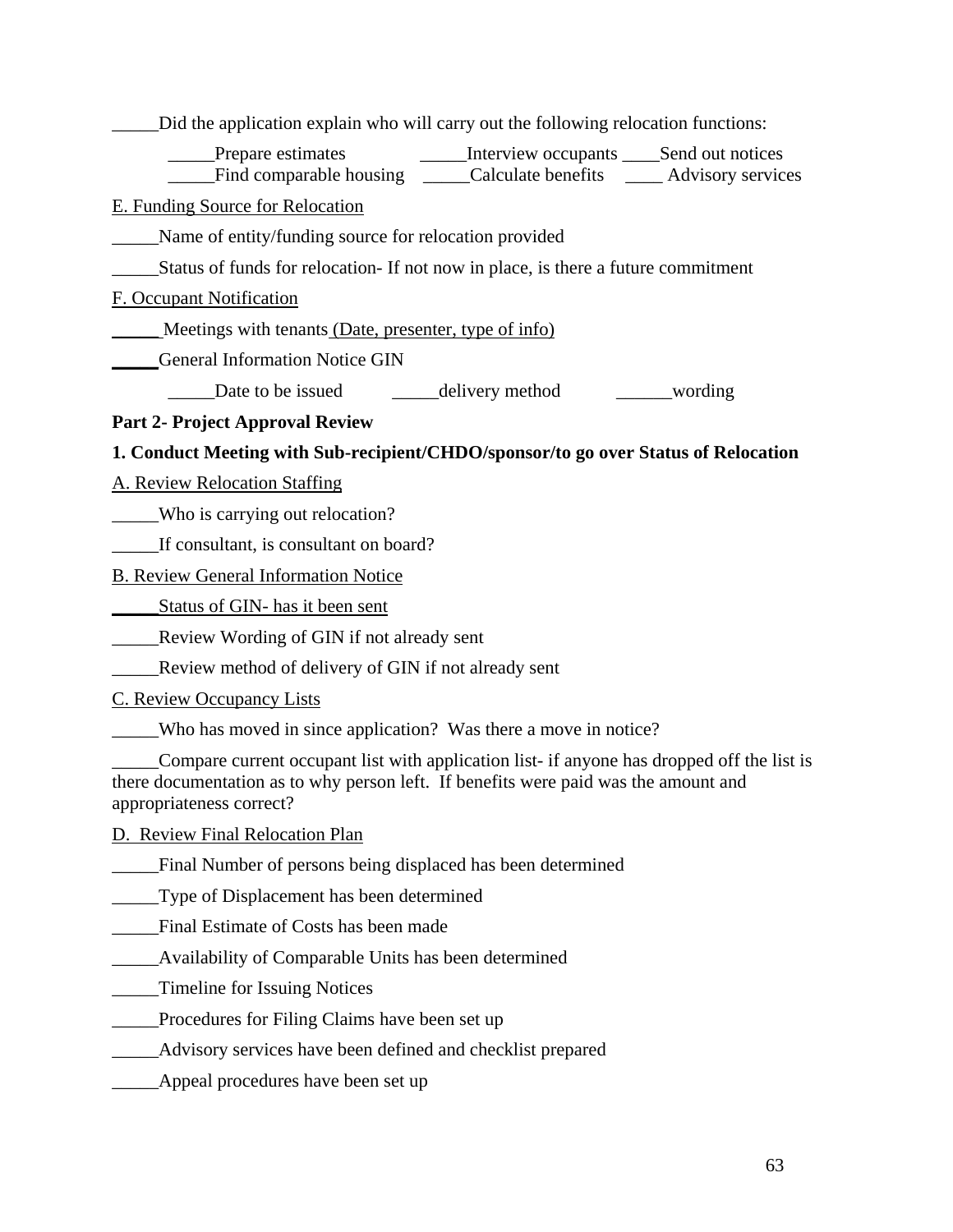_____Did the application explain who will carry out the following relocation functions:

_____Prepare estimates _____Interview occupants ____Send out notices
_____Find comparable housing _____Calculate benefits ____ Advisory services

E. Funding Source for Relocation

_____Name of entity/funding source for relocation provided

_____Status of funds for relocation- If not now in place, is there a future commitment

F. Occupant Notification

_____ Meetings with tenants (Date, presenter, type of info)

_____General Information Notice GIN

_____Date to be issued _____delivery method ______wording

**Part 2- Project Approval Review**

**1. Conduct Meeting with Sub-recipient/CHDO/sponsor/to go over Status of Relocation**

A. Review Relocation Staffing

_____Who is carrying out relocation?

_____If consultant, is consultant on board?

B. Review General Information Notice

_____Status of GIN- has it been sent

_____Review Wording of GIN if not already sent

_____Review method of delivery of GIN if not already sent

C. Review Occupancy Lists

_____Who has moved in since application? Was there a move in notice?

_____Compare current occupant list with application list- if anyone has dropped off the list is there documentation as to why person left. If benefits were paid was the amount and appropriateness correct?

D. Review Final Relocation Plan

_____Final Number of persons being displaced has been determined

_____Type of Displacement has been determined

_____Final Estimate of Costs has been made

_____Availability of Comparable Units has been determined

_____Timeline for Issuing Notices

_____Procedures for Filing Claims have been set up

_____Advisory services have been defined and checklist prepared

_____Appeal procedures have been set up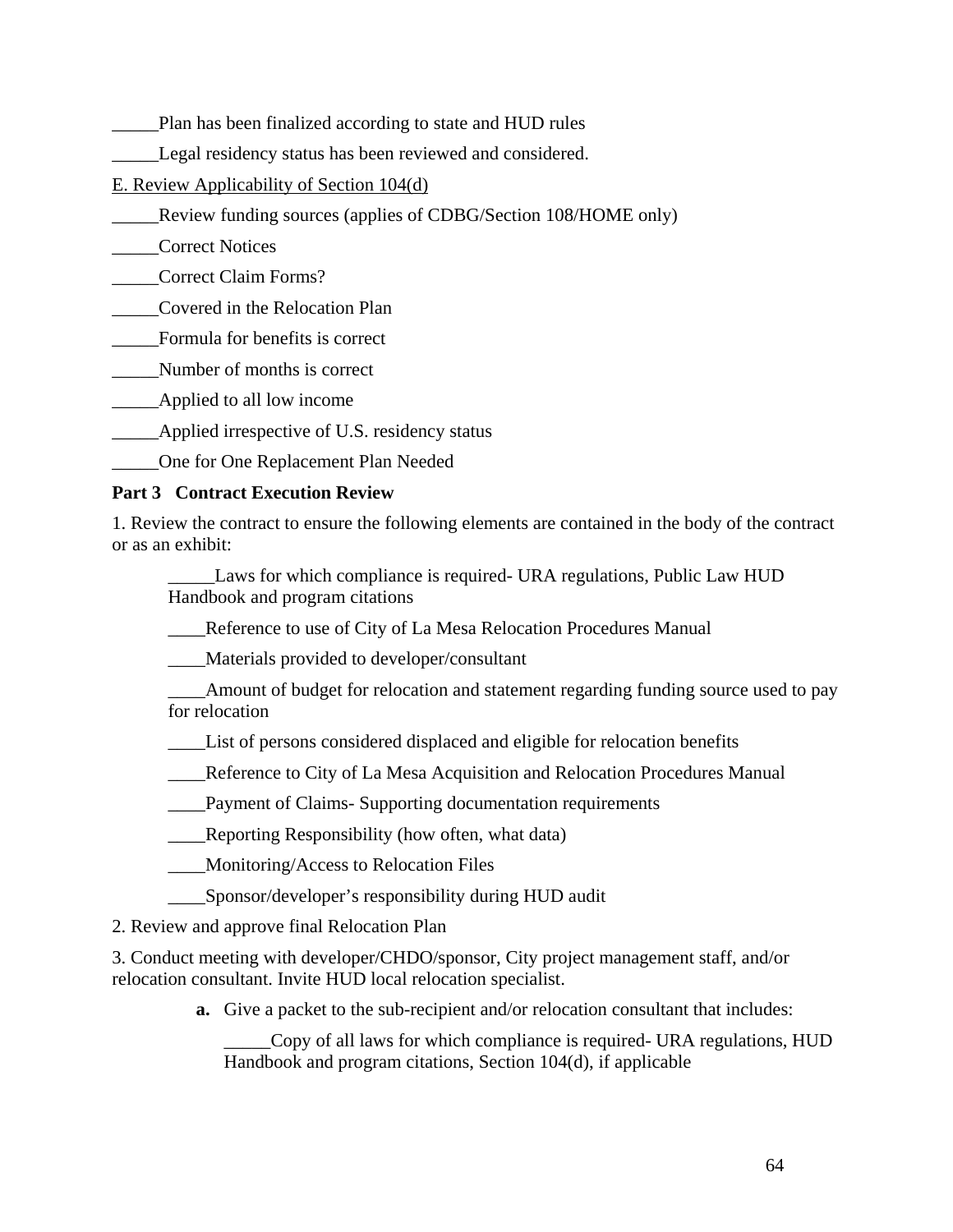_____Plan has been finalized according to state and HUD rules

_____Legal residency status has been reviewed and considered.

E. Review Applicability of Section 104(d)

_____Review funding sources (applies of CDBG/Section 108/HOME only)

_____Correct Notices

_____Correct Claim Forms?

_____Covered in the Relocation Plan

_____Formula for benefits is correct

_____Number of months is correct

_____Applied to all low income

_____Applied irrespective of U.S. residency status

_____One for One Replacement Plan Needed

**Part 3 Contract Execution Review**

1. Review the contract to ensure the following elements are contained in the body of the contract or as an exhibit:

> _____Laws for which compliance is required- URA regulations, Public Law HUD Handbook and program citations
>
> ____Reference to use of City of La Mesa Relocation Procedures Manual
>
> ____Materials provided to developer/consultant
>
> ____Amount of budget for relocation and statement regarding funding source used to pay for relocation
>
> ____List of persons considered displaced and eligible for relocation benefits
>
> ____Reference to City of La Mesa Acquisition and Relocation Procedures Manual
>
> ____Payment of Claims- Supporting documentation requirements
>
> ____Reporting Responsibility (how often, what data)
>
> ____Monitoring/Access to Relocation Files
>
> ____Sponsor/developer's responsibility during HUD audit

2. Review and approve final Relocation Plan

3. Conduct meeting with developer/CHDO/sponsor, City project management staff, and/or relocation consultant. Invite HUD local relocation specialist.

> **a.** Give a packet to the sub-recipient and/or relocation consultant that includes:
>
> _____Copy of all laws for which compliance is required- URA regulations, HUD Handbook and program citations, Section 104(d), if applicable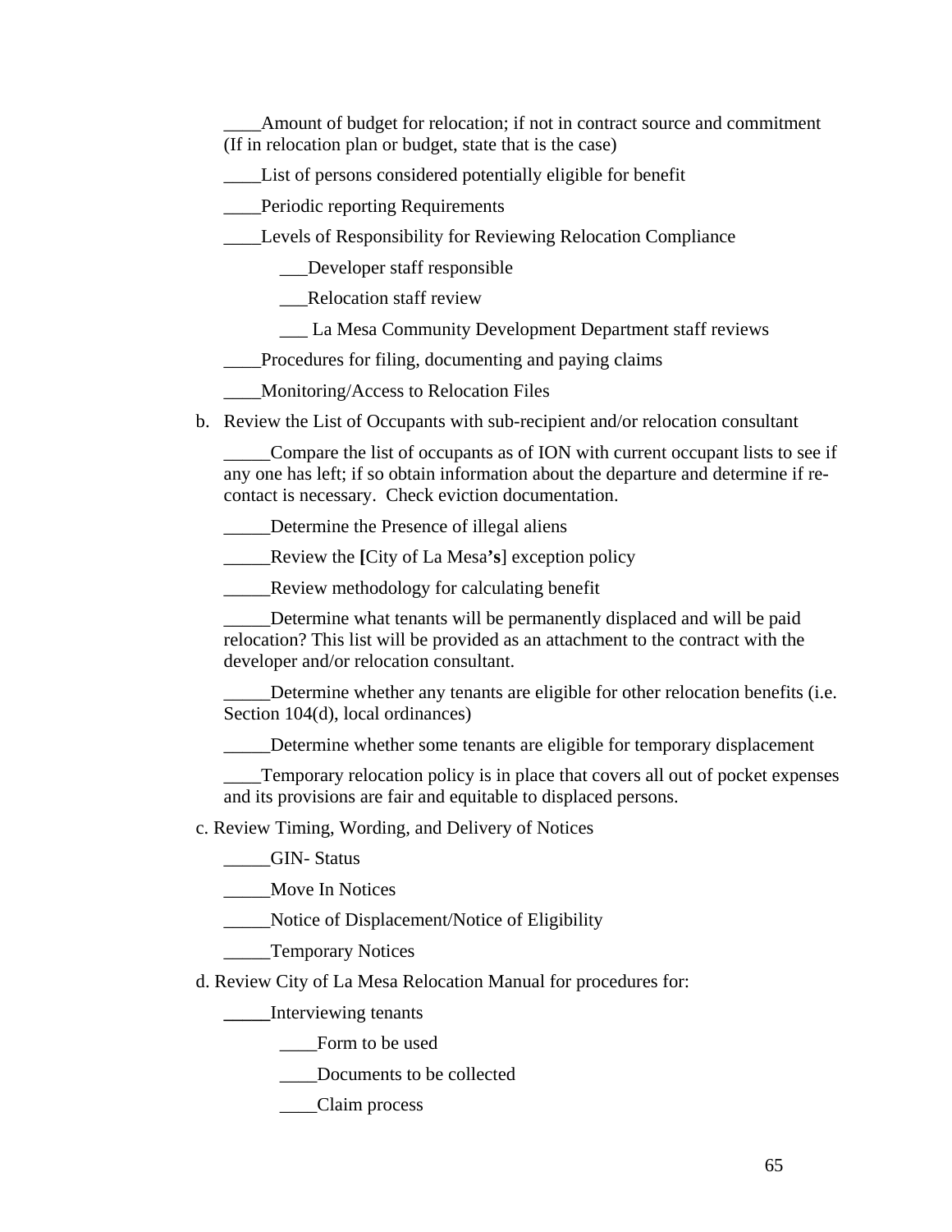____Amount of budget for relocation; if not in contract source and commitment (If in relocation plan or budget, state that is the case)

____List of persons considered potentially eligible for benefit

____Periodic reporting Requirements

____Levels of Responsibility for Reviewing Relocation Compliance

> ___Developer staff responsible
>
> ___Relocation staff review
>
> ___ La Mesa Community Development Department staff reviews

____Procedures for filing, documenting and paying claims

____Monitoring/Access to Relocation Files

b. Review the List of Occupants with sub-recipient and/or relocation consultant

_____Compare the list of occupants as of ION with current occupant lists to see if any one has left; if so obtain information about the departure and determine if re-contact is necessary. Check eviction documentation.

_____Determine the Presence of illegal aliens

_____Review the **[**City of La Mesa**'s**] exception policy

_____Review methodology for calculating benefit

_____Determine what tenants will be permanently displaced and will be paid relocation? This list will be provided as an attachment to the contract with the developer and/or relocation consultant.

_____Determine whether any tenants are eligible for other relocation benefits (i.e. Section 104(d), local ordinances)

_____Determine whether some tenants are eligible for temporary displacement

____Temporary relocation policy is in place that covers all out of pocket expenses and its provisions are fair and equitable to displaced persons.

c. Review Timing, Wording, and Delivery of Notices

_____GIN- Status

_____Move In Notices

_____Notice of Displacement/Notice of Eligibility

_____Temporary Notices

d. Review City of La Mesa Relocation Manual for procedures for:

_____Interviewing tenants

> ____Form to be used
>
> ____Documents to be collected
>
> ____Claim process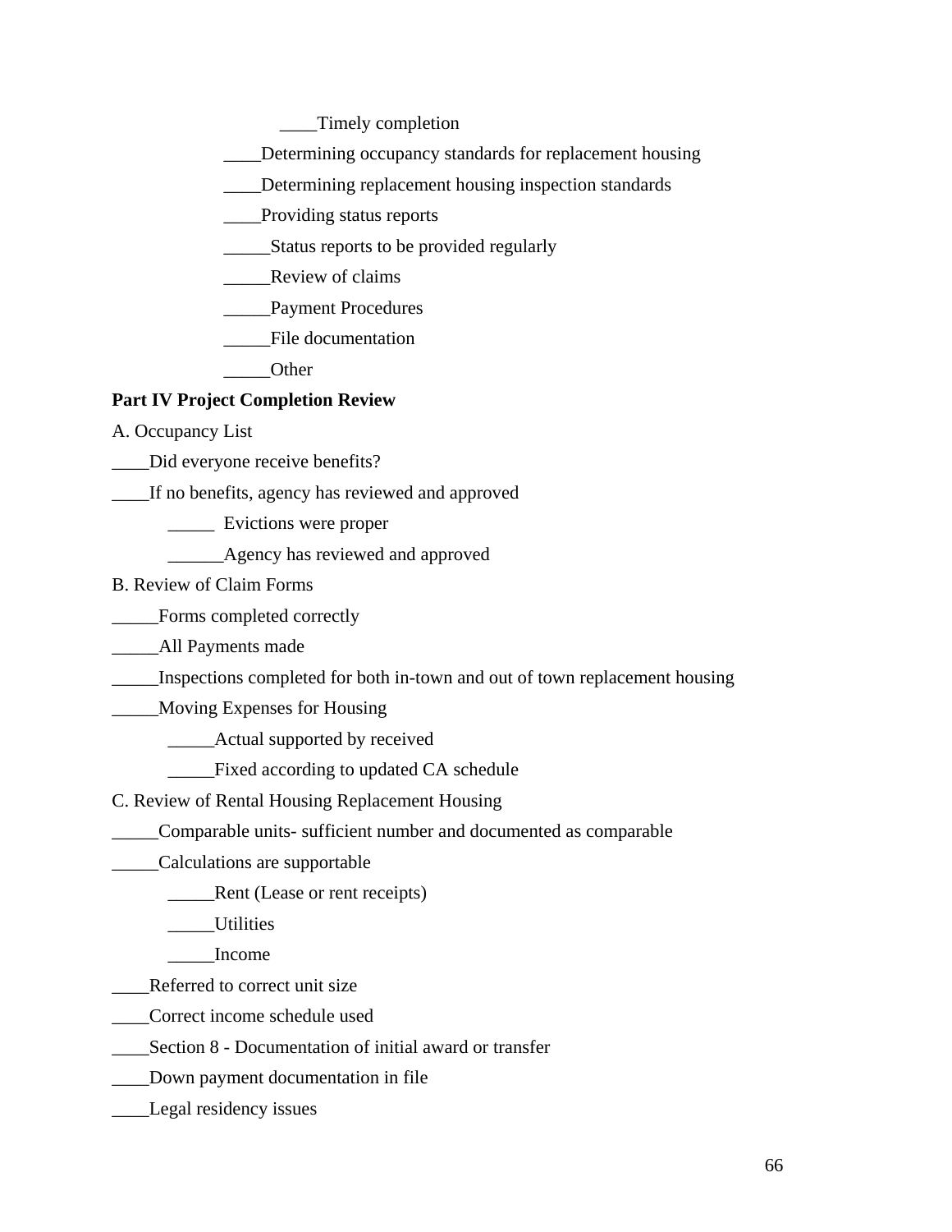____Timely completion

____Determining occupancy standards for replacement housing

____Determining replacement housing inspection standards

____Providing status reports

_____Status reports to be provided regularly

_____Review of claims

_____Payment Procedures

_____File documentation

_____Other

**Part IV Project Completion Review**

A. Occupancy List

____Did everyone receive benefits?

____If no benefits, agency has reviewed and approved

_____ Evictions were proper

______Agency has reviewed and approved

B. Review of Claim Forms

_____Forms completed correctly

_____All Payments made

_____Inspections completed for both in-town and out of town replacement housing

_____Moving Expenses for Housing

_____Actual supported by received

_____Fixed according to updated CA schedule

C. Review of Rental Housing Replacement Housing

_____Comparable units- sufficient number and documented as comparable

_____Calculations are supportable

_____Rent (Lease or rent receipts)

_____Utilities

_____Income

____Referred to correct unit size

____Correct income schedule used

____Section 8 - Documentation of initial award or transfer

____Down payment documentation in file

____Legal residency issues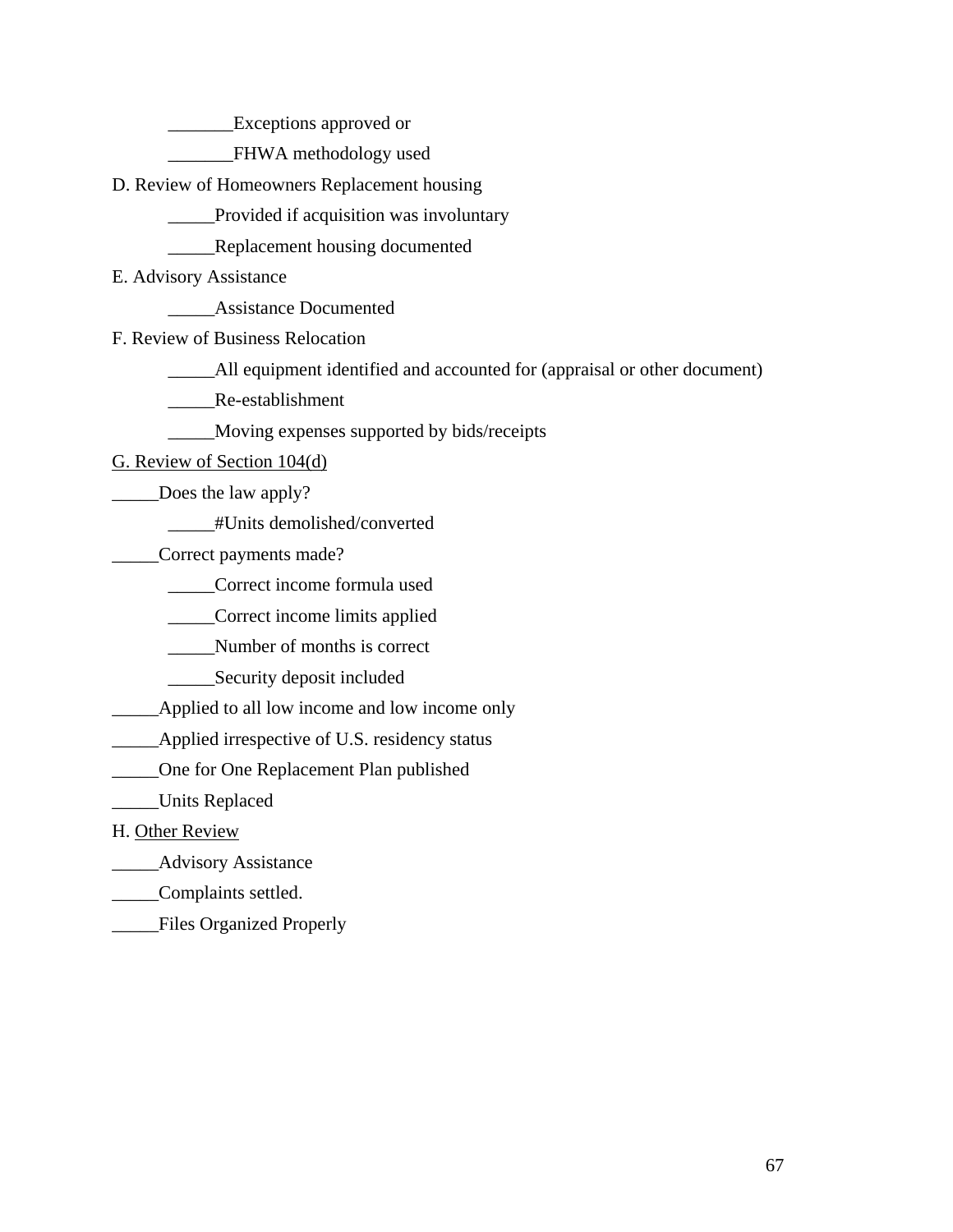_______Exceptions approved or

_______FHWA methodology used

D. Review of Homeowners Replacement housing

_____Provided if acquisition was involuntary

_____Replacement housing documented

E. Advisory Assistance

_____Assistance Documented

F. Review of Business Relocation

_____All equipment identified and accounted for (appraisal or other document)

_____Re-establishment

_____Moving expenses supported by bids/receipts

G. Review of Section 104(d)

_____Does the law apply?

_____#Units demolished/converted

_____Correct payments made?

_____Correct income formula used

_____Correct income limits applied

_____Number of months is correct

_____Security deposit included

_____Applied to all low income and low income only

_____Applied irrespective of U.S. residency status

_____One for One Replacement Plan published

_____Units Replaced

H. Other Review

_____Advisory Assistance

_____Complaints settled.

_____Files Organized Properly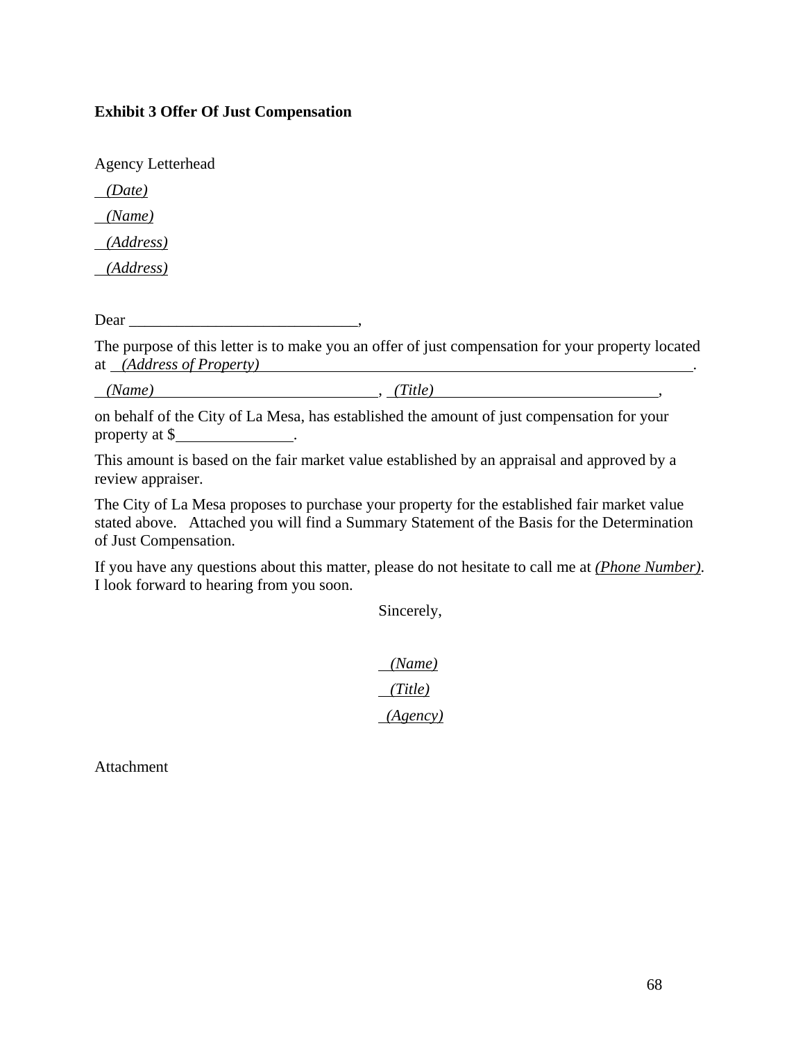**Exhibit 3 Offer Of Just Compensation**

Agency Letterhead

*(Date)*

*(Name)*

*(Address)*

*(Address)*

Dear ______________________________,

The purpose of this letter is to make you an offer of just compensation for your property located at *(Address of Property)*.

*(Name)*, *(Title)*,

on behalf of the City of La Mesa, has established the amount of just compensation for your property at $_______________.

This amount is based on the fair market value established by an appraisal and approved by a review appraiser.

The City of La Mesa proposes to purchase your property for the established fair market value stated above. Attached you will find a Summary Statement of the Basis for the Determination of Just Compensation.

If you have any questions about this matter, please do not hesitate to call me at *(Phone Number)*. I look forward to hearing from you soon.

Sincerely,

*(Name)*

*(Title)*

*(Agency)*

Attachment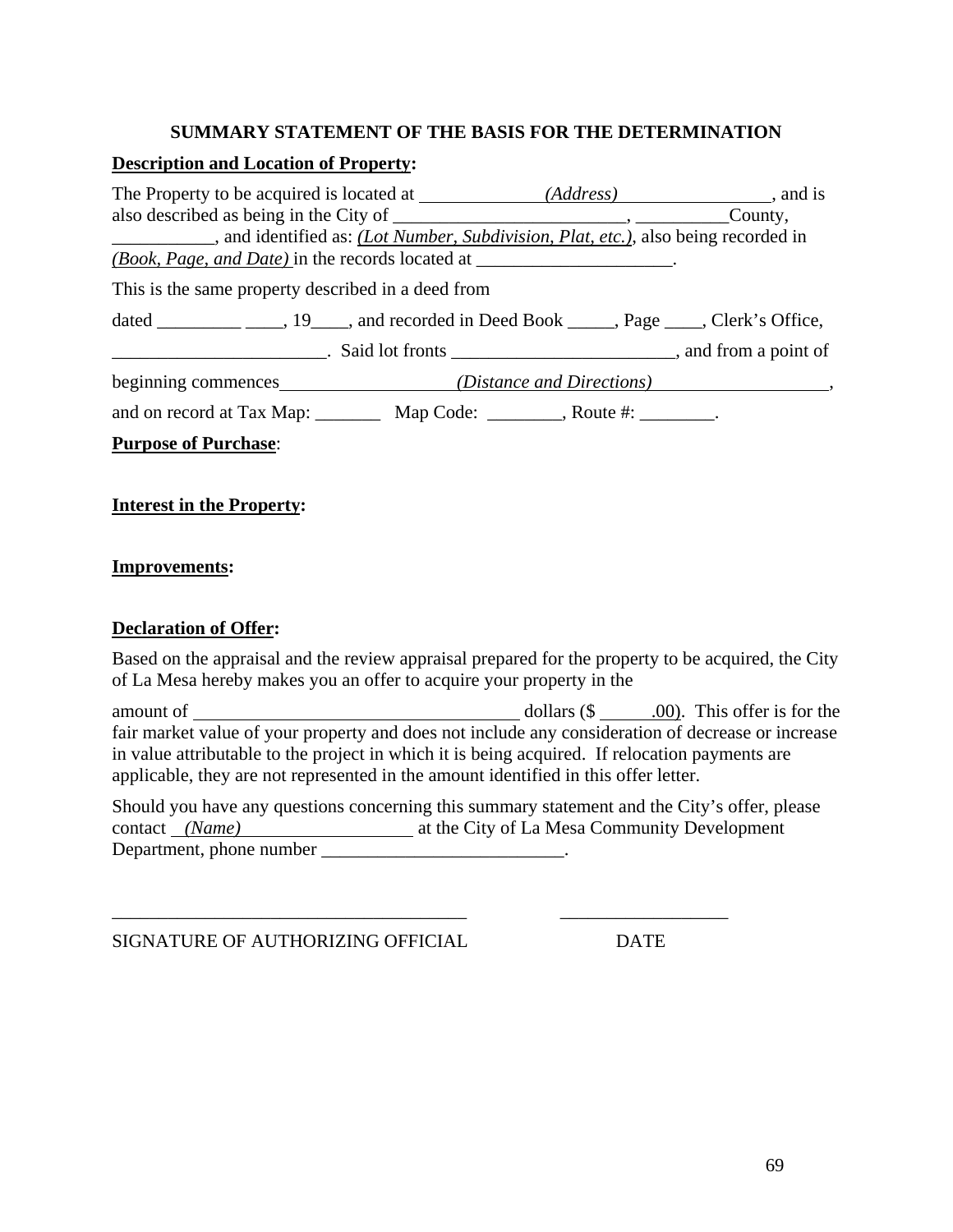## SUMMARY STATEMENT OF THE BASIS FOR THE DETERMINATION

**Description and Location of Property:**

The Property to be acquired is located at ______________*(Address)*_________________, and is also described as being in the City of _________________________, __________County, ___________, and identified as: *(Lot Number, Subdivision, Plat, etc.)*, also being recorded in *(Book, Page, and Date)* in the records located at _____________________.

This is the same property described in a deed from

dated _________ ____, 19____, and recorded in Deed Book _____, Page ____, Clerk's Office,

_______________________. Said lot fronts _______________________, and from a point of

beginning commences__________________*(Distance and Directions)*___________________,

and on record at Tax Map: _______ Map Code: ________, Route #: ________.

**Purpose of Purchase**:

**Interest in the Property:**

**Improvements:**

**Declaration of Offer:**

Based on the appraisal and the review appraisal prepared for the property to be acquired, the City of La Mesa hereby makes you an offer to acquire your property in the

amount of ___________________________________ dollars ($ ______.00). This offer is for the fair market value of your property and does not include any consideration of decrease or increase in value attributable to the project in which it is being acquired. If relocation payments are applicable, they are not represented in the amount identified in this offer letter.

Should you have any questions concerning this summary statement and the City's offer, please contact __*(Name)*___________________ at the City of La Mesa Community Development Department, phone number __________________________.

_____________________________________ __________________

SIGNATURE OF AUTHORIZING OFFICIAL DATE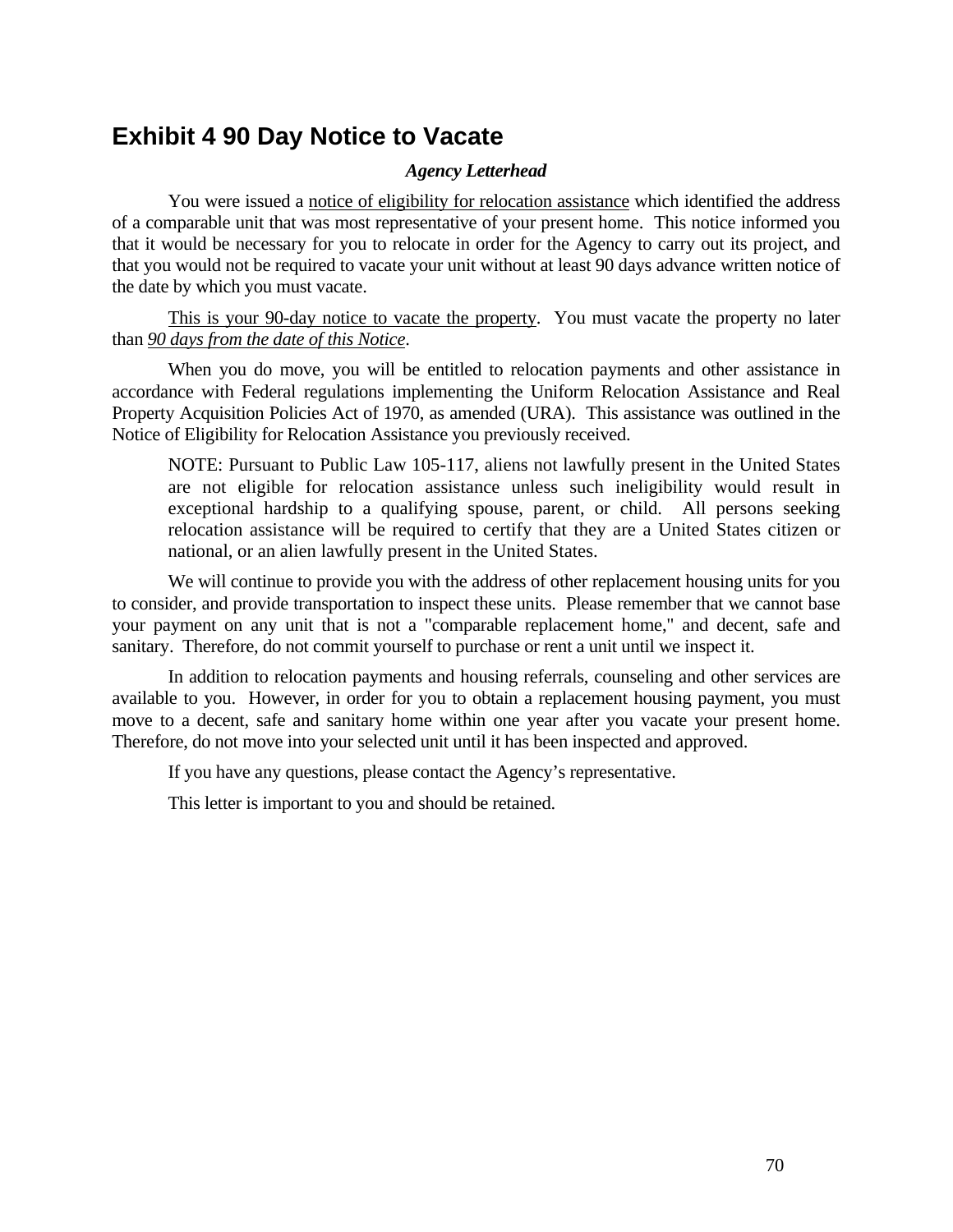## Exhibit 4 90 Day Notice to Vacate

***Agency Letterhead***

You were issued a <u>notice of eligibility for relocation assistance</u> which identified the address of a comparable unit that was most representative of your present home. This notice informed you that it would be necessary for you to relocate in order for the Agency to carry out its project, and that you would not be required to vacate your unit without at least 90 days advance written notice of the date by which you must vacate.

<u>This is your 90-day notice to vacate the property</u>. You must vacate the property no later than *<u>90 days from the date of this Notice</u>*.

When you do move, you will be entitled to relocation payments and other assistance in accordance with Federal regulations implementing the Uniform Relocation Assistance and Real Property Acquisition Policies Act of 1970, as amended (URA). This assistance was outlined in the Notice of Eligibility for Relocation Assistance you previously received.

> NOTE: Pursuant to Public Law 105-117, aliens not lawfully present in the United States are not eligible for relocation assistance unless such ineligibility would result in exceptional hardship to a qualifying spouse, parent, or child. All persons seeking relocation assistance will be required to certify that they are a United States citizen or national, or an alien lawfully present in the United States.

We will continue to provide you with the address of other replacement housing units for you to consider, and provide transportation to inspect these units. Please remember that we cannot base your payment on any unit that is not a "comparable replacement home," and decent, safe and sanitary. Therefore, do not commit yourself to purchase or rent a unit until we inspect it.

In addition to relocation payments and housing referrals, counseling and other services are available to you. However, in order for you to obtain a replacement housing payment, you must move to a decent, safe and sanitary home within one year after you vacate your present home. Therefore, do not move into your selected unit until it has been inspected and approved.

If you have any questions, please contact the Agency's representative.

This letter is important to you and should be retained.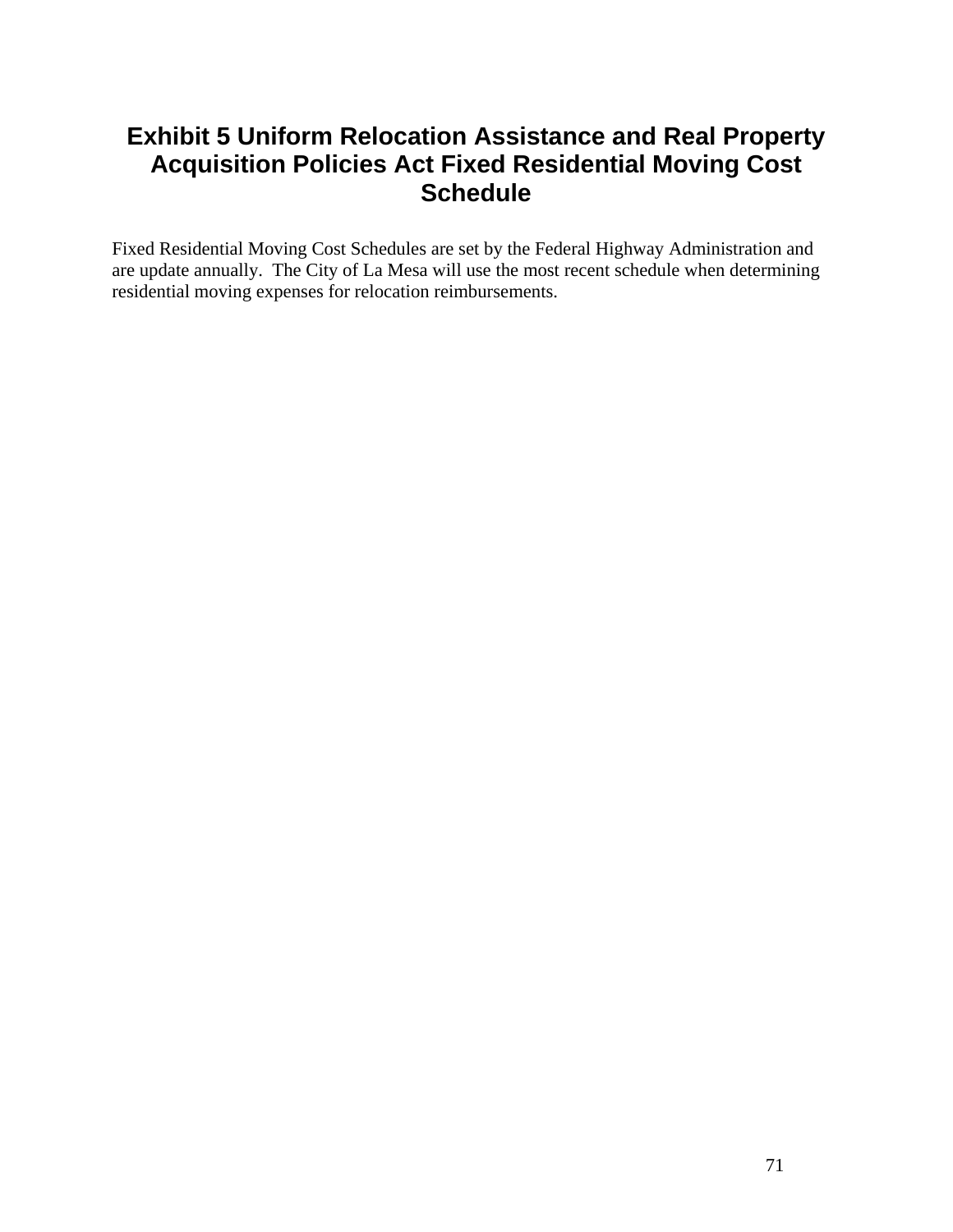# Exhibit 5 Uniform Relocation Assistance and Real Property Acquisition Policies Act Fixed Residential Moving Cost Schedule

Fixed Residential Moving Cost Schedules are set by the Federal Highway Administration and are update annually. The City of La Mesa will use the most recent schedule when determining residential moving expenses for relocation reimbursements.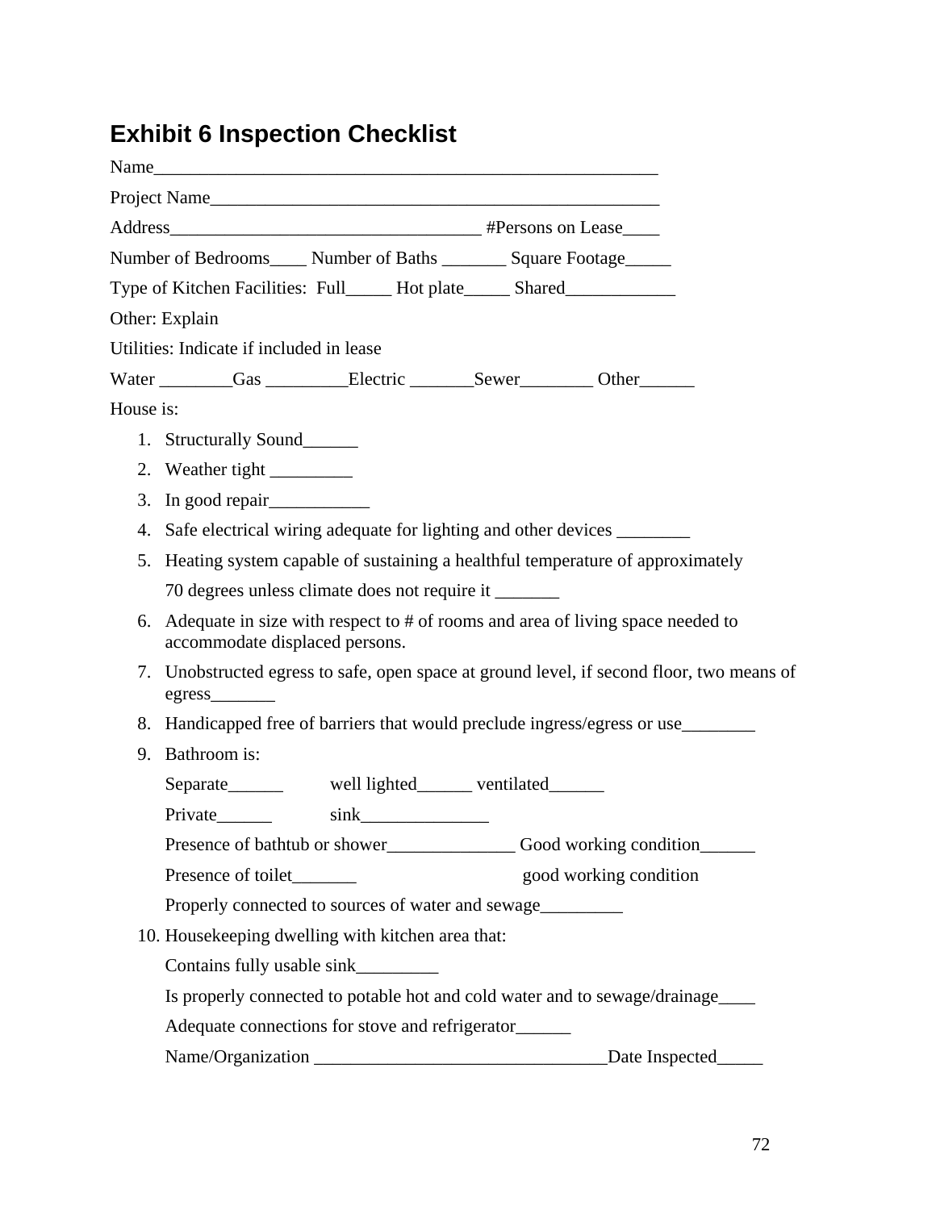# Exhibit 6 Inspection Checklist

Name_______________________________________________________

Project Name__________________________________________________

Address_________________________________ #Persons on Lease____

Number of Bedrooms____ Number of Baths _______ Square Footage_____

Type of Kitchen Facilities: Full_____ Hot plate_____ Shared____________

Other: Explain

Utilities: Indicate if included in lease

Water ________Gas _________Electric _______Sewer________ Other______

House is:

1. Structurally Sound______
2. Weather tight _________
3. In good repair___________
4. Safe electrical wiring adequate for lighting and other devices ________
5. Heating system capable of sustaining a healthful temperature of approximately 70 degrees unless climate does not require it _______
6. Adequate in size with respect to # of rooms and area of living space needed to accommodate displaced persons.
7. Unobstructed egress to safe, open space at ground level, if second floor, two means of egress_______
8. Handicapped free of barriers that would preclude ingress/egress or use________
9. Bathroom is:

   Separate______ well lighted______ ventilated______

   Private______ sink______________

   Presence of bathtub or shower______________ Good working condition______

   Presence of toilet_______ good working condition

   Properly connected to sources of water and sewage_________
10. Housekeeping dwelling with kitchen area that:

    Contains fully usable sink_________

    Is properly connected to potable hot and cold water and to sewage/drainage____

    Adequate connections for stove and refrigerator______

    Name/Organization ________________________________Date Inspected_____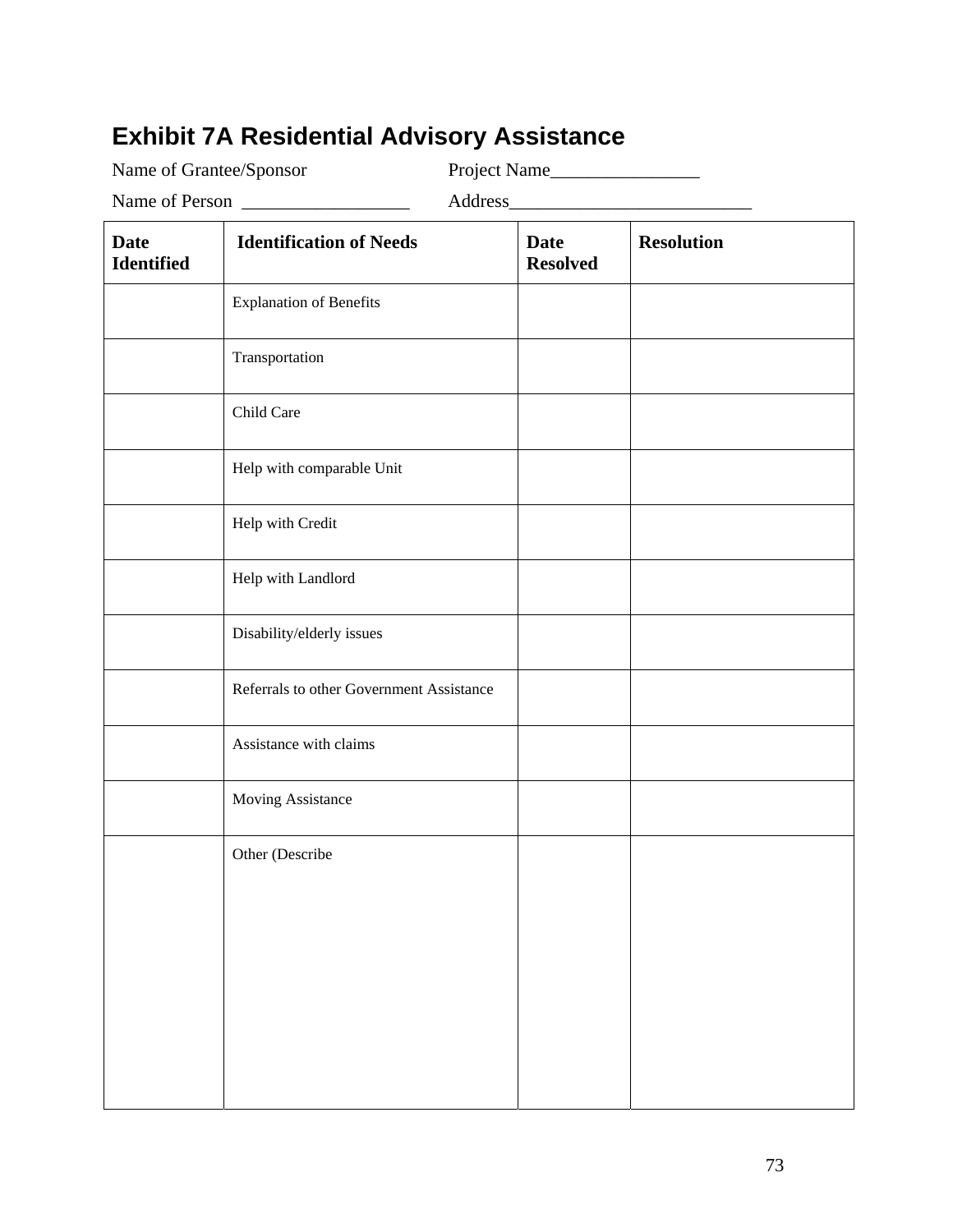# Exhibit 7A Residential Advisory Assistance

Name of Grantee/Sponsor Project Name________________

Name of Person __________________ Address__________________________

| Date Identified | Identification of Needs | Date Resolved | Resolution |
|---|---|---|---|
| | Explanation of Benefits | | |
| | Transportation | | |
| | Child Care | | |
| | Help with comparable Unit | | |
| | Help with Credit | | |
| | Help with Landlord | | |
| | Disability/elderly issues | | |
| | Referrals to other Government Assistance | | |
| | Assistance with claims | | |
| | Moving Assistance | | |
| | Other (Describe | | |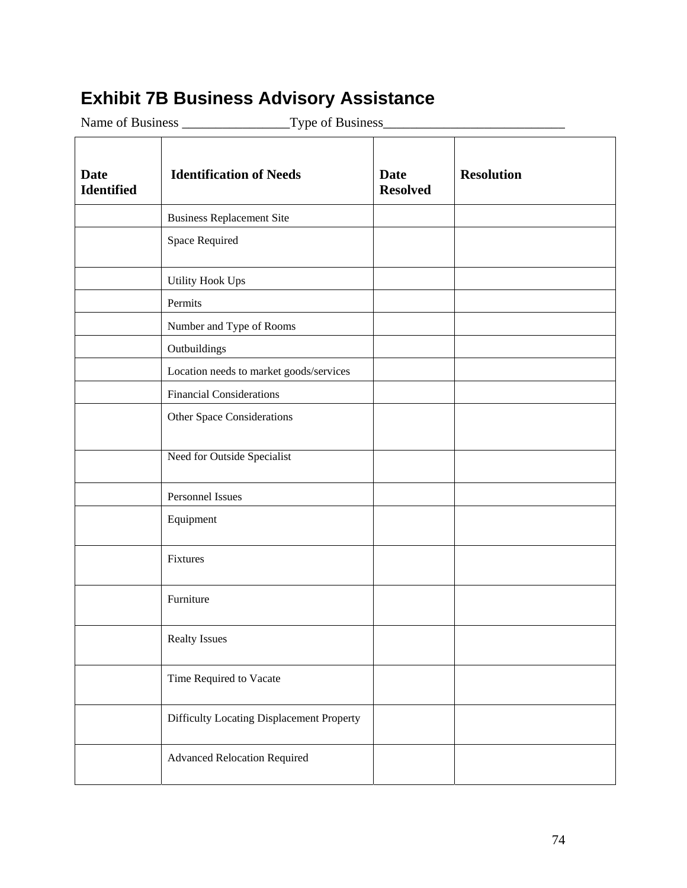# Exhibit 7B Business Advisory Assistance

Name of Business ________________Type of Business___________________________

| Date Identified | Identification of Needs | Date Resolved | Resolution |
|---|---|---|---|
| | Business Replacement Site | | |
| | Space Required | | |
| | Utility Hook Ups | | |
| | Permits | | |
| | Number and Type of Rooms | | |
| | Outbuildings | | |
| | Location needs to market goods/services | | |
| | Financial Considerations | | |
| | Other Space Considerations | | |
| | Need for Outside Specialist | | |
| | Personnel Issues | | |
| | Equipment | | |
| | Fixtures | | |
| | Furniture | | |
| | Realty Issues | | |
| | Time Required to Vacate | | |
| | Difficulty Locating Displacement Property | | |
| | Advanced Relocation Required | | |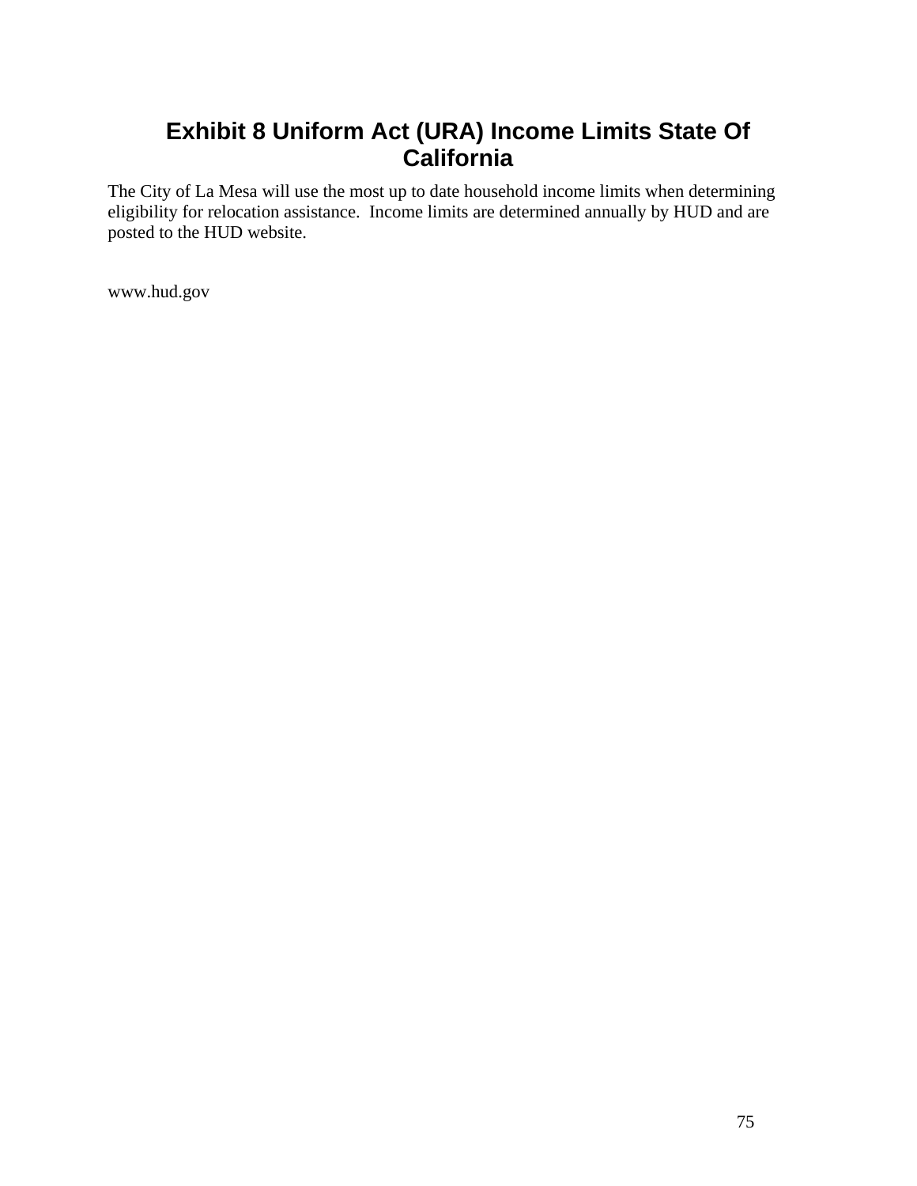# Exhibit 8 Uniform Act (URA) Income Limits State Of California

The City of La Mesa will use the most up to date household income limits when determining eligibility for relocation assistance. Income limits are determined annually by HUD and are posted to the HUD website.

www.hud.gov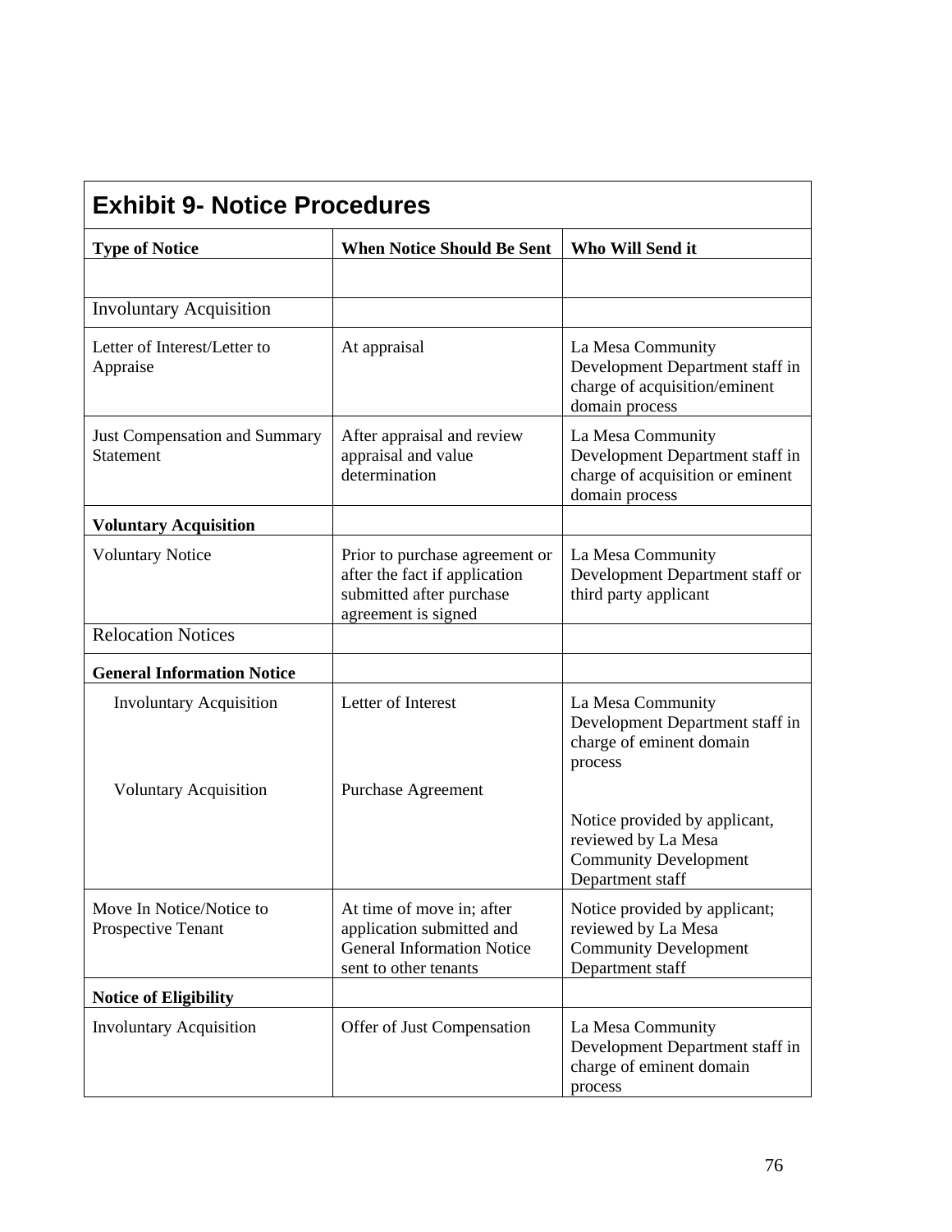## Exhibit 9- Notice Procedures

| **Type of Notice** | **When Notice Should Be Sent** | **Who Will Send it** |
|---|---|---|
| | | |
| Involuntary Acquisition | | |
| Letter of Interest/Letter to Appraise | At appraisal | La Mesa Community Development Department staff in charge of acquisition/eminent domain process |
| Just Compensation and Summary Statement | After appraisal and review appraisal and value determination | La Mesa Community Development Department staff in charge of acquisition or eminent domain process |
| **Voluntary Acquisition** | | |
| Voluntary Notice | Prior to purchase agreement or after the fact if application submitted after purchase agreement is signed | La Mesa Community Development Department staff or third party applicant |
| Relocation Notices | | |
| **General Information Notice** | | |
| Involuntary Acquisition | Letter of Interest | La Mesa Community Development Department staff in charge of eminent domain process |
| Voluntary Acquisition | Purchase Agreement | Notice provided by applicant, reviewed by La Mesa Community Development Department staff |
| Move In Notice/Notice to Prospective Tenant | At time of move in; after application submitted and General Information Notice sent to other tenants | Notice provided by applicant; reviewed by La Mesa Community Development Department staff |
| **Notice of Eligibility** | | |
| Involuntary Acquisition | Offer of Just Compensation | La Mesa Community Development Department staff in charge of eminent domain process |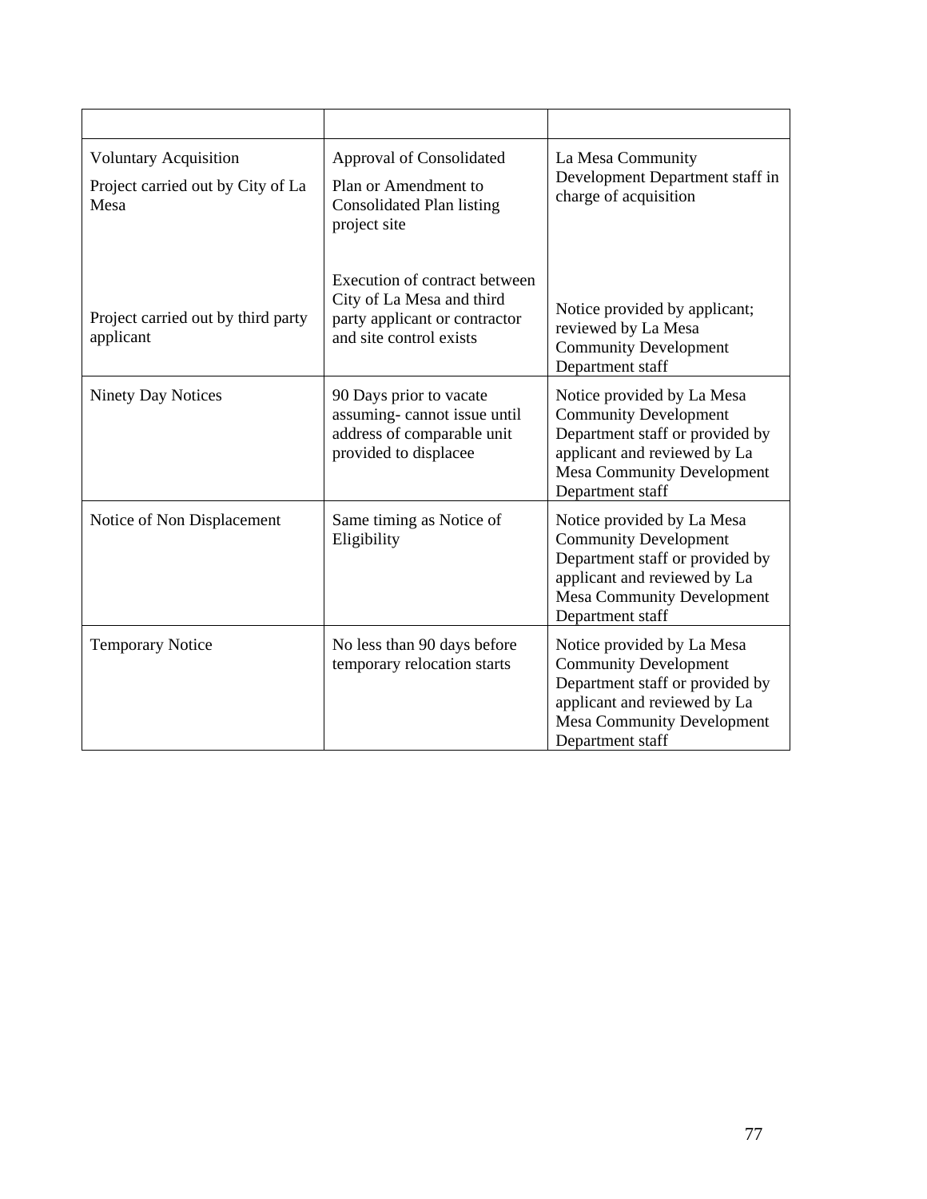| | | |
|---|---|---|
| Voluntary Acquisition<br>Project carried out by City of La Mesa | Approval of Consolidated<br>Plan or Amendment to Consolidated Plan listing project site | La Mesa Community Development Department staff in charge of acquisition |
| Project carried out by third party applicant | Execution of contract between City of La Mesa and third party applicant or contractor and site control exists | Notice provided by applicant; reviewed by La Mesa Community Development Department staff |
| Ninety Day Notices | 90 Days prior to vacate assuming- cannot issue until address of comparable unit provided to displacee | Notice provided by La Mesa Community Development Department staff or provided by applicant and reviewed by La Mesa Community Development Department staff |
| Notice of Non Displacement | Same timing as Notice of Eligibility | Notice provided by La Mesa Community Development Department staff or provided by applicant and reviewed by La Mesa Community Development Department staff |
| Temporary Notice | No less than 90 days before temporary relocation starts | Notice provided by La Mesa Community Development Department staff or provided by applicant and reviewed by La Mesa Community Development Department staff |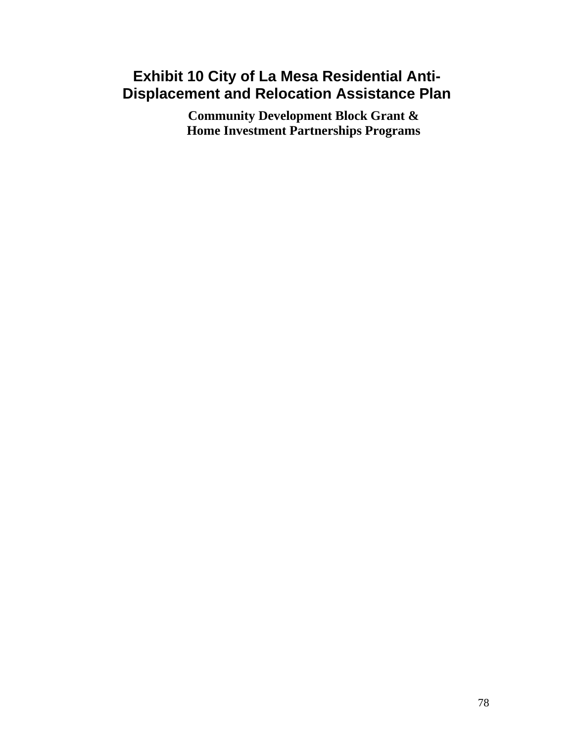# Exhibit 10 City of La Mesa Residential Anti-Displacement and Relocation Assistance Plan

**Community Development Block Grant &**
**Home Investment Partnerships Programs**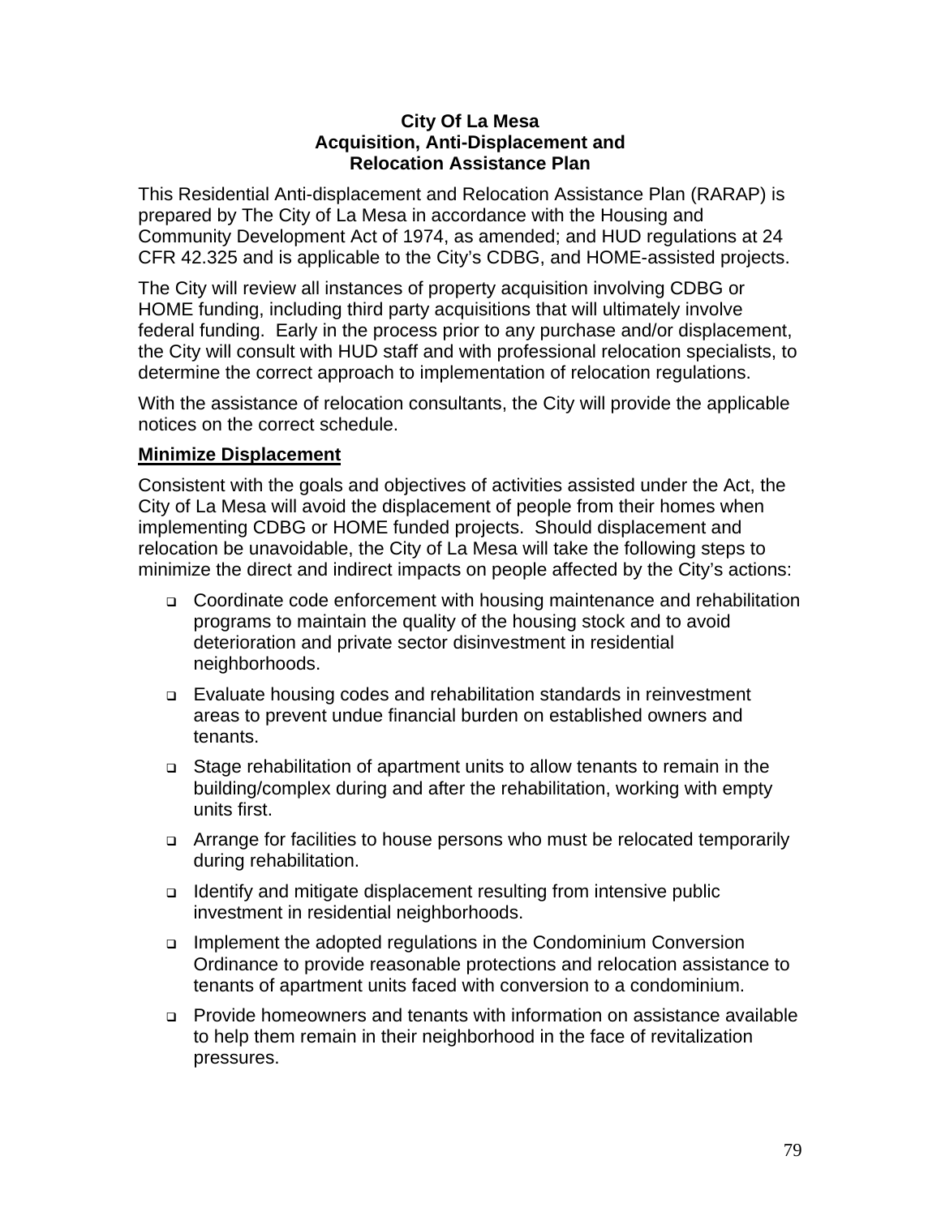**City Of La Mesa**
**Acquisition, Anti-Displacement and**
**Relocation Assistance Plan**

This Residential Anti-displacement and Relocation Assistance Plan (RARAP) is prepared by The City of La Mesa in accordance with the Housing and Community Development Act of 1974, as amended; and HUD regulations at 24 CFR 42.325 and is applicable to the City's CDBG, and HOME-assisted projects.

The City will review all instances of property acquisition involving CDBG or HOME funding, including third party acquisitions that will ultimately involve federal funding. Early in the process prior to any purchase and/or displacement, the City will consult with HUD staff and with professional relocation specialists, to determine the correct approach to implementation of relocation regulations.

With the assistance of relocation consultants, the City will provide the applicable notices on the correct schedule.

**Minimize Displacement**

Consistent with the goals and objectives of activities assisted under the Act, the City of La Mesa will avoid the displacement of people from their homes when implementing CDBG or HOME funded projects. Should displacement and relocation be unavoidable, the City of La Mesa will take the following steps to minimize the direct and indirect impacts on people affected by the City's actions:

- Coordinate code enforcement with housing maintenance and rehabilitation programs to maintain the quality of the housing stock and to avoid deterioration and private sector disinvestment in residential neighborhoods.
- Evaluate housing codes and rehabilitation standards in reinvestment areas to prevent undue financial burden on established owners and tenants.
- Stage rehabilitation of apartment units to allow tenants to remain in the building/complex during and after the rehabilitation, working with empty units first.
- Arrange for facilities to house persons who must be relocated temporarily during rehabilitation.
- Identify and mitigate displacement resulting from intensive public investment in residential neighborhoods.
- Implement the adopted regulations in the Condominium Conversion Ordinance to provide reasonable protections and relocation assistance to tenants of apartment units faced with conversion to a condominium.
- Provide homeowners and tenants with information on assistance available to help them remain in their neighborhood in the face of revitalization pressures.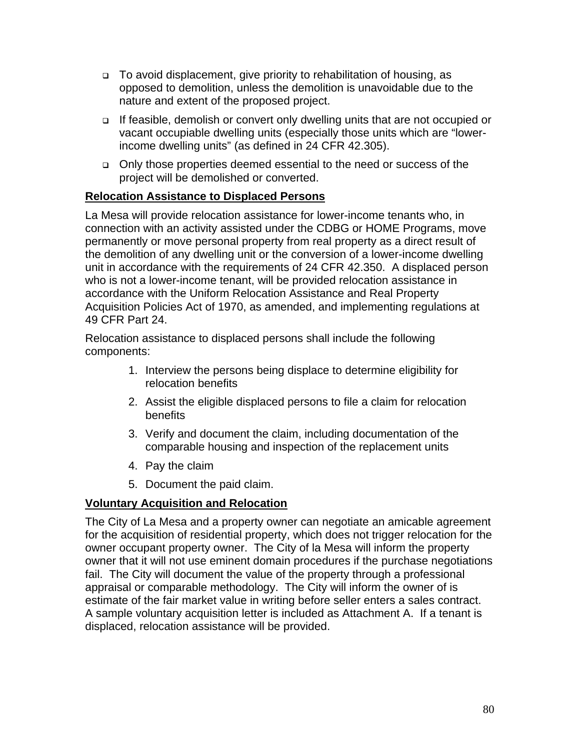- To avoid displacement, give priority to rehabilitation of housing, as opposed to demolition, unless the demolition is unavoidable due to the nature and extent of the proposed project.
- If feasible, demolish or convert only dwelling units that are not occupied or vacant occupiable dwelling units (especially those units which are "lower-income dwelling units" (as defined in 24 CFR 42.305).
- Only those properties deemed essential to the need or success of the project will be demolished or converted.

**Relocation Assistance to Displaced Persons**

La Mesa will provide relocation assistance for lower-income tenants who, in connection with an activity assisted under the CDBG or HOME Programs, move permanently or move personal property from real property as a direct result of the demolition of any dwelling unit or the conversion of a lower-income dwelling unit in accordance with the requirements of 24 CFR 42.350. A displaced person who is not a lower-income tenant, will be provided relocation assistance in accordance with the Uniform Relocation Assistance and Real Property Acquisition Policies Act of 1970, as amended, and implementing regulations at 49 CFR Part 24.

Relocation assistance to displaced persons shall include the following components:

1. Interview the persons being displace to determine eligibility for relocation benefits
2. Assist the eligible displaced persons to file a claim for relocation benefits
3. Verify and document the claim, including documentation of the comparable housing and inspection of the replacement units
4. Pay the claim
5. Document the paid claim.

**Voluntary Acquisition and Relocation**

The City of La Mesa and a property owner can negotiate an amicable agreement for the acquisition of residential property, which does not trigger relocation for the owner occupant property owner. The City of la Mesa will inform the property owner that it will not use eminent domain procedures if the purchase negotiations fail. The City will document the value of the property through a professional appraisal or comparable methodology. The City will inform the owner of is estimate of the fair market value in writing before seller enters a sales contract. A sample voluntary acquisition letter is included as Attachment A. If a tenant is displaced, relocation assistance will be provided.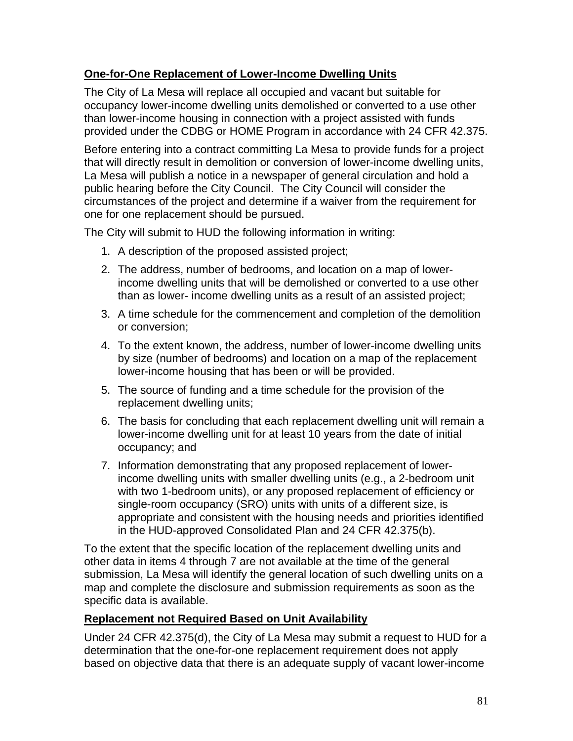**One-for-One Replacement of Lower-Income Dwelling Units**

The City of La Mesa will replace all occupied and vacant but suitable for occupancy lower-income dwelling units demolished or converted to a use other than lower-income housing in connection with a project assisted with funds provided under the CDBG or HOME Program in accordance with 24 CFR 42.375.

Before entering into a contract committing La Mesa to provide funds for a project that will directly result in demolition or conversion of lower-income dwelling units, La Mesa will publish a notice in a newspaper of general circulation and hold a public hearing before the City Council. The City Council will consider the circumstances of the project and determine if a waiver from the requirement for one for one replacement should be pursued.

The City will submit to HUD the following information in writing:

1. A description of the proposed assisted project;
2. The address, number of bedrooms, and location on a map of lower-income dwelling units that will be demolished or converted to a use other than as lower- income dwelling units as a result of an assisted project;
3. A time schedule for the commencement and completion of the demolition or conversion;
4. To the extent known, the address, number of lower-income dwelling units by size (number of bedrooms) and location on a map of the replacement lower-income housing that has been or will be provided.
5. The source of funding and a time schedule for the provision of the replacement dwelling units;
6. The basis for concluding that each replacement dwelling unit will remain a lower-income dwelling unit for at least 10 years from the date of initial occupancy; and
7. Information demonstrating that any proposed replacement of lower-income dwelling units with smaller dwelling units (e.g., a 2-bedroom unit with two 1-bedroom units), or any proposed replacement of efficiency or single-room occupancy (SRO) units with units of a different size, is appropriate and consistent with the housing needs and priorities identified in the HUD-approved Consolidated Plan and 24 CFR 42.375(b).

To the extent that the specific location of the replacement dwelling units and other data in items 4 through 7 are not available at the time of the general submission, La Mesa will identify the general location of such dwelling units on a map and complete the disclosure and submission requirements as soon as the specific data is available.

**Replacement not Required Based on Unit Availability**

Under 24 CFR 42.375(d), the City of La Mesa may submit a request to HUD for a determination that the one-for-one replacement requirement does not apply based on objective data that there is an adequate supply of vacant lower-income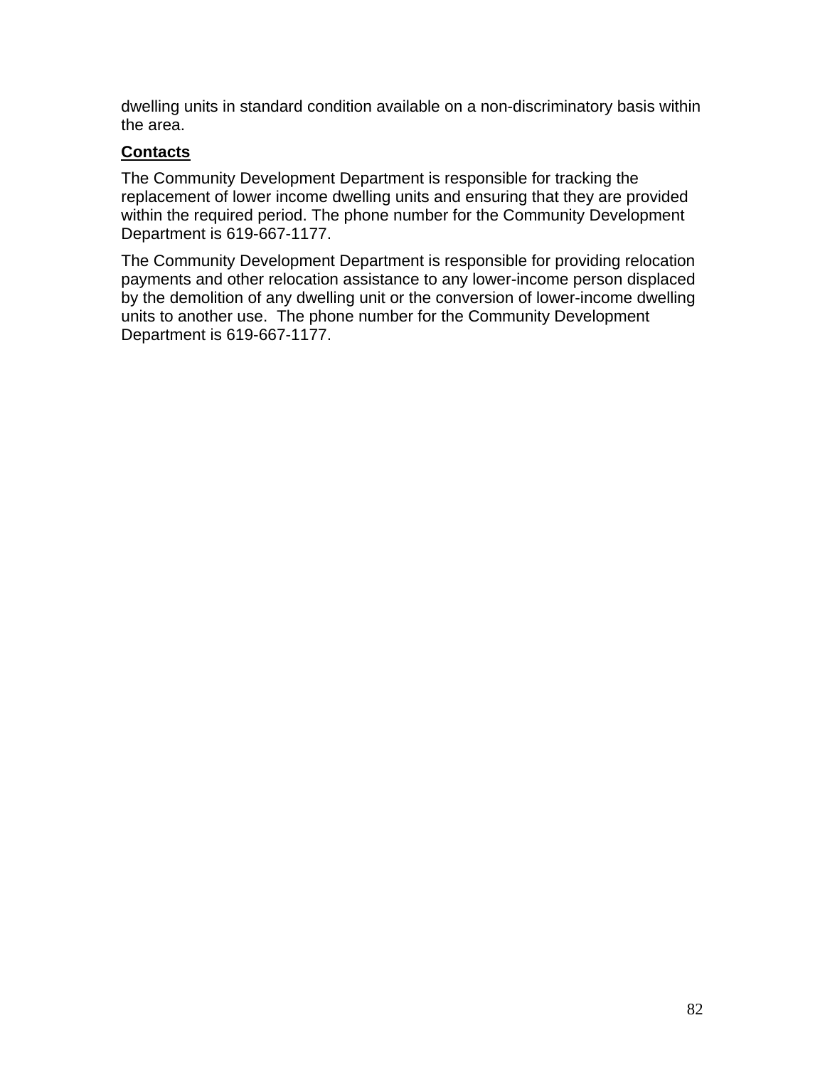dwelling units in standard condition available on a non-discriminatory basis within the area.

**Contacts**

The Community Development Department is responsible for tracking the replacement of lower income dwelling units and ensuring that they are provided within the required period. The phone number for the Community Development Department is 619-667-1177.

The Community Development Department is responsible for providing relocation payments and other relocation assistance to any lower-income person displaced by the demolition of any dwelling unit or the conversion of lower-income dwelling units to another use. The phone number for the Community Development Department is 619-667-1177.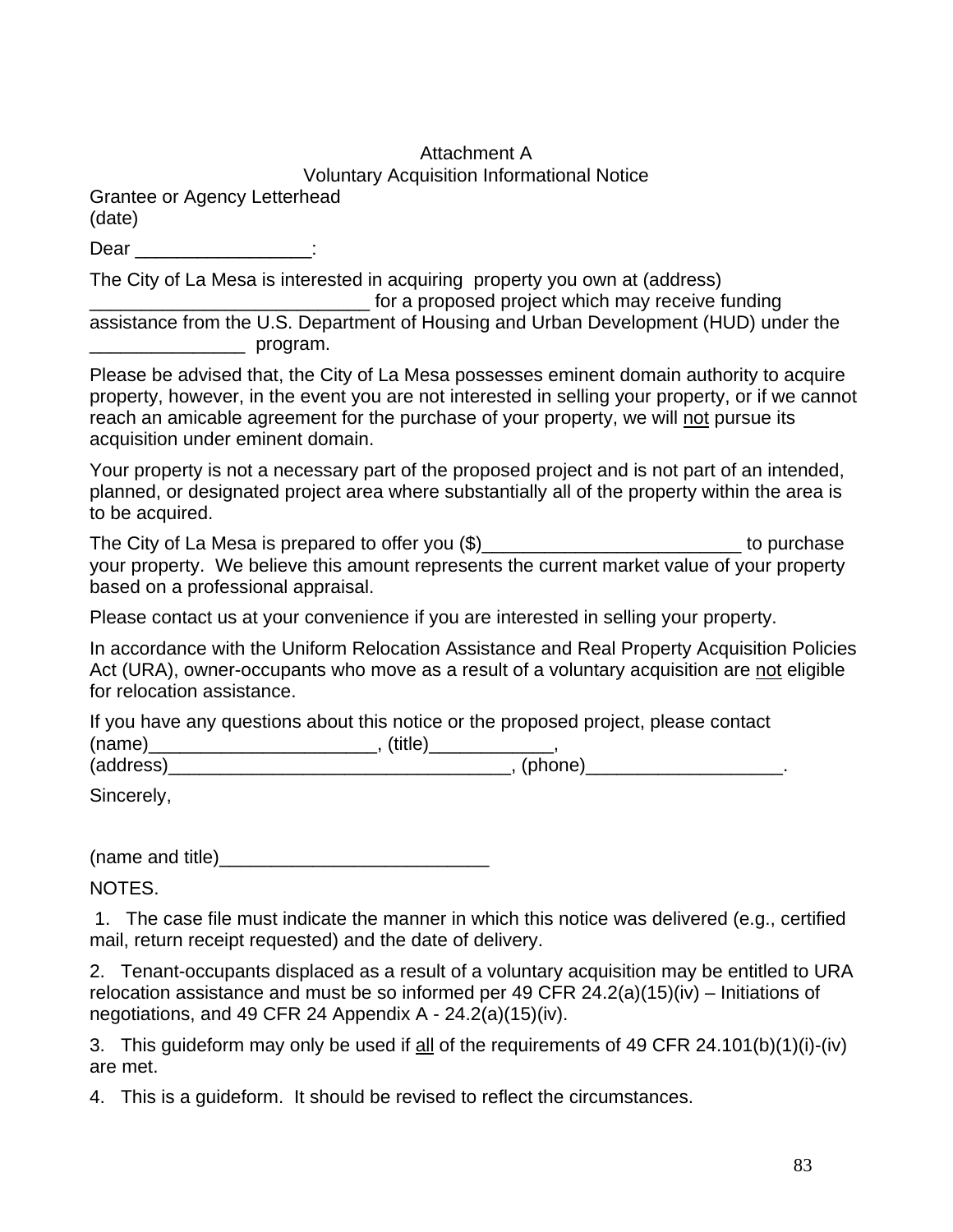Attachment A

Voluntary Acquisition Informational Notice

Grantee or Agency Letterhead
(date)

Dear _________________:

The City of La Mesa is interested in acquiring property you own at (address) ___________________________ for a proposed project which may receive funding assistance from the U.S. Department of Housing and Urban Development (HUD) under the _______________ program.

Please be advised that, the City of La Mesa possesses eminent domain authority to acquire property, however, in the event you are not interested in selling your property, or if we cannot reach an amicable agreement for the purchase of your property, we will not pursue its acquisition under eminent domain.

Your property is not a necessary part of the proposed project and is not part of an intended, planned, or designated project area where substantially all of the property within the area is to be acquired.

The City of La Mesa is prepared to offer you ($)_________________________ to purchase your property. We believe this amount represents the current market value of your property based on a professional appraisal.

Please contact us at your convenience if you are interested in selling your property.

In accordance with the Uniform Relocation Assistance and Real Property Acquisition Policies Act (URA), owner-occupants who move as a result of a voluntary acquisition are not eligible for relocation assistance.

If you have any questions about this notice or the proposed project, please contact (name)______________________, (title)____________, (address)__________________________________, (phone)___________________.

Sincerely,

(name and title)__________________________

NOTES.

1. The case file must indicate the manner in which this notice was delivered (e.g., certified mail, return receipt requested) and the date of delivery.

2. Tenant-occupants displaced as a result of a voluntary acquisition may be entitled to URA relocation assistance and must be so informed per 49 CFR 24.2(a)(15)(iv) – Initiations of negotiations, and 49 CFR 24 Appendix A - 24.2(a)(15)(iv).

3. This guideform may only be used if all of the requirements of 49 CFR 24.101(b)(1)(i)-(iv) are met.

4. This is a guideform. It should be revised to reflect the circumstances.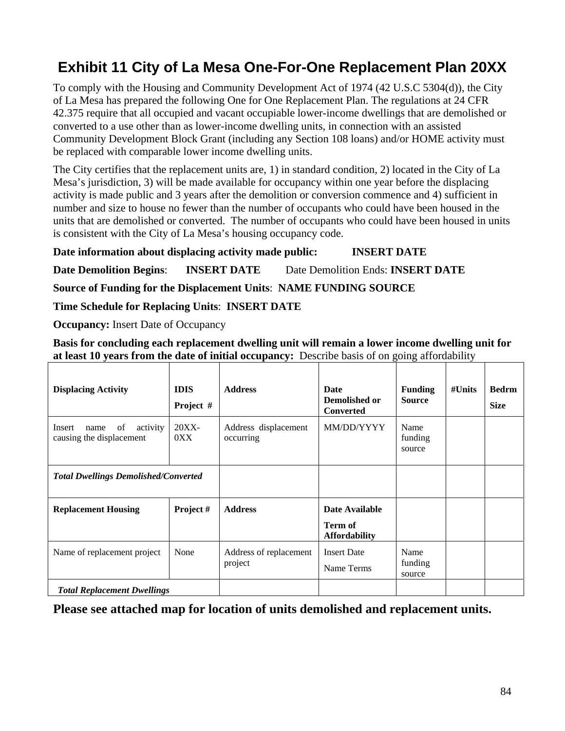# Exhibit 11 City of La Mesa One-For-One Replacement Plan 20XX

To comply with the Housing and Community Development Act of 1974 (42 U.S.C 5304(d)), the City of La Mesa has prepared the following One for One Replacement Plan. The regulations at 24 CFR 42.375 require that all occupied and vacant occupiable lower-income dwellings that are demolished or converted to a use other than as lower-income dwelling units, in connection with an assisted Community Development Block Grant (including any Section 108 loans) and/or HOME activity must be replaced with comparable lower income dwelling units.

The City certifies that the replacement units are, 1) in standard condition, 2) located in the City of La Mesa's jurisdiction, 3) will be made available for occupancy within one year before the displacing activity is made public and 3 years after the demolition or conversion commence and 4) sufficient in number and size to house no fewer than the number of occupants who could have been housed in the units that are demolished or converted. The number of occupants who could have been housed in units is consistent with the City of La Mesa's housing occupancy code.

**Date information about displacing activity made public: INSERT DATE**

**Date Demolition Begins**: **INSERT DATE** Date Demolition Ends: **INSERT DATE**

**Source of Funding for the Displacement Units**: **NAME FUNDING SOURCE**

**Time Schedule for Replacing Units**: **INSERT DATE**

**Occupancy:** Insert Date of Occupancy

**Basis for concluding each replacement dwelling unit will remain a lower income dwelling unit for at least 10 years from the date of initial occupancy:** Describe basis of on going affordability

| **Displacing Activity** | **IDIS Project #** | **Address** | **Date Demolished or Converted** | **Funding Source** | **#Units** | **Bedrm Size** |
|---|---|---|---|---|---|---|
| Insert name of activity causing the displacement | 20XX-0XX | Address displacement occurring | MM/DD/YYYY | Name funding source | | |
| ***Total Dwellings Demolished/Converted*** | | | | | | |
| **Replacement Housing** | **Project #** | **Address** | **Date Available Term of Affordability** | | | |
| Name of replacement project | None | Address of replacement project | Insert Date Name Terms | Name funding source | | |
| ***Total Replacement Dwellings*** | | | | | | |

**Please see attached map for location of units demolished and replacement units.**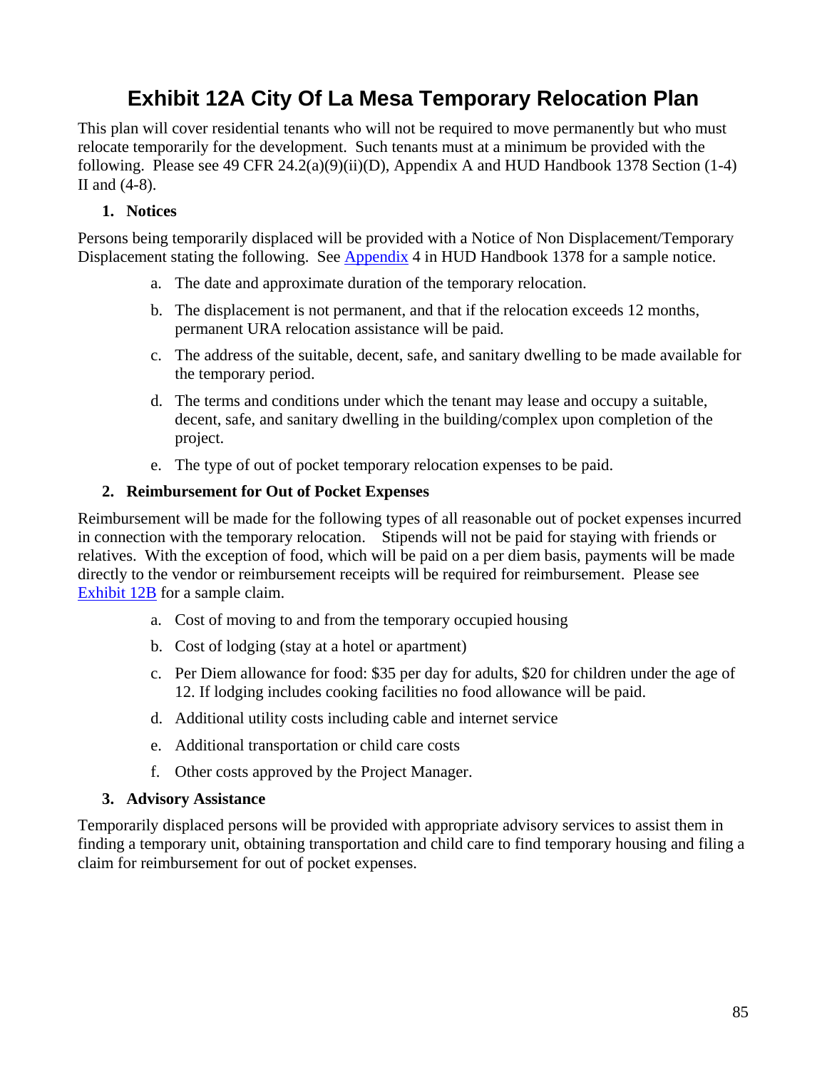# Exhibit 12A City Of La Mesa Temporary Relocation Plan

This plan will cover residential tenants who will not be required to move permanently but who must relocate temporarily for the development. Such tenants must at a minimum be provided with the following. Please see 49 CFR 24.2(a)(9)(ii)(D), Appendix A and HUD Handbook 1378 Section (1-4) II and (4-8).

1. **Notices**

Persons being temporarily displaced will be provided with a Notice of Non Displacement/Temporary Displacement stating the following. See Appendix 4 in HUD Handbook 1378 for a sample notice.

a. The date and approximate duration of the temporary relocation.

b. The displacement is not permanent, and that if the relocation exceeds 12 months, permanent URA relocation assistance will be paid.

c. The address of the suitable, decent, safe, and sanitary dwelling to be made available for the temporary period.

d. The terms and conditions under which the tenant may lease and occupy a suitable, decent, safe, and sanitary dwelling in the building/complex upon completion of the project.

e. The type of out of pocket temporary relocation expenses to be paid.

2. **Reimbursement for Out of Pocket Expenses**

Reimbursement will be made for the following types of all reasonable out of pocket expenses incurred in connection with the temporary relocation. Stipends will not be paid for staying with friends or relatives. With the exception of food, which will be paid on a per diem basis, payments will be made directly to the vendor or reimbursement receipts will be required for reimbursement. Please see Exhibit 12B for a sample claim.

a. Cost of moving to and from the temporary occupied housing

b. Cost of lodging (stay at a hotel or apartment)

c. Per Diem allowance for food: $35 per day for adults, $20 for children under the age of 12. If lodging includes cooking facilities no food allowance will be paid.

d. Additional utility costs including cable and internet service

e. Additional transportation or child care costs

f. Other costs approved by the Project Manager.

3. **Advisory Assistance**

Temporarily displaced persons will be provided with appropriate advisory services to assist them in finding a temporary unit, obtaining transportation and child care to find temporary housing and filing a claim for reimbursement for out of pocket expenses.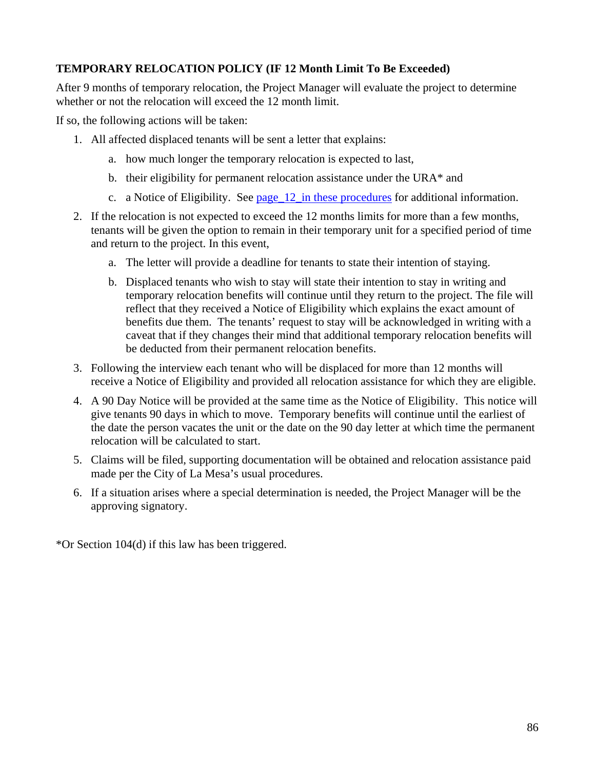**TEMPORARY RELOCATION POLICY (IF 12 Month Limit To Be Exceeded)**

After 9 months of temporary relocation, the Project Manager will evaluate the project to determine whether or not the relocation will exceed the 12 month limit.

If so, the following actions will be taken:

1. All affected displaced tenants will be sent a letter that explains:
   a. how much longer the temporary relocation is expected to last,
   b. their eligibility for permanent relocation assistance under the URA* and
   c. a Notice of Eligibility. See page_12_in these procedures for additional information.
2. If the relocation is not expected to exceed the 12 months limits for more than a few months, tenants will be given the option to remain in their temporary unit for a specified period of time and return to the project. In this event,
   a. The letter will provide a deadline for tenants to state their intention of staying.
   b. Displaced tenants who wish to stay will state their intention to stay in writing and temporary relocation benefits will continue until they return to the project. The file will reflect that they received a Notice of Eligibility which explains the exact amount of benefits due them. The tenants' request to stay will be acknowledged in writing with a caveat that if they changes their mind that additional temporary relocation benefits will be deducted from their permanent relocation benefits.
3. Following the interview each tenant who will be displaced for more than 12 months will receive a Notice of Eligibility and provided all relocation assistance for which they are eligible.
4. A 90 Day Notice will be provided at the same time as the Notice of Eligibility. This notice will give tenants 90 days in which to move. Temporary benefits will continue until the earliest of the date the person vacates the unit or the date on the 90 day letter at which time the permanent relocation will be calculated to start.
5. Claims will be filed, supporting documentation will be obtained and relocation assistance paid made per the City of La Mesa's usual procedures.
6. If a situation arises where a special determination is needed, the Project Manager will be the approving signatory.

*Or Section 104(d) if this law has been triggered.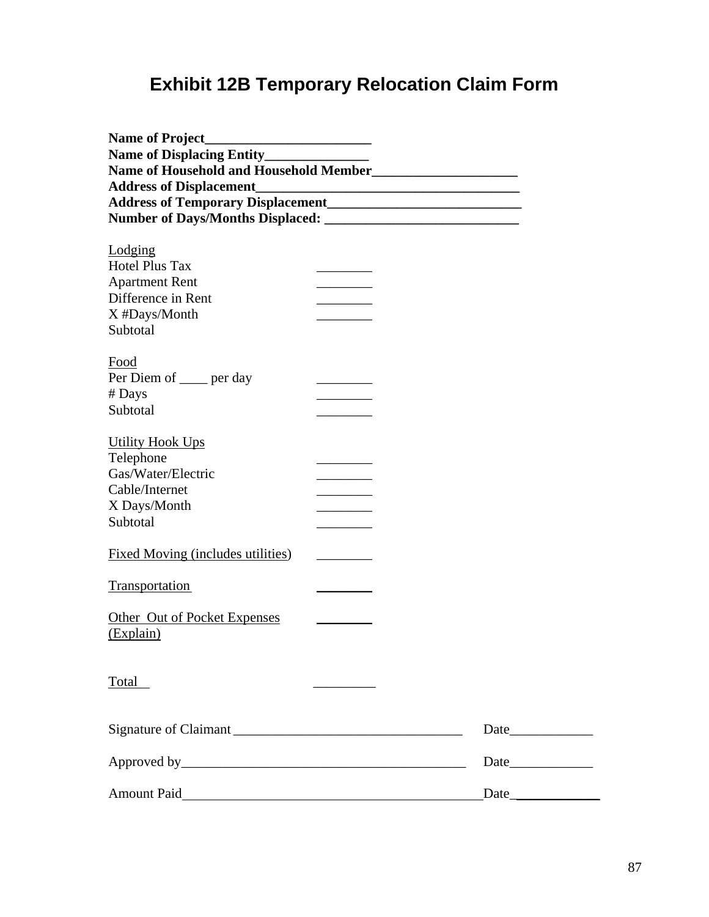# Exhibit 12B Temporary Relocation Claim Form

**Name of Project________________________**
**Name of Displacing Entity_______________**
**Name of Household and Household Member_____________________**
**Address of Displacement_______________________________________**
**Address of Temporary Displacement____________________________**
**Number of Days/Months Displaced: ____________________________**

Lodging
Hotel Plus Tax ________
Apartment Rent ________
Difference in Rent ________
X #Days/Month ________
Subtotal

Food
Per Diem of ____ per day ________
# Days ________
Subtotal ________

Utility Hook Ups
Telephone ________
Gas/Water/Electric ________
Cable/Internet ________
X Days/Month ________
Subtotal ________

Fixed Moving (includes utilities) ________

Transportation ________

Other Out of Pocket Expenses (Explain) ________

Total _________

Signature of Claimant _________________________________ Date____________

Approved by__________________________________________ Date____________

Amount Paid____________________________________________Date____________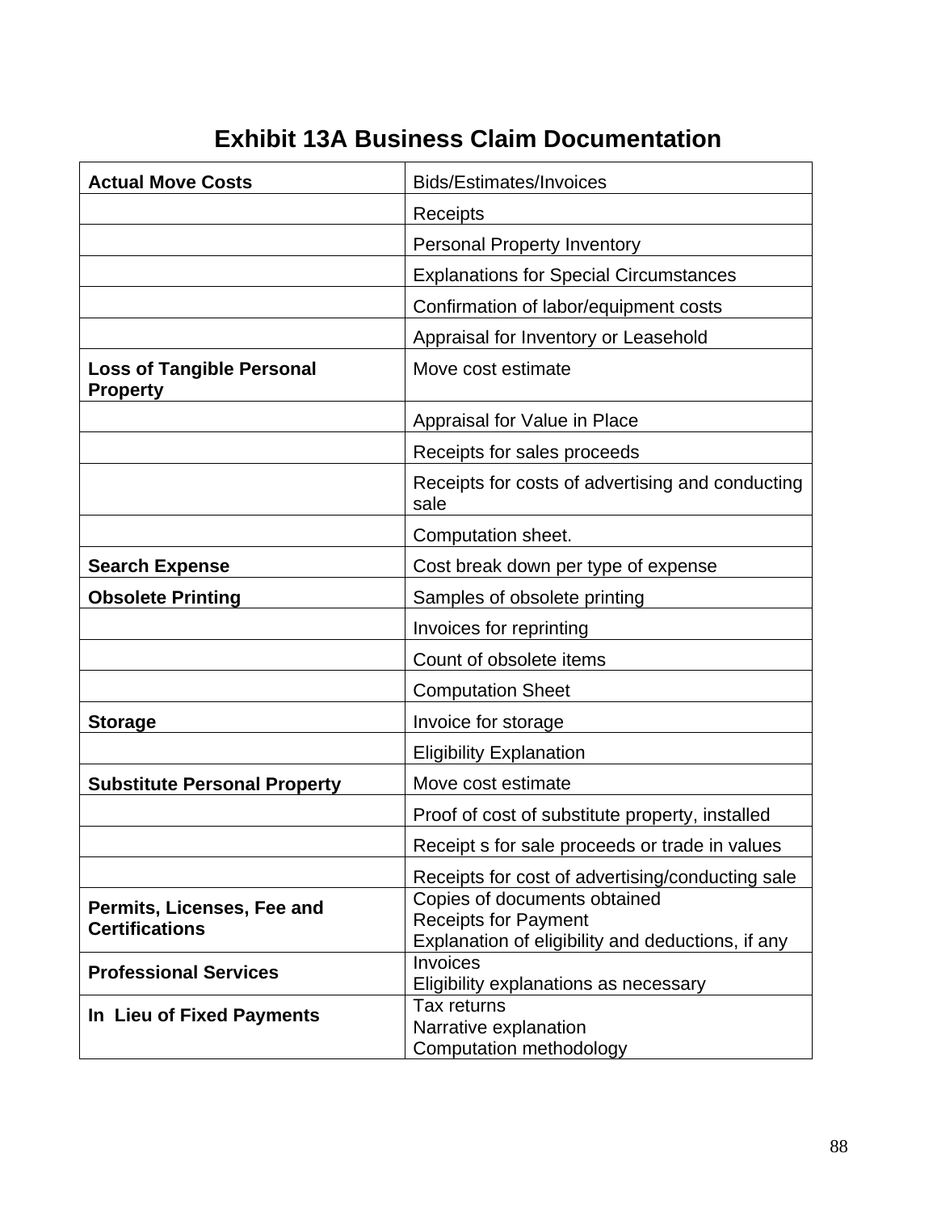# Exhibit 13A Business Claim Documentation

| | |
|---|---|
| **Actual Move Costs** | Bids/Estimates/Invoices |
| | Receipts |
| | Personal Property Inventory |
| | Explanations for Special Circumstances |
| | Confirmation of labor/equipment costs |
| | Appraisal for Inventory or Leasehold |
| **Loss of Tangible Personal Property** | Move cost estimate |
| | Appraisal for Value in Place |
| | Receipts for sales proceeds |
| | Receipts for costs of advertising and conducting sale |
| | Computation sheet. |
| **Search Expense** | Cost break down per type of expense |
| **Obsolete Printing** | Samples of obsolete printing |
| | Invoices for reprinting |
| | Count of obsolete items |
| | Computation Sheet |
| **Storage** | Invoice for storage |
| | Eligibility Explanation |
| **Substitute Personal Property** | Move cost estimate |
| | Proof of cost of substitute property, installed |
| | Receipt s for sale proceeds or trade in values |
| | Receipts for cost of advertising/conducting sale |
| **Permits, Licenses, Fee and Certifications** | Copies of documents obtained<br>Receipts for Payment<br>Explanation of eligibility and deductions, if any |
| **Professional Services** | Invoices<br>Eligibility explanations as necessary |
| **In Lieu of Fixed Payments** | Tax returns<br>Narrative explanation<br>Computation methodology |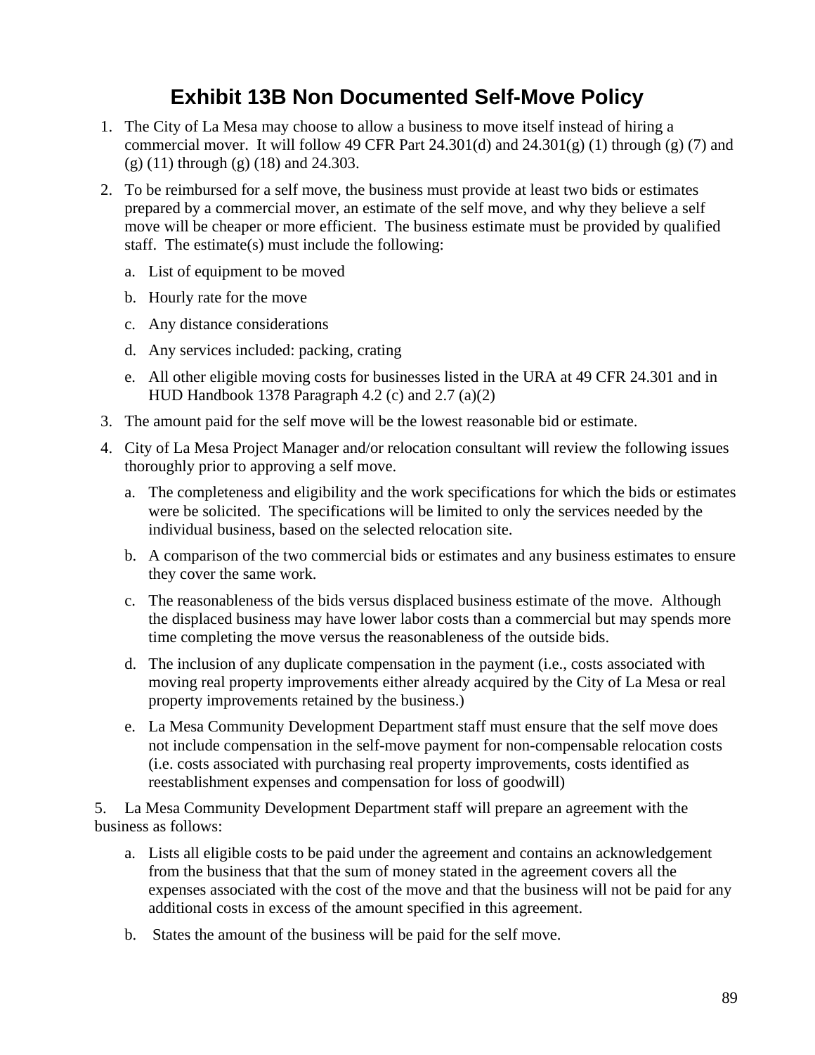# Exhibit 13B Non Documented Self-Move Policy

1. The City of La Mesa may choose to allow a business to move itself instead of hiring a commercial mover. It will follow 49 CFR Part 24.301(d) and 24.301(g) (1) through (g) (7) and (g) (11) through (g) (18) and 24.303.
2. To be reimbursed for a self move, the business must provide at least two bids or estimates prepared by a commercial mover, an estimate of the self move, and why they believe a self move will be cheaper or more efficient. The business estimate must be provided by qualified staff. The estimate(s) must include the following:
   a. List of equipment to be moved
   b. Hourly rate for the move
   c. Any distance considerations
   d. Any services included: packing, crating
   e. All other eligible moving costs for businesses listed in the URA at 49 CFR 24.301 and in HUD Handbook 1378 Paragraph 4.2 (c) and 2.7 (a)(2)
3. The amount paid for the self move will be the lowest reasonable bid or estimate.
4. City of La Mesa Project Manager and/or relocation consultant will review the following issues thoroughly prior to approving a self move.
   a. The completeness and eligibility and the work specifications for which the bids or estimates were be solicited. The specifications will be limited to only the services needed by the individual business, based on the selected relocation site.
   b. A comparison of the two commercial bids or estimates and any business estimates to ensure they cover the same work.
   c. The reasonableness of the bids versus displaced business estimate of the move. Although the displaced business may have lower labor costs than a commercial but may spends more time completing the move versus the reasonableness of the outside bids.
   d. The inclusion of any duplicate compensation in the payment (i.e., costs associated with moving real property improvements either already acquired by the City of La Mesa or real property improvements retained by the business.)
   e. La Mesa Community Development Department staff must ensure that the self move does not include compensation in the self-move payment for non-compensable relocation costs (i.e. costs associated with purchasing real property improvements, costs identified as reestablishment expenses and compensation for loss of goodwill)

5. La Mesa Community Development Department staff will prepare an agreement with the business as follows:
   a. Lists all eligible costs to be paid under the agreement and contains an acknowledgement from the business that that the sum of money stated in the agreement covers all the expenses associated with the cost of the move and that the business will not be paid for any additional costs in excess of the amount specified in this agreement.
   b. States the amount of the business will be paid for the self move.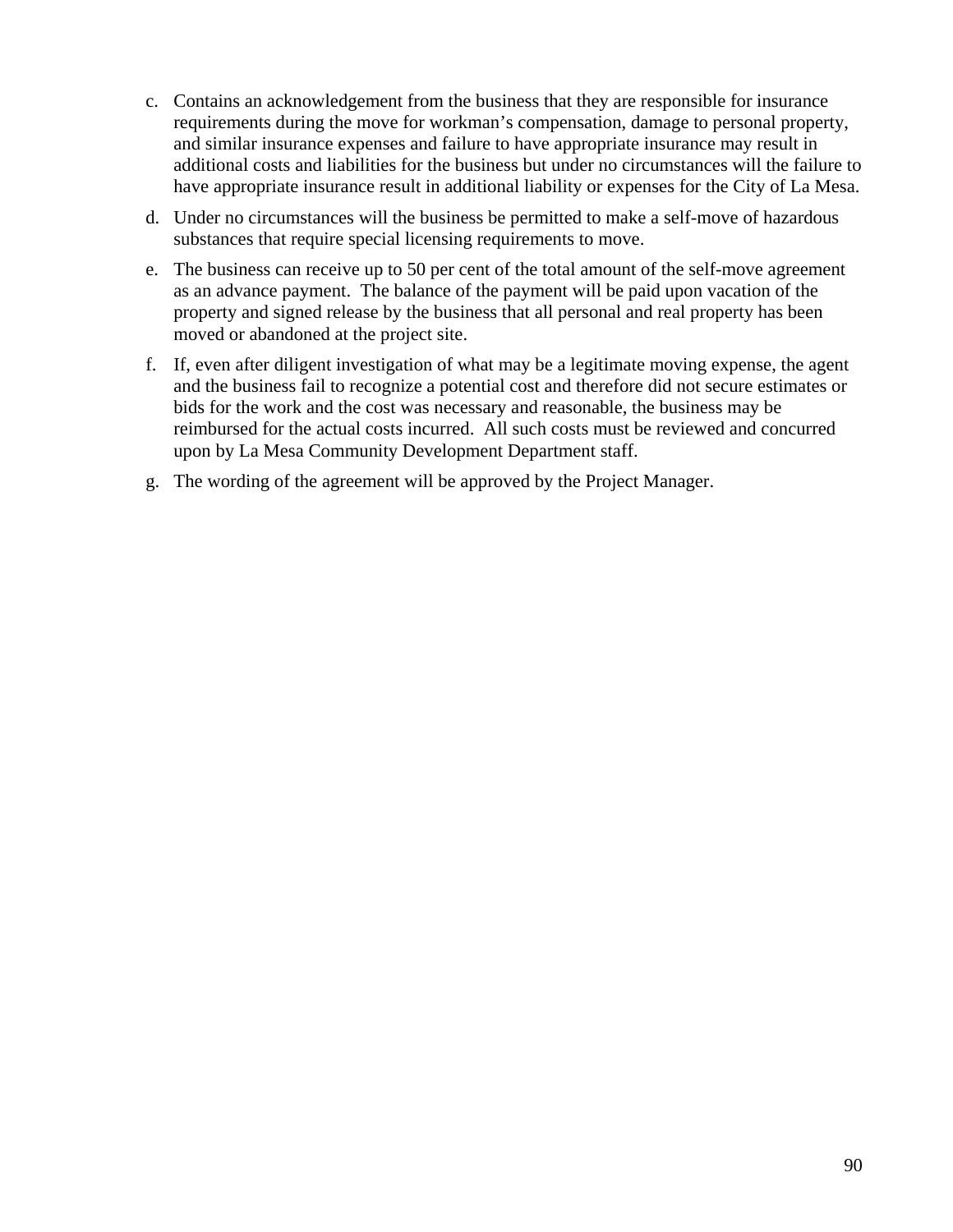c. Contains an acknowledgement from the business that they are responsible for insurance requirements during the move for workman's compensation, damage to personal property, and similar insurance expenses and failure to have appropriate insurance may result in additional costs and liabilities for the business but under no circumstances will the failure to have appropriate insurance result in additional liability or expenses for the City of La Mesa.

d. Under no circumstances will the business be permitted to make a self-move of hazardous substances that require special licensing requirements to move.

e. The business can receive up to 50 per cent of the total amount of the self-move agreement as an advance payment. The balance of the payment will be paid upon vacation of the property and signed release by the business that all personal and real property has been moved or abandoned at the project site.

f. If, even after diligent investigation of what may be a legitimate moving expense, the agent and the business fail to recognize a potential cost and therefore did not secure estimates or bids for the work and the cost was necessary and reasonable, the business may be reimbursed for the actual costs incurred. All such costs must be reviewed and concurred upon by La Mesa Community Development Department staff.

g. The wording of the agreement will be approved by the Project Manager.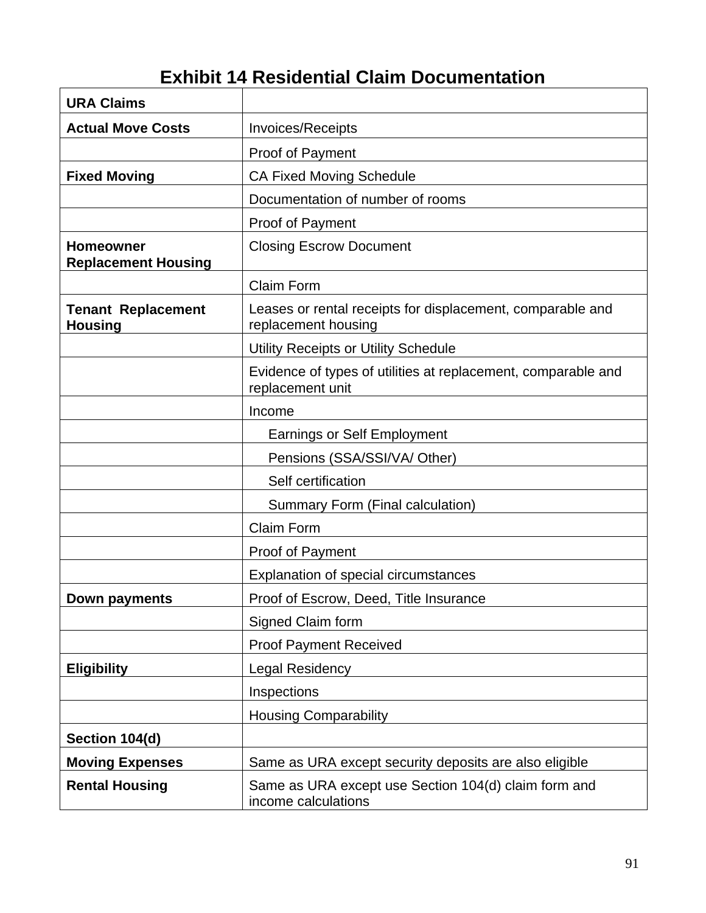# Exhibit 14 Residential Claim Documentation

| **URA Claims** | |
|---|---|
| **Actual Move Costs** | Invoices/Receipts |
| | Proof of Payment |
| **Fixed Moving** | CA Fixed Moving Schedule |
| | Documentation of number of rooms |
| | Proof of Payment |
| **Homeowner Replacement Housing** | Closing Escrow Document |
| | Claim Form |
| **Tenant Replacement Housing** | Leases or rental receipts for displacement, comparable and replacement housing |
| | Utility Receipts or Utility Schedule |
| | Evidence of types of utilities at replacement, comparable and replacement unit |
| | Income |
| | Earnings or Self Employment |
| | Pensions (SSA/SSI/VA/ Other) |
| | Self certification |
| | Summary Form (Final calculation) |
| | Claim Form |
| | Proof of Payment |
| | Explanation of special circumstances |
| **Down payments** | Proof of Escrow, Deed, Title Insurance |
| | Signed Claim form |
| | Proof Payment Received |
| **Eligibility** | Legal Residency |
| | Inspections |
| | Housing Comparability |
| **Section 104(d)** | |
| **Moving Expenses** | Same as URA except security deposits are also eligible |
| **Rental Housing** | Same as URA except use Section 104(d) claim form and income calculations |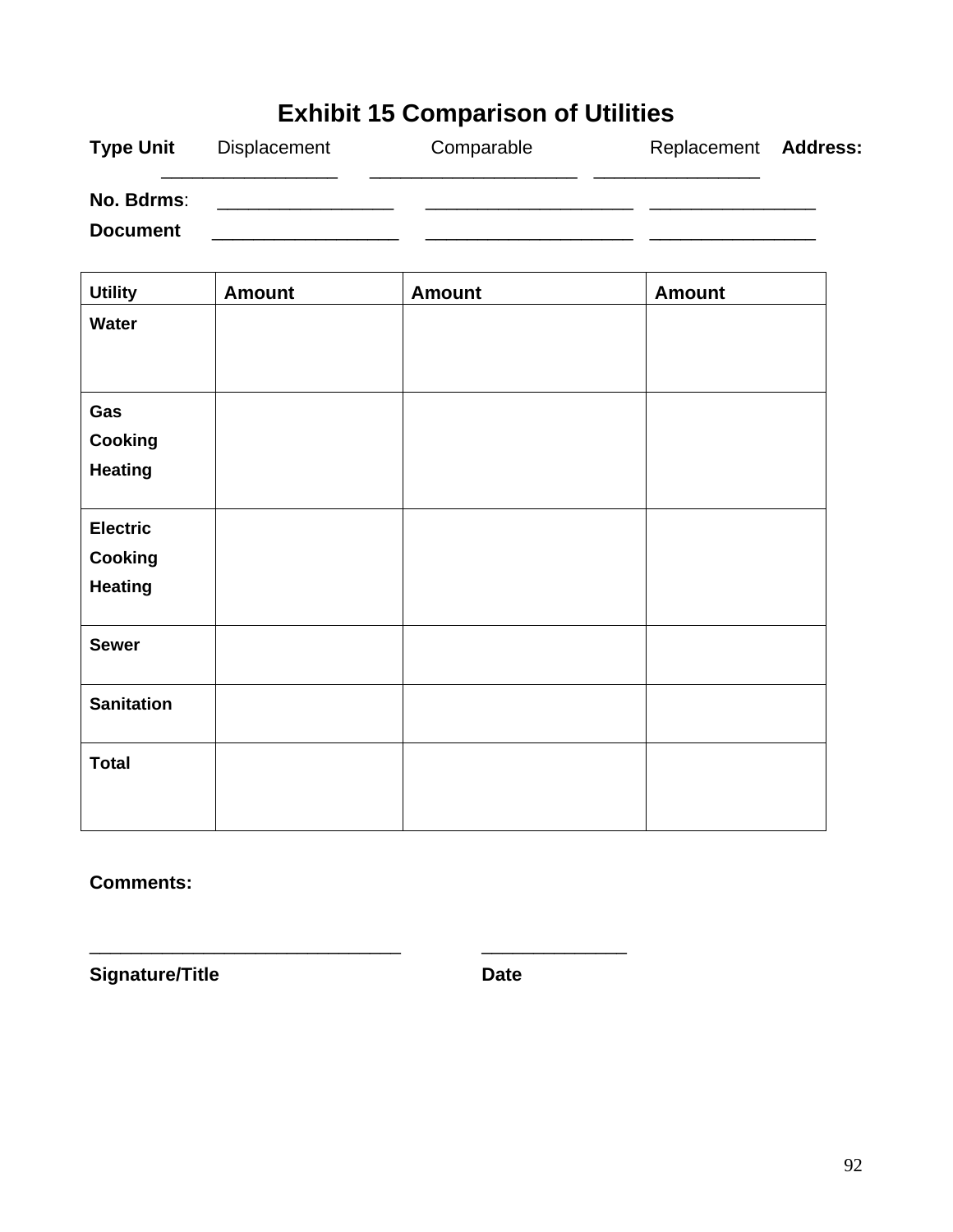# Exhibit 15 Comparison of Utilities

**Type Unit** Displacement Comparable Replacement **Address:**

_________________ ____________________ ________________

**No. Bdrms**: _________________ ____________________ ________________

**Document** __________________ ____________________ ________________

| Utility | Amount | Amount | Amount |
|---|---|---|---|
| **Water** | | | |
| **Gas**<br>**Cooking**<br>**Heating** | | | |
| **Electric**<br>**Cooking**<br>**Heating** | | | |
| **Sewer** | | | |
| **Sanitation** | | | |
| **Total** | | | |

**Comments:**

______________________________ ______________

**Signature/Title** **Date**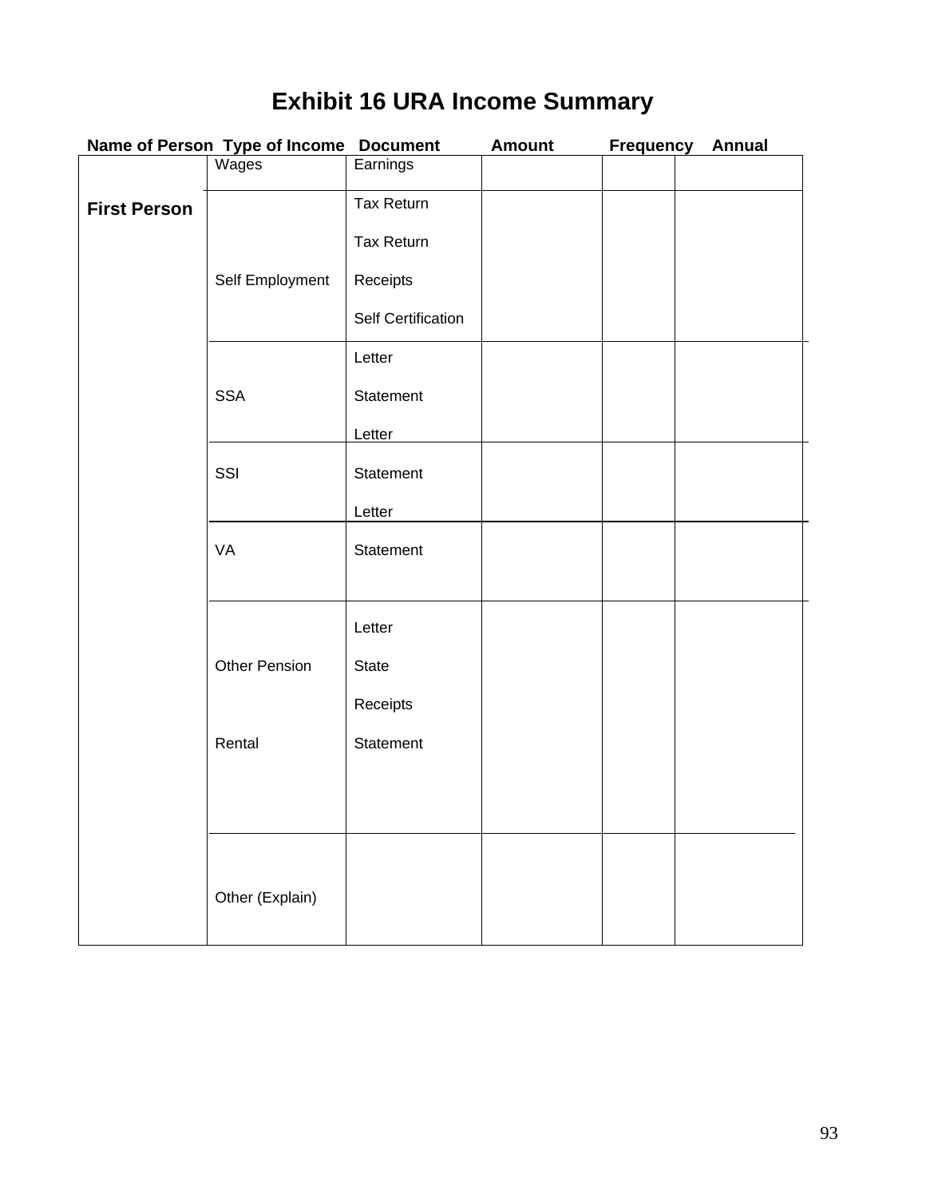# Exhibit 16 URA Income Summary

| Name of Person | Type of Income | Document | Amount | Frequency | Annual |
|---|---|---|---|---|---|
| First Person | Wages | Earnings | | | |
| | Self Employment | Tax Return<br>Tax Return<br>Receipts<br>Self Certification | | | |
| | SSA | Letter<br>Statement<br>Letter | | | |
| | SSI | Statement<br>Letter | | | |
| | VA | Statement | | | |
| | Other Pension<br>Rental | Letter<br>State<br>Receipts<br>Statement | | | |
| | Other (Explain) | | | | |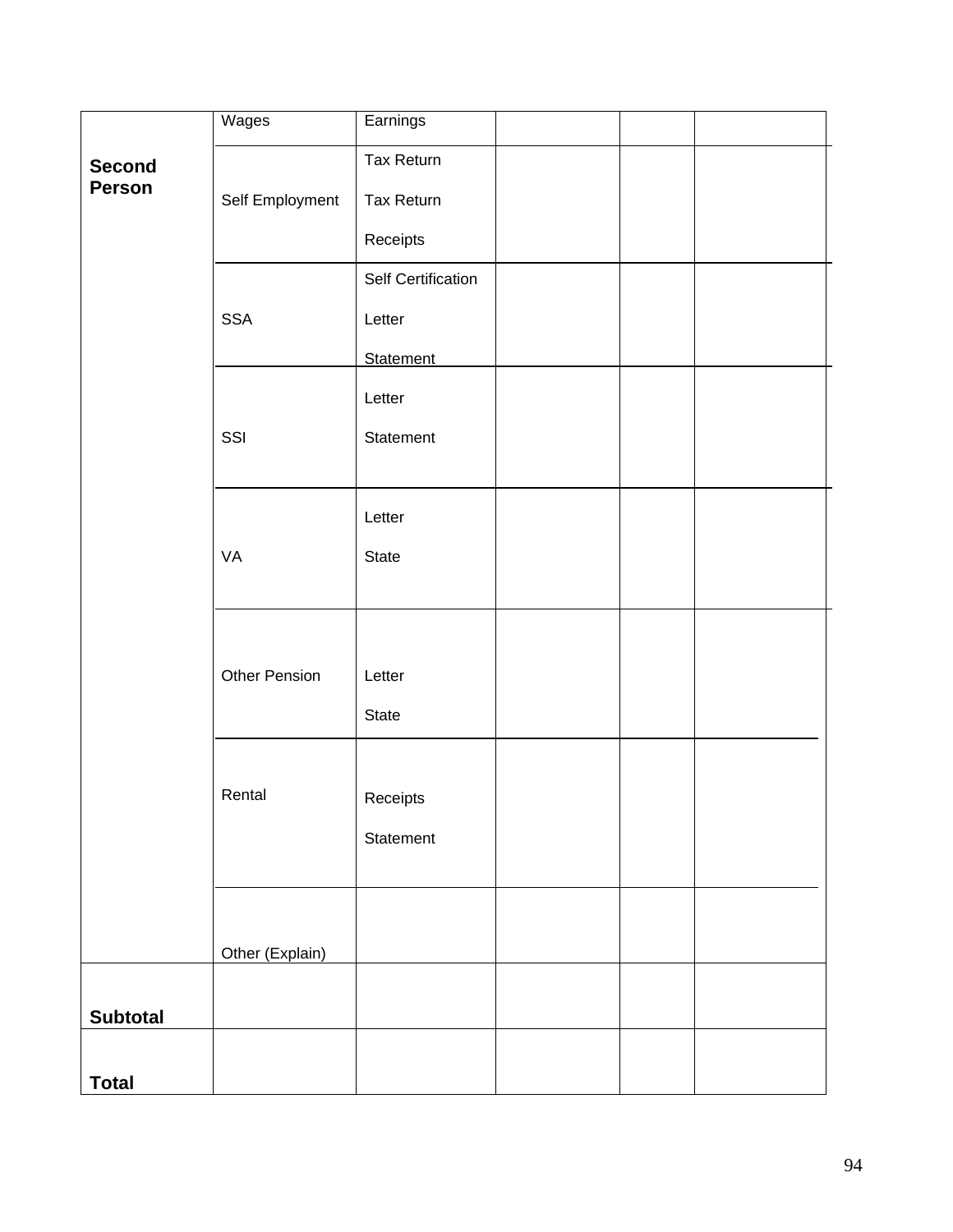| | | | | | |
|---|---|---|---|---|---|
| **Second Person** | Wages | Earnings | | | |
| | Self Employment | Tax Return<br>Tax Return<br>Receipts | | | |
| | SSA | Self Certification<br>Letter<br>Statement | | | |
| | SSI | Letter<br>Statement | | | |
| | VA | Letter<br>State | | | |
| | Other Pension | Letter<br>State | | | |
| | Rental | Receipts<br>Statement | | | |
| | Other (Explain) | | | | |
| **Subtotal** | | | | | |
| **Total** | | | | | |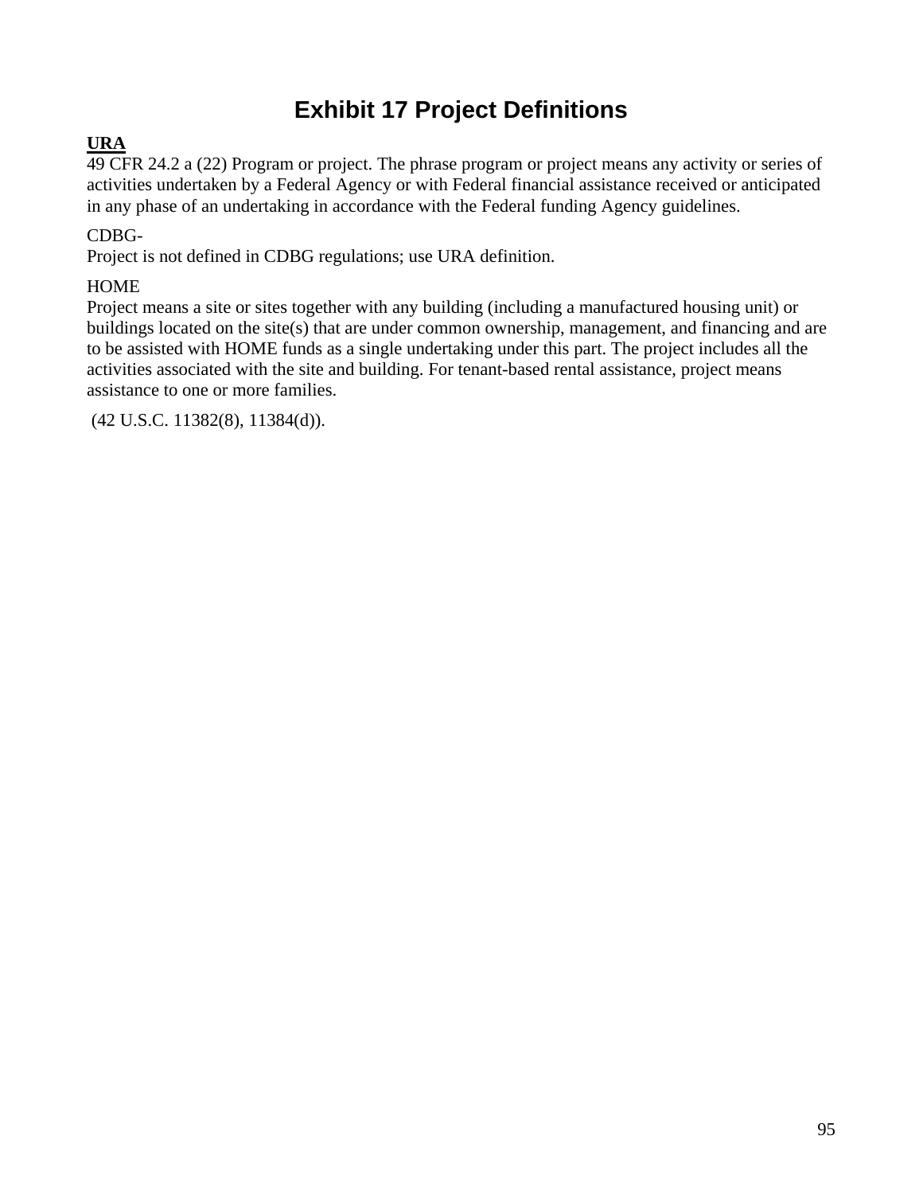# Exhibit 17 Project Definitions

**URA**
49 CFR 24.2 a (22) Program or project. The phrase program or project means any activity or series of activities undertaken by a Federal Agency or with Federal financial assistance received or anticipated in any phase of an undertaking in accordance with the Federal funding Agency guidelines.

CDBG-
Project is not defined in CDBG regulations; use URA definition.

HOME
Project means a site or sites together with any building (including a manufactured housing unit) or buildings located on the site(s) that are under common ownership, management, and financing and are to be assisted with HOME funds as a single undertaking under this part. The project includes all the activities associated with the site and building. For tenant-based rental assistance, project means assistance to one or more families.

(42 U.S.C. 11382(8), 11384(d)).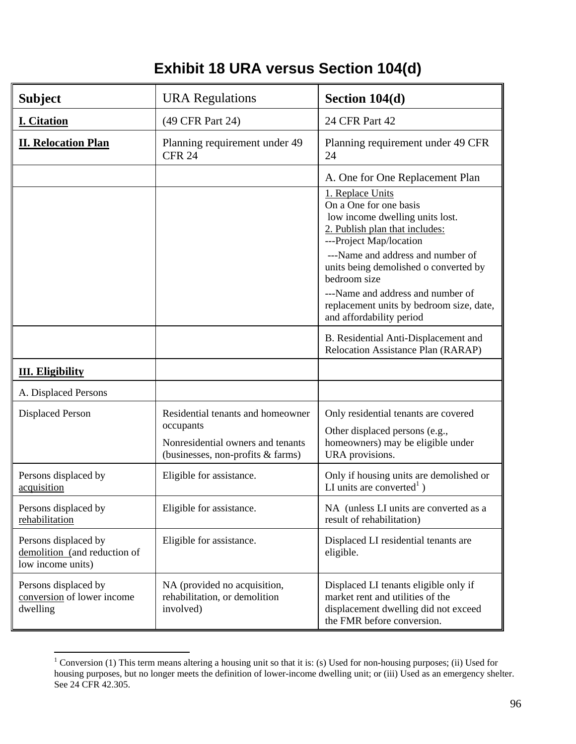# Exhibit 18 URA versus Section 104(d)

| Subject | URA Regulations | Section 104(d) |
|---|---|---|
| **I. Citation** | (49 CFR Part 24) | 24 CFR Part 42 |
| **II. Relocation Plan** | Planning requirement under 49 CFR 24 | Planning requirement under 49 CFR 24 |
| | | A. One for One Replacement Plan |
| | | 1. Replace Units<br>On a One for one basis<br>low income dwelling units lost.<br>2. Publish plan that includes:<br>---Project Map/location<br>---Name and address and number of units being demolished o converted by bedroom size<br>---Name and address and number of replacement units by bedroom size, date, and affordability period |
| | | B. Residential Anti-Displacement and Relocation Assistance Plan (RARAP) |
| **III. Eligibility** | | |
| A. Displaced Persons | | |
| Displaced Person | Residential tenants and homeowner occupants<br>Nonresidential owners and tenants (businesses, non-profits & farms) | Only residential tenants are covered<br>Other displaced persons (e.g., homeowners) may be eligible under URA provisions. |
| Persons displaced by acquisition | Eligible for assistance. | Only if housing units are demolished or LI units are converted[1] ) |
| Persons displaced by rehabilitation | Eligible for assistance. | NA (unless LI units are converted as a result of rehabilitation) |
| Persons displaced by demolition (and reduction of low income units) | Eligible for assistance. | Displaced LI residential tenants are eligible. |
| Persons displaced by conversion of lower income dwelling | NA (provided no acquisition, rehabilitation, or demolition involved) | Displaced LI tenants eligible only if market rent and utilities of the displacement dwelling did not exceed the FMR before conversion. |

[1] Conversion (1) This term means altering a housing unit so that it is: (s) Used for non-housing purposes; (ii) Used for housing purposes, but no longer meets the definition of lower-income dwelling unit; or (iii) Used as an emergency shelter. See 24 CFR 42.305.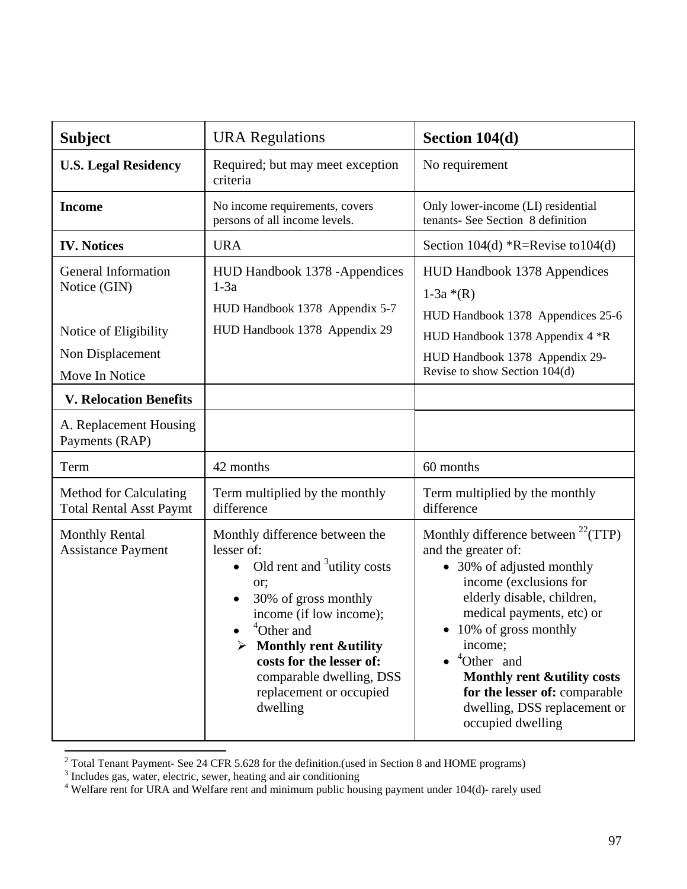| Subject | URA Regulations | Section 104(d) |
|---|---|---|
| **U.S. Legal Residency** | Required; but may meet exception criteria | No requirement |
| **Income** | No income requirements, covers persons of all income levels. | Only lower-income (LI) residential tenants- See Section 8 definition |
| **IV. Notices** | URA | Section 104(d) *R=Revise to104(d) |
| General Information Notice (GIN)<br><br>Notice of Eligibility<br>Non Displacement<br>Move In Notice | HUD Handbook 1378 -Appendices 1-3a<br>HUD Handbook 1378 Appendix 5-7<br>HUD Handbook 1378 Appendix 29 | HUD Handbook 1378 Appendices 1-3a *(R)<br>HUD Handbook 1378 Appendices 25-6<br>HUD Handbook 1378 Appendix 4 *R<br>HUD Handbook 1378 Appendix 29- Revise to show Section 104(d) |
| **V. Relocation Benefits** | | |
| A. Replacement Housing Payments (RAP) | | |
| Term | 42 months | 60 months |
| Method for Calculating Total Rental Asst Paymt | Term multiplied by the monthly difference | Term multiplied by the monthly difference |
| Monthly Rental Assistance Payment | Monthly difference between the lesser of:<br>• Old rent and [3]utility costs or;<br>• 30% of gross monthly income (if low income);<br>• [4]Other and<br>➢ **Monthly rent &utility costs for the lesser of:** comparable dwelling, DSS replacement or occupied dwelling | Monthly difference between [2](TTP) and the greater of:<br>• 30% of adjusted monthly income (exclusions for elderly disable, children, medical payments, etc) or<br>• 10% of gross monthly income;<br>• [4]Other and **Monthly rent &utility costs for the lesser of:** comparable dwelling, DSS replacement or occupied dwelling |

[2] Total Tenant Payment- See 24 CFR 5.628 for the definition.(used in Section 8 and HOME programs)

[3] Includes gas, water, electric, sewer, heating and air conditioning

[4] Welfare rent for URA and Welfare rent and minimum public housing payment under 104(d)- rarely used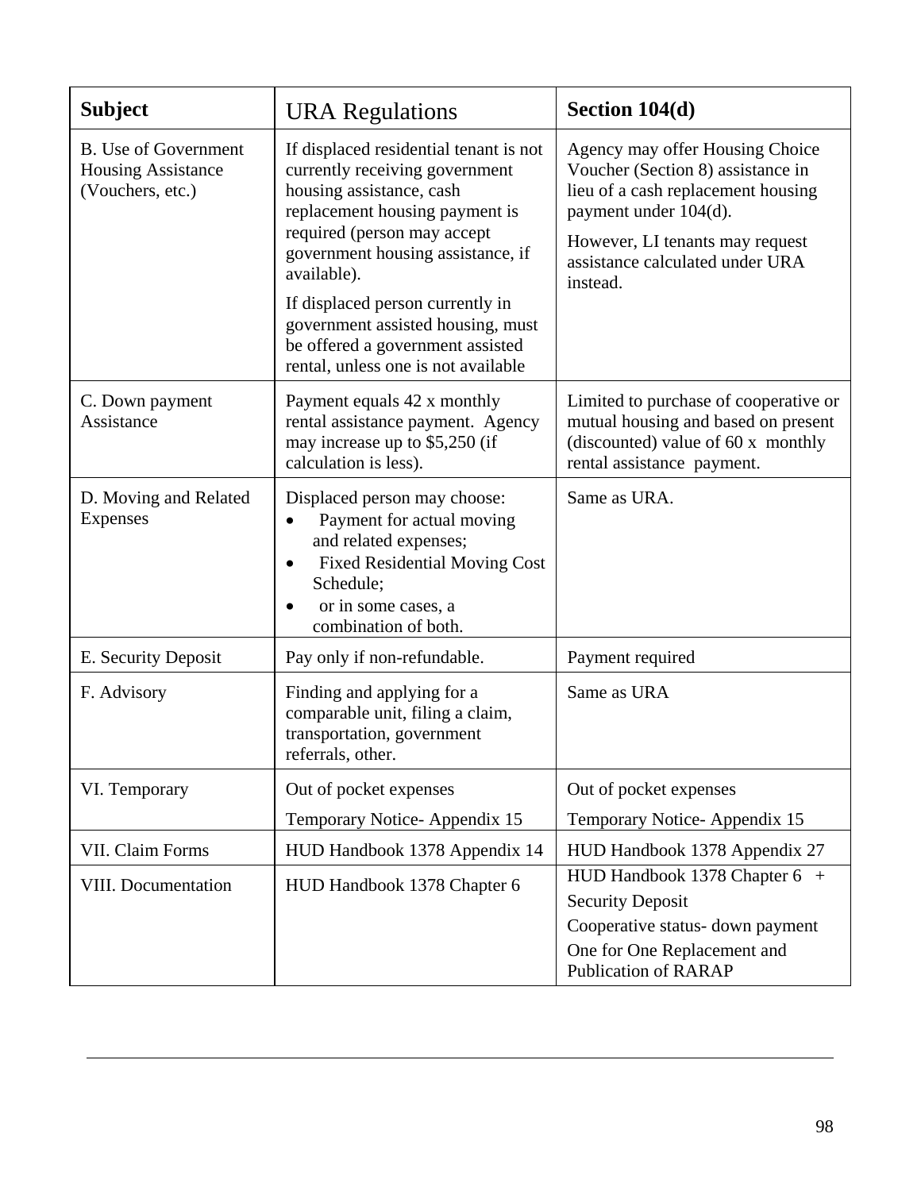| Subject | URA Regulations | Section 104(d) |
|---|---|---|
| B. Use of Government Housing Assistance (Vouchers, etc.) | If displaced residential tenant is not currently receiving government housing assistance, cash replacement housing payment is required (person may accept government housing assistance, if available).<br><br>If displaced person currently in government assisted housing, must be offered a government assisted rental, unless one is not available | Agency may offer Housing Choice Voucher (Section 8) assistance in lieu of a cash replacement housing payment under 104(d).<br><br>However, LI tenants may request assistance calculated under URA instead. |
| C. Down payment Assistance | Payment equals 42 x monthly rental assistance payment. Agency may increase up to $5,250 (if calculation is less). | Limited to purchase of cooperative or mutual housing and based on present (discounted) value of 60 x monthly rental assistance payment. |
| D. Moving and Related Expenses | Displaced person may choose:<br>• Payment for actual moving and related expenses;<br>• Fixed Residential Moving Cost Schedule;<br>• or in some cases, a combination of both. | Same as URA. |
| E. Security Deposit | Pay only if non-refundable. | Payment required |
| F. Advisory | Finding and applying for a comparable unit, filing a claim, transportation, government referrals, other. | Same as URA |
| VI. Temporary | Out of pocket expenses<br><br>Temporary Notice- Appendix 15 | Out of pocket expenses<br><br>Temporary Notice- Appendix 15 |
| VII. Claim Forms | HUD Handbook 1378 Appendix 14 | HUD Handbook 1378 Appendix 27 |
| VIII. Documentation | HUD Handbook 1378 Chapter 6 | HUD Handbook 1378 Chapter 6 +<br>Security Deposit<br>Cooperative status- down payment<br>One for One Replacement and Publication of RARAP |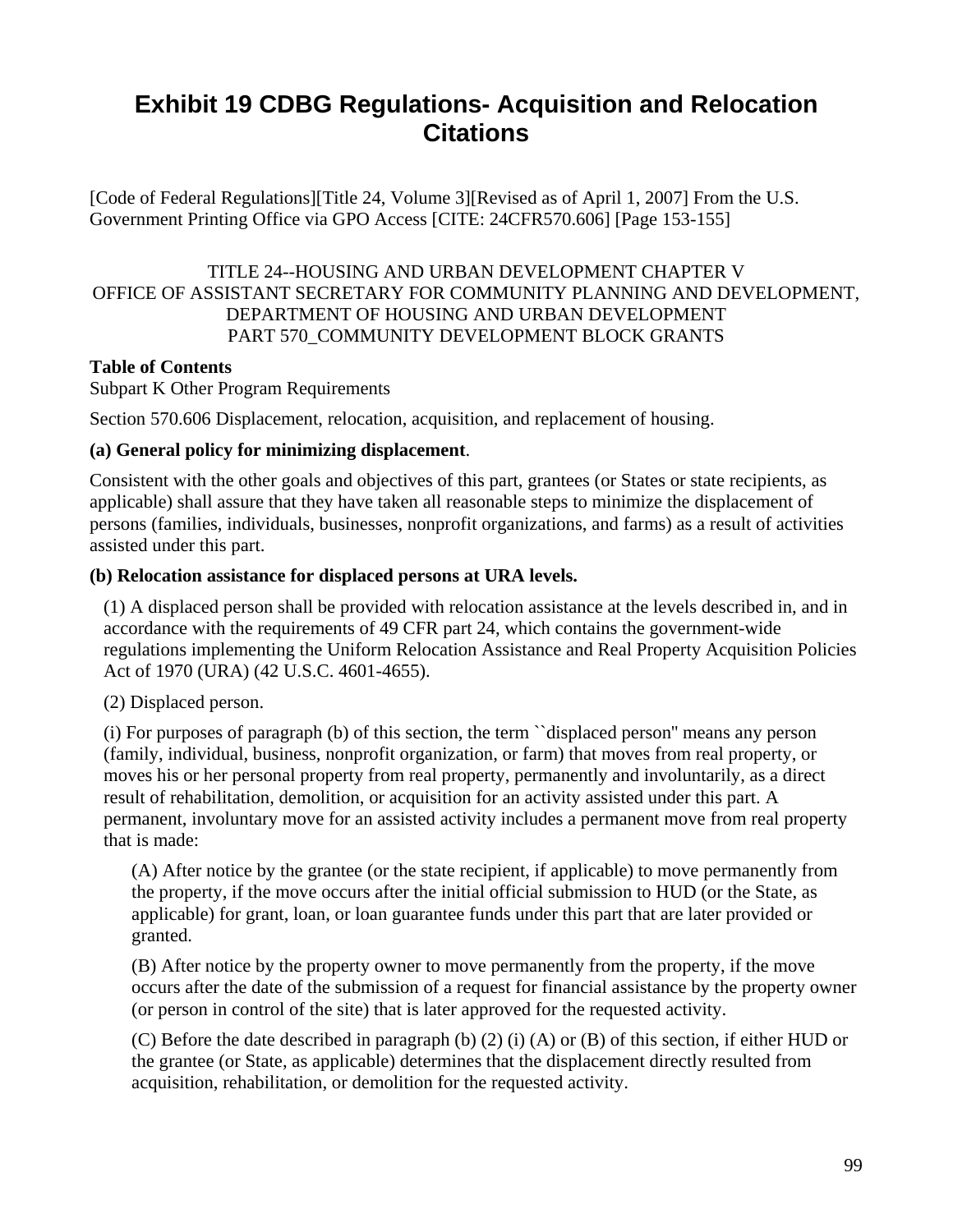# Exhibit 19 CDBG Regulations- Acquisition and Relocation Citations

[Code of Federal Regulations][Title 24, Volume 3][Revised as of April 1, 2007] From the U.S. Government Printing Office via GPO Access [CITE: 24CFR570.606] [Page 153-155]

TITLE 24--HOUSING AND URBAN DEVELOPMENT CHAPTER V
OFFICE OF ASSISTANT SECRETARY FOR COMMUNITY PLANNING AND DEVELOPMENT, DEPARTMENT OF HOUSING AND URBAN DEVELOPMENT
PART 570_COMMUNITY DEVELOPMENT BLOCK GRANTS

**Table of Contents**
Subpart K Other Program Requirements

Section 570.606 Displacement, relocation, acquisition, and replacement of housing.

**(a) General policy for minimizing displacement**.

Consistent with the other goals and objectives of this part, grantees (or States or state recipients, as applicable) shall assure that they have taken all reasonable steps to minimize the displacement of persons (families, individuals, businesses, nonprofit organizations, and farms) as a result of activities assisted under this part.

**(b) Relocation assistance for displaced persons at URA levels.**

(1) A displaced person shall be provided with relocation assistance at the levels described in, and in accordance with the requirements of 49 CFR part 24, which contains the government-wide regulations implementing the Uniform Relocation Assistance and Real Property Acquisition Policies Act of 1970 (URA) (42 U.S.C. 4601-4655).

(2) Displaced person.

(i) For purposes of paragraph (b) of this section, the term ``displaced person'' means any person (family, individual, business, nonprofit organization, or farm) that moves from real property, or moves his or her personal property from real property, permanently and involuntarily, as a direct result of rehabilitation, demolition, or acquisition for an activity assisted under this part. A permanent, involuntary move for an assisted activity includes a permanent move from real property that is made:

(A) After notice by the grantee (or the state recipient, if applicable) to move permanently from the property, if the move occurs after the initial official submission to HUD (or the State, as applicable) for grant, loan, or loan guarantee funds under this part that are later provided or granted.

(B) After notice by the property owner to move permanently from the property, if the move occurs after the date of the submission of a request for financial assistance by the property owner (or person in control of the site) that is later approved for the requested activity.

(C) Before the date described in paragraph (b) (2) (i) (A) or (B) of this section, if either HUD or the grantee (or State, as applicable) determines that the displacement directly resulted from acquisition, rehabilitation, or demolition for the requested activity.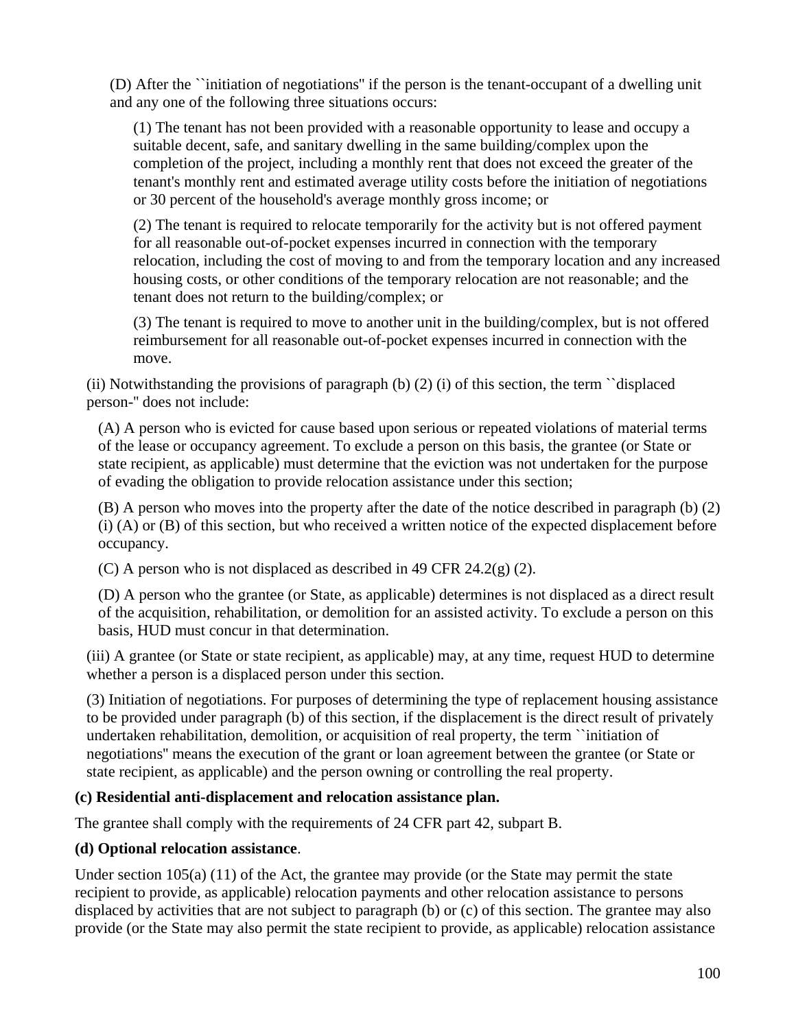(D) After the ``initiation of negotiations'' if the person is the tenant-occupant of a dwelling unit and any one of the following three situations occurs:

(1) The tenant has not been provided with a reasonable opportunity to lease and occupy a suitable decent, safe, and sanitary dwelling in the same building/complex upon the completion of the project, including a monthly rent that does not exceed the greater of the tenant's monthly rent and estimated average utility costs before the initiation of negotiations or 30 percent of the household's average monthly gross income; or

(2) The tenant is required to relocate temporarily for the activity but is not offered payment for all reasonable out-of-pocket expenses incurred in connection with the temporary relocation, including the cost of moving to and from the temporary location and any increased housing costs, or other conditions of the temporary relocation are not reasonable; and the tenant does not return to the building/complex; or

(3) The tenant is required to move to another unit in the building/complex, but is not offered reimbursement for all reasonable out-of-pocket expenses incurred in connection with the move.

(ii) Notwithstanding the provisions of paragraph (b) (2) (i) of this section, the term ``displaced person-'' does not include:

(A) A person who is evicted for cause based upon serious or repeated violations of material terms of the lease or occupancy agreement. To exclude a person on this basis, the grantee (or State or state recipient, as applicable) must determine that the eviction was not undertaken for the purpose of evading the obligation to provide relocation assistance under this section;

(B) A person who moves into the property after the date of the notice described in paragraph (b) (2) (i) (A) or (B) of this section, but who received a written notice of the expected displacement before occupancy.

(C) A person who is not displaced as described in 49 CFR 24.2(g) (2).

(D) A person who the grantee (or State, as applicable) determines is not displaced as a direct result of the acquisition, rehabilitation, or demolition for an assisted activity. To exclude a person on this basis, HUD must concur in that determination.

(iii) A grantee (or State or state recipient, as applicable) may, at any time, request HUD to determine whether a person is a displaced person under this section.

(3) Initiation of negotiations. For purposes of determining the type of replacement housing assistance to be provided under paragraph (b) of this section, if the displacement is the direct result of privately undertaken rehabilitation, demolition, or acquisition of real property, the term ``initiation of negotiations'' means the execution of the grant or loan agreement between the grantee (or State or state recipient, as applicable) and the person owning or controlling the real property.

**(c) Residential anti-displacement and relocation assistance plan.**

The grantee shall comply with the requirements of 24 CFR part 42, subpart B.

**(d) Optional relocation assistance**.

Under section 105(a) (11) of the Act, the grantee may provide (or the State may permit the state recipient to provide, as applicable) relocation payments and other relocation assistance to persons displaced by activities that are not subject to paragraph (b) or (c) of this section. The grantee may also provide (or the State may also permit the state recipient to provide, as applicable) relocation assistance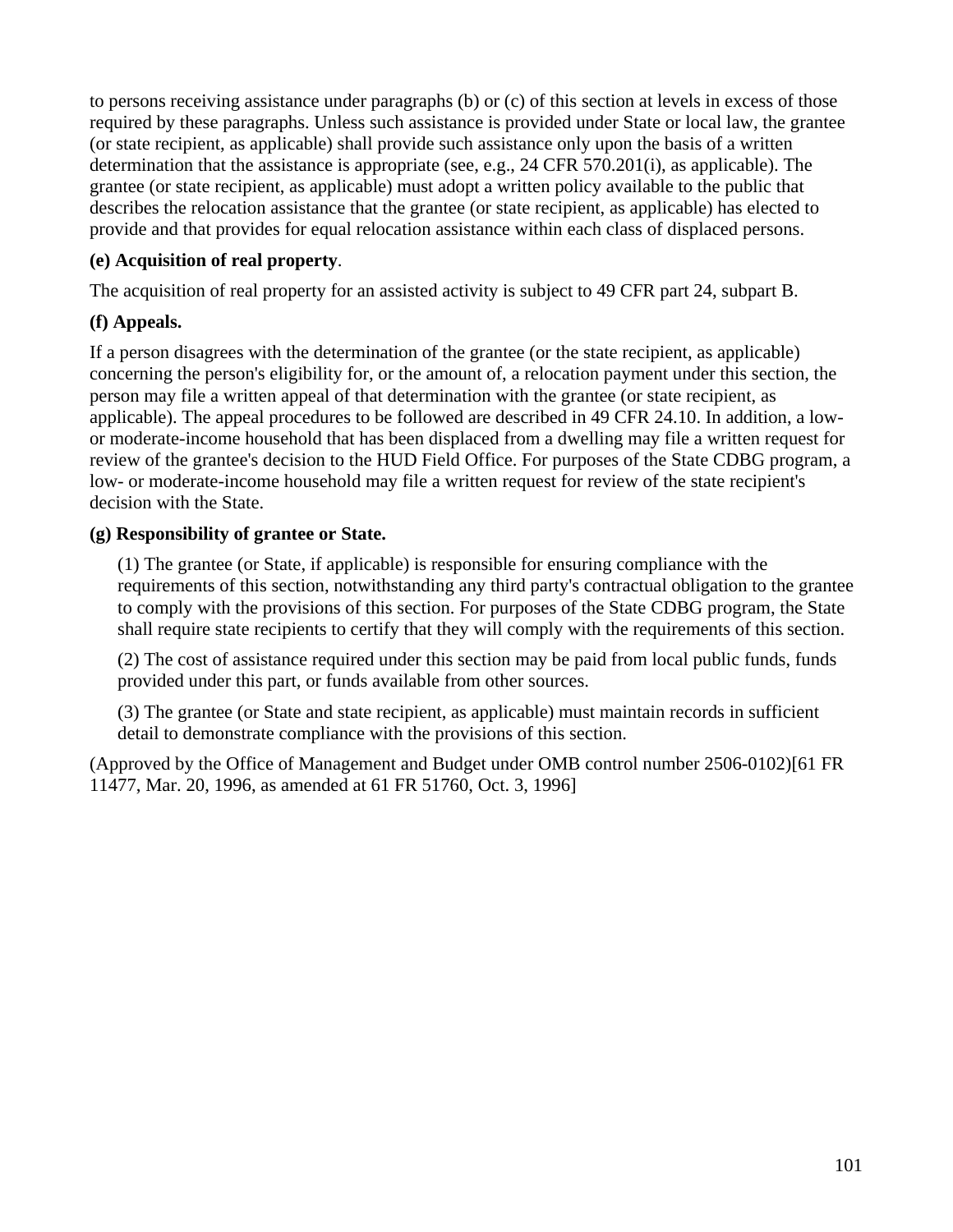to persons receiving assistance under paragraphs (b) or (c) of this section at levels in excess of those required by these paragraphs. Unless such assistance is provided under State or local law, the grantee (or state recipient, as applicable) shall provide such assistance only upon the basis of a written determination that the assistance is appropriate (see, e.g., 24 CFR 570.201(i), as applicable). The grantee (or state recipient, as applicable) must adopt a written policy available to the public that describes the relocation assistance that the grantee (or state recipient, as applicable) has elected to provide and that provides for equal relocation assistance within each class of displaced persons.

**(e) Acquisition of real property**.

The acquisition of real property for an assisted activity is subject to 49 CFR part 24, subpart B.

**(f) Appeals.**

If a person disagrees with the determination of the grantee (or the state recipient, as applicable) concerning the person's eligibility for, or the amount of, a relocation payment under this section, the person may file a written appeal of that determination with the grantee (or state recipient, as applicable). The appeal procedures to be followed are described in 49 CFR 24.10. In addition, a low- or moderate-income household that has been displaced from a dwelling may file a written request for review of the grantee's decision to the HUD Field Office. For purposes of the State CDBG program, a low- or moderate-income household may file a written request for review of the state recipient's decision with the State.

**(g) Responsibility of grantee or State.**

(1) The grantee (or State, if applicable) is responsible for ensuring compliance with the requirements of this section, notwithstanding any third party's contractual obligation to the grantee to comply with the provisions of this section. For purposes of the State CDBG program, the State shall require state recipients to certify that they will comply with the requirements of this section.

(2) The cost of assistance required under this section may be paid from local public funds, funds provided under this part, or funds available from other sources.

(3) The grantee (or State and state recipient, as applicable) must maintain records in sufficient detail to demonstrate compliance with the provisions of this section.

(Approved by the Office of Management and Budget under OMB control number 2506-0102)[61 FR 11477, Mar. 20, 1996, as amended at 61 FR 51760, Oct. 3, 1996]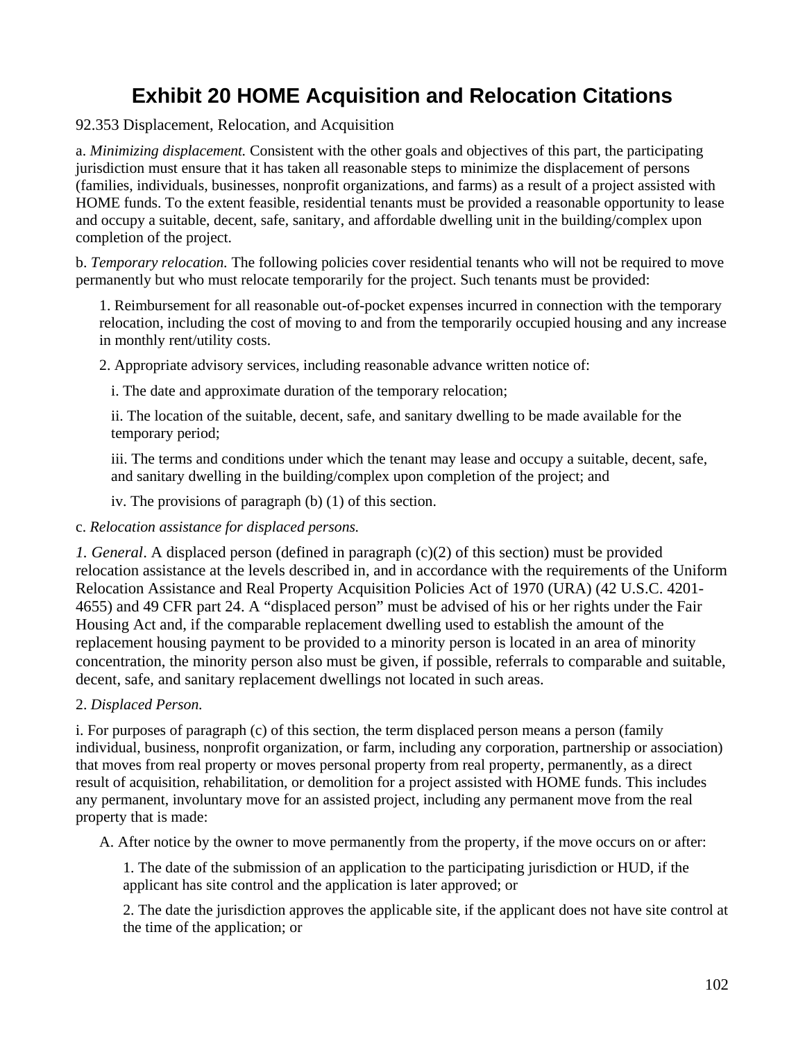# Exhibit 20 HOME Acquisition and Relocation Citations

92.353 Displacement, Relocation, and Acquisition

a. *Minimizing displacement.* Consistent with the other goals and objectives of this part, the participating jurisdiction must ensure that it has taken all reasonable steps to minimize the displacement of persons (families, individuals, businesses, nonprofit organizations, and farms) as a result of a project assisted with HOME funds. To the extent feasible, residential tenants must be provided a reasonable opportunity to lease and occupy a suitable, decent, safe, sanitary, and affordable dwelling unit in the building/complex upon completion of the project.

b. *Temporary relocation.* The following policies cover residential tenants who will not be required to move permanently but who must relocate temporarily for the project. Such tenants must be provided:

1. Reimbursement for all reasonable out-of-pocket expenses incurred in connection with the temporary relocation, including the cost of moving to and from the temporarily occupied housing and any increase in monthly rent/utility costs.

2. Appropriate advisory services, including reasonable advance written notice of:

   i. The date and approximate duration of the temporary relocation;

   ii. The location of the suitable, decent, safe, and sanitary dwelling to be made available for the temporary period;

   iii. The terms and conditions under which the tenant may lease and occupy a suitable, decent, safe, and sanitary dwelling in the building/complex upon completion of the project; and

   iv. The provisions of paragraph (b) (1) of this section.

c. *Relocation assistance for displaced persons.*

*1. General*. A displaced person (defined in paragraph (c)(2) of this section) must be provided relocation assistance at the levels described in, and in accordance with the requirements of the Uniform Relocation Assistance and Real Property Acquisition Policies Act of 1970 (URA) (42 U.S.C. 4201-4655) and 49 CFR part 24. A "displaced person" must be advised of his or her rights under the Fair Housing Act and, if the comparable replacement dwelling used to establish the amount of the replacement housing payment to be provided to a minority person is located in an area of minority concentration, the minority person also must be given, if possible, referrals to comparable and suitable, decent, safe, and sanitary replacement dwellings not located in such areas.

2. *Displaced Person.*

i. For purposes of paragraph (c) of this section, the term displaced person means a person (family individual, business, nonprofit organization, or farm, including any corporation, partnership or association) that moves from real property or moves personal property from real property, permanently, as a direct result of acquisition, rehabilitation, or demolition for a project assisted with HOME funds. This includes any permanent, involuntary move for an assisted project, including any permanent move from the real property that is made:

A. After notice by the owner to move permanently from the property, if the move occurs on or after:

   1. The date of the submission of an application to the participating jurisdiction or HUD, if the applicant has site control and the application is later approved; or

   2. The date the jurisdiction approves the applicable site, if the applicant does not have site control at the time of the application; or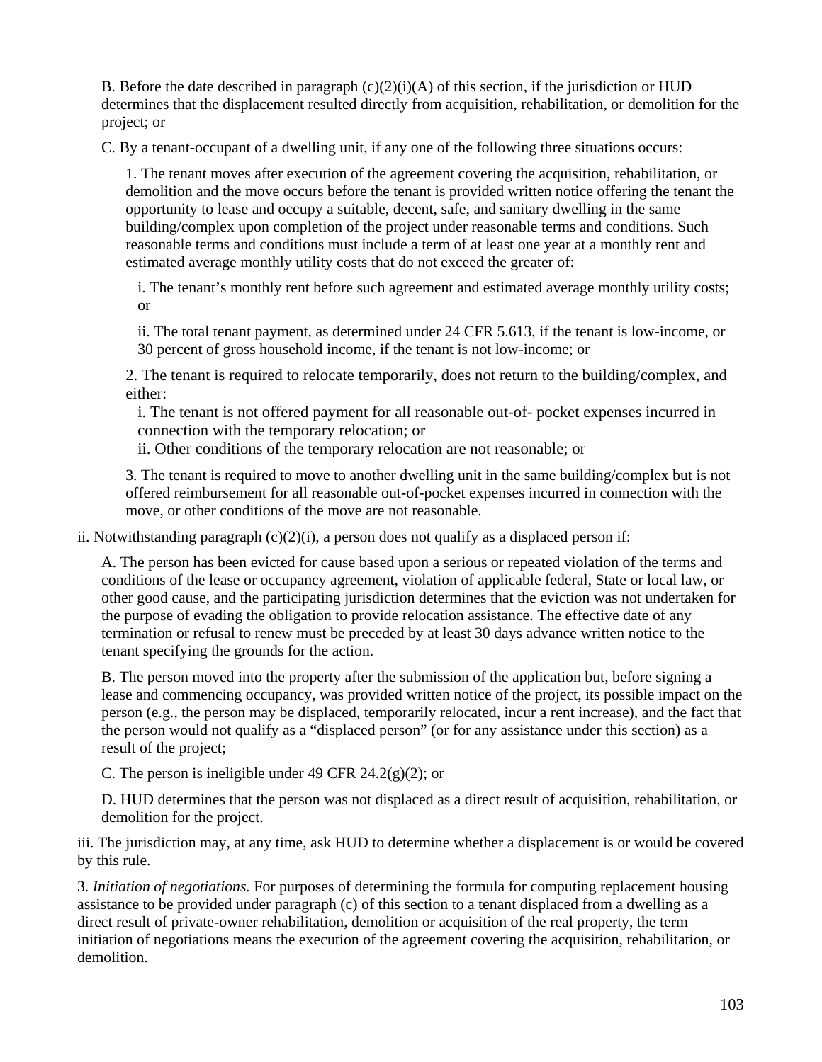B. Before the date described in paragraph (c)(2)(i)(A) of this section, if the jurisdiction or HUD determines that the displacement resulted directly from acquisition, rehabilitation, or demolition for the project; or

C. By a tenant-occupant of a dwelling unit, if any one of the following three situations occurs:

1. The tenant moves after execution of the agreement covering the acquisition, rehabilitation, or demolition and the move occurs before the tenant is provided written notice offering the tenant the opportunity to lease and occupy a suitable, decent, safe, and sanitary dwelling in the same building/complex upon completion of the project under reasonable terms and conditions. Such reasonable terms and conditions must include a term of at least one year at a monthly rent and estimated average monthly utility costs that do not exceed the greater of:

i. The tenant's monthly rent before such agreement and estimated average monthly utility costs; or

ii. The total tenant payment, as determined under 24 CFR 5.613, if the tenant is low-income, or 30 percent of gross household income, if the tenant is not low-income; or

2. The tenant is required to relocate temporarily, does not return to the building/complex, and either:

i. The tenant is not offered payment for all reasonable out-of- pocket expenses incurred in connection with the temporary relocation; or

ii. Other conditions of the temporary relocation are not reasonable; or

3. The tenant is required to move to another dwelling unit in the same building/complex but is not offered reimbursement for all reasonable out-of-pocket expenses incurred in connection with the move, or other conditions of the move are not reasonable.

ii. Notwithstanding paragraph (c)(2)(i), a person does not qualify as a displaced person if:

A. The person has been evicted for cause based upon a serious or repeated violation of the terms and conditions of the lease or occupancy agreement, violation of applicable federal, State or local law, or other good cause, and the participating jurisdiction determines that the eviction was not undertaken for the purpose of evading the obligation to provide relocation assistance. The effective date of any termination or refusal to renew must be preceded by at least 30 days advance written notice to the tenant specifying the grounds for the action.

B. The person moved into the property after the submission of the application but, before signing a lease and commencing occupancy, was provided written notice of the project, its possible impact on the person (e.g., the person may be displaced, temporarily relocated, incur a rent increase), and the fact that the person would not qualify as a "displaced person" (or for any assistance under this section) as a result of the project;

C. The person is ineligible under 49 CFR 24.2(g)(2); or

D. HUD determines that the person was not displaced as a direct result of acquisition, rehabilitation, or demolition for the project.

iii. The jurisdiction may, at any time, ask HUD to determine whether a displacement is or would be covered by this rule.

3. *Initiation of negotiations.* For purposes of determining the formula for computing replacement housing assistance to be provided under paragraph (c) of this section to a tenant displaced from a dwelling as a direct result of private-owner rehabilitation, demolition or acquisition of the real property, the term initiation of negotiations means the execution of the agreement covering the acquisition, rehabilitation, or demolition.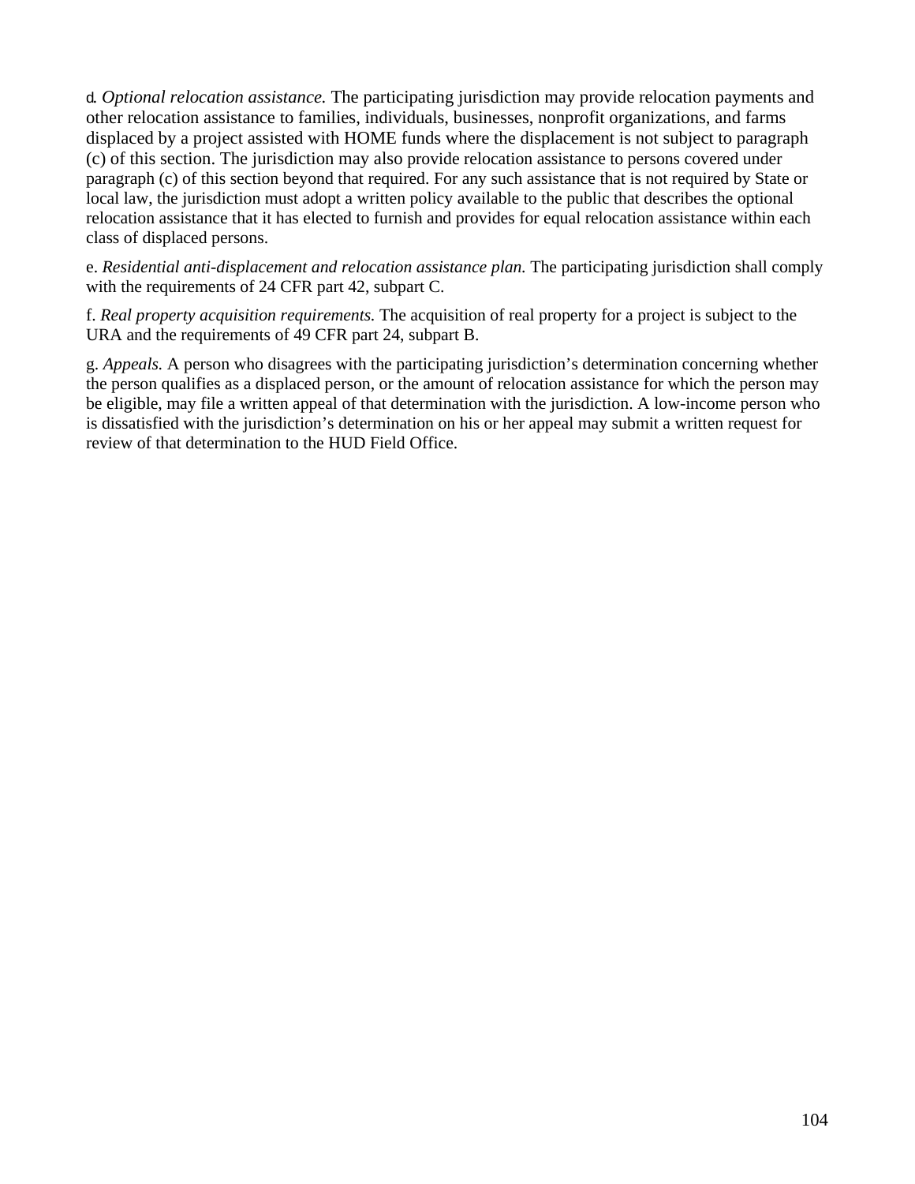d. *Optional relocation assistance.* The participating jurisdiction may provide relocation payments and other relocation assistance to families, individuals, businesses, nonprofit organizations, and farms displaced by a project assisted with HOME funds where the displacement is not subject to paragraph (c) of this section. The jurisdiction may also provide relocation assistance to persons covered under paragraph (c) of this section beyond that required. For any such assistance that is not required by State or local law, the jurisdiction must adopt a written policy available to the public that describes the optional relocation assistance that it has elected to furnish and provides for equal relocation assistance within each class of displaced persons.

e. *Residential anti-displacement and relocation assistance plan.* The participating jurisdiction shall comply with the requirements of 24 CFR part 42, subpart C.

f. *Real property acquisition requirements.* The acquisition of real property for a project is subject to the URA and the requirements of 49 CFR part 24, subpart B.

g. *Appeals.* A person who disagrees with the participating jurisdiction's determination concerning whether the person qualifies as a displaced person, or the amount of relocation assistance for which the person may be eligible, may file a written appeal of that determination with the jurisdiction. A low-income person who is dissatisfied with the jurisdiction's determination on his or her appeal may submit a written request for review of that determination to the HUD Field Office.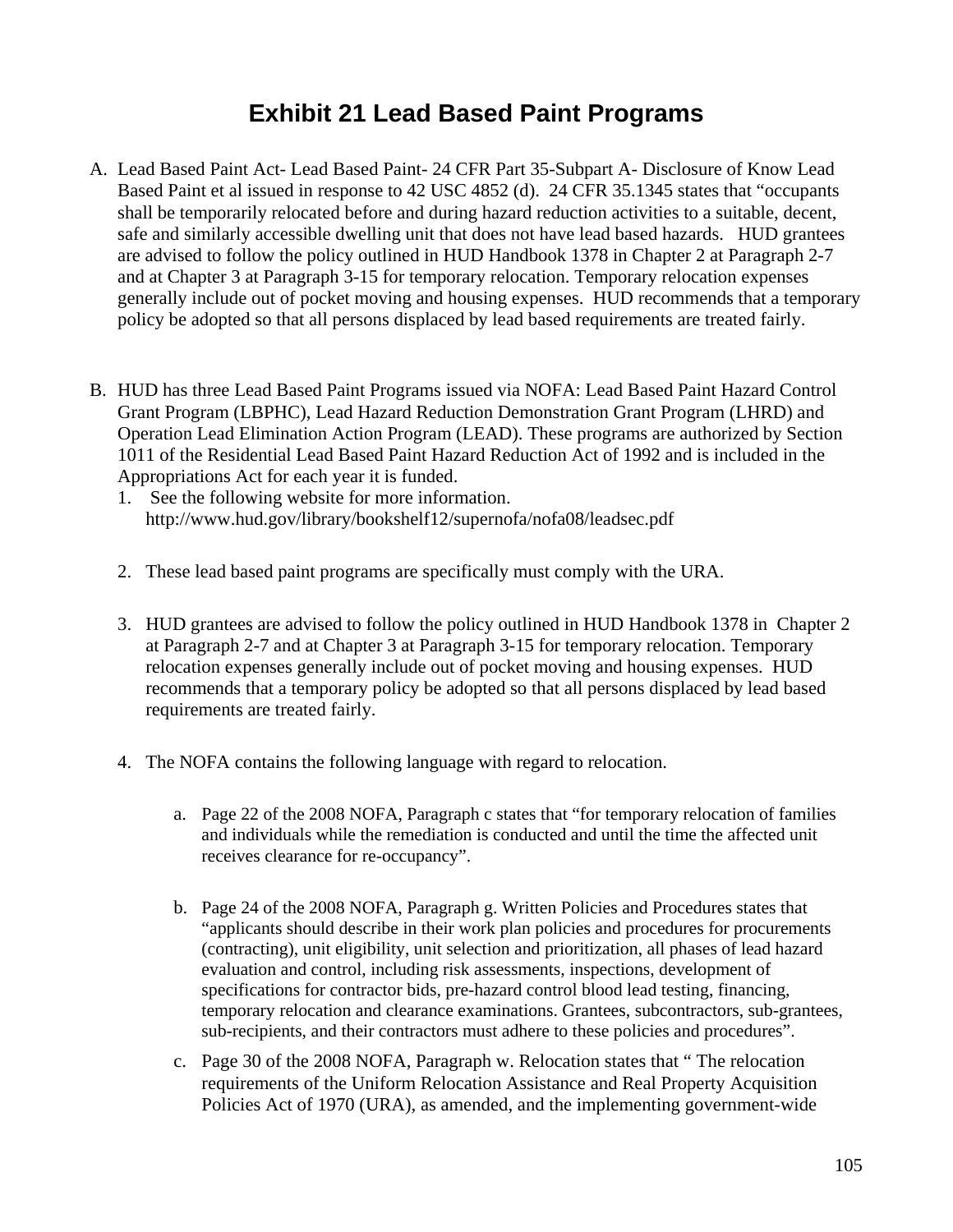# Exhibit 21 Lead Based Paint Programs

A. Lead Based Paint Act- Lead Based Paint- 24 CFR Part 35-Subpart A- Disclosure of Know Lead Based Paint et al issued in response to 42 USC 4852 (d). 24 CFR 35.1345 states that "occupants shall be temporarily relocated before and during hazard reduction activities to a suitable, decent, safe and similarly accessible dwelling unit that does not have lead based hazards. HUD grantees are advised to follow the policy outlined in HUD Handbook 1378 in Chapter 2 at Paragraph 2-7 and at Chapter 3 at Paragraph 3-15 for temporary relocation. Temporary relocation expenses generally include out of pocket moving and housing expenses. HUD recommends that a temporary policy be adopted so that all persons displaced by lead based requirements are treated fairly.

B. HUD has three Lead Based Paint Programs issued via NOFA: Lead Based Paint Hazard Control Grant Program (LBPHC), Lead Hazard Reduction Demonstration Grant Program (LHRD) and Operation Lead Elimination Action Program (LEAD). These programs are authorized by Section 1011 of the Residential Lead Based Paint Hazard Reduction Act of 1992 and is included in the Appropriations Act for each year it is funded.

   1. See the following website for more information. http://www.hud.gov/library/bookshelf12/supernofa/nofa08/leadsec.pdf

   2. These lead based paint programs are specifically must comply with the URA.

   3. HUD grantees are advised to follow the policy outlined in HUD Handbook 1378 in Chapter 2 at Paragraph 2-7 and at Chapter 3 at Paragraph 3-15 for temporary relocation. Temporary relocation expenses generally include out of pocket moving and housing expenses. HUD recommends that a temporary policy be adopted so that all persons displaced by lead based requirements are treated fairly.

   4. The NOFA contains the following language with regard to relocation.

      a. Page 22 of the 2008 NOFA, Paragraph c states that "for temporary relocation of families and individuals while the remediation is conducted and until the time the affected unit receives clearance for re-occupancy".

      b. Page 24 of the 2008 NOFA, Paragraph g. Written Policies and Procedures states that "applicants should describe in their work plan policies and procedures for procurements (contracting), unit eligibility, unit selection and prioritization, all phases of lead hazard evaluation and control, including risk assessments, inspections, development of specifications for contractor bids, pre-hazard control blood lead testing, financing, temporary relocation and clearance examinations. Grantees, subcontractors, sub-grantees, sub-recipients, and their contractors must adhere to these policies and procedures".

      c. Page 30 of the 2008 NOFA, Paragraph w. Relocation states that " The relocation requirements of the Uniform Relocation Assistance and Real Property Acquisition Policies Act of 1970 (URA), as amended, and the implementing government-wide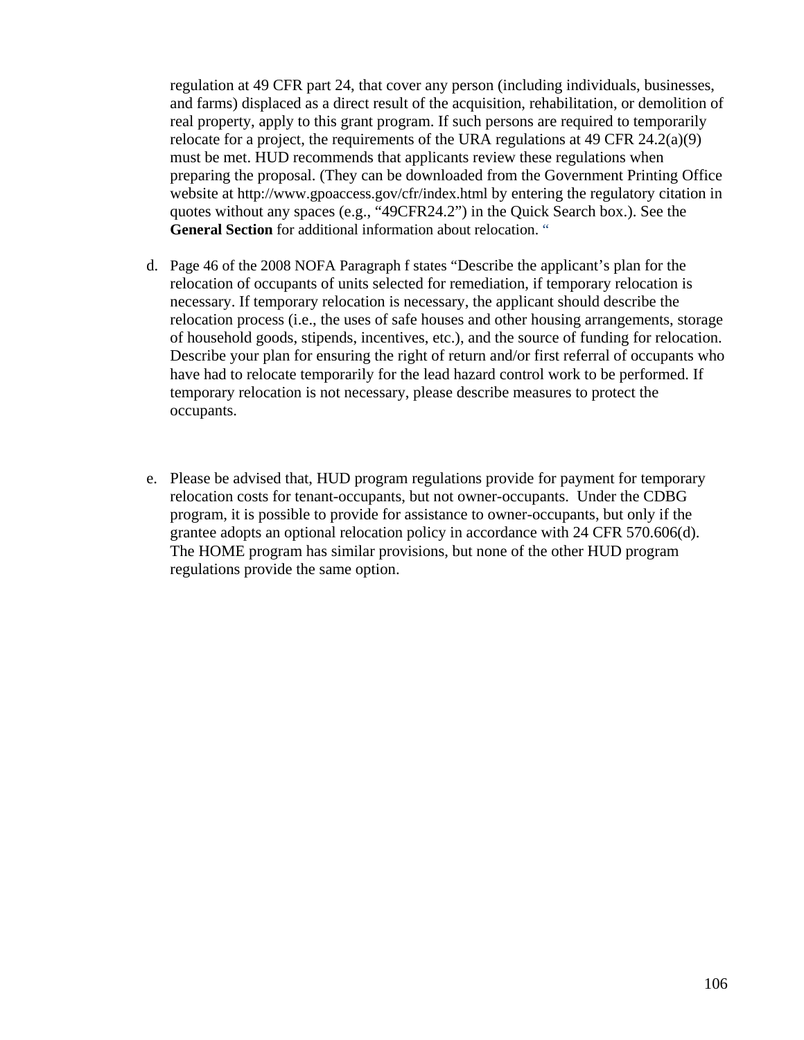regulation at 49 CFR part 24, that cover any person (including individuals, businesses, and farms) displaced as a direct result of the acquisition, rehabilitation, or demolition of real property, apply to this grant program. If such persons are required to temporarily relocate for a project, the requirements of the URA regulations at 49 CFR 24.2(a)(9) must be met. HUD recommends that applicants review these regulations when preparing the proposal. (They can be downloaded from the Government Printing Office website at http://www.gpoaccess.gov/cfr/index.html by entering the regulatory citation in quotes without any spaces (e.g., "49CFR24.2") in the Quick Search box.). See the **General Section** for additional information about relocation. "

d. Page 46 of the 2008 NOFA Paragraph f states "Describe the applicant's plan for the relocation of occupants of units selected for remediation, if temporary relocation is necessary. If temporary relocation is necessary, the applicant should describe the relocation process (i.e., the uses of safe houses and other housing arrangements, storage of household goods, stipends, incentives, etc.), and the source of funding for relocation. Describe your plan for ensuring the right of return and/or first referral of occupants who have had to relocate temporarily for the lead hazard control work to be performed. If temporary relocation is not necessary, please describe measures to protect the occupants.

e. Please be advised that, HUD program regulations provide for payment for temporary relocation costs for tenant-occupants, but not owner-occupants. Under the CDBG program, it is possible to provide for assistance to owner-occupants, but only if the grantee adopts an optional relocation policy in accordance with 24 CFR 570.606(d). The HOME program has similar provisions, but none of the other HUD program regulations provide the same option.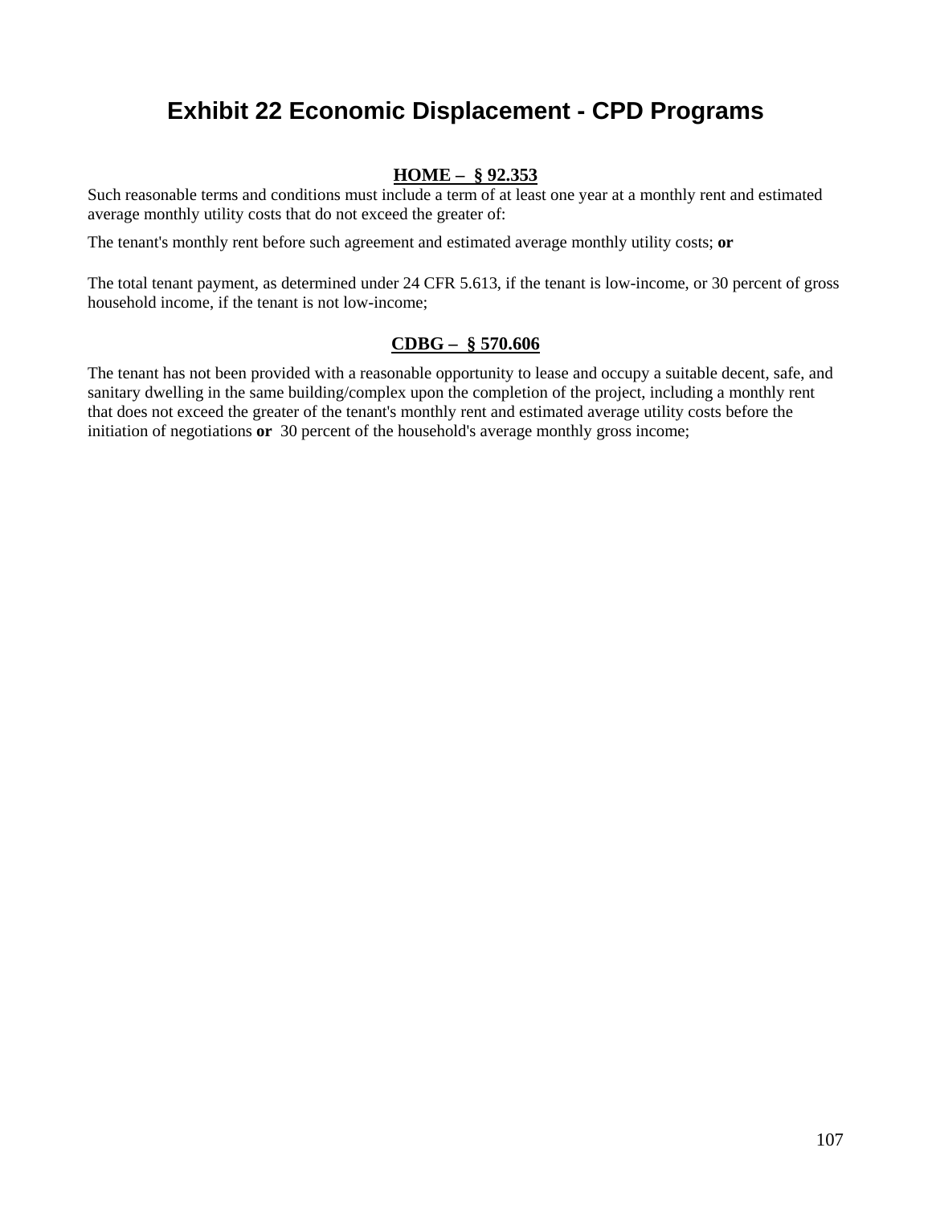# Exhibit 22 Economic Displacement - CPD Programs

**<u>HOME – § 92.353</u>**

Such reasonable terms and conditions must include a term of at least one year at a monthly rent and estimated average monthly utility costs that do not exceed the greater of:

The tenant's monthly rent before such agreement and estimated average monthly utility costs; **or**

The total tenant payment, as determined under 24 CFR 5.613, if the tenant is low-income, or 30 percent of gross household income, if the tenant is not low-income;

**<u>CDBG – § 570.606</u>**

The tenant has not been provided with a reasonable opportunity to lease and occupy a suitable decent, safe, and sanitary dwelling in the same building/complex upon the completion of the project, including a monthly rent that does not exceed the greater of the tenant's monthly rent and estimated average utility costs before the initiation of negotiations **or** 30 percent of the household's average monthly gross income;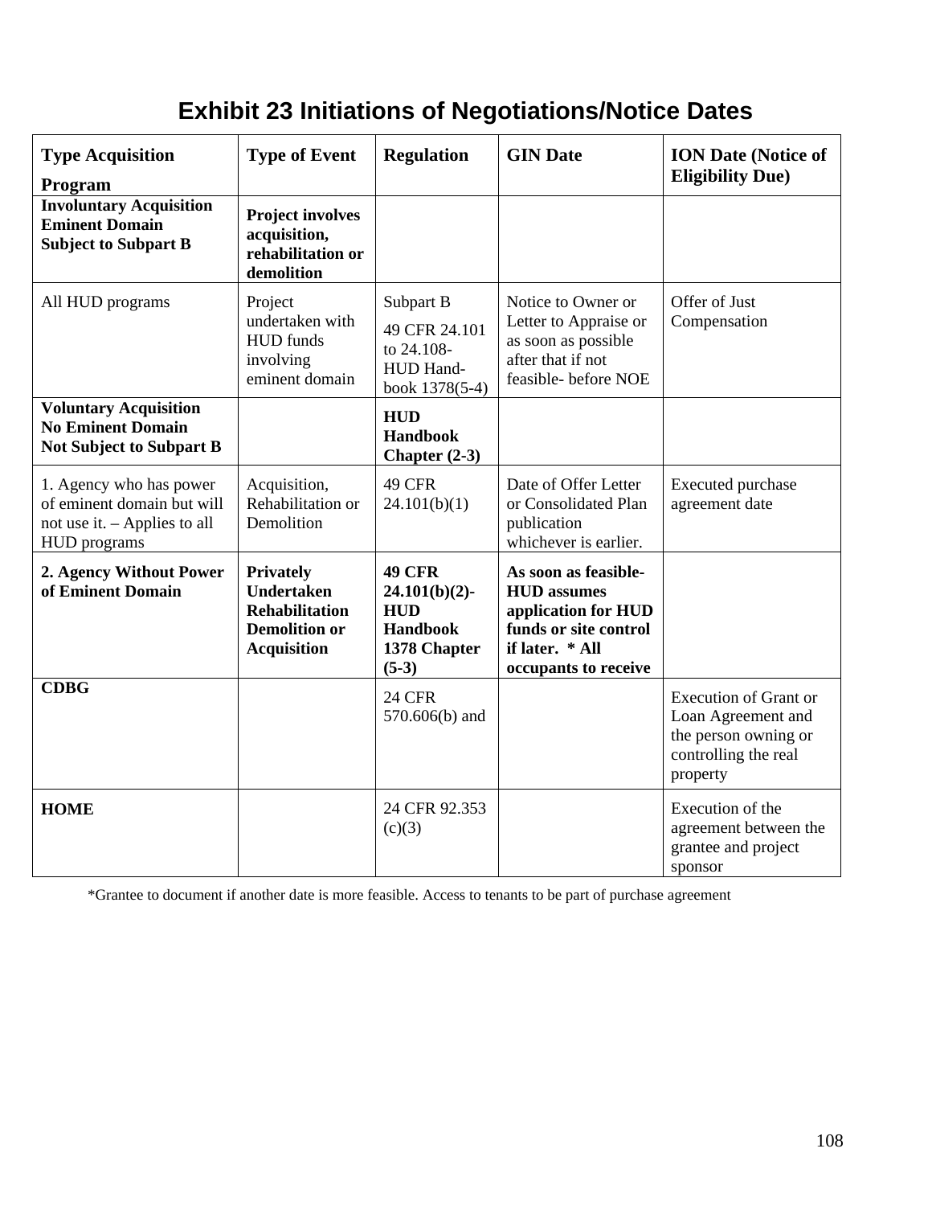# Exhibit 23 Initiations of Negotiations/Notice Dates

| Type Acquisition Program | Type of Event | Regulation | GIN Date | ION Date (Notice of Eligibility Due) |
|---|---|---|---|---|
| **Involuntary Acquisition Eminent Domain Subject to Subpart B** | **Project involves acquisition, rehabilitation or demolition** | | | |
| All HUD programs | Project undertaken with HUD funds involving eminent domain | Subpart B 49 CFR 24.101 to 24.108- HUD Hand-book 1378(5-4) | Notice to Owner or Letter to Appraise or as soon as possible after that if not feasible- before NOE | Offer of Just Compensation |
| **Voluntary Acquisition No Eminent Domain Not Subject to Subpart B** | | **HUD Handbook Chapter (2-3)** | | |
| 1. Agency who has power of eminent domain but will not use it. – Applies to all HUD programs | Acquisition, Rehabilitation or Demolition | 49 CFR 24.101(b)(1) | Date of Offer Letter or Consolidated Plan publication whichever is earlier. | Executed purchase agreement date |
| **2. Agency Without Power of Eminent Domain** | **Privately Undertaken Rehabilitation Demolition or Acquisition** | **49 CFR 24.101(b)(2)- HUD Handbook 1378 Chapter (5-3)** | **As soon as feasible- HUD assumes application for HUD funds or site control if later. * All occupants to receive** | |
| **CDBG** | | 24 CFR 570.606(b) and | | Execution of Grant or Loan Agreement and the person owning or controlling the real property |
| **HOME** | | 24 CFR 92.353 (c)(3) | | Execution of the agreement between the grantee and project sponsor |

*Grantee to document if another date is more feasible. Access to tenants to be part of purchase agreement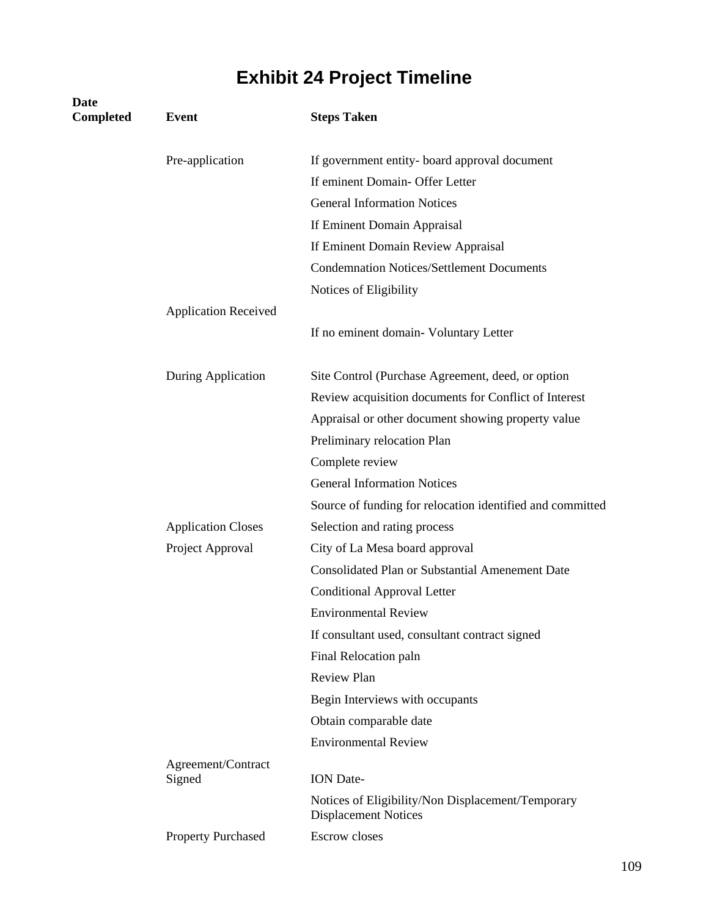# Exhibit 24 Project Timeline

| Date Completed | Event | Steps Taken |
|---|---|---|
| | Pre-application | If government entity- board approval document |
| | | If eminent Domain- Offer Letter |
| | | General Information Notices |
| | | If Eminent Domain Appraisal |
| | | If Eminent Domain Review Appraisal |
| | | Condemnation Notices/Settlement Documents |
| | | Notices of Eligibility |
| | Application Received | |
| | | If no eminent domain- Voluntary Letter |
| | During Application | Site Control (Purchase Agreement, deed, or option |
| | | Review acquisition documents for Conflict of Interest |
| | | Appraisal or other document showing property value |
| | | Preliminary relocation Plan |
| | | Complete review |
| | | General Information Notices |
| | | Source of funding for relocation identified and committed |
| | Application Closes | Selection and rating process |
| | Project Approval | City of La Mesa board approval |
| | | Consolidated Plan or Substantial Amenement Date |
| | | Conditional Approval Letter |
| | | Environmental Review |
| | | If consultant used, consultant contract signed |
| | | Final Relocation paln |
| | | Review Plan |
| | | Begin Interviews with occupants |
| | | Obtain comparable date |
| | | Environmental Review |
| | Agreement/Contract Signed | ION Date- |
| | | Notices of Eligibility/Non Displacement/Temporary Displacement Notices |
| | Property Purchased | Escrow closes |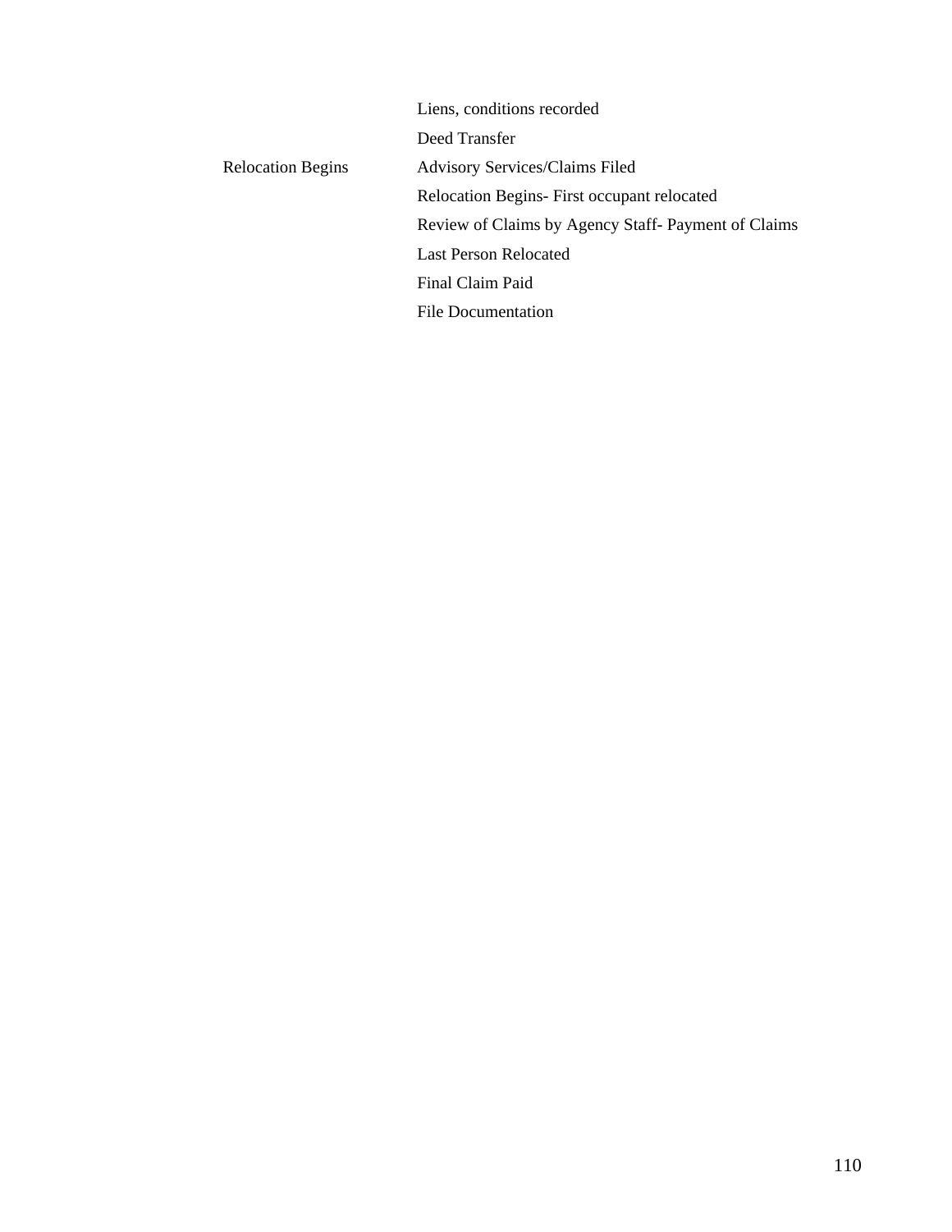| | |
|---|---|
| | Liens, conditions recorded |
| | Deed Transfer |
| Relocation Begins | Advisory Services/Claims Filed |
| | Relocation Begins- First occupant relocated |
| | Review of Claims by Agency Staff- Payment of Claims |
| | Last Person Relocated |
| | Final Claim Paid |
| | File Documentation |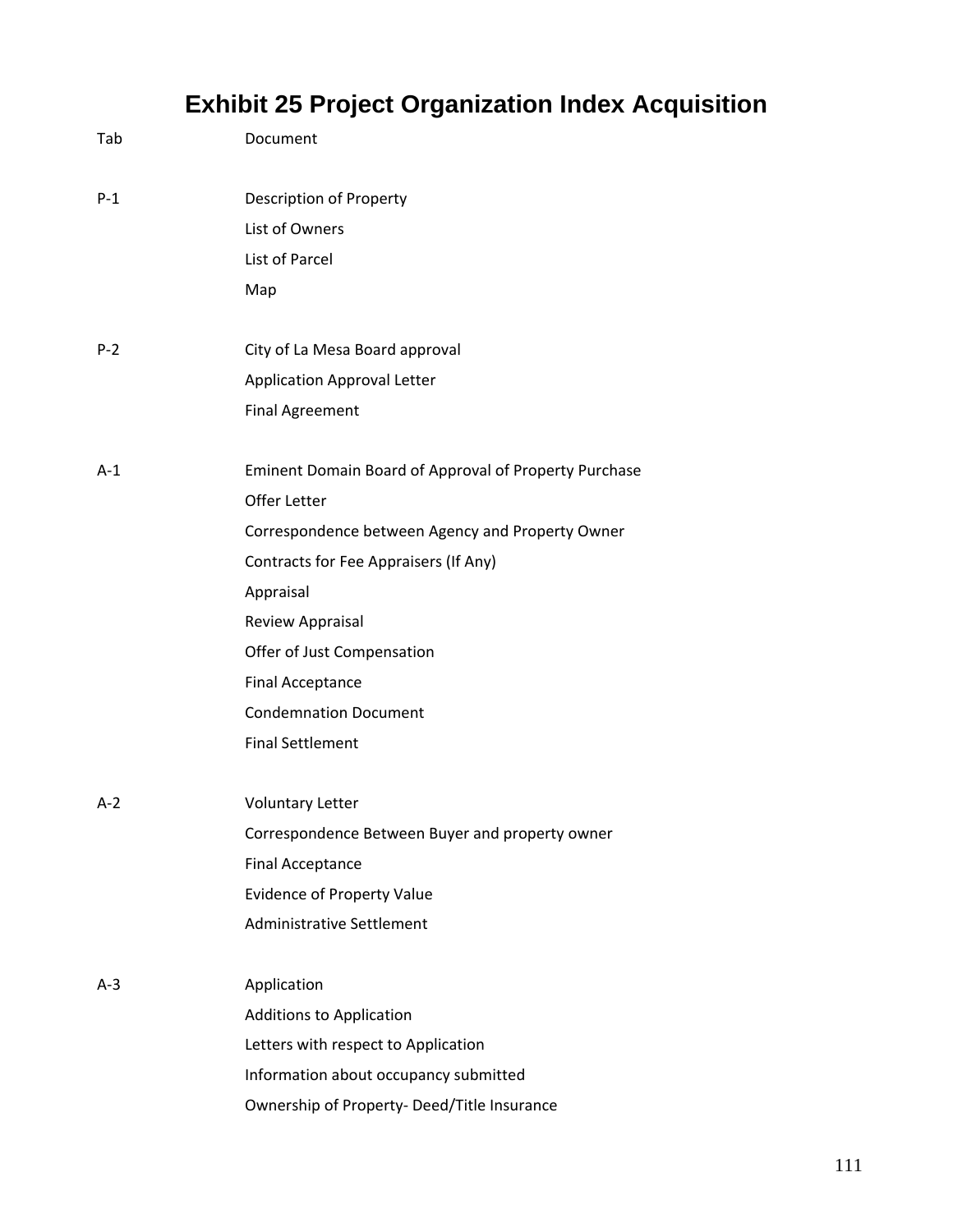# Exhibit 25 Project Organization Index Acquisition

| Tab | Document |
|---|---|
| P-1 | Description of Property |
| | List of Owners |
| | List of Parcel |
| | Map |
| P-2 | City of La Mesa Board approval |
| | Application Approval Letter |
| | Final Agreement |
| A-1 | Eminent Domain Board of Approval of Property Purchase |
| | Offer Letter |
| | Correspondence between Agency and Property Owner |
| | Contracts for Fee Appraisers (If Any) |
| | Appraisal |
| | Review Appraisal |
| | Offer of Just Compensation |
| | Final Acceptance |
| | Condemnation Document |
| | Final Settlement |
| A-2 | Voluntary Letter |
| | Correspondence Between Buyer and property owner |
| | Final Acceptance |
| | Evidence of Property Value |
| | Administrative Settlement |
| A-3 | Application |
| | Additions to Application |
| | Letters with respect to Application |
| | Information about occupancy submitted |
| | Ownership of Property- Deed/Title Insurance |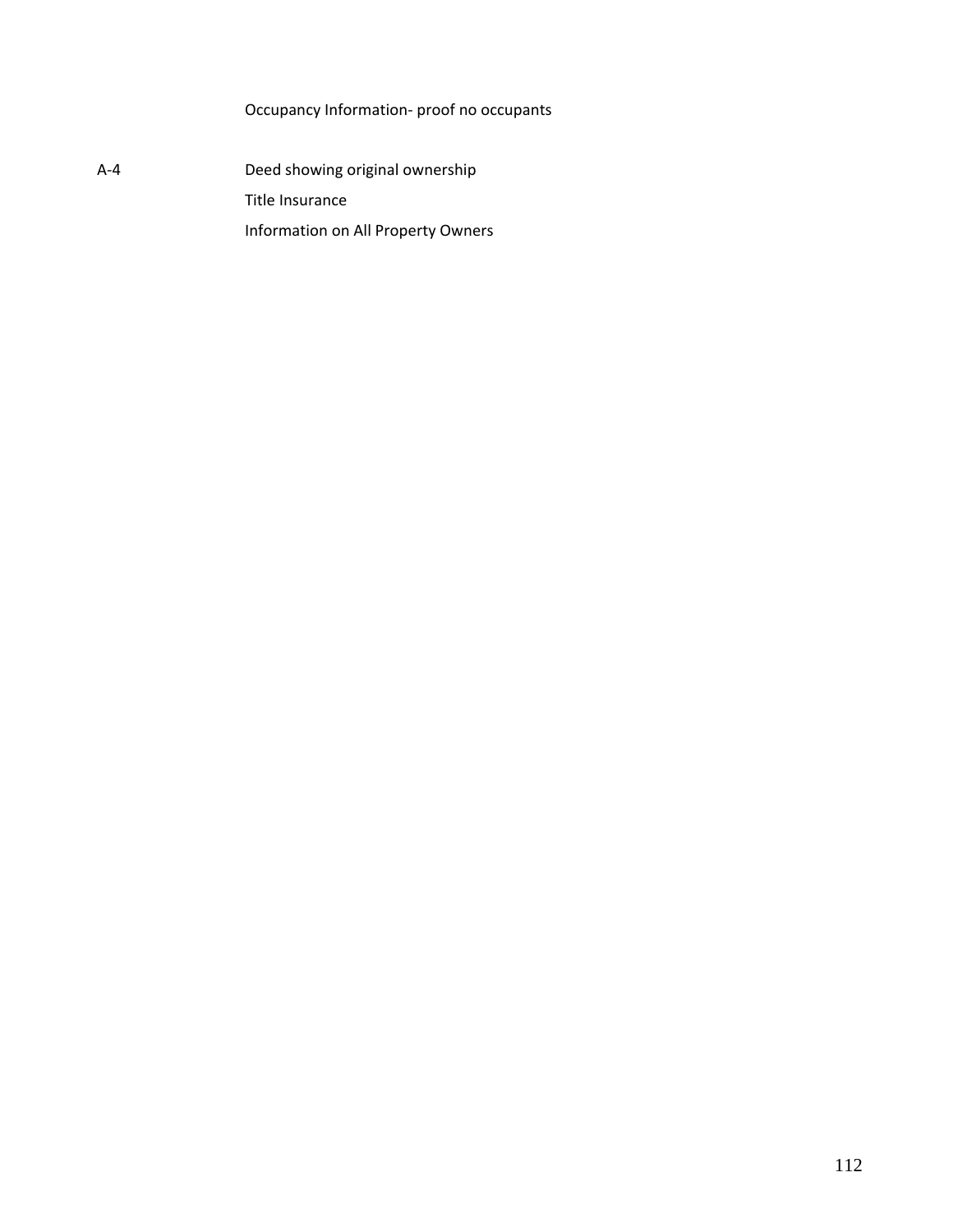| | |
|---|---|
| | Occupancy Information- proof no occupants |
| A-4 | Deed showing original ownership |
| | Title Insurance |
| | Information on All Property Owners |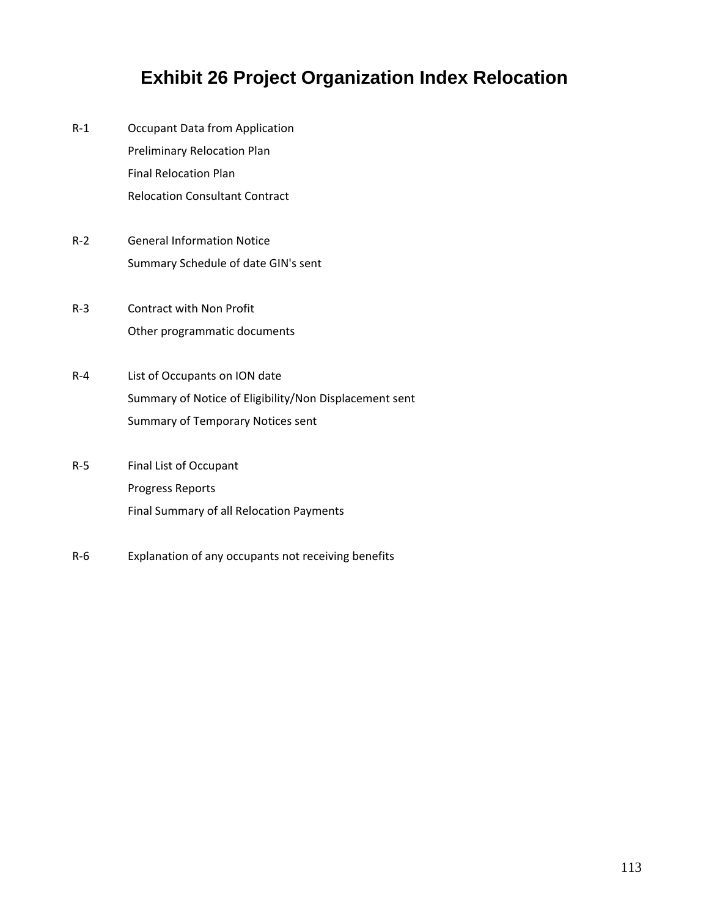# Exhibit 26 Project Organization Index Relocation

| | |
|---|---|
| R-1 | Occupant Data from Application |
| | Preliminary Relocation Plan |
| | Final Relocation Plan |
| | Relocation Consultant Contract |
| R-2 | General Information Notice |
| | Summary Schedule of date GIN's sent |
| R-3 | Contract with Non Profit |
| | Other programmatic documents |
| R-4 | List of Occupants on ION date |
| | Summary of Notice of Eligibility/Non Displacement sent |
| | Summary of Temporary Notices sent |
| R-5 | Final List of Occupant |
| | Progress Reports |
| | Final Summary of all Relocation Payments |
| R-6 | Explanation of any occupants not receiving benefits |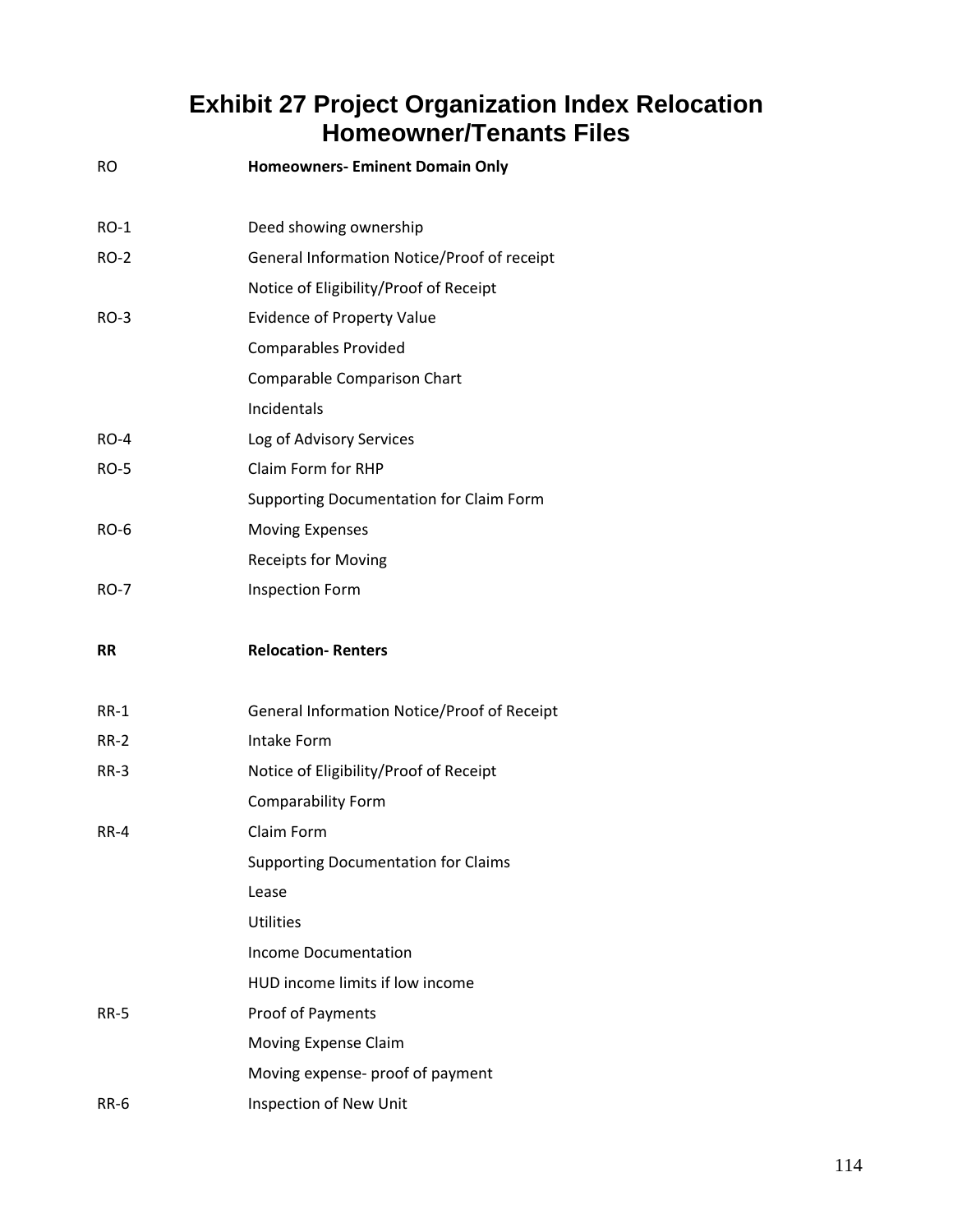# Exhibit 27 Project Organization Index Relocation Homeowner/Tenants Files

| | |
|---|---|
| RO | **Homeowners- Eminent Domain Only** |
| RO-1 | Deed showing ownership |
| RO-2 | General Information Notice/Proof of receipt |
| | Notice of Eligibility/Proof of Receipt |
| RO-3 | Evidence of Property Value |
| | Comparables Provided |
| | Comparable Comparison Chart |
| | Incidentals |
| RO-4 | Log of Advisory Services |
| RO-5 | Claim Form for RHP |
| | Supporting Documentation for Claim Form |
| RO-6 | Moving Expenses |
| | Receipts for Moving |
| RO-7 | Inspection Form |
| **RR** | **Relocation- Renters** |
| RR-1 | General Information Notice/Proof of Receipt |
| RR-2 | Intake Form |
| RR-3 | Notice of Eligibility/Proof of Receipt |
| | Comparability Form |
| RR-4 | Claim Form |
| | Supporting Documentation for Claims |
| | Lease |
| | Utilities |
| | Income Documentation |
| | HUD income limits if low income |
| RR-5 | Proof of Payments |
| | Moving Expense Claim |
| | Moving expense- proof of payment |
| RR-6 | Inspection of New Unit |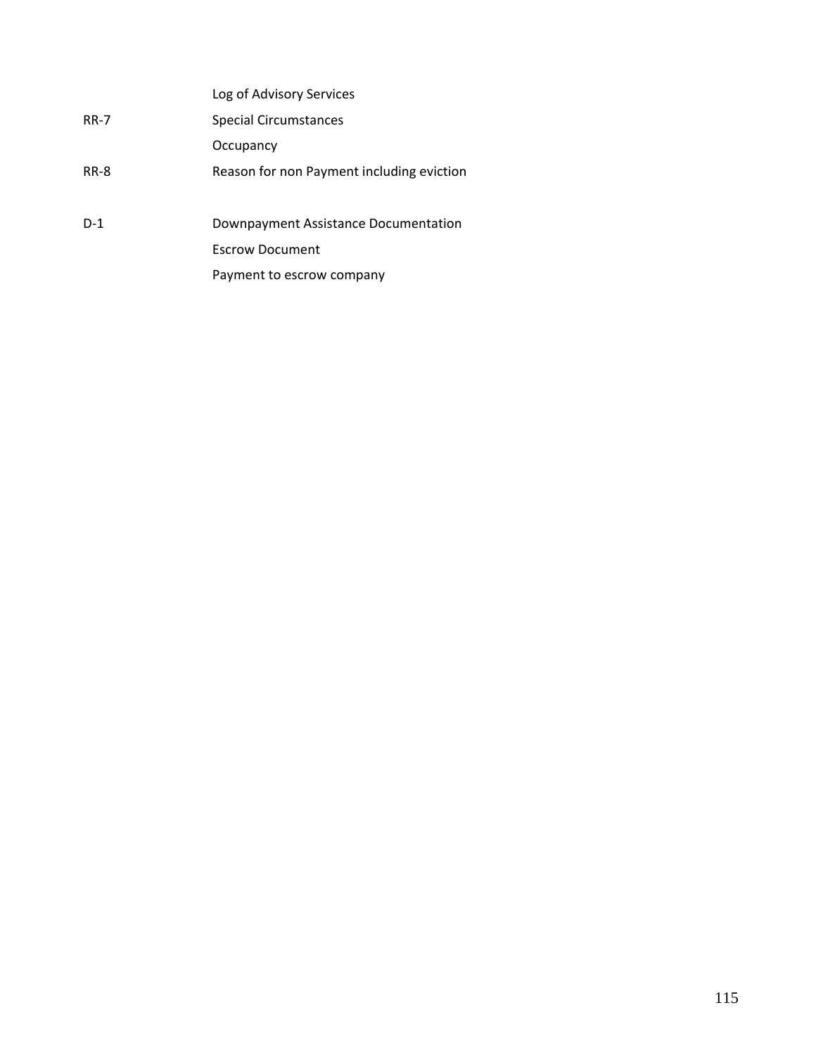| | |
|---|---|
| | Log of Advisory Services |
| RR-7 | Special Circumstances |
| | Occupancy |
| RR-8 | Reason for non Payment including eviction |
| | |
| D-1 | Downpayment Assistance Documentation |
| | Escrow Document |
| | Payment to escrow company |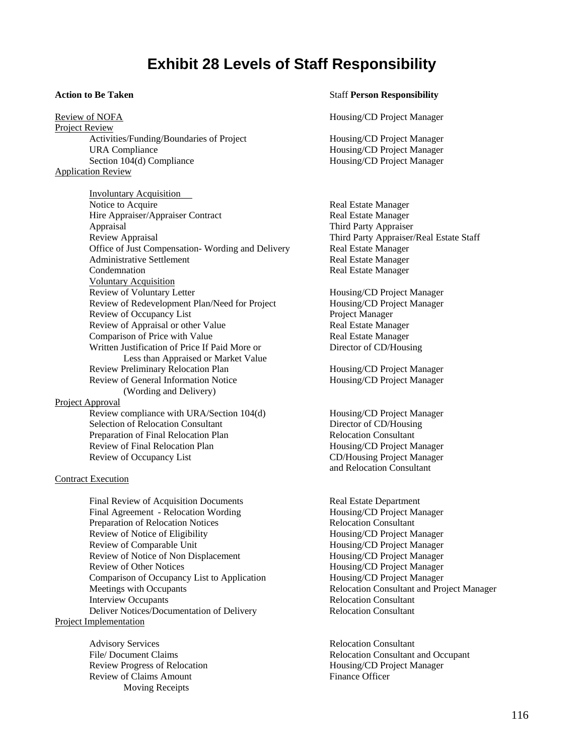# Exhibit 28 Levels of Staff Responsibility

| **Action to Be Taken** | Staff **Person Responsibility** |
|---|---|
| Review of NOFA | Housing/CD Project Manager |
| Project Review | |
| Activities/Funding/Boundaries of Project | Housing/CD Project Manager |
| URA Compliance | Housing/CD Project Manager |
| Section 104(d) Compliance | Housing/CD Project Manager |
| Application Review | |
| Involuntary Acquisition | |
| Notice to Acquire | Real Estate Manager |
| Hire Appraiser/Appraiser Contract | Real Estate Manager |
| Appraisal | Third Party Appraiser |
| Review Appraisal | Third Party Appraiser/Real Estate Staff |
| Office of Just Compensation- Wording and Delivery | Real Estate Manager |
| Administrative Settlement | Real Estate Manager |
| Condemnation | Real Estate Manager |
| Voluntary Acquisition | |
| Review of Voluntary Letter | Housing/CD Project Manager |
| Review of Redevelopment Plan/Need for Project | Housing/CD Project Manager |
| Review of Occupancy List | Project Manager |
| Review of Appraisal or other Value | Real Estate Manager |
| Comparison of Price with Value | Real Estate Manager |
| Written Justification of Price If Paid More or Less than Appraised or Market Value | Director of CD/Housing |
| Review Preliminary Relocation Plan | Housing/CD Project Manager |
| Review of General Information Notice (Wording and Delivery) | Housing/CD Project Manager |
| Project Approval | |
| Review compliance with URA/Section 104(d) | Housing/CD Project Manager |
| Selection of Relocation Consultant | Director of CD/Housing |
| Preparation of Final Relocation Plan | Relocation Consultant |
| Review of Final Relocation Plan | Housing/CD Project Manager |
| Review of Occupancy List | CD/Housing Project Manager and Relocation Consultant |
| Contract Execution | |
| Final Review of Acquisition Documents | Real Estate Department |
| Final Agreement - Relocation Wording | Housing/CD Project Manager |
| Preparation of Relocation Notices | Relocation Consultant |
| Review of Notice of Eligibility | Housing/CD Project Manager |
| Review of Comparable Unit | Housing/CD Project Manager |
| Review of Notice of Non Displacement | Housing/CD Project Manager |
| Review of Other Notices | Housing/CD Project Manager |
| Comparison of Occupancy List to Application | Housing/CD Project Manager |
| Meetings with Occupants | Relocation Consultant and Project Manager |
| Interview Occupants | Relocation Consultant |
| Deliver Notices/Documentation of Delivery | Relocation Consultant |
| Project Implementation | |
| Advisory Services | Relocation Consultant |
| File/ Document Claims | Relocation Consultant and Occupant |
| Review Progress of Relocation | Housing/CD Project Manager |
| Review of Claims Amount Moving Receipts | Finance Officer |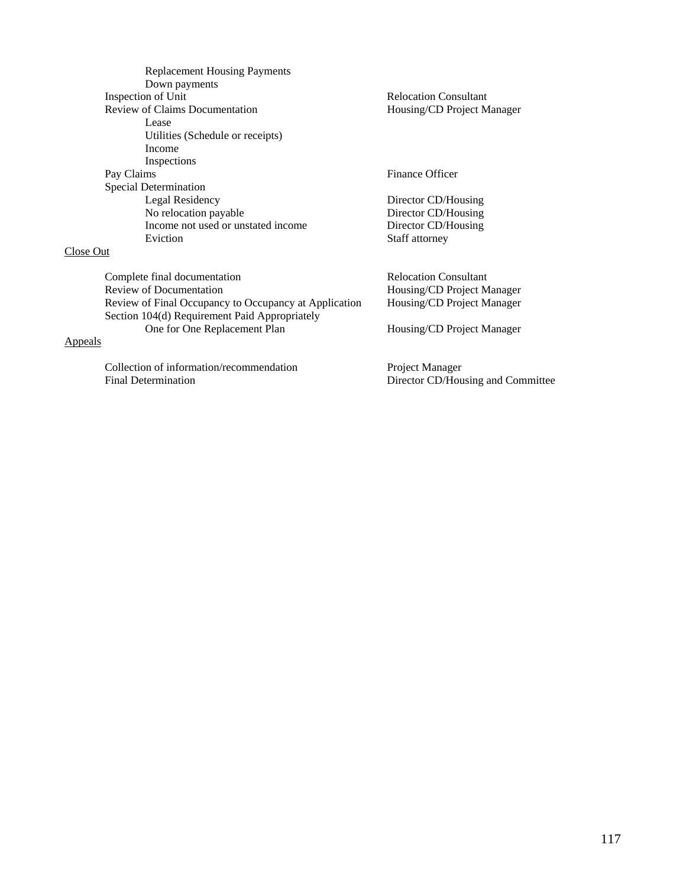| Task | Responsible |
|---|---|
| Replacement Housing Payments | |
| Down payments | |
| Inspection of Unit | Relocation Consultant |
| Review of Claims Documentation | Housing/CD Project Manager |
| Lease | |
| Utilities (Schedule or receipts) | |
| Income | |
| Inspections | |
| Pay Claims | Finance Officer |
| Special Determination | |
| Legal Residency | Director CD/Housing |
| No relocation payable | Director CD/Housing |
| Income not used or unstated income | Director CD/Housing |
| Eviction | Staff attorney |

Close Out

| Task | Responsible |
|---|---|
| Complete final documentation | Relocation Consultant |
| Review of Documentation | Housing/CD Project Manager |
| Review of Final Occupancy to Occupancy at Application | Housing/CD Project Manager |
| Section 104(d) Requirement Paid Appropriately | |
| One for One Replacement Plan | Housing/CD Project Manager |

Appeals

| Task | Responsible |
|---|---|
| Collection of information/recommendation | Project Manager |
| Final Determination | Director CD/Housing and Committee |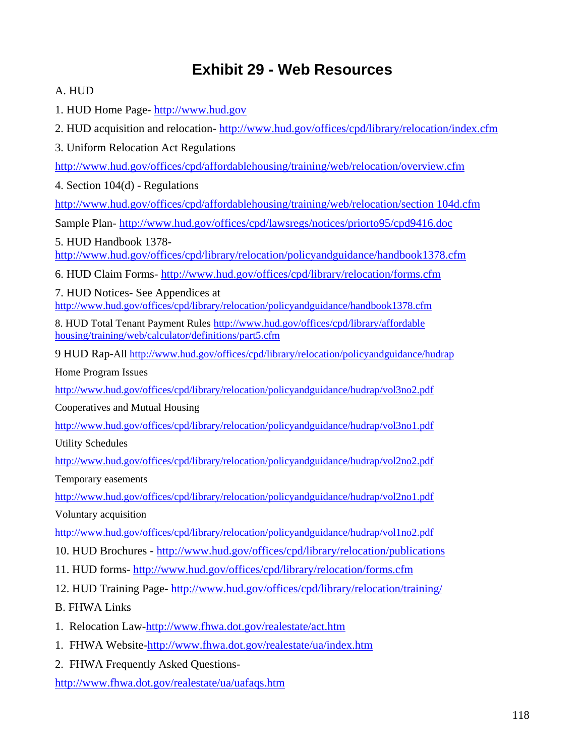# Exhibit 29 - Web Resources

A. HUD

1. HUD Home Page- http://www.hud.gov

2. HUD acquisition and relocation- http://www.hud.gov/offices/cpd/library/relocation/index.cfm

3. Uniform Relocation Act Regulations

http://www.hud.gov/offices/cpd/affordablehousing/training/web/relocation/overview.cfm

4. Section 104(d) - Regulations

http://www.hud.gov/offices/cpd/affordablehousing/training/web/relocation/section 104d.cfm

Sample Plan- http://www.hud.gov/offices/cpd/lawsregs/notices/priorto95/cpd9416.doc

5. HUD Handbook 1378-
http://www.hud.gov/offices/cpd/library/relocation/policyandguidance/handbook1378.cfm

6. HUD Claim Forms- http://www.hud.gov/offices/cpd/library/relocation/forms.cfm

7. HUD Notices- See Appendices at
http://www.hud.gov/offices/cpd/library/relocation/policyandguidance/handbook1378.cfm

8. HUD Total Tenant Payment Rules http://www.hud.gov/offices/cpd/library/affordable housing/training/web/calculator/definitions/part5.cfm

9 HUD Rap-All http://www.hud.gov/offices/cpd/library/relocation/policyandguidance/hudrap

Home Program Issues

http://www.hud.gov/offices/cpd/library/relocation/policyandguidance/hudrap/vol3no2.pdf

Cooperatives and Mutual Housing

http://www.hud.gov/offices/cpd/library/relocation/policyandguidance/hudrap/vol3no1.pdf

Utility Schedules

http://www.hud.gov/offices/cpd/library/relocation/policyandguidance/hudrap/vol2no2.pdf

Temporary easements

http://www.hud.gov/offices/cpd/library/relocation/policyandguidance/hudrap/vol2no1.pdf

Voluntary acquisition

http://www.hud.gov/offices/cpd/library/relocation/policyandguidance/hudrap/vol1no2.pdf

10. HUD Brochures - http://www.hud.gov/offices/cpd/library/relocation/publications

11. HUD forms- http://www.hud.gov/offices/cpd/library/relocation/forms.cfm

12. HUD Training Page- http://www.hud.gov/offices/cpd/library/relocation/training/

B. FHWA Links

1. Relocation Law-http://www.fhwa.dot.gov/realestate/act.htm

1. FHWA Website-http://www.fhwa.dot.gov/realestate/ua/index.htm

2. FHWA Frequently Asked Questions-

http://www.fhwa.dot.gov/realestate/ua/uafaqs.htm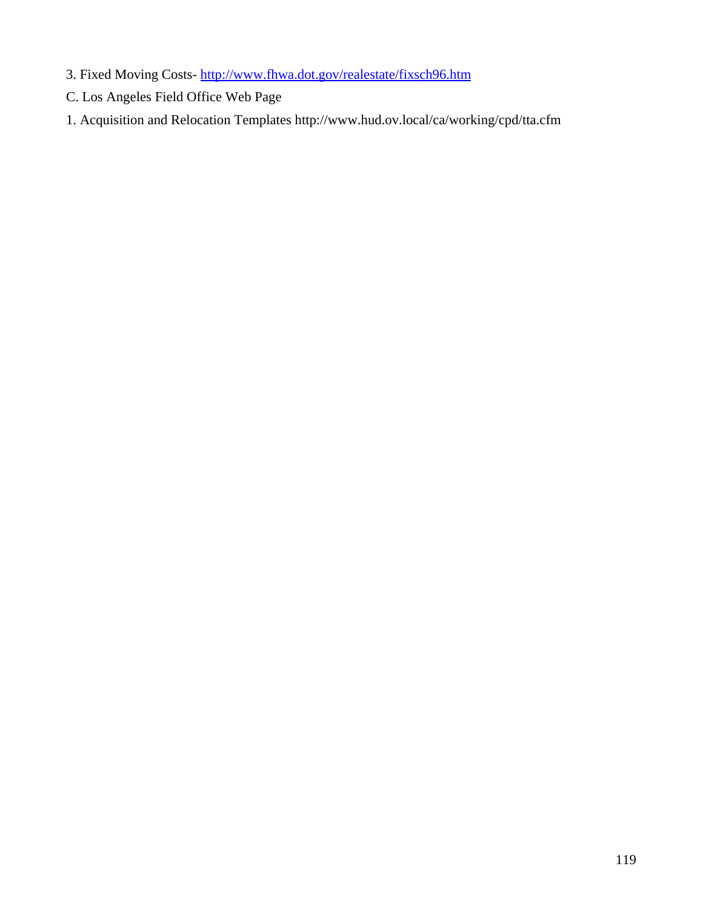3. Fixed Moving Costs- http://www.fhwa.dot.gov/realestate/fixsch96.htm

C. Los Angeles Field Office Web Page

1. Acquisition and Relocation Templates http://www.hud.ov.local/ca/working/cpd/tta.cfm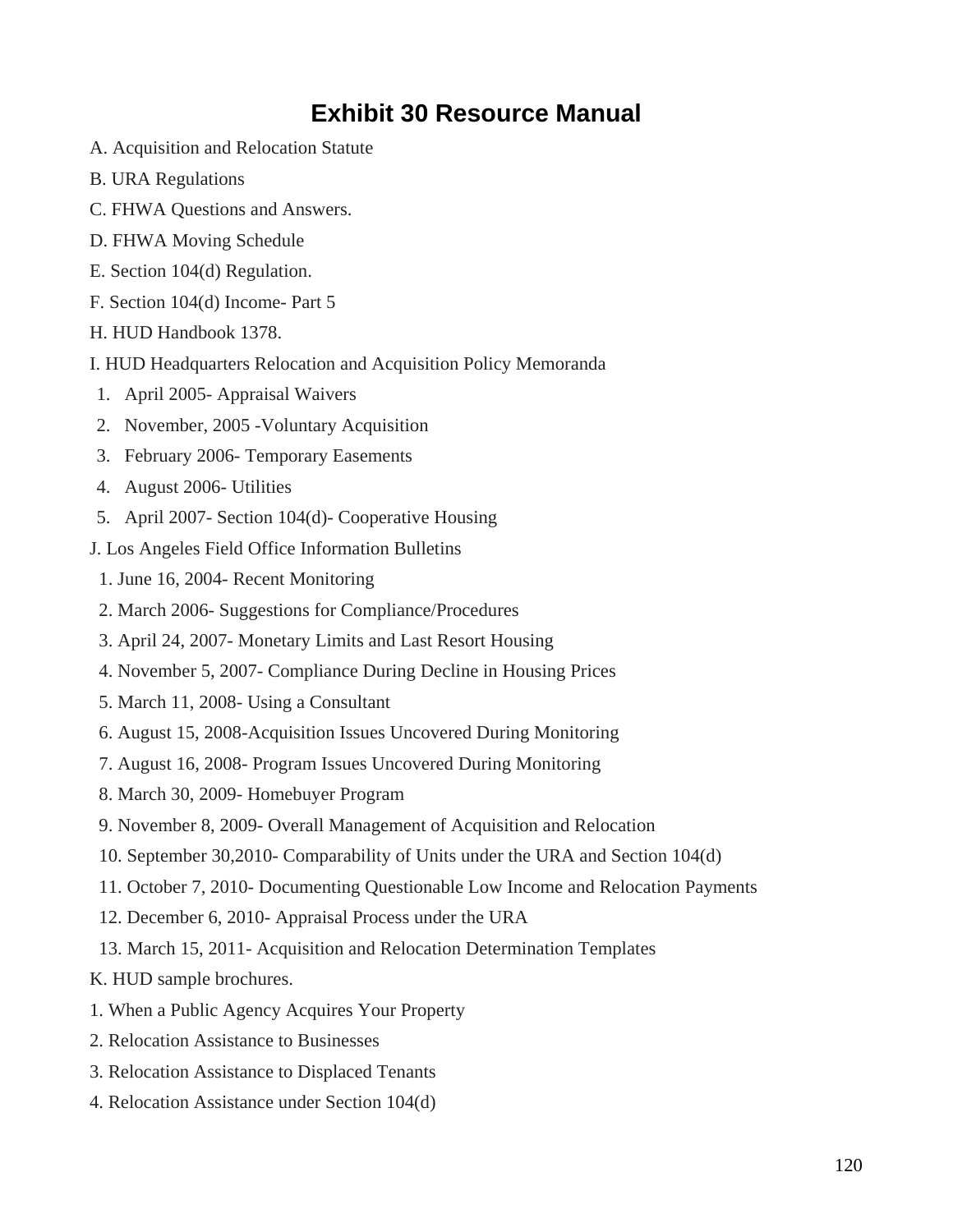# Exhibit 30 Resource Manual

A. Acquisition and Relocation Statute

B. URA Regulations

C. FHWA Questions and Answers.

D. FHWA Moving Schedule

E. Section 104(d) Regulation.

F. Section 104(d) Income- Part 5

H. HUD Handbook 1378.

I. HUD Headquarters Relocation and Acquisition Policy Memoranda

1. April 2005- Appraisal Waivers
2. November, 2005 -Voluntary Acquisition
3. February 2006- Temporary Easements
4. August 2006- Utilities
5. April 2007- Section 104(d)- Cooperative Housing

J. Los Angeles Field Office Information Bulletins

1. June 16, 2004- Recent Monitoring
2. March 2006- Suggestions for Compliance/Procedures
3. April 24, 2007- Monetary Limits and Last Resort Housing
4. November 5, 2007- Compliance During Decline in Housing Prices
5. March 11, 2008- Using a Consultant
6. August 15, 2008-Acquisition Issues Uncovered During Monitoring
7. August 16, 2008- Program Issues Uncovered During Monitoring
8. March 30, 2009- Homebuyer Program
9. November 8, 2009- Overall Management of Acquisition and Relocation
10. September 30,2010- Comparability of Units under the URA and Section 104(d)
11. October 7, 2010- Documenting Questionable Low Income and Relocation Payments
12. December 6, 2010- Appraisal Process under the URA
13. March 15, 2011- Acquisition and Relocation Determination Templates

K. HUD sample brochures.

1. When a Public Agency Acquires Your Property
2. Relocation Assistance to Businesses
3. Relocation Assistance to Displaced Tenants
4. Relocation Assistance under Section 104(d)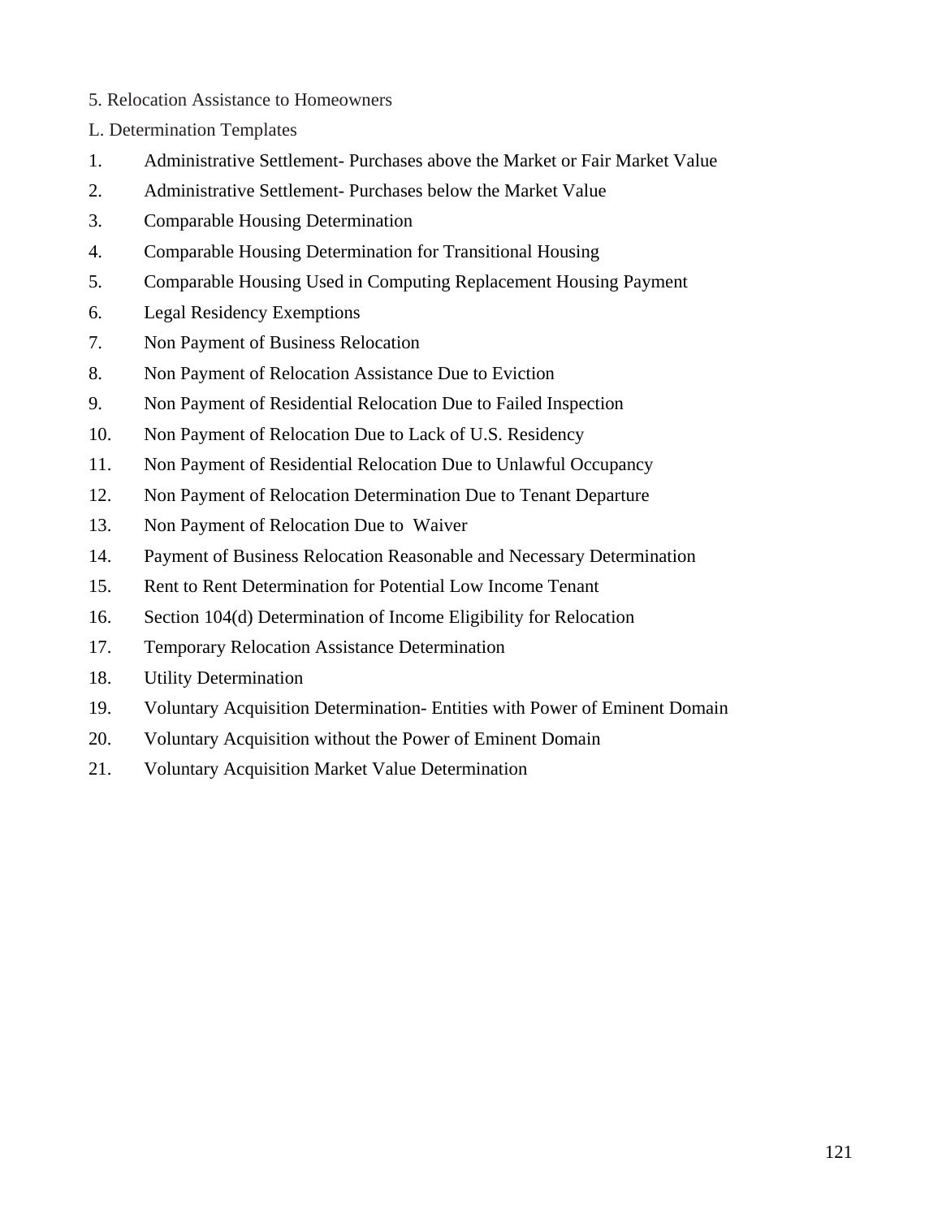5. Relocation Assistance to Homeowners

L. Determination Templates

1. Administrative Settlement- Purchases above the Market or Fair Market Value
2. Administrative Settlement- Purchases below the Market Value
3. Comparable Housing Determination
4. Comparable Housing Determination for Transitional Housing
5. Comparable Housing Used in Computing Replacement Housing Payment
6. Legal Residency Exemptions
7. Non Payment of Business Relocation
8. Non Payment of Relocation Assistance Due to Eviction
9. Non Payment of Residential Relocation Due to Failed Inspection
10. Non Payment of Relocation Due to Lack of U.S. Residency
11. Non Payment of Residential Relocation Due to Unlawful Occupancy
12. Non Payment of Relocation Determination Due to Tenant Departure
13. Non Payment of Relocation Due to Waiver
14. Payment of Business Relocation Reasonable and Necessary Determination
15. Rent to Rent Determination for Potential Low Income Tenant
16. Section 104(d) Determination of Income Eligibility for Relocation
17. Temporary Relocation Assistance Determination
18. Utility Determination
19. Voluntary Acquisition Determination- Entities with Power of Eminent Domain
20. Voluntary Acquisition without the Power of Eminent Domain
21. Voluntary Acquisition Market Value Determination